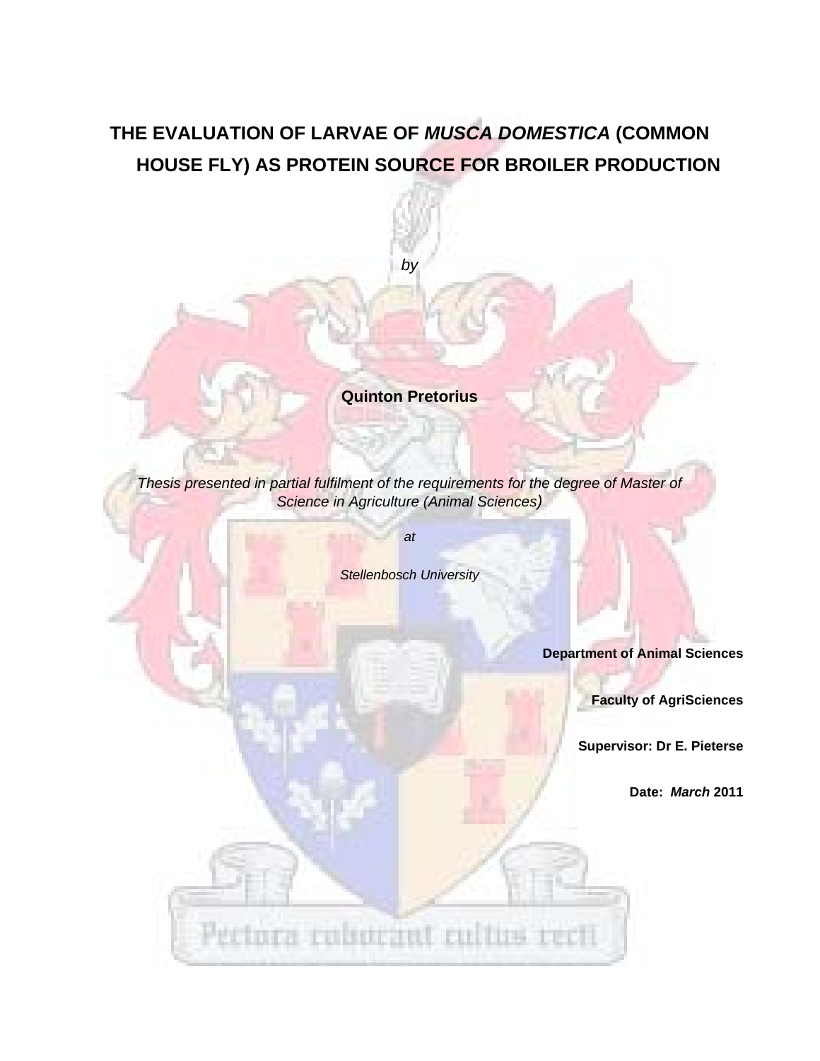# THE EVALUATION OF LARVAE OF *MUSCA DOMESTICA* (COMMON HOUSE FLY) AS PROTEIN SOURCE FOR BROILER PRODUCTION

*by*

**Quinton Pretorius**

*Thesis presented in partial fulfilment of the requirements for the degree of Master of Science in Agriculture (Animal Sciences)*

*at*

*Stellenbosch University*

**Department of Animal Sciences**

**Faculty of AgriSciences**

**Supervisor: Dr E. Pieterse**

**Date: *March* 2011**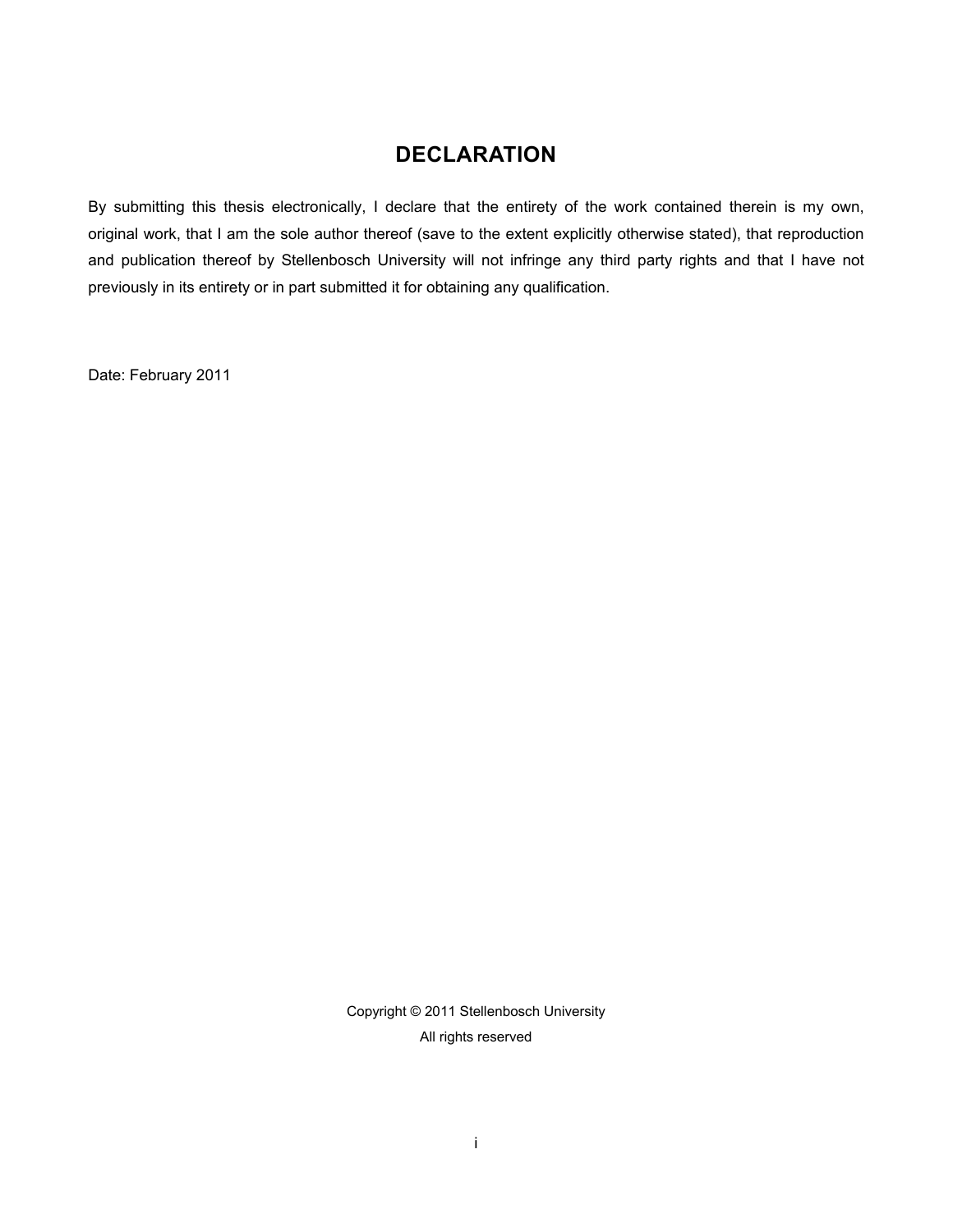# DECLARATION

By submitting this thesis electronically, I declare that the entirety of the work contained therein is my own, original work, that I am the sole author thereof (save to the extent explicitly otherwise stated), that reproduction and publication thereof by Stellenbosch University will not infringe any third party rights and that I have not previously in its entirety or in part submitted it for obtaining any qualification.

Date: February 2011

Copyright © 2011 Stellenbosch University
All rights reserved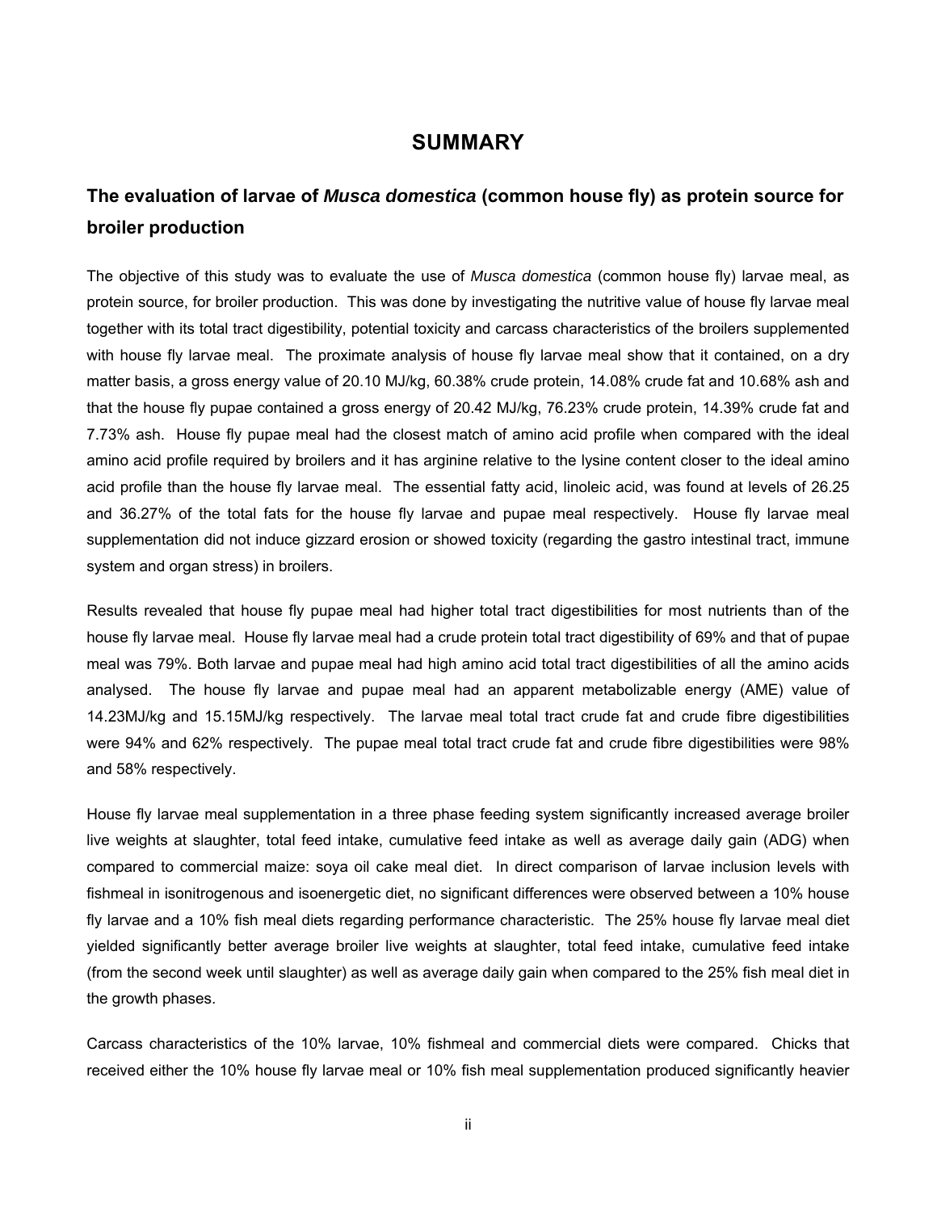# SUMMARY

## The evaluation of larvae of *Musca domestica* (common house fly) as protein source for broiler production

The objective of this study was to evaluate the use of *Musca domestica* (common house fly) larvae meal, as protein source, for broiler production. This was done by investigating the nutritive value of house fly larvae meal together with its total tract digestibility, potential toxicity and carcass characteristics of the broilers supplemented with house fly larvae meal. The proximate analysis of house fly larvae meal show that it contained, on a dry matter basis, a gross energy value of 20.10 MJ/kg, 60.38% crude protein, 14.08% crude fat and 10.68% ash and that the house fly pupae contained a gross energy of 20.42 MJ/kg, 76.23% crude protein, 14.39% crude fat and 7.73% ash. House fly pupae meal had the closest match of amino acid profile when compared with the ideal amino acid profile required by broilers and it has arginine relative to the lysine content closer to the ideal amino acid profile than the house fly larvae meal. The essential fatty acid, linoleic acid, was found at levels of 26.25 and 36.27% of the total fats for the house fly larvae and pupae meal respectively. House fly larvae meal supplementation did not induce gizzard erosion or showed toxicity (regarding the gastro intestinal tract, immune system and organ stress) in broilers.

Results revealed that house fly pupae meal had higher total tract digestibilities for most nutrients than of the house fly larvae meal. House fly larvae meal had a crude protein total tract digestibility of 69% and that of pupae meal was 79%. Both larvae and pupae meal had high amino acid total tract digestibilities of all the amino acids analysed. The house fly larvae and pupae meal had an apparent metabolizable energy (AME) value of 14.23MJ/kg and 15.15MJ/kg respectively. The larvae meal total tract crude fat and crude fibre digestibilities were 94% and 62% respectively. The pupae meal total tract crude fat and crude fibre digestibilities were 98% and 58% respectively.

House fly larvae meal supplementation in a three phase feeding system significantly increased average broiler live weights at slaughter, total feed intake, cumulative feed intake as well as average daily gain (ADG) when compared to commercial maize: soya oil cake meal diet. In direct comparison of larvae inclusion levels with fishmeal in isonitrogenous and isoenergetic diet, no significant differences were observed between a 10% house fly larvae and a 10% fish meal diets regarding performance characteristic. The 25% house fly larvae meal diet yielded significantly better average broiler live weights at slaughter, total feed intake, cumulative feed intake (from the second week until slaughter) as well as average daily gain when compared to the 25% fish meal diet in the growth phases.

Carcass characteristics of the 10% larvae, 10% fishmeal and commercial diets were compared. Chicks that received either the 10% house fly larvae meal or 10% fish meal supplementation produced significantly heavier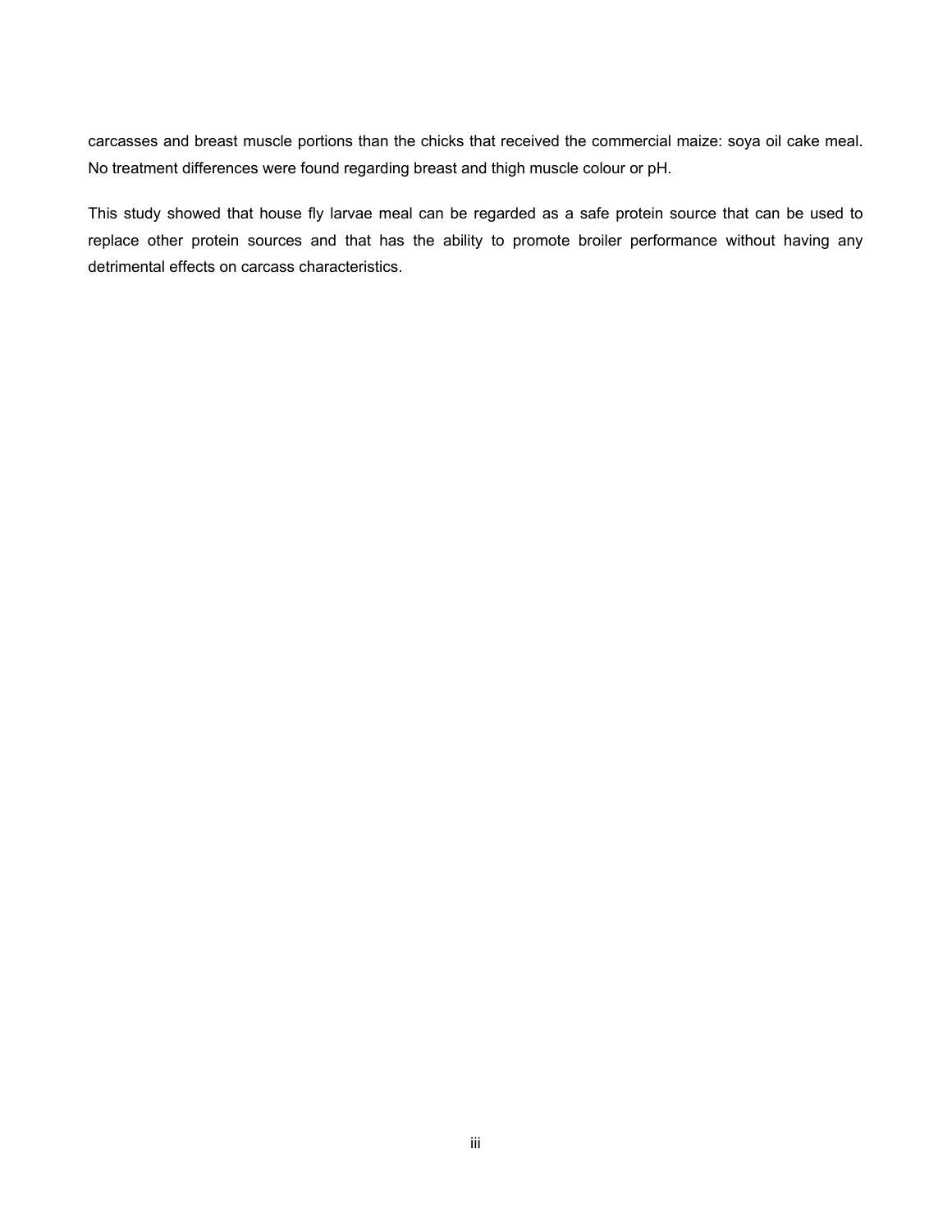carcasses and breast muscle portions than the chicks that received the commercial maize: soya oil cake meal. No treatment differences were found regarding breast and thigh muscle colour or pH.

This study showed that house fly larvae meal can be regarded as a safe protein source that can be used to replace other protein sources and that has the ability to promote broiler performance without having any detrimental effects on carcass characteristics.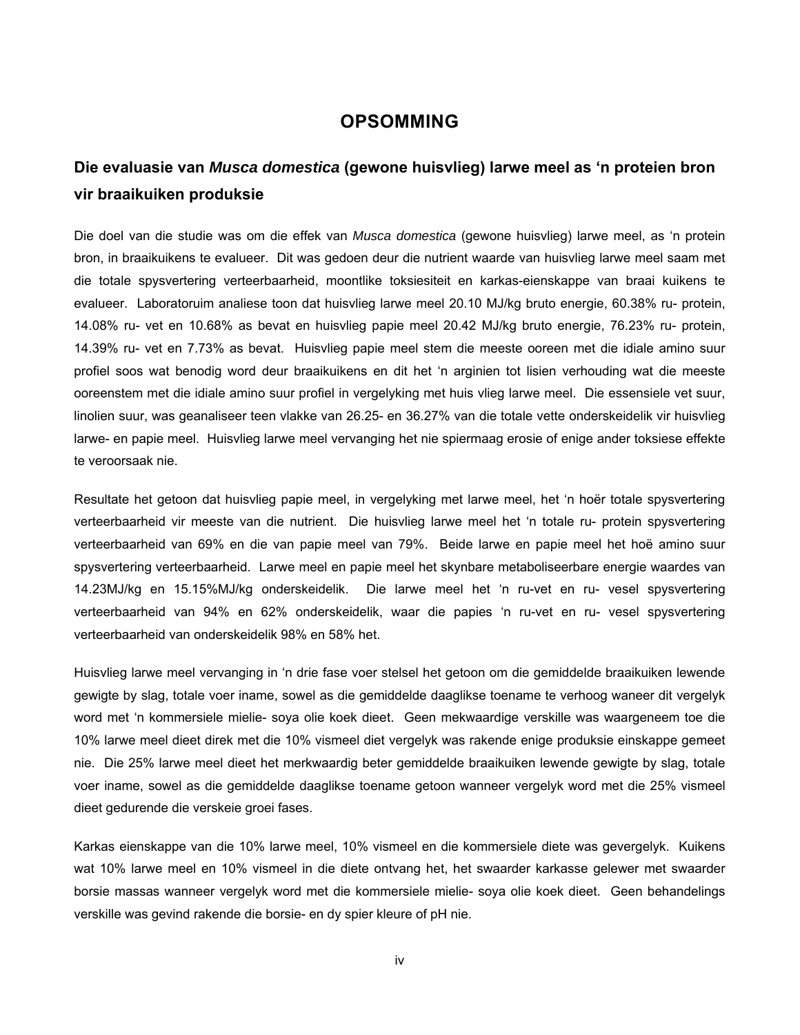# OPSOMMING

## Die evaluasie van *Musca domestica* (gewone huisvlieg) larwe meel as 'n proteien bron vir braaikuiken produksie

Die doel van die studie was om die effek van *Musca domestica* (gewone huisvlieg) larwe meel, as 'n protein bron, in braaikuikens te evalueer. Dit was gedoen deur die nutrient waarde van huisvlieg larwe meel saam met die totale spysvertering verteerbaarheid, moontlike toksiesiteit en karkas-eienskappe van braai kuikens te evalueer. Laboratoruim analiese toon dat huisvlieg larwe meel 20.10 MJ/kg bruto energie, 60.38% ru- protein, 14.08% ru- vet en 10.68% as bevat en huisvlieg papie meel 20.42 MJ/kg bruto energie, 76.23% ru- protein, 14.39% ru- vet en 7.73% as bevat. Huisvlieg papie meel stem die meeste ooreen met die idiale amino suur profiel soos wat benodig word deur braaikuikens en dit het 'n arginien tot lisien verhouding wat die meeste ooreenstem met die idiale amino suur profiel in vergelyking met huis vlieg larwe meel. Die essensiele vet suur, linolien suur, was geanaliseer teen vlakke van 26.25- en 36.27% van die totale vette onderskeidelik vir huisvlieg larwe- en papie meel. Huisvlieg larwe meel vervanging het nie spiermaag erosie of enige ander toksiese effekte te veroorsaak nie.

Resultate het getoon dat huisvlieg papie meel, in vergelyking met larwe meel, het 'n hoër totale spysvertering verteerbaarheid vir meeste van die nutrient. Die huisvlieg larwe meel het 'n totale ru- protein spysvertering verteerbaarheid van 69% en die van papie meel van 79%. Beide larwe en papie meel het hoë amino suur spysvertering verteerbaarheid. Larwe meel en papie meel het skynbare metaboliseerbare energie waardes van 14.23MJ/kg en 15.15%MJ/kg onderskeidelik. Die larwe meel het 'n ru-vet en ru- vesel spysvertering verteerbaarheid van 94% en 62% onderskeidelik, waar die papies 'n ru-vet en ru- vesel spysvertering verteerbaarheid van onderskeidelik 98% en 58% het.

Huisvlieg larwe meel vervanging in 'n drie fase voer stelsel het getoon om die gemiddelde braaikuiken lewende gewigte by slag, totale voer iname, sowel as die gemiddelde daaglikse toename te verhoog waneer dit vergelyk word met 'n kommersiele mielie- soya olie koek dieet. Geen mekwaardige verskille was waargeneem toe die 10% larwe meel dieet direk met die 10% vismeel diet vergelyk was rakende enige produksie einskappe gemeet nie. Die 25% larwe meel dieet het merkwaardig beter gemiddelde braaikuiken lewende gewigte by slag, totale voer iname, sowel as die gemiddelde daaglikse toename getoon wanneer vergelyk word met die 25% vismeel dieet gedurende die verskeie groei fases.

Karkas eienskappe van die 10% larwe meel, 10% vismeel en die kommersiele diete was gevergelyk. Kuikens wat 10% larwe meel en 10% vismeel in die diete ontvang het, het swaarder karkasse gelewer met swaarder borsie massas wanneer vergelyk word met die kommersiele mielie- soya olie koek dieet. Geen behandelings verskille was gevind rakende die borsie- en dy spier kleure of pH nie.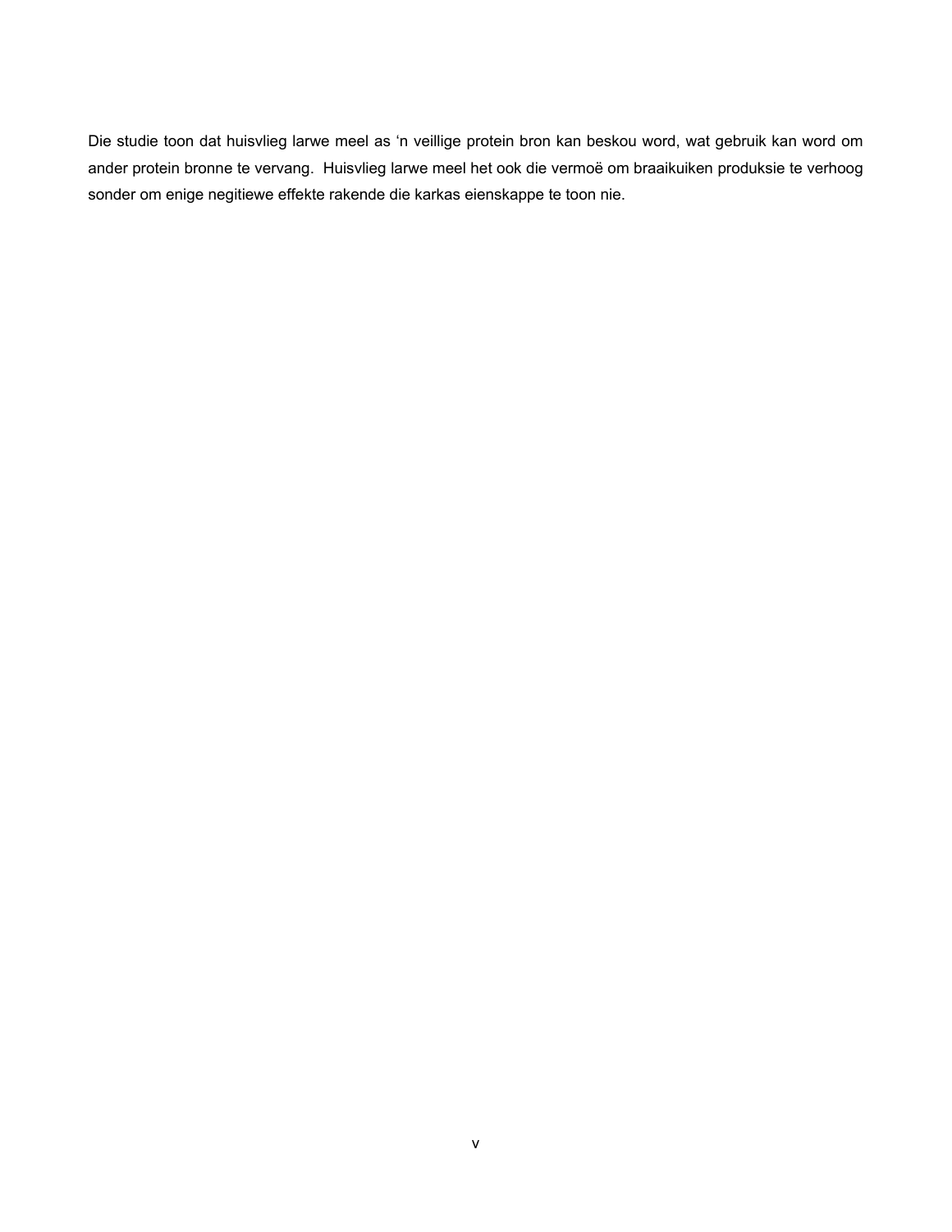Die studie toon dat huisvlieg larwe meel as ‘n veillige protein bron kan beskou word, wat gebruik kan word om ander protein bronne te vervang. Huisvlieg larwe meel het ook die vermoë om braaikuiken produksie te verhoog sonder om enige negitiewe effekte rakende die karkas eienskappe te toon nie.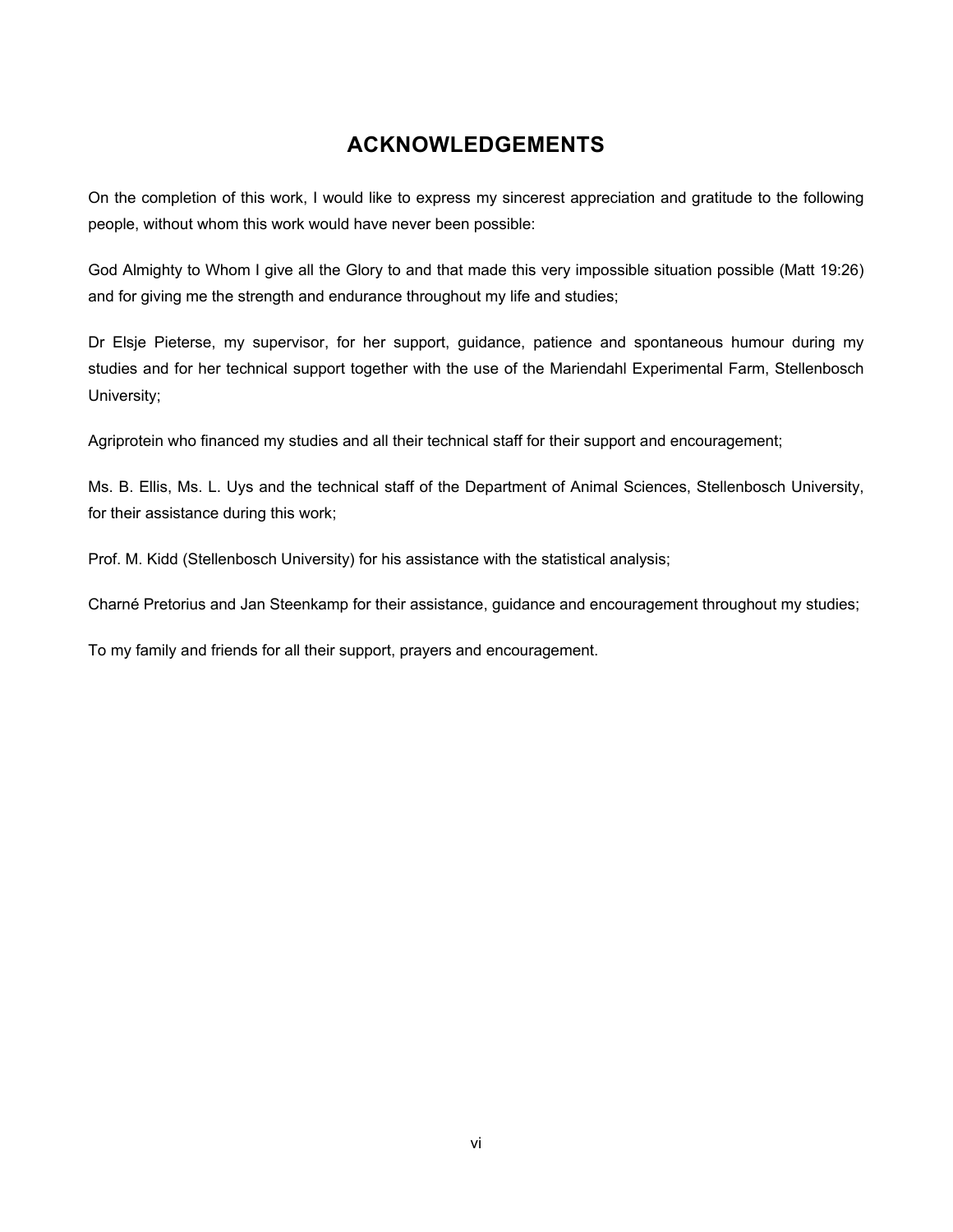# ACKNOWLEDGEMENTS

On the completion of this work, I would like to express my sincerest appreciation and gratitude to the following people, without whom this work would have never been possible:

God Almighty to Whom I give all the Glory to and that made this very impossible situation possible (Matt 19:26) and for giving me the strength and endurance throughout my life and studies;

Dr Elsje Pieterse, my supervisor, for her support, guidance, patience and spontaneous humour during my studies and for her technical support together with the use of the Mariendahl Experimental Farm, Stellenbosch University;

Agriprotein who financed my studies and all their technical staff for their support and encouragement;

Ms. B. Ellis, Ms. L. Uys and the technical staff of the Department of Animal Sciences, Stellenbosch University, for their assistance during this work;

Prof. M. Kidd (Stellenbosch University) for his assistance with the statistical analysis;

Charné Pretorius and Jan Steenkamp for their assistance, guidance and encouragement throughout my studies;

To my family and friends for all their support, prayers and encouragement.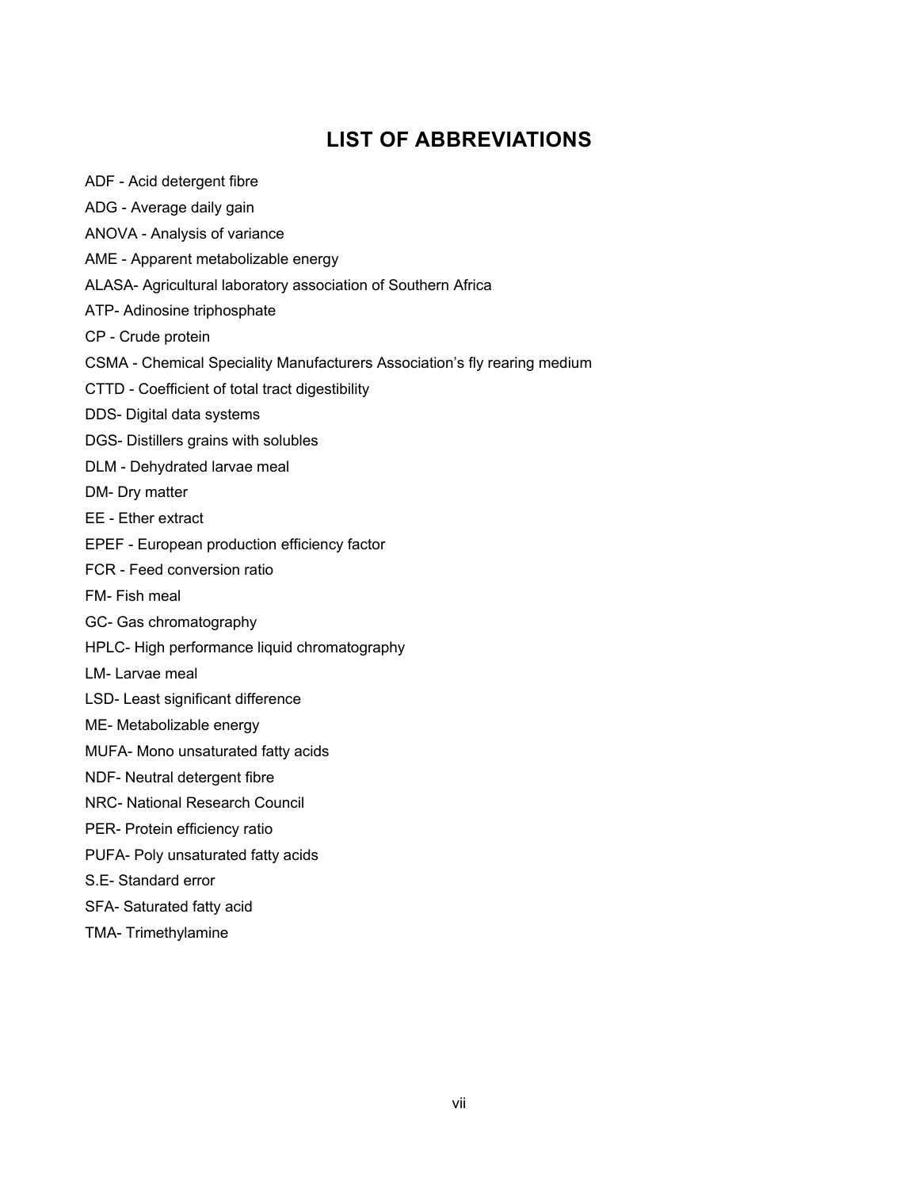# LIST OF ABBREVIATIONS

ADF - Acid detergent fibre

ADG - Average daily gain

ANOVA - Analysis of variance

AME - Apparent metabolizable energy

ALASA- Agricultural laboratory association of Southern Africa

ATP- Adinosine triphosphate

CP - Crude protein

CSMA - Chemical Speciality Manufacturers Association's fly rearing medium

CTTD - Coefficient of total tract digestibility

DDS- Digital data systems

DGS- Distillers grains with solubles

DLM - Dehydrated larvae meal

DM- Dry matter

EE - Ether extract

EPEF - European production efficiency factor

FCR - Feed conversion ratio

FM- Fish meal

GC- Gas chromatography

HPLC- High performance liquid chromatography

LM- Larvae meal

LSD- Least significant difference

ME- Metabolizable energy

MUFA- Mono unsaturated fatty acids

NDF- Neutral detergent fibre

NRC- National Research Council

PER- Protein efficiency ratio

PUFA- Poly unsaturated fatty acids

S.E- Standard error

SFA- Saturated fatty acid

TMA- Trimethylamine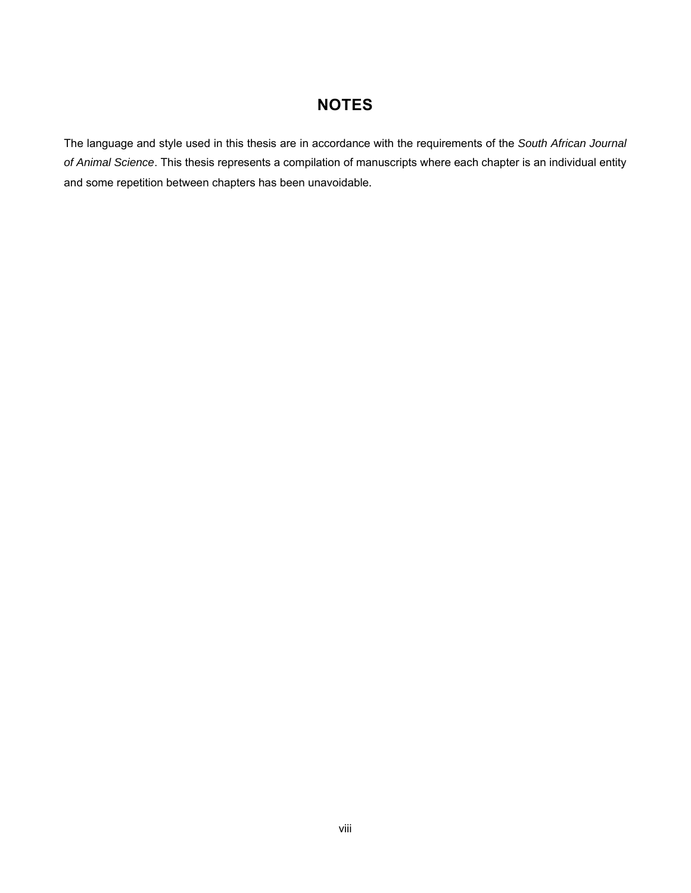# NOTES

The language and style used in this thesis are in accordance with the requirements of the *South African Journal of Animal Science*. This thesis represents a compilation of manuscripts where each chapter is an individual entity and some repetition between chapters has been unavoidable.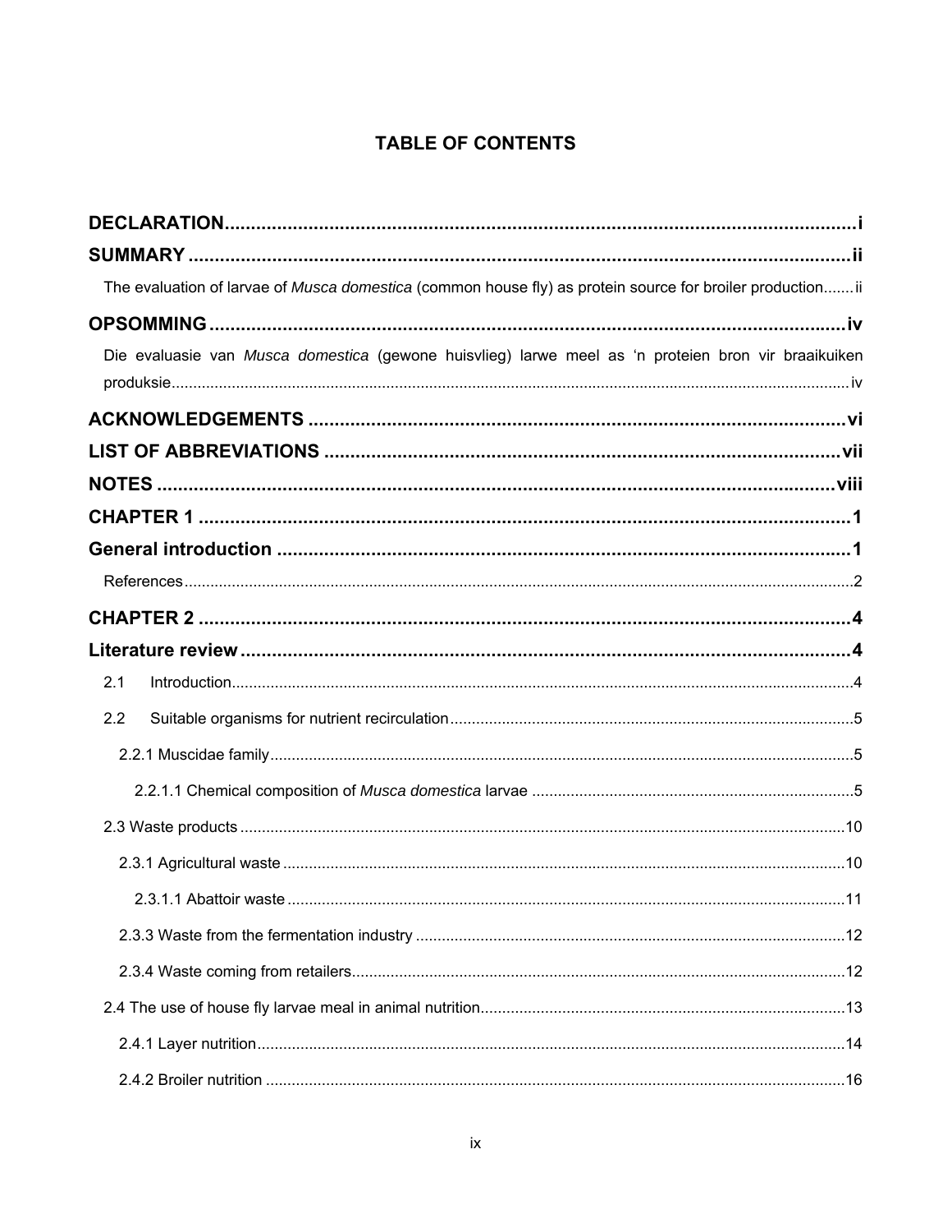# TABLE OF CONTENTS

**DECLARATION** ........................................................................................................ i

**SUMMARY** ........................................................................................................ ii

The evaluation of larvae of *Musca domestica* (common house fly) as protein source for broiler production....... ii

**OPSOMMING** ........................................................................................................ iv

Die evaluasie van *Musca domestica* (gewone huisvlieg) larwe meel as 'n proteien bron vir braaikuiken produksie........................................................................................................ iv

**ACKNOWLEDGEMENTS** ........................................................................................................ vi

**LIST OF ABBREVIATIONS** ........................................................................................................ vii

**NOTES** ........................................................................................................ viii

**CHAPTER 1** ........................................................................................................ 1

**General introduction** ........................................................................................................ 1

References........................................................................................................ 2

**CHAPTER 2** ........................................................................................................ 4

**Literature review** ........................................................................................................ 4

2.1 Introduction........................................................................................................ 4

2.2 Suitable organisms for nutrient recirculation........................................................................................................ 5

2.2.1 Muscidae family........................................................................................................ 5

2.2.1.1 Chemical composition of *Musca domestica* larvae ........................................................................................................ 5

2.3 Waste products ........................................................................................................ 10

2.3.1 Agricultural waste ........................................................................................................ 10

2.3.1.1 Abattoir waste ........................................................................................................ 11

2.3.3 Waste from the fermentation industry ........................................................................................................ 12

2.3.4 Waste coming from retailers........................................................................................................ 12

2.4 The use of house fly larvae meal in animal nutrition........................................................................................................ 13

2.4.1 Layer nutrition........................................................................................................ 14

2.4.2 Broiler nutrition ........................................................................................................ 16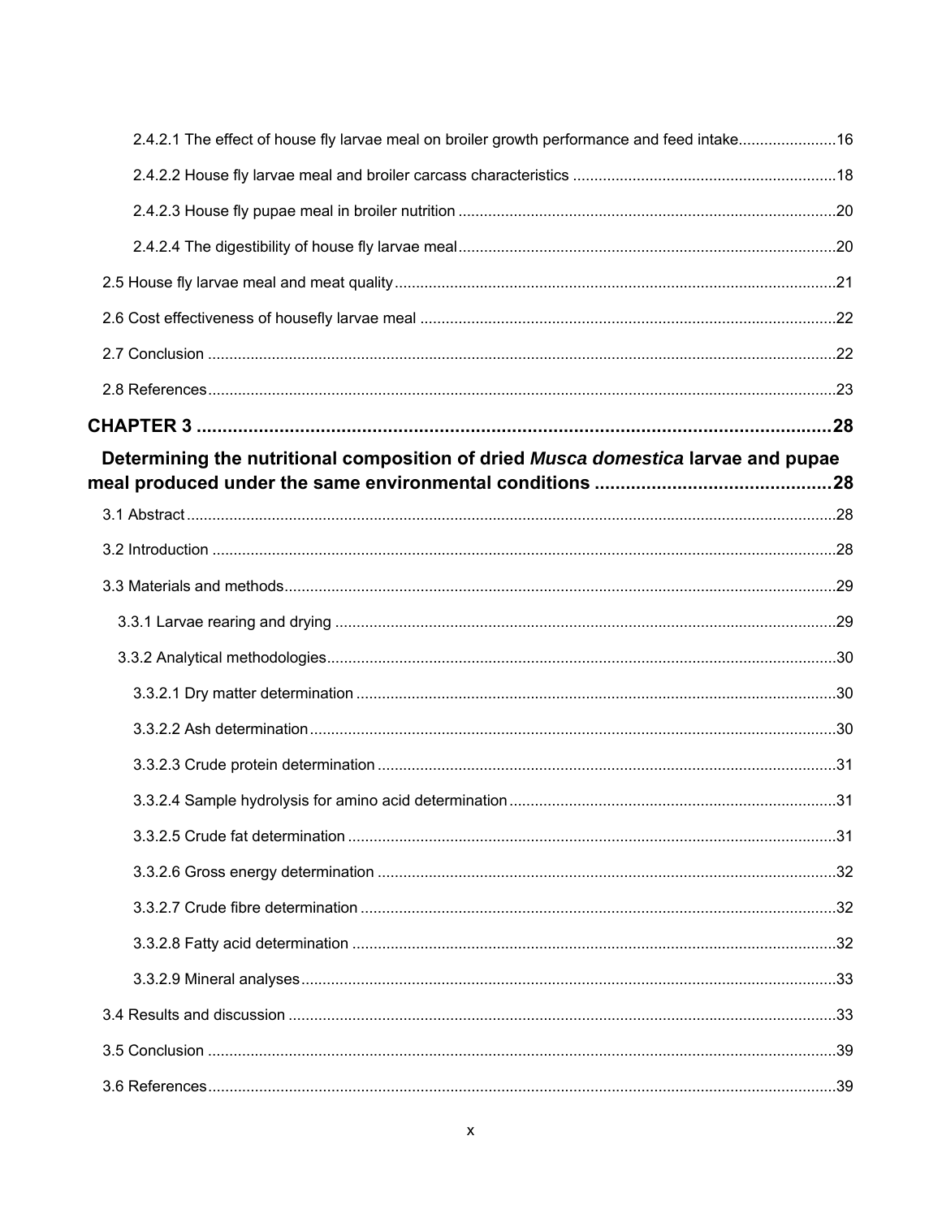2.4.2.1 The effect of house fly larvae meal on broiler growth performance and feed intake.......................16

2.4.2.2 House fly larvae meal and broiler carcass characteristics .............................................................18

2.4.2.3 House fly pupae meal in broiler nutrition ........................................................................................20

2.4.2.4 The digestibility of house fly larvae meal........................................................................................20

2.5 House fly larvae meal and meat quality.......................................................................................................21

2.6 Cost effectiveness of housefly larvae meal .................................................................................................22

2.7 Conclusion ..................................................................................................................................................22

2.8 References..................................................................................................................................................23

**CHAPTER 3 ..............................................................................................................................28**

**Determining the nutritional composition of dried *Musca domestica* larvae and pupae meal produced under the same environmental conditions ..............................................28**

3.1 Abstract .......................................................................................................................................................28

3.2 Introduction .................................................................................................................................................28

3.3 Materials and methods.................................................................................................................................29

3.3.1 Larvae rearing and drying .....................................................................................................................29

3.3.2 Analytical methodologies.......................................................................................................................30

3.3.2.1 Dry matter determination ................................................................................................................30

3.3.2.2 Ash determination...........................................................................................................................30

3.3.2.3 Crude protein determination ...........................................................................................................31

3.3.2.4 Sample hydrolysis for amino acid determination .............................................................................31

3.3.2.5 Crude fat determination ..................................................................................................................31

3.3.2.6 Gross energy determination ...........................................................................................................32

3.3.2.7 Crude fibre determination ...............................................................................................................32

3.3.2.8 Fatty acid determination .................................................................................................................32

3.3.2.9 Mineral analyses.............................................................................................................................33

3.4 Results and discussion ................................................................................................................................33

3.5 Conclusion ...................................................................................................................................................39

3.6 References...................................................................................................................................................39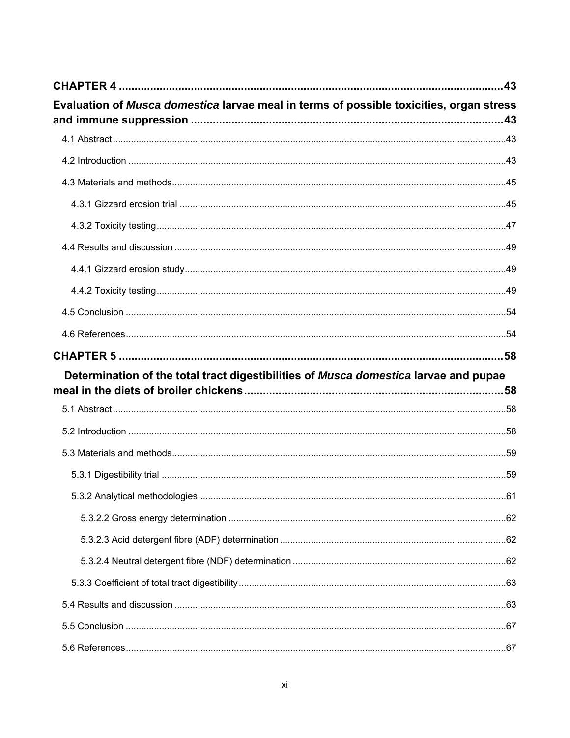**CHAPTER 4 ..... 43**

**Evaluation of *Musca domestica* larvae meal in terms of possible toxicities, organ stress and immune suppression ..... 43**

4.1 Abstract ..... 43

4.2 Introduction ..... 43

4.3 Materials and methods ..... 45

4.3.1 Gizzard erosion trial ..... 45

4.3.2 Toxicity testing ..... 47

4.4 Results and discussion ..... 49

4.4.1 Gizzard erosion study ..... 49

4.4.2 Toxicity testing ..... 49

4.5 Conclusion ..... 54

4.6 References ..... 54

**CHAPTER 5 ..... 58**

**Determination of the total tract digestibilities of *Musca domestica* larvae and pupae meal in the diets of broiler chickens ..... 58**

5.1 Abstract ..... 58

5.2 Introduction ..... 58

5.3 Materials and methods ..... 59

5.3.1 Digestibility trial ..... 59

5.3.2 Analytical methodologies ..... 61

5.3.2.2 Gross energy determination ..... 62

5.3.2.3 Acid detergent fibre (ADF) determination ..... 62

5.3.2.4 Neutral detergent fibre (NDF) determination ..... 62

5.3.3 Coefficient of total tract digestibility ..... 63

5.4 Results and discussion ..... 63

5.5 Conclusion ..... 67

5.6 References ..... 67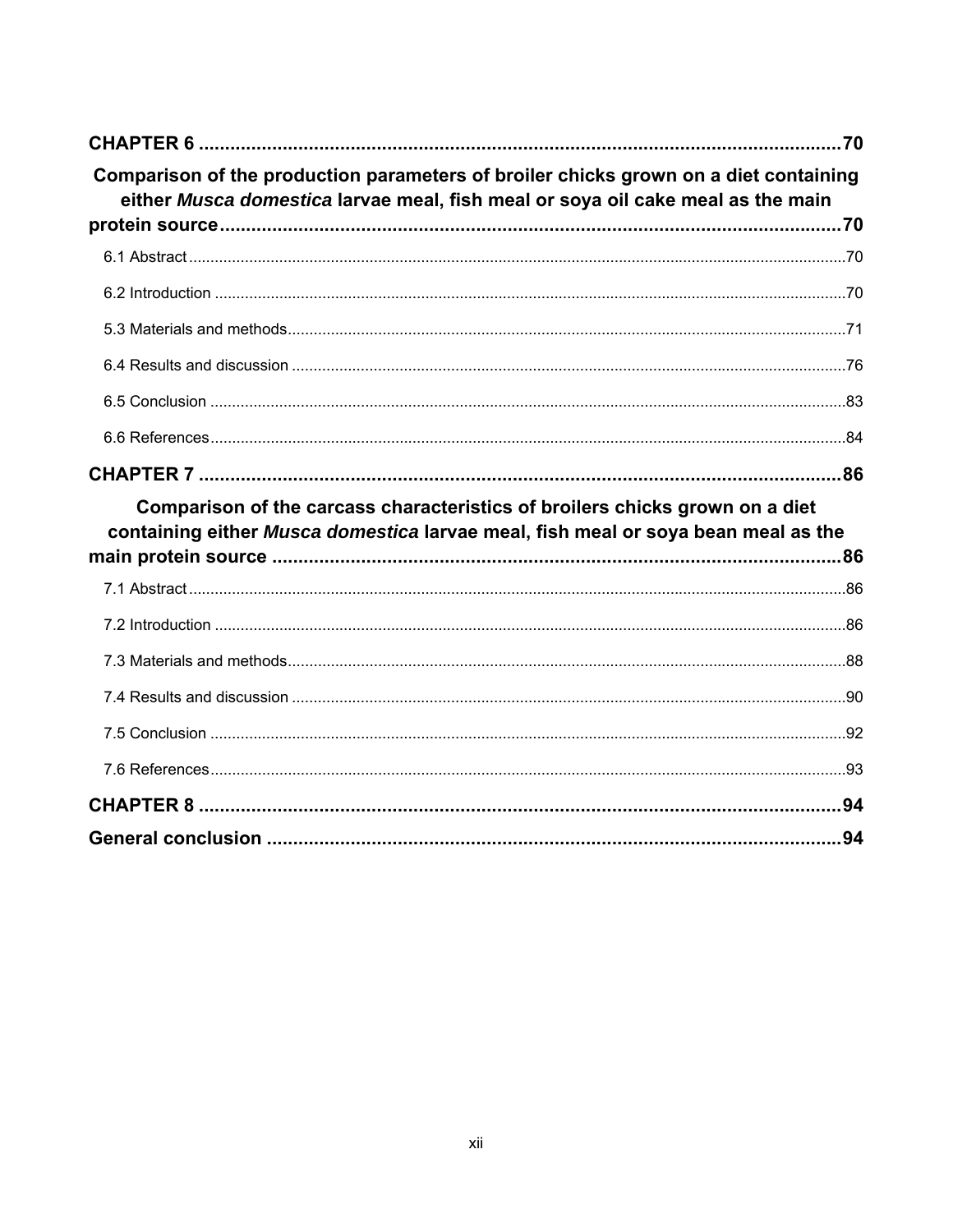**CHAPTER 6** .......................................................................................................... **70**

**Comparison of the production parameters of broiler chicks grown on a diet containing either *Musca domestica* larvae meal, fish meal or soya oil cake meal as the main protein source** ........................................................................................................ **70**

6.1 Abstract ....................................................................................................................... 70

6.2 Introduction ................................................................................................................. 70

5.3 Materials and methods ................................................................................................ 71

6.4 Results and discussion ............................................................................................... 76

6.5 Conclusion .................................................................................................................. 83

6.6 References .................................................................................................................. 84

**CHAPTER 7** .......................................................................................................... **86**

**Comparison of the carcass characteristics of broilers chicks grown on a diet containing either *Musca domestica* larvae meal, fish meal or soya bean meal as the main protein source** ............................................................................................. **86**

7.1 Abstract ....................................................................................................................... 86

7.2 Introduction ................................................................................................................. 86

7.3 Materials and methods ................................................................................................ 88

7.4 Results and discussion ............................................................................................... 90

7.5 Conclusion .................................................................................................................. 92

7.6 References .................................................................................................................. 93

**CHAPTER 8** .......................................................................................................... **94**

**General conclusion** ................................................................................................ **94**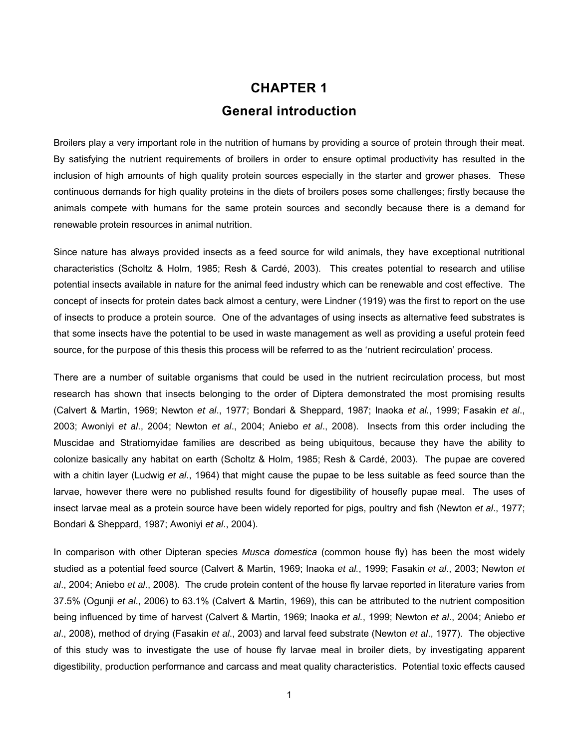# CHAPTER 1
## General introduction

Broilers play a very important role in the nutrition of humans by providing a source of protein through their meat. By satisfying the nutrient requirements of broilers in order to ensure optimal productivity has resulted in the inclusion of high amounts of high quality protein sources especially in the starter and grower phases. These continuous demands for high quality proteins in the diets of broilers poses some challenges; firstly because the animals compete with humans for the same protein sources and secondly because there is a demand for renewable protein resources in animal nutrition.

Since nature has always provided insects as a feed source for wild animals, they have exceptional nutritional characteristics (Scholtz & Holm, 1985; Resh & Cardé, 2003). This creates potential to research and utilise potential insects available in nature for the animal feed industry which can be renewable and cost effective. The concept of insects for protein dates back almost a century, were Lindner (1919) was the first to report on the use of insects to produce a protein source. One of the advantages of using insects as alternative feed substrates is that some insects have the potential to be used in waste management as well as providing a useful protein feed source, for the purpose of this thesis this process will be referred to as the 'nutrient recirculation' process.

There are a number of suitable organisms that could be used in the nutrient recirculation process, but most research has shown that insects belonging to the order of Diptera demonstrated the most promising results (Calvert & Martin, 1969; Newton *et al*., 1977; Bondari & Sheppard, 1987; Inaoka *et al.*, 1999; Fasakin *et al*., 2003; Awoniyi *et al*., 2004; Newton *et al*., 2004; Aniebo *et al*., 2008). Insects from this order including the Muscidae and Stratiomyidae families are described as being ubiquitous, because they have the ability to colonize basically any habitat on earth (Scholtz & Holm, 1985; Resh & Cardé, 2003). The pupae are covered with a chitin layer (Ludwig *et al*., 1964) that might cause the pupae to be less suitable as feed source than the larvae, however there were no published results found for digestibility of housefly pupae meal. The uses of insect larvae meal as a protein source have been widely reported for pigs, poultry and fish (Newton *et al*., 1977; Bondari & Sheppard, 1987; Awoniyi *et al*., 2004).

In comparison with other Dipteran species *Musca domestica* (common house fly) has been the most widely studied as a potential feed source (Calvert & Martin, 1969; Inaoka *et al.*, 1999; Fasakin *et al*., 2003; Newton *et al*., 2004; Aniebo *et al*., 2008). The crude protein content of the house fly larvae reported in literature varies from 37.5% (Ogunji *et al*., 2006) to 63.1% (Calvert & Martin, 1969), this can be attributed to the nutrient composition being influenced by time of harvest (Calvert & Martin, 1969; Inaoka *et al.*, 1999; Newton *et al*., 2004; Aniebo *et al*., 2008), method of drying (Fasakin *et al*., 2003) and larval feed substrate (Newton *et al*., 1977). The objective of this study was to investigate the use of house fly larvae meal in broiler diets, by investigating apparent digestibility, production performance and carcass and meat quality characteristics. Potential toxic effects caused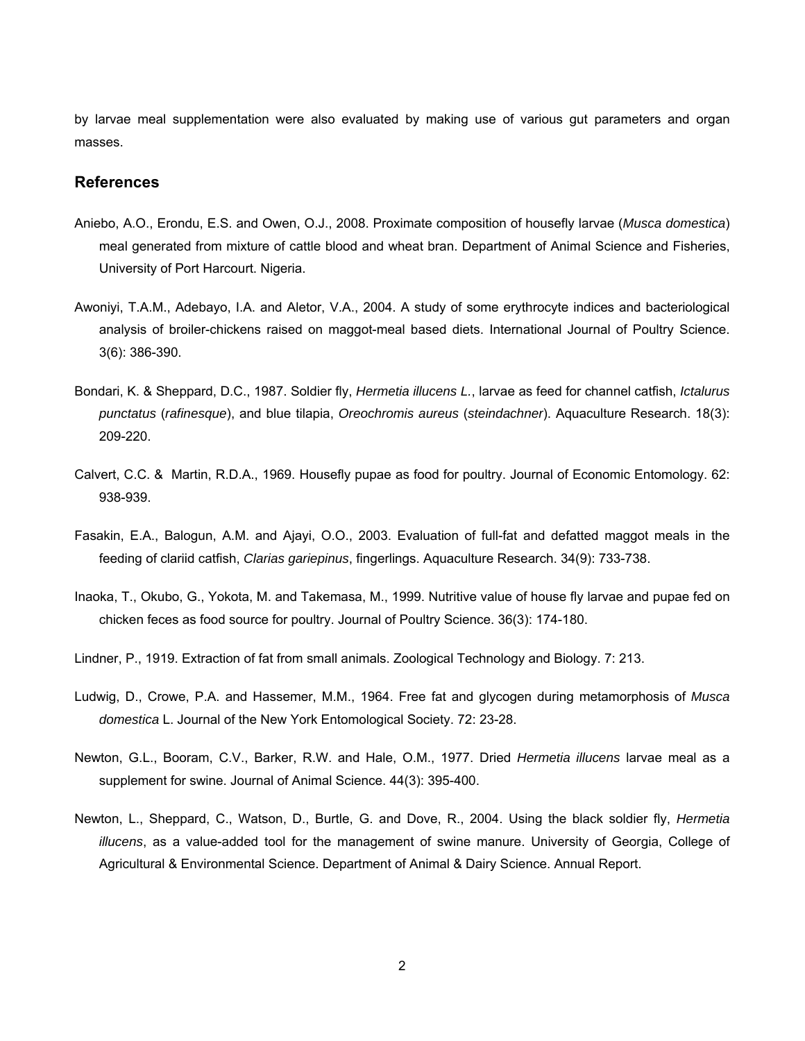by larvae meal supplementation were also evaluated by making use of various gut parameters and organ masses.

## References

Aniebo, A.O., Erondu, E.S. and Owen, O.J., 2008. Proximate composition of housefly larvae (*Musca domestica*) meal generated from mixture of cattle blood and wheat bran. Department of Animal Science and Fisheries, University of Port Harcourt. Nigeria.

Awoniyi, T.A.M., Adebayo, I.A. and Aletor, V.A., 2004. A study of some erythrocyte indices and bacteriological analysis of broiler-chickens raised on maggot-meal based diets. International Journal of Poultry Science. 3(6): 386-390.

Bondari, K. & Sheppard, D.C., 1987. Soldier fly, *Hermetia illucens L.*, larvae as feed for channel catfish, *Ictalurus punctatus* (*rafinesque*), and blue tilapia, *Oreochromis aureus* (*steindachner*). Aquaculture Research. 18(3): 209-220.

Calvert, C.C. & Martin, R.D.A., 1969. Housefly pupae as food for poultry. Journal of Economic Entomology. 62: 938-939.

Fasakin, E.A., Balogun, A.M. and Ajayi, O.O., 2003. Evaluation of full-fat and defatted maggot meals in the feeding of clariid catfish, *Clarias gariepinus*, fingerlings. Aquaculture Research. 34(9): 733-738.

Inaoka, T., Okubo, G., Yokota, M. and Takemasa, M., 1999. Nutritive value of house fly larvae and pupae fed on chicken feces as food source for poultry. Journal of Poultry Science. 36(3): 174-180.

Lindner, P., 1919. Extraction of fat from small animals. Zoological Technology and Biology. 7: 213.

Ludwig, D., Crowe, P.A. and Hassemer, M.M., 1964. Free fat and glycogen during metamorphosis of *Musca domestica* L. Journal of the New York Entomological Society. 72: 23-28.

Newton, G.L., Booram, C.V., Barker, R.W. and Hale, O.M., 1977. Dried *Hermetia illucens* larvae meal as a supplement for swine. Journal of Animal Science. 44(3): 395-400.

Newton, L., Sheppard, C., Watson, D., Burtle, G. and Dove, R., 2004. Using the black soldier fly, *Hermetia illucens*, as a value-added tool for the management of swine manure. University of Georgia, College of Agricultural & Environmental Science. Department of Animal & Dairy Science. Annual Report.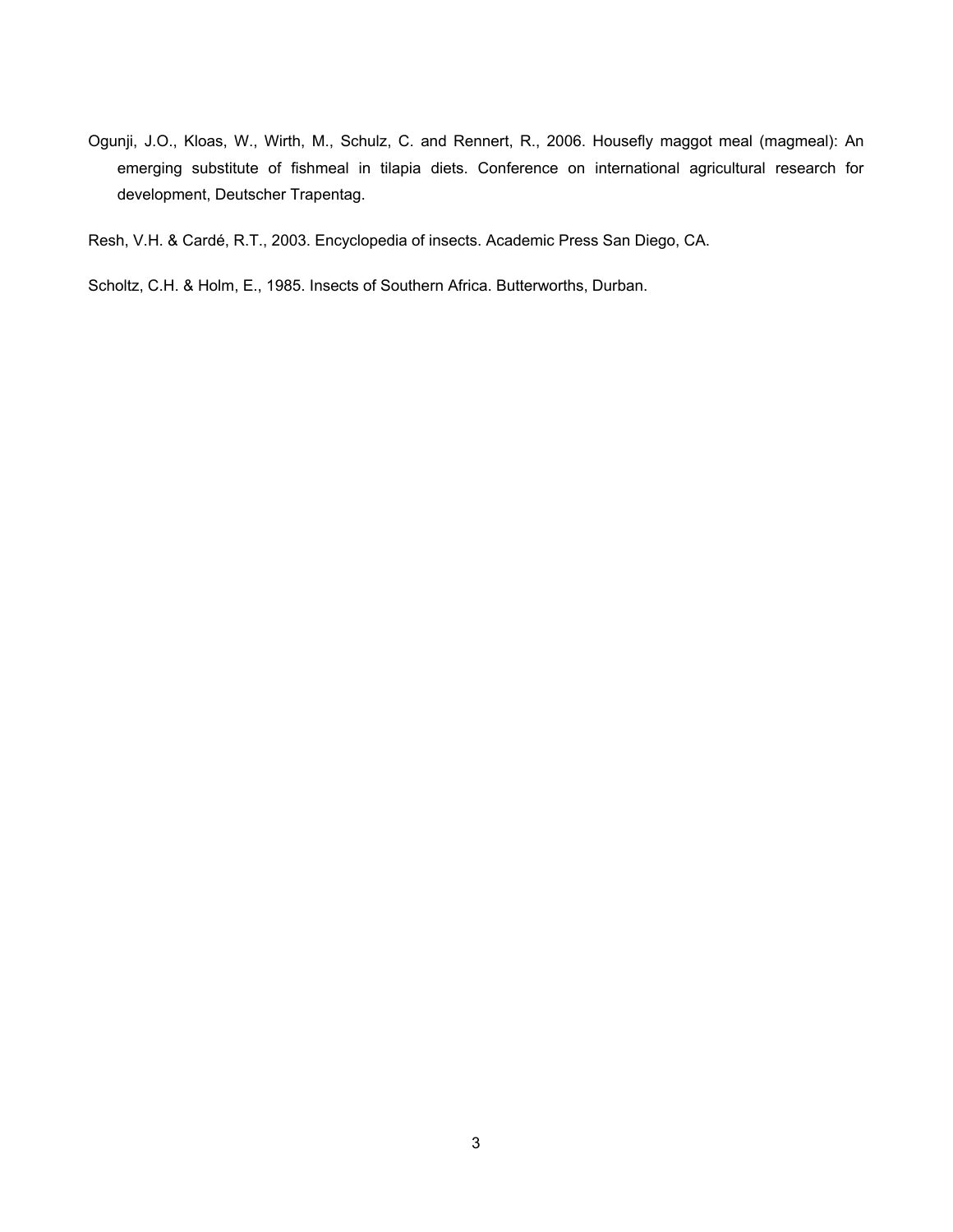Ogunji, J.O., Kloas, W., Wirth, M., Schulz, C. and Rennert, R., 2006. Housefly maggot meal (magmeal): An emerging substitute of fishmeal in tilapia diets. Conference on international agricultural research for development, Deutscher Trapentag.

Resh, V.H. & Cardé, R.T., 2003. Encyclopedia of insects. Academic Press San Diego, CA.

Scholtz, C.H. & Holm, E., 1985. Insects of Southern Africa. Butterworths, Durban.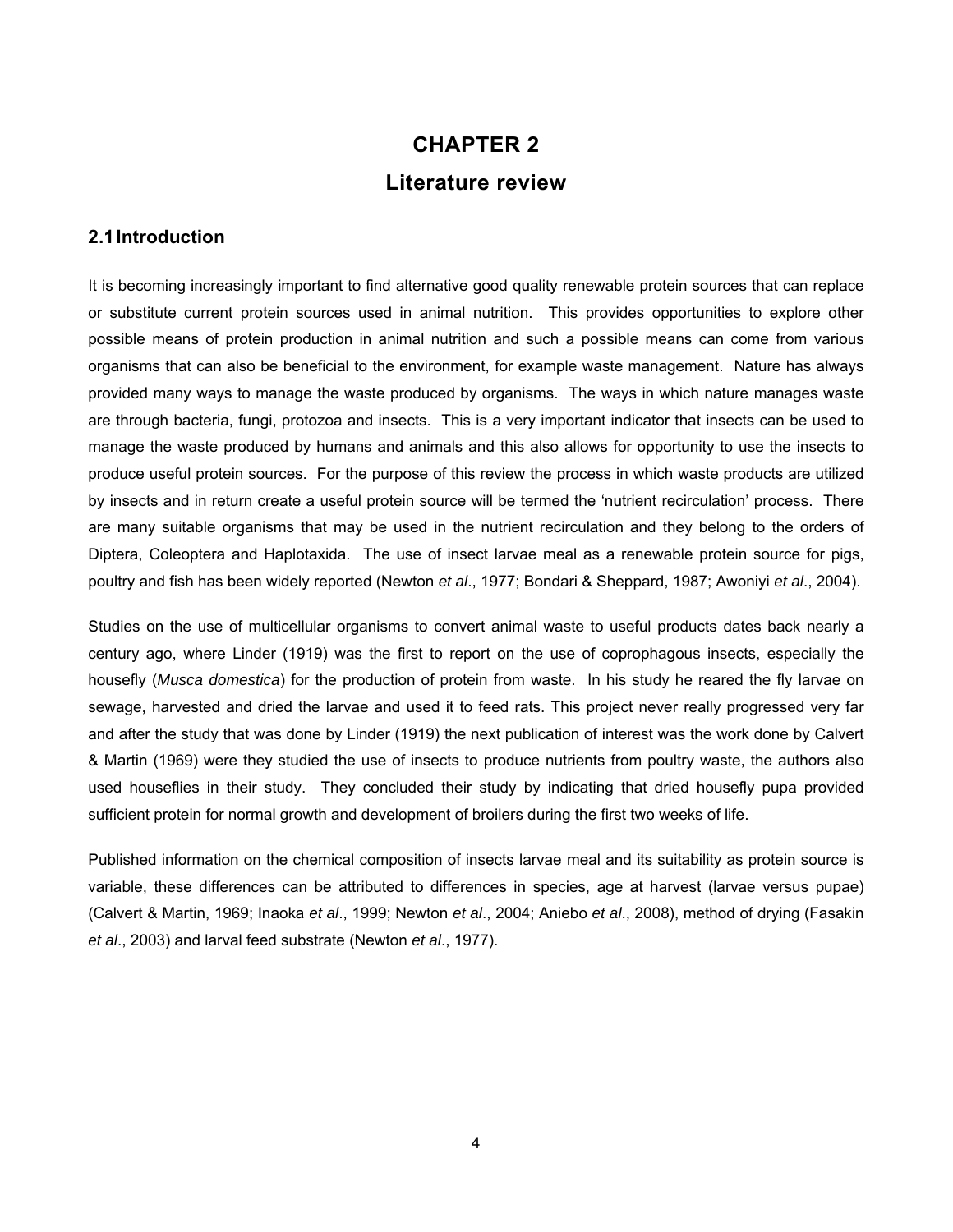# CHAPTER 2

# Literature review

## 2.1 Introduction

It is becoming increasingly important to find alternative good quality renewable protein sources that can replace or substitute current protein sources used in animal nutrition. This provides opportunities to explore other possible means of protein production in animal nutrition and such a possible means can come from various organisms that can also be beneficial to the environment, for example waste management. Nature has always provided many ways to manage the waste produced by organisms. The ways in which nature manages waste are through bacteria, fungi, protozoa and insects. This is a very important indicator that insects can be used to manage the waste produced by humans and animals and this also allows for opportunity to use the insects to produce useful protein sources. For the purpose of this review the process in which waste products are utilized by insects and in return create a useful protein source will be termed the 'nutrient recirculation' process. There are many suitable organisms that may be used in the nutrient recirculation and they belong to the orders of Diptera, Coleoptera and Haplotaxida. The use of insect larvae meal as a renewable protein source for pigs, poultry and fish has been widely reported (Newton *et al*., 1977; Bondari & Sheppard, 1987; Awoniyi *et al*., 2004).

Studies on the use of multicellular organisms to convert animal waste to useful products dates back nearly a century ago, where Linder (1919) was the first to report on the use of coprophagous insects, especially the housefly (*Musca domestica*) for the production of protein from waste. In his study he reared the fly larvae on sewage, harvested and dried the larvae and used it to feed rats. This project never really progressed very far and after the study that was done by Linder (1919) the next publication of interest was the work done by Calvert & Martin (1969) were they studied the use of insects to produce nutrients from poultry waste, the authors also used houseflies in their study. They concluded their study by indicating that dried housefly pupa provided sufficient protein for normal growth and development of broilers during the first two weeks of life.

Published information on the chemical composition of insects larvae meal and its suitability as protein source is variable, these differences can be attributed to differences in species, age at harvest (larvae versus pupae) (Calvert & Martin, 1969; Inaoka *et al*., 1999; Newton *et al*., 2004; Aniebo *et al*., 2008), method of drying (Fasakin *et al*., 2003) and larval feed substrate (Newton *et al*., 1977).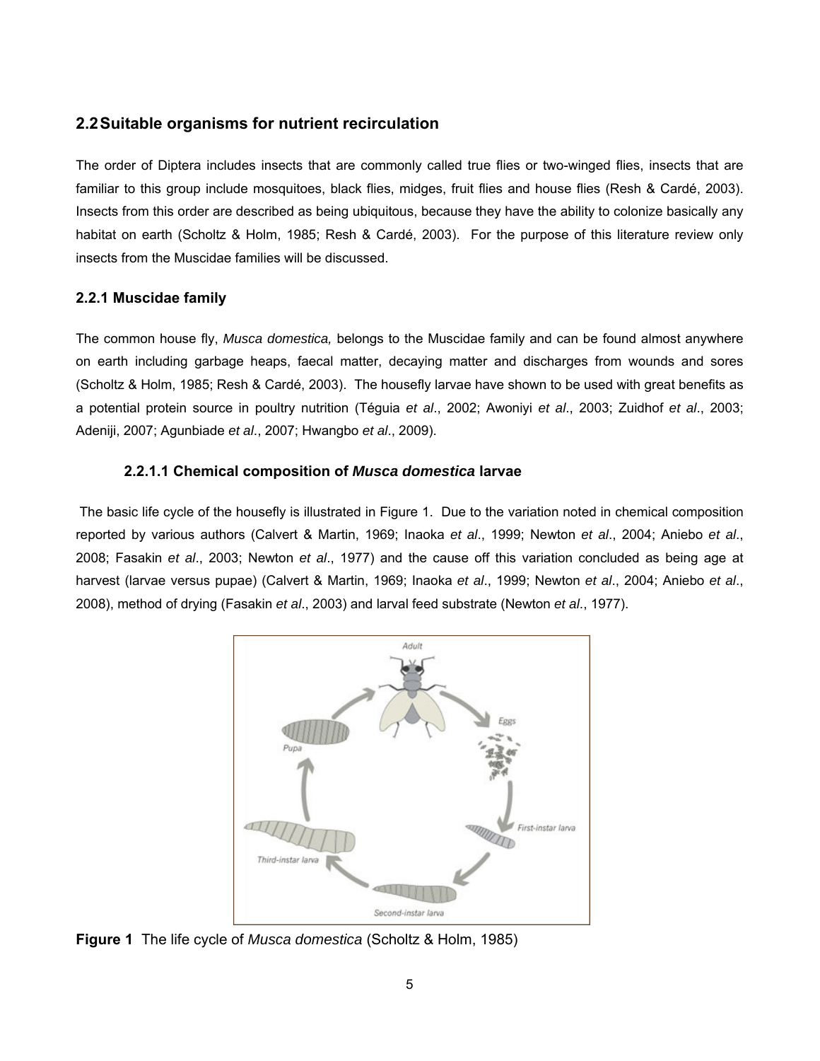## 2.2 Suitable organisms for nutrient recirculation

The order of Diptera includes insects that are commonly called true flies or two-winged flies, insects that are familiar to this group include mosquitoes, black flies, midges, fruit flies and house flies (Resh & Cardé, 2003). Insects from this order are described as being ubiquitous, because they have the ability to colonize basically any habitat on earth (Scholtz & Holm, 1985; Resh & Cardé, 2003). For the purpose of this literature review only insects from the Muscidae families will be discussed.

### 2.2.1 Muscidae family

The common house fly, *Musca domestica,* belongs to the Muscidae family and can be found almost anywhere on earth including garbage heaps, faecal matter, decaying matter and discharges from wounds and sores (Scholtz & Holm, 1985; Resh & Cardé, 2003). The housefly larvae have shown to be used with great benefits as a potential protein source in poultry nutrition (Téguia *et al*., 2002; Awoniyi *et al*., 2003; Zuidhof *et al*., 2003; Adeniji, 2007; Agunbiade *et al*., 2007; Hwangbo *et al*., 2009).

#### 2.2.1.1 Chemical composition of *Musca domestica* larvae

The basic life cycle of the housefly is illustrated in Figure 1. Due to the variation noted in chemical composition reported by various authors (Calvert & Martin, 1969; Inaoka *et al*., 1999; Newton *et al*., 2004; Aniebo *et al*., 2008; Fasakin *et al*., 2003; Newton *et al*., 1977) and the cause off this variation concluded as being age at harvest (larvae versus pupae) (Calvert & Martin, 1969; Inaoka *et al*., 1999; Newton *et al*., 2004; Aniebo *et al*., 2008), method of drying (Fasakin *et al*., 2003) and larval feed substrate (Newton *et al*., 1977).

**Figure 1** The life cycle of *Musca domestica* (Scholtz & Holm, 1985)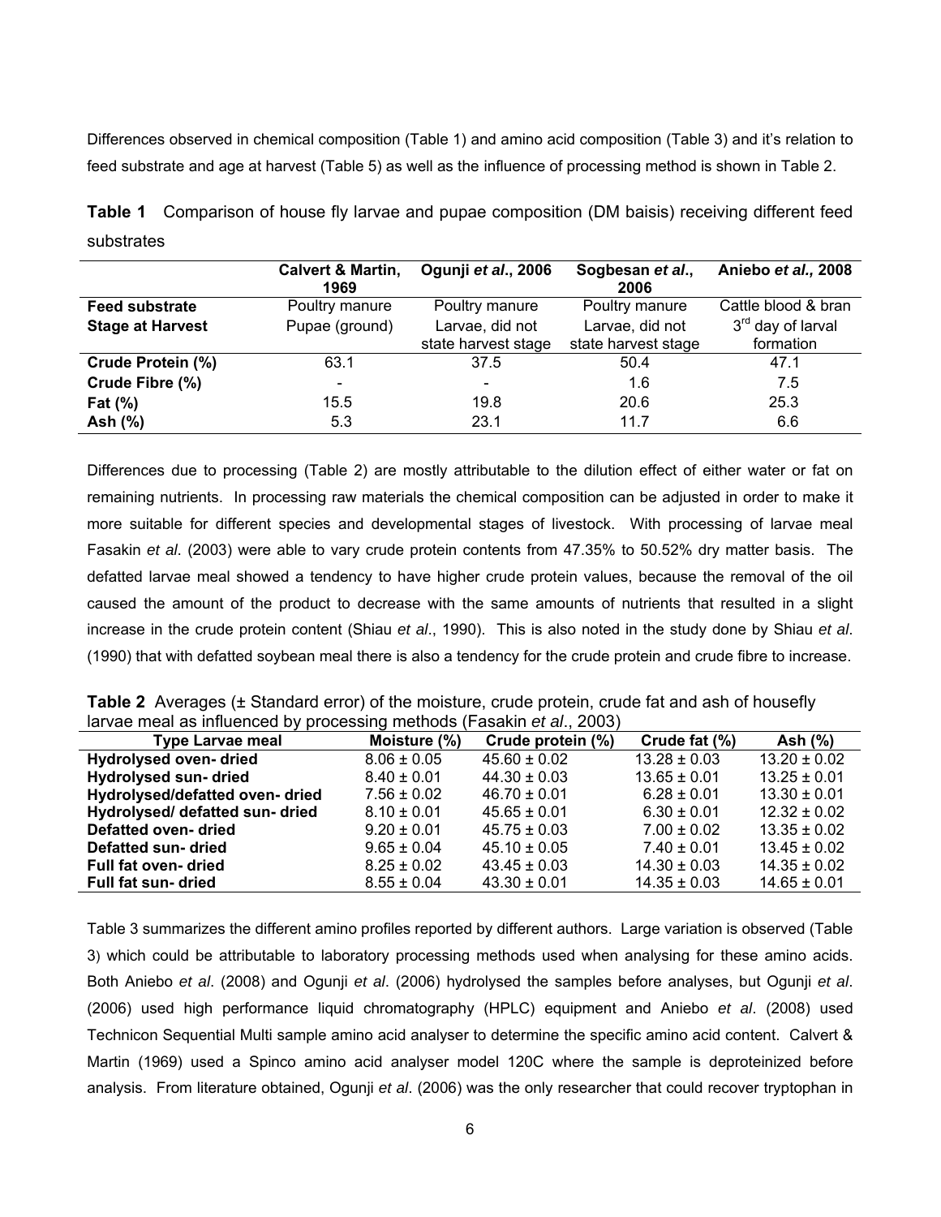Differences observed in chemical composition (Table 1) and amino acid composition (Table 3) and it's relation to feed substrate and age at harvest (Table 5) as well as the influence of processing method is shown in Table 2.

**Table 1** Comparison of house fly larvae and pupae composition (DM baisis) receiving different feed substrates

| | Calvert & Martin, 1969 | Ogunji *et al*., 2006 | Sogbesan *et al*., 2006 | Aniebo *et al.,* 2008 |
|---|---|---|---|---|
| **Feed substrate** | Poultry manure | Poultry manure | Poultry manure | Cattle blood & bran |
| **Stage at Harvest** | Pupae (ground) | Larvae, did not state harvest stage | Larvae, did not state harvest stage | 3rd day of larval formation |
| **Crude Protein (%)** | 63.1 | 37.5 | 50.4 | 47.1 |
| **Crude Fibre (%)** | - | - | 1.6 | 7.5 |
| **Fat (%)** | 15.5 | 19.8 | 20.6 | 25.3 |
| **Ash (%)** | 5.3 | 23.1 | 11.7 | 6.6 |

Differences due to processing (Table 2) are mostly attributable to the dilution effect of either water or fat on remaining nutrients. In processing raw materials the chemical composition can be adjusted in order to make it more suitable for different species and developmental stages of livestock. With processing of larvae meal Fasakin *et al*. (2003) were able to vary crude protein contents from 47.35% to 50.52% dry matter basis. The defatted larvae meal showed a tendency to have higher crude protein values, because the removal of the oil caused the amount of the product to decrease with the same amounts of nutrients that resulted in a slight increase in the crude protein content (Shiau *et al*., 1990). This is also noted in the study done by Shiau *et al*. (1990) that with defatted soybean meal there is also a tendency for the crude protein and crude fibre to increase.

**Table 2** Averages (± Standard error) of the moisture, crude protein, crude fat and ash of housefly larvae meal as influenced by processing methods (Fasakin *et al*., 2003)

| Type Larvae meal | Moisture (%) | Crude protein (%) | Crude fat (%) | Ash (%) |
|---|---|---|---|---|
| **Hydrolysed oven- dried** | 8.06 ± 0.05 | 45.60 ± 0.02 | 13.28 ± 0.03 | 13.20 ± 0.02 |
| **Hydrolysed sun- dried** | 8.40 ± 0.01 | 44.30 ± 0.03 | 13.65 ± 0.01 | 13.25 ± 0.01 |
| **Hydrolysed/defatted oven- dried** | 7.56 ± 0.02 | 46.70 ± 0.01 | 6.28 ± 0.01 | 13.30 ± 0.01 |
| **Hydrolysed/ defatted sun- dried** | 8.10 ± 0.01 | 45.65 ± 0.01 | 6.30 ± 0.01 | 12.32 ± 0.02 |
| **Defatted oven- dried** | 9.20 ± 0.01 | 45.75 ± 0.03 | 7.00 ± 0.02 | 13.35 ± 0.02 |
| **Defatted sun- dried** | 9.65 ± 0.04 | 45.10 ± 0.05 | 7.40 ± 0.01 | 13.45 ± 0.02 |
| **Full fat oven- dried** | 8.25 ± 0.02 | 43.45 ± 0.03 | 14.30 ± 0.03 | 14.35 ± 0.02 |
| **Full fat sun- dried** | 8.55 ± 0.04 | 43.30 ± 0.01 | 14.35 ± 0.03 | 14.65 ± 0.01 |

Table 3 summarizes the different amino profiles reported by different authors. Large variation is observed (Table 3) which could be attributable to laboratory processing methods used when analysing for these amino acids. Both Aniebo *et al*. (2008) and Ogunji *et al*. (2006) hydrolysed the samples before analyses, but Ogunji *et al*. (2006) used high performance liquid chromatography (HPLC) equipment and Aniebo *et al*. (2008) used Technicon Sequential Multi sample amino acid analyser to determine the specific amino acid content. Calvert & Martin (1969) used a Spinco amino acid analyser model 120C where the sample is deproteinized before analysis. From literature obtained, Ogunji *et al*. (2006) was the only researcher that could recover tryptophan in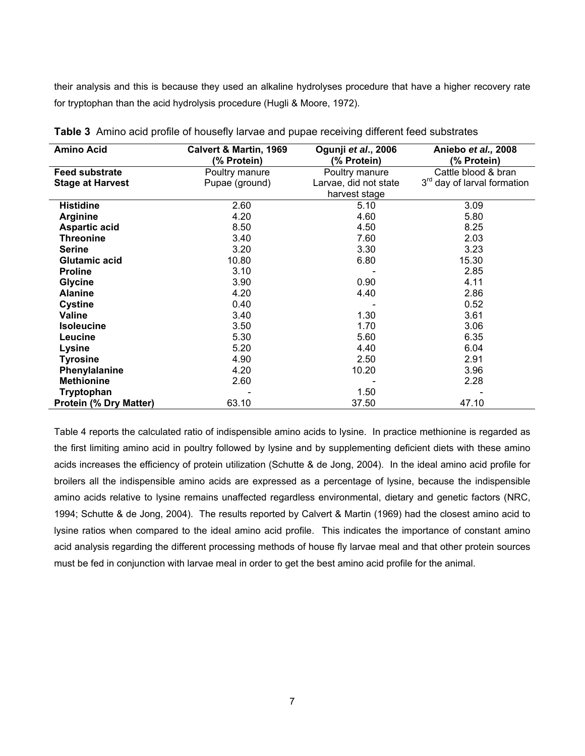their analysis and this is because they used an alkaline hydrolyses procedure that have a higher recovery rate for tryptophan than the acid hydrolysis procedure (Hugli & Moore, 1972).

**Table 3** Amino acid profile of housefly larvae and pupae receiving different feed substrates

| Amino Acid | Calvert & Martin, 1969 (% Protein) | Ogunji *et al*., 2006 (% Protein) | Aniebo *et al.,* 2008 (% Protein) |
|---|---|---|---|
| **Feed substrate** | Poultry manure | Poultry manure | Cattle blood & bran |
| **Stage at Harvest** | Pupae (ground) | Larvae, did not state harvest stage | 3rd day of larval formation |
| **Histidine** | 2.60 | 5.10 | 3.09 |
| **Arginine** | 4.20 | 4.60 | 5.80 |
| **Aspartic acid** | 8.50 | 4.50 | 8.25 |
| **Threonine** | 3.40 | 7.60 | 2.03 |
| **Serine** | 3.20 | 3.30 | 3.23 |
| **Glutamic acid** | 10.80 | 6.80 | 15.30 |
| **Proline** | 3.10 | - | 2.85 |
| **Glycine** | 3.90 | 0.90 | 4.11 |
| **Alanine** | 4.20 | 4.40 | 2.86 |
| **Cystine** | 0.40 | - | 0.52 |
| **Valine** | 3.40 | 1.30 | 3.61 |
| **Isoleucine** | 3.50 | 1.70 | 3.06 |
| **Leucine** | 5.30 | 5.60 | 6.35 |
| **Lysine** | 5.20 | 4.40 | 6.04 |
| **Tyrosine** | 4.90 | 2.50 | 2.91 |
| **Phenylalanine** | 4.20 | 10.20 | 3.96 |
| **Methionine** | 2.60 | - | 2.28 |
| **Tryptophan** | - | 1.50 | - |
| **Protein (% Dry Matter)** | 63.10 | 37.50 | 47.10 |

Table 4 reports the calculated ratio of indispensible amino acids to lysine. In practice methionine is regarded as the first limiting amino acid in poultry followed by lysine and by supplementing deficient diets with these amino acids increases the efficiency of protein utilization (Schutte & de Jong, 2004). In the ideal amino acid profile for broilers all the indispensible amino acids are expressed as a percentage of lysine, because the indispensible amino acids relative to lysine remains unaffected regardless environmental, dietary and genetic factors (NRC, 1994; Schutte & de Jong, 2004). The results reported by Calvert & Martin (1969) had the closest amino acid to lysine ratios when compared to the ideal amino acid profile. This indicates the importance of constant amino acid analysis regarding the different processing methods of house fly larvae meal and that other protein sources must be fed in conjunction with larvae meal in order to get the best amino acid profile for the animal.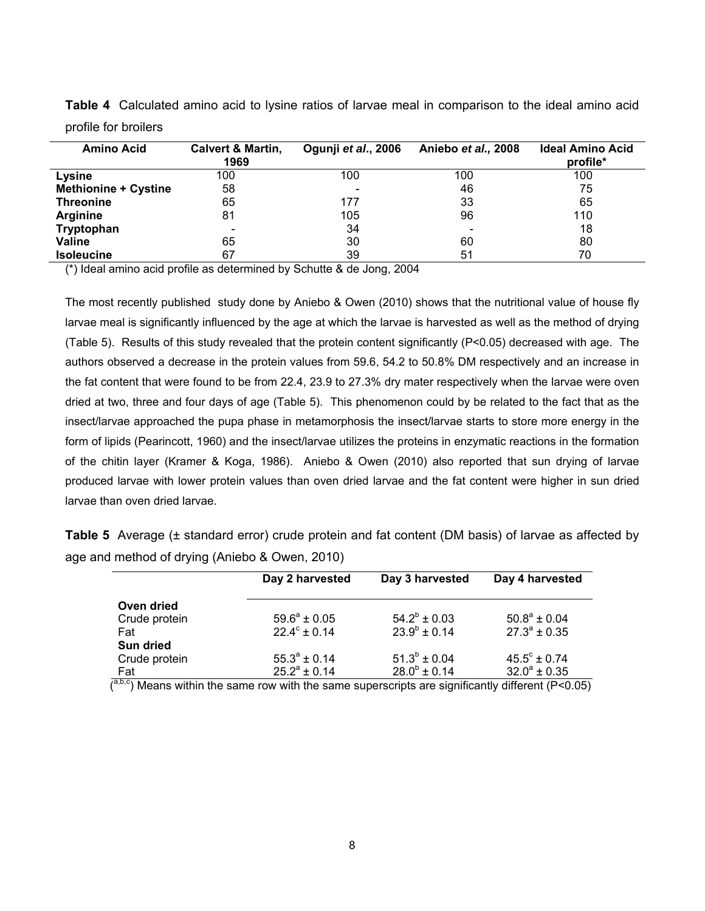**Table 4** Calculated amino acid to lysine ratios of larvae meal in comparison to the ideal amino acid profile for broilers

| Amino Acid | Calvert & Martin, 1969 | Ogunji *et al*., 2006 | Aniebo *et al.,* 2008 | Ideal Amino Acid profile* |
|---|---|---|---|---|
| **Lysine** | 100 | 100 | 100 | 100 |
| **Methionine + Cystine** | 58 | - | 46 | 75 |
| **Threonine** | 65 | 177 | 33 | 65 |
| **Arginine** | 81 | 105 | 96 | 110 |
| **Tryptophan** | - | 34 | - | 18 |
| **Valine** | 65 | 30 | 60 | 80 |
| **Isoleucine** | 67 | 39 | 51 | 70 |

(*) Ideal amino acid profile as determined by Schutte & de Jong, 2004

The most recently published study done by Aniebo & Owen (2010) shows that the nutritional value of house fly larvae meal is significantly influenced by the age at which the larvae is harvested as well as the method of drying (Table 5). Results of this study revealed that the protein content significantly ($P<0.05$) decreased with age. The authors observed a decrease in the protein values from 59.6, 54.2 to 50.8% DM respectively and an increase in the fat content that were found to be from 22.4, 23.9 to 27.3% dry mater respectively when the larvae were oven dried at two, three and four days of age (Table 5). This phenomenon could by be related to the fact that as the insect/larvae approached the pupa phase in metamorphosis the insect/larvae starts to store more energy in the form of lipids (Pearincott, 1960) and the insect/larvae utilizes the proteins in enzymatic reactions in the formation of the chitin layer (Kramer & Koga, 1986). Aniebo & Owen (2010) also reported that sun drying of larvae produced larvae with lower protein values than oven dried larvae and the fat content were higher in sun dried larvae than oven dried larvae.

**Table 5** Average (± standard error) crude protein and fat content (DM basis) of larvae as affected by age and method of drying (Aniebo & Owen, 2010)

| | Day 2 harvested | Day 3 harvested | Day 4 harvested |
|---|---|---|---|
| **Oven dried** | | | |
| Crude protein | $59.6^{a} \pm 0.05$ | $54.2^{b} \pm 0.03$ | $50.8^{a} \pm 0.04$ |
| Fat | $22.4^{c} \pm 0.14$ | $23.9^{b} \pm 0.14$ | $27.3^{a} \pm 0.35$ |
| **Sun dried** | | | |
| Crude protein | $55.3^{a} \pm 0.14$ | $51.3^{b} \pm 0.04$ | $45.5^{c} \pm 0.74$ |
| Fat | $25.2^{a} \pm 0.14$ | $28.0^{b} \pm 0.14$ | $32.0^{a} \pm 0.35$ |

($^{a,b,c}$) Means within the same row with the same superscripts are significantly different ($P<0.05$)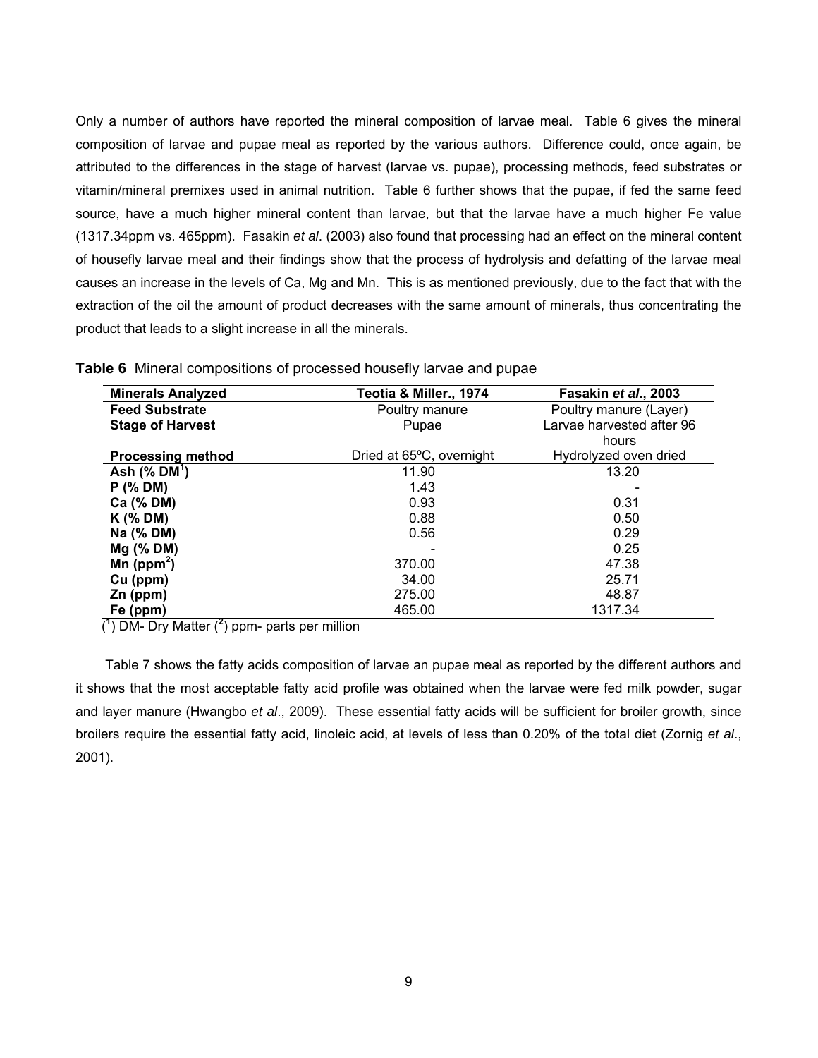Only a number of authors have reported the mineral composition of larvae meal. Table 6 gives the mineral composition of larvae and pupae meal as reported by the various authors. Difference could, once again, be attributed to the differences in the stage of harvest (larvae vs. pupae), processing methods, feed substrates or vitamin/mineral premixes used in animal nutrition. Table 6 further shows that the pupae, if fed the same feed source, have a much higher mineral content than larvae, but that the larvae have a much higher Fe value (1317.34ppm vs. 465ppm). Fasakin *et al*. (2003) also found that processing had an effect on the mineral content of housefly larvae meal and their findings show that the process of hydrolysis and defatting of the larvae meal causes an increase in the levels of Ca, Mg and Mn. This is as mentioned previously, due to the fact that with the extraction of the oil the amount of product decreases with the same amount of minerals, thus concentrating the product that leads to a slight increase in all the minerals.

**Table 6** Mineral compositions of processed housefly larvae and pupae

| **Minerals Analyzed** | **Teotia & Miller., 1974** | **Fasakin *et al*., 2003** |
|---|---|---|
| **Feed Substrate** | Poultry manure | Poultry manure (Layer) |
| **Stage of Harvest** | Pupae | Larvae harvested after 96 hours |
| **Processing method** | Dried at 65ºC, overnight | Hydrolyzed oven dried |
| **Ash (% DM[1])** | 11.90 | 13.20 |
| **P (% DM)** | 1.43 | - |
| **Ca (% DM)** | 0.93 | 0.31 |
| **K (% DM)** | 0.88 | 0.50 |
| **Na (% DM)** | 0.56 | 0.29 |
| **Mg (% DM)** | - | 0.25 |
| **Mn (ppm[2])** | 370.00 | 47.38 |
| **Cu (ppm)** | 34.00 | 25.71 |
| **Zn (ppm)** | 275.00 | 48.87 |
| **Fe (ppm)** | 465.00 | 1317.34 |

([1]) DM- Dry Matter ([2]) ppm- parts per million

Table 7 shows the fatty acids composition of larvae an pupae meal as reported by the different authors and it shows that the most acceptable fatty acid profile was obtained when the larvae were fed milk powder, sugar and layer manure (Hwangbo *et al*., 2009). These essential fatty acids will be sufficient for broiler growth, since broilers require the essential fatty acid, linoleic acid, at levels of less than 0.20% of the total diet (Zornig *et al*., 2001).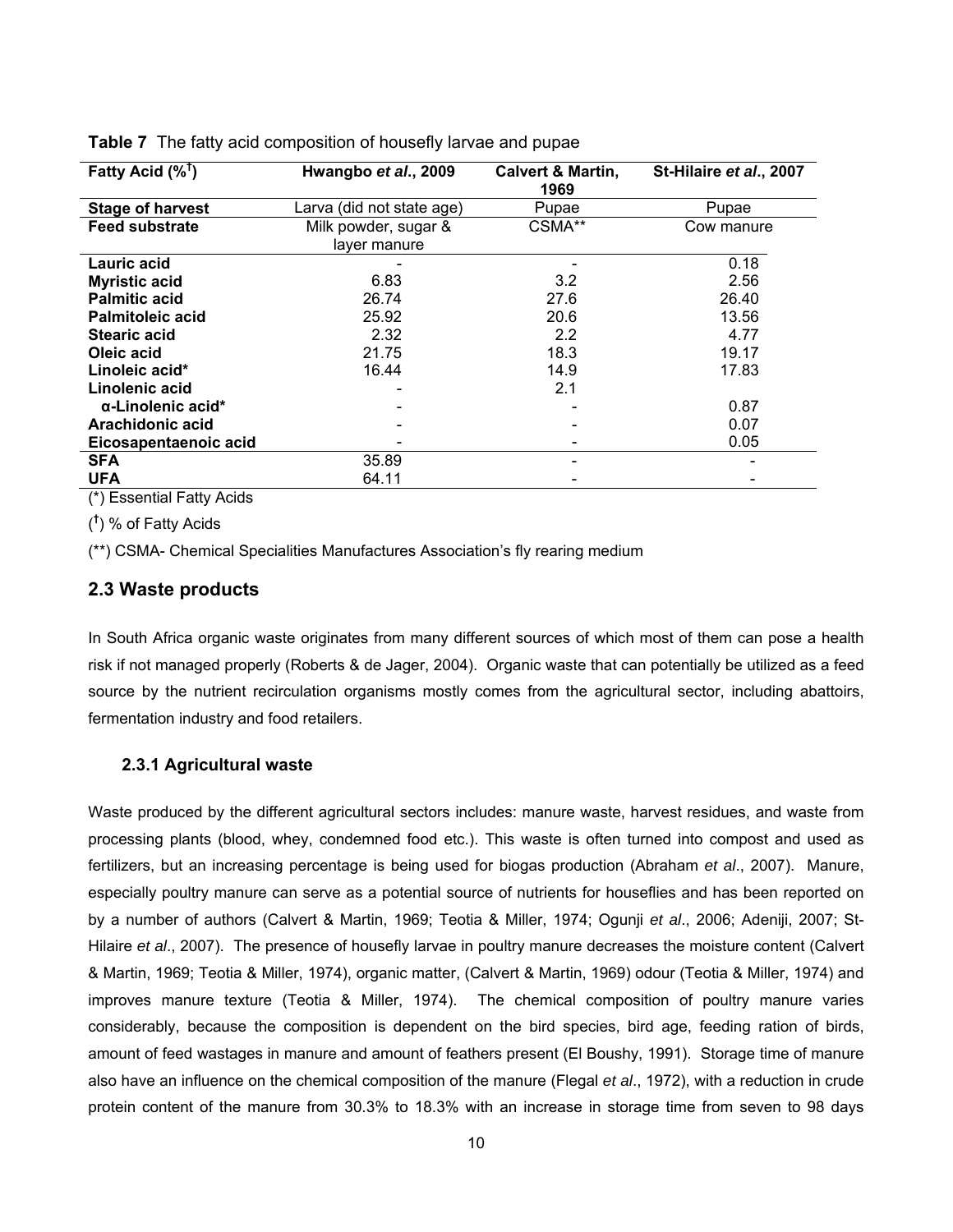**Table 7** The fatty acid composition of housefly larvae and pupae

| Fatty Acid (%[†]) | Hwangbo *et al*., 2009 | Calvert & Martin, 1969 | St-Hilaire *et al*., 2007 |
|---|---|---|---|
| **Stage of harvest** | Larva (did not state age) | Pupae | Pupae |
| **Feed substrate** | Milk powder, sugar & layer manure | CSMA** | Cow manure |
| **Lauric acid** | - | - | 0.18 |
| **Myristic acid** | 6.83 | 3.2 | 2.56 |
| **Palmitic acid** | 26.74 | 27.6 | 26.40 |
| **Palmitoleic acid** | 25.92 | 20.6 | 13.56 |
| **Stearic acid** | 2.32 | 2.2 | 4.77 |
| **Oleic acid** | 21.75 | 18.3 | 19.17 |
| **Linoleic acid*** | 16.44 | 14.9 | 17.83 |
| **Linolenic acid** | - | 2.1 | |
| **α-Linolenic acid*** | - | - | 0.87 |
| **Arachidonic acid** | - | - | 0.07 |
| **Eicosapentaenoic acid** | - | - | 0.05 |
| **SFA** | 35.89 | - | - |
| **UFA** | 64.11 | - | - |

(*) Essential Fatty Acids

(†) % of Fatty Acids

(**) CSMA- Chemical Specialities Manufactures Association's fly rearing medium

## 2.3 Waste products

In South Africa organic waste originates from many different sources of which most of them can pose a health risk if not managed properly (Roberts & de Jager, 2004). Organic waste that can potentially be utilized as a feed source by the nutrient recirculation organisms mostly comes from the agricultural sector, including abattoirs, fermentation industry and food retailers.

### 2.3.1 Agricultural waste

Waste produced by the different agricultural sectors includes: manure waste, harvest residues, and waste from processing plants (blood, whey, condemned food etc.). This waste is often turned into compost and used as fertilizers, but an increasing percentage is being used for biogas production (Abraham *et al*., 2007). Manure, especially poultry manure can serve as a potential source of nutrients for houseflies and has been reported on by a number of authors (Calvert & Martin, 1969; Teotia & Miller, 1974; Ogunji *et al*., 2006; Adeniji, 2007; St-Hilaire *et al*., 2007). The presence of housefly larvae in poultry manure decreases the moisture content (Calvert & Martin, 1969; Teotia & Miller, 1974), organic matter, (Calvert & Martin, 1969) odour (Teotia & Miller, 1974) and improves manure texture (Teotia & Miller, 1974). The chemical composition of poultry manure varies considerably, because the composition is dependent on the bird species, bird age, feeding ration of birds, amount of feed wastages in manure and amount of feathers present (El Boushy, 1991). Storage time of manure also have an influence on the chemical composition of the manure (Flegal *et al*., 1972), with a reduction in crude protein content of the manure from 30.3% to 18.3% with an increase in storage time from seven to 98 days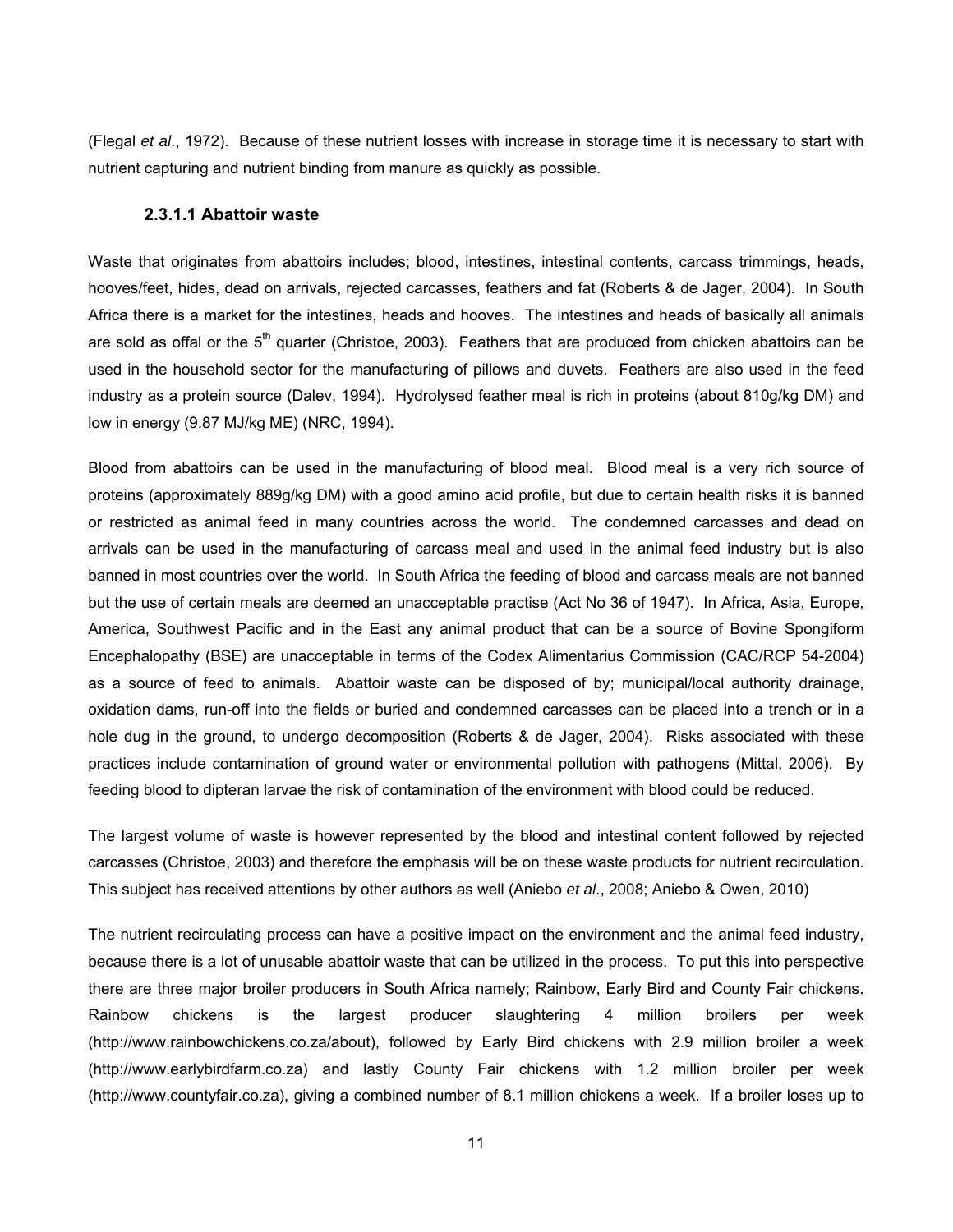(Flegal *et al*., 1972). Because of these nutrient losses with increase in storage time it is necessary to start with nutrient capturing and nutrient binding from manure as quickly as possible.

#### 2.3.1.1 Abattoir waste

Waste that originates from abattoirs includes; blood, intestines, intestinal contents, carcass trimmings, heads, hooves/feet, hides, dead on arrivals, rejected carcasses, feathers and fat (Roberts & de Jager, 2004). In South Africa there is a market for the intestines, heads and hooves. The intestines and heads of basically all animals are sold as offal or the 5$^{th}$ quarter (Christoe, 2003). Feathers that are produced from chicken abattoirs can be used in the household sector for the manufacturing of pillows and duvets. Feathers are also used in the feed industry as a protein source (Dalev, 1994). Hydrolysed feather meal is rich in proteins (about 810g/kg DM) and low in energy (9.87 MJ/kg ME) (NRC, 1994).

Blood from abattoirs can be used in the manufacturing of blood meal. Blood meal is a very rich source of proteins (approximately 889g/kg DM) with a good amino acid profile, but due to certain health risks it is banned or restricted as animal feed in many countries across the world. The condemned carcasses and dead on arrivals can be used in the manufacturing of carcass meal and used in the animal feed industry but is also banned in most countries over the world. In South Africa the feeding of blood and carcass meals are not banned but the use of certain meals are deemed an unacceptable practise (Act No 36 of 1947). In Africa, Asia, Europe, America, Southwest Pacific and in the East any animal product that can be a source of Bovine Spongiform Encephalopathy (BSE) are unacceptable in terms of the Codex Alimentarius Commission (CAC/RCP 54-2004) as a source of feed to animals. Abattoir waste can be disposed of by; municipal/local authority drainage, oxidation dams, run-off into the fields or buried and condemned carcasses can be placed into a trench or in a hole dug in the ground, to undergo decomposition (Roberts & de Jager, 2004). Risks associated with these practices include contamination of ground water or environmental pollution with pathogens (Mittal, 2006). By feeding blood to dipteran larvae the risk of contamination of the environment with blood could be reduced.

The largest volume of waste is however represented by the blood and intestinal content followed by rejected carcasses (Christoe, 2003) and therefore the emphasis will be on these waste products for nutrient recirculation. This subject has received attentions by other authors as well (Aniebo *et al*., 2008; Aniebo & Owen, 2010)

The nutrient recirculating process can have a positive impact on the environment and the animal feed industry, because there is a lot of unusable abattoir waste that can be utilized in the process. To put this into perspective there are three major broiler producers in South Africa namely; Rainbow, Early Bird and County Fair chickens. Rainbow chickens is the largest producer slaughtering 4 million broilers per week (http://www.rainbowchickens.co.za/about), followed by Early Bird chickens with 2.9 million broiler a week (http://www.earlybirdfarm.co.za) and lastly County Fair chickens with 1.2 million broiler per week (http://www.countyfair.co.za), giving a combined number of 8.1 million chickens a week. If a broiler loses up to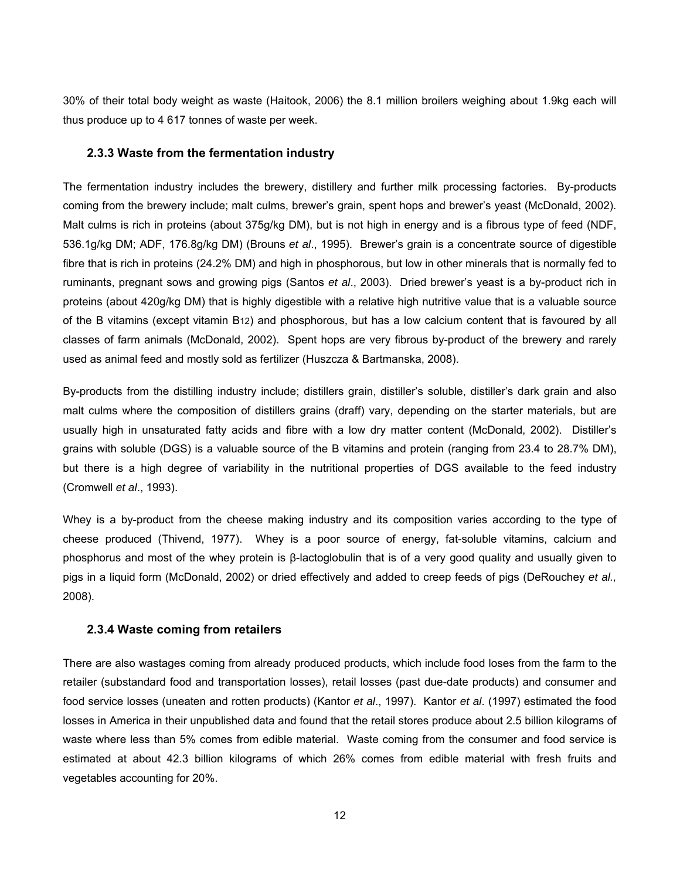30% of their total body weight as waste (Haitook, 2006) the 8.1 million broilers weighing about 1.9kg each will thus produce up to 4 617 tonnes of waste per week.

### 2.3.3 Waste from the fermentation industry

The fermentation industry includes the brewery, distillery and further milk processing factories. By-products coming from the brewery include; malt culms, brewer's grain, spent hops and brewer's yeast (McDonald, 2002). Malt culms is rich in proteins (about 375g/kg DM), but is not high in energy and is a fibrous type of feed (NDF, 536.1g/kg DM; ADF, 176.8g/kg DM) (Brouns *et al*., 1995). Brewer's grain is a concentrate source of digestible fibre that is rich in proteins (24.2% DM) and high in phosphorous, but low in other minerals that is normally fed to ruminants, pregnant sows and growing pigs (Santos *et al*., 2003). Dried brewer's yeast is a by-product rich in proteins (about 420g/kg DM) that is highly digestible with a relative high nutritive value that is a valuable source of the B vitamins (except vitamin $B_{12}$) and phosphorous, but has a low calcium content that is favoured by all classes of farm animals (McDonald, 2002). Spent hops are very fibrous by-product of the brewery and rarely used as animal feed and mostly sold as fertilizer (Huszcza & Bartmanska, 2008).

By-products from the distilling industry include; distillers grain, distiller's soluble, distiller's dark grain and also malt culms where the composition of distillers grains (draff) vary, depending on the starter materials, but are usually high in unsaturated fatty acids and fibre with a low dry matter content (McDonald, 2002). Distiller's grains with soluble (DGS) is a valuable source of the B vitamins and protein (ranging from 23.4 to 28.7% DM), but there is a high degree of variability in the nutritional properties of DGS available to the feed industry (Cromwell *et al*., 1993).

Whey is a by-product from the cheese making industry and its composition varies according to the type of cheese produced (Thivend, 1977). Whey is a poor source of energy, fat-soluble vitamins, calcium and phosphorus and most of the whey protein is β-lactoglobulin that is of a very good quality and usually given to pigs in a liquid form (McDonald, 2002) or dried effectively and added to creep feeds of pigs (DeRouchey *et al.,* 2008).

### 2.3.4 Waste coming from retailers

There are also wastages coming from already produced products, which include food loses from the farm to the retailer (substandard food and transportation losses), retail losses (past due-date products) and consumer and food service losses (uneaten and rotten products) (Kantor *et al*., 1997). Kantor *et al*. (1997) estimated the food losses in America in their unpublished data and found that the retail stores produce about 2.5 billion kilograms of waste where less than 5% comes from edible material. Waste coming from the consumer and food service is estimated at about 42.3 billion kilograms of which 26% comes from edible material with fresh fruits and vegetables accounting for 20%.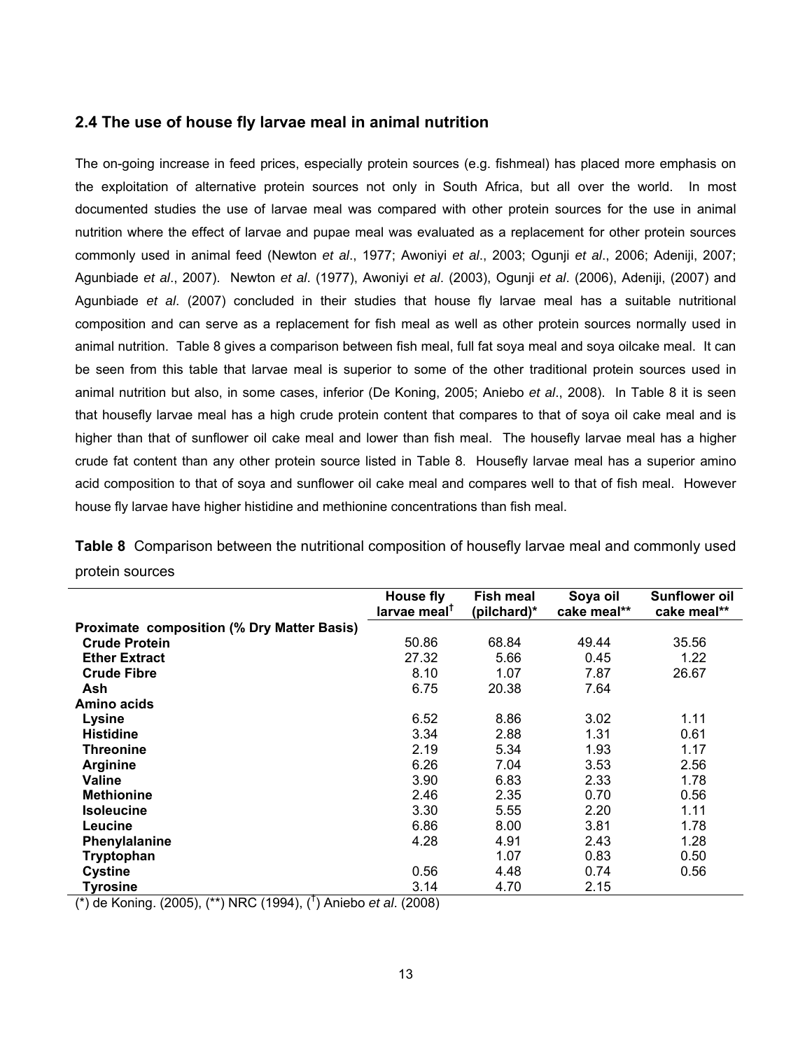## 2.4 The use of house fly larvae meal in animal nutrition

The on-going increase in feed prices, especially protein sources (e.g. fishmeal) has placed more emphasis on the exploitation of alternative protein sources not only in South Africa, but all over the world. In most documented studies the use of larvae meal was compared with other protein sources for the use in animal nutrition where the effect of larvae and pupae meal was evaluated as a replacement for other protein sources commonly used in animal feed (Newton *et al*., 1977; Awoniyi *et al*., 2003; Ogunji *et al*., 2006; Adeniji, 2007; Agunbiade *et al*., 2007). Newton *et al*. (1977), Awoniyi *et al*. (2003), Ogunji *et al*. (2006), Adeniji, (2007) and Agunbiade *et al*. (2007) concluded in their studies that house fly larvae meal has a suitable nutritional composition and can serve as a replacement for fish meal as well as other protein sources normally used in animal nutrition. Table 8 gives a comparison between fish meal, full fat soya meal and soya oilcake meal. It can be seen from this table that larvae meal is superior to some of the other traditional protein sources used in animal nutrition but also, in some cases, inferior (De Koning, 2005; Aniebo *et al*., 2008). In Table 8 it is seen that housefly larvae meal has a high crude protein content that compares to that of soya oil cake meal and is higher than that of sunflower oil cake meal and lower than fish meal. The housefly larvae meal has a higher crude fat content than any other protein source listed in Table 8. Housefly larvae meal has a superior amino acid composition to that of soya and sunflower oil cake meal and compares well to that of fish meal. However house fly larvae have higher histidine and methionine concentrations than fish meal.

**Table 8** Comparison between the nutritional composition of housefly larvae meal and commonly used protein sources

| | House fly larvae meal[†] | Fish meal (pilchard)* | Soya oil cake meal** | Sunflower oil cake meal** |
|---|---|---|---|---|
| **Proximate composition (% Dry Matter Basis)** | | | | |
| **Crude Protein** | 50.86 | 68.84 | 49.44 | 35.56 |
| **Ether Extract** | 27.32 | 5.66 | 0.45 | 1.22 |
| **Crude Fibre** | 8.10 | 1.07 | 7.87 | 26.67 |
| **Ash** | 6.75 | 20.38 | 7.64 | |
| **Amino acids** | | | | |
| **Lysine** | 6.52 | 8.86 | 3.02 | 1.11 |
| **Histidine** | 3.34 | 2.88 | 1.31 | 0.61 |
| **Threonine** | 2.19 | 5.34 | 1.93 | 1.17 |
| **Arginine** | 6.26 | 7.04 | 3.53 | 2.56 |
| **Valine** | 3.90 | 6.83 | 2.33 | 1.78 |
| **Methionine** | 2.46 | 2.35 | 0.70 | 0.56 |
| **Isoleucine** | 3.30 | 5.55 | 2.20 | 1.11 |
| **Leucine** | 6.86 | 8.00 | 3.81 | 1.78 |
| **Phenylalanine** | 4.28 | 4.91 | 2.43 | 1.28 |
| **Tryptophan** | | 1.07 | 0.83 | 0.50 |
| **Cystine** | 0.56 | 4.48 | 0.74 | 0.56 |
| **Tyrosine** | 3.14 | 4.70 | 2.15 | |

(*) de Koning. (2005), (**) NRC (1994), (†) Aniebo *et al*. (2008)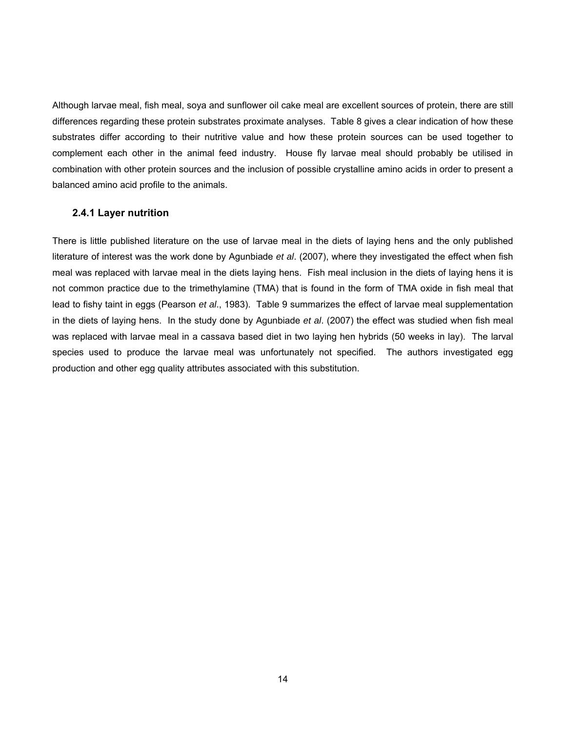Although larvae meal, fish meal, soya and sunflower oil cake meal are excellent sources of protein, there are still differences regarding these protein substrates proximate analyses. Table 8 gives a clear indication of how these substrates differ according to their nutritive value and how these protein sources can be used together to complement each other in the animal feed industry. House fly larvae meal should probably be utilised in combination with other protein sources and the inclusion of possible crystalline amino acids in order to present a balanced amino acid profile to the animals.

### 2.4.1 Layer nutrition

There is little published literature on the use of larvae meal in the diets of laying hens and the only published literature of interest was the work done by Agunbiade *et al*. (2007), where they investigated the effect when fish meal was replaced with larvae meal in the diets laying hens. Fish meal inclusion in the diets of laying hens it is not common practice due to the trimethylamine (TMA) that is found in the form of TMA oxide in fish meal that lead to fishy taint in eggs (Pearson *et al*., 1983). Table 9 summarizes the effect of larvae meal supplementation in the diets of laying hens. In the study done by Agunbiade *et al*. (2007) the effect was studied when fish meal was replaced with larvae meal in a cassava based diet in two laying hen hybrids (50 weeks in lay). The larval species used to produce the larvae meal was unfortunately not specified. The authors investigated egg production and other egg quality attributes associated with this substitution.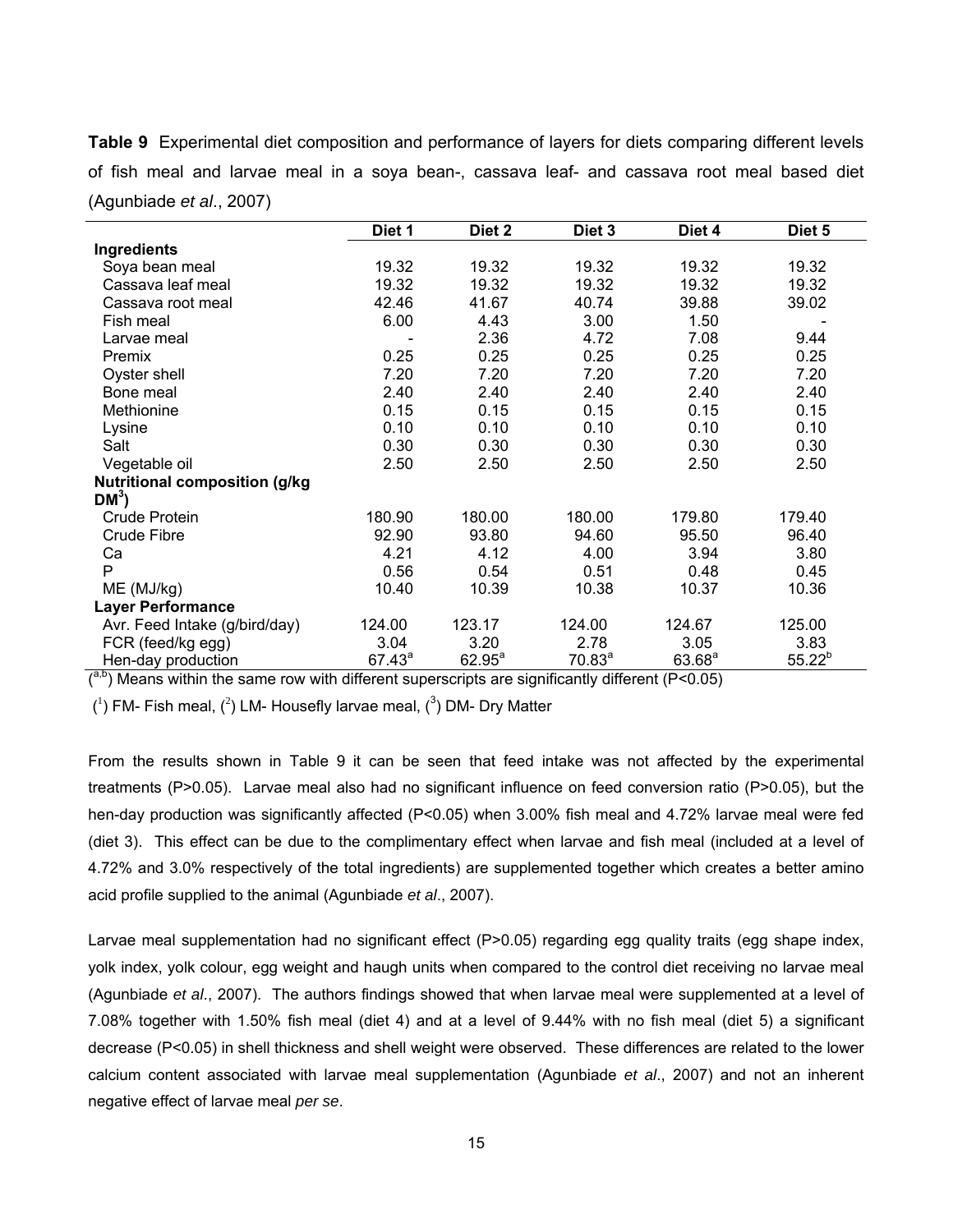**Table 9** Experimental diet composition and performance of layers for diets comparing different levels of fish meal and larvae meal in a soya bean-, cassava leaf- and cassava root meal based diet (Agunbiade *et al*., 2007)

| | Diet 1 | Diet 2 | Diet 3 | Diet 4 | Diet 5 |
|---|---|---|---|---|---|
| **Ingredients** | | | | | |
| Soya bean meal | 19.32 | 19.32 | 19.32 | 19.32 | 19.32 |
| Cassava leaf meal | 19.32 | 19.32 | 19.32 | 19.32 | 19.32 |
| Cassava root meal | 42.46 | 41.67 | 40.74 | 39.88 | 39.02 |
| Fish meal | 6.00 | 4.43 | 3.00 | 1.50 | - |
| Larvae meal | - | 2.36 | 4.72 | 7.08 | 9.44 |
| Premix | 0.25 | 0.25 | 0.25 | 0.25 | 0.25 |
| Oyster shell | 7.20 | 7.20 | 7.20 | 7.20 | 7.20 |
| Bone meal | 2.40 | 2.40 | 2.40 | 2.40 | 2.40 |
| Methionine | 0.15 | 0.15 | 0.15 | 0.15 | 0.15 |
| Lysine | 0.10 | 0.10 | 0.10 | 0.10 | 0.10 |
| Salt | 0.30 | 0.30 | 0.30 | 0.30 | 0.30 |
| Vegetable oil | 2.50 | 2.50 | 2.50 | 2.50 | 2.50 |
| **Nutritional composition (g/kg DM[3])** | | | | | |
| Crude Protein | 180.90 | 180.00 | 180.00 | 179.80 | 179.40 |
| Crude Fibre | 92.90 | 93.80 | 94.60 | 95.50 | 96.40 |
| Ca | 4.21 | 4.12 | 4.00 | 3.94 | 3.80 |
| P | 0.56 | 0.54 | 0.51 | 0.48 | 0.45 |
| ME (MJ/kg) | 10.40 | 10.39 | 10.38 | 10.37 | 10.36 |
| **Layer Performance** | | | | | |
| Avr. Feed Intake (g/bird/day) | 124.00 | 123.17 | 124.00 | 124.67 | 125.00 |
| FCR (feed/kg egg) | 3.04 | 3.20 | 2.78 | 3.05 | 3.83 |
| Hen-day production | $67.43^a$ | $62.95^a$ | $70.83^a$ | $63.68^a$ | $55.22^b$ |

([a,b]) Means within the same row with different superscripts are significantly different (P<0.05)

([1]) FM- Fish meal, ([2]) LM- Housefly larvae meal, ([3]) DM- Dry Matter

From the results shown in Table 9 it can be seen that feed intake was not affected by the experimental treatments (P>0.05). Larvae meal also had no significant influence on feed conversion ratio (P>0.05), but the hen-day production was significantly affected (P<0.05) when 3.00% fish meal and 4.72% larvae meal were fed (diet 3). This effect can be due to the complimentary effect when larvae and fish meal (included at a level of 4.72% and 3.0% respectively of the total ingredients) are supplemented together which creates a better amino acid profile supplied to the animal (Agunbiade *et al*., 2007).

Larvae meal supplementation had no significant effect (P>0.05) regarding egg quality traits (egg shape index, yolk index, yolk colour, egg weight and haugh units when compared to the control diet receiving no larvae meal (Agunbiade *et al*., 2007). The authors findings showed that when larvae meal were supplemented at a level of 7.08% together with 1.50% fish meal (diet 4) and at a level of 9.44% with no fish meal (diet 5) a significant decrease (P<0.05) in shell thickness and shell weight were observed. These differences are related to the lower calcium content associated with larvae meal supplementation (Agunbiade *et al*., 2007) and not an inherent negative effect of larvae meal *per se*.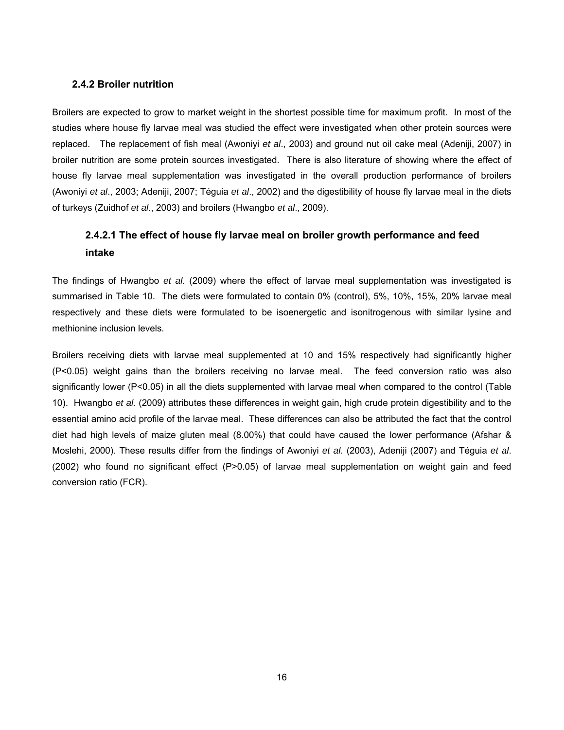### 2.4.2 Broiler nutrition

Broilers are expected to grow to market weight in the shortest possible time for maximum profit. In most of the studies where house fly larvae meal was studied the effect were investigated when other protein sources were replaced. The replacement of fish meal (Awoniyi *et al*., 2003) and ground nut oil cake meal (Adeniji, 2007) in broiler nutrition are some protein sources investigated. There is also literature of showing where the effect of house fly larvae meal supplementation was investigated in the overall production performance of broilers (Awoniyi *et al*., 2003; Adeniji, 2007; Téguia *et al*., 2002) and the digestibility of house fly larvae meal in the diets of turkeys (Zuidhof *et al*., 2003) and broilers (Hwangbo *et al*., 2009).

#### 2.4.2.1 The effect of house fly larvae meal on broiler growth performance and feed intake

The findings of Hwangbo *et al*. (2009) where the effect of larvae meal supplementation was investigated is summarised in Table 10. The diets were formulated to contain 0% (control), 5%, 10%, 15%, 20% larvae meal respectively and these diets were formulated to be isoenergetic and isonitrogenous with similar lysine and methionine inclusion levels.

Broilers receiving diets with larvae meal supplemented at 10 and 15% respectively had significantly higher ($P<0.05$) weight gains than the broilers receiving no larvae meal. The feed conversion ratio was also significantly lower ($P<0.05$) in all the diets supplemented with larvae meal when compared to the control (Table 10). Hwangbo *et al.* (2009) attributes these differences in weight gain, high crude protein digestibility and to the essential amino acid profile of the larvae meal. These differences can also be attributed the fact that the control diet had high levels of maize gluten meal (8.00%) that could have caused the lower performance (Afshar & Moslehi, 2000). These results differ from the findings of Awoniyi *et al*. (2003), Adeniji (2007) and Téguia *et al*. (2002) who found no significant effect ($P>0.05$) of larvae meal supplementation on weight gain and feed conversion ratio (FCR).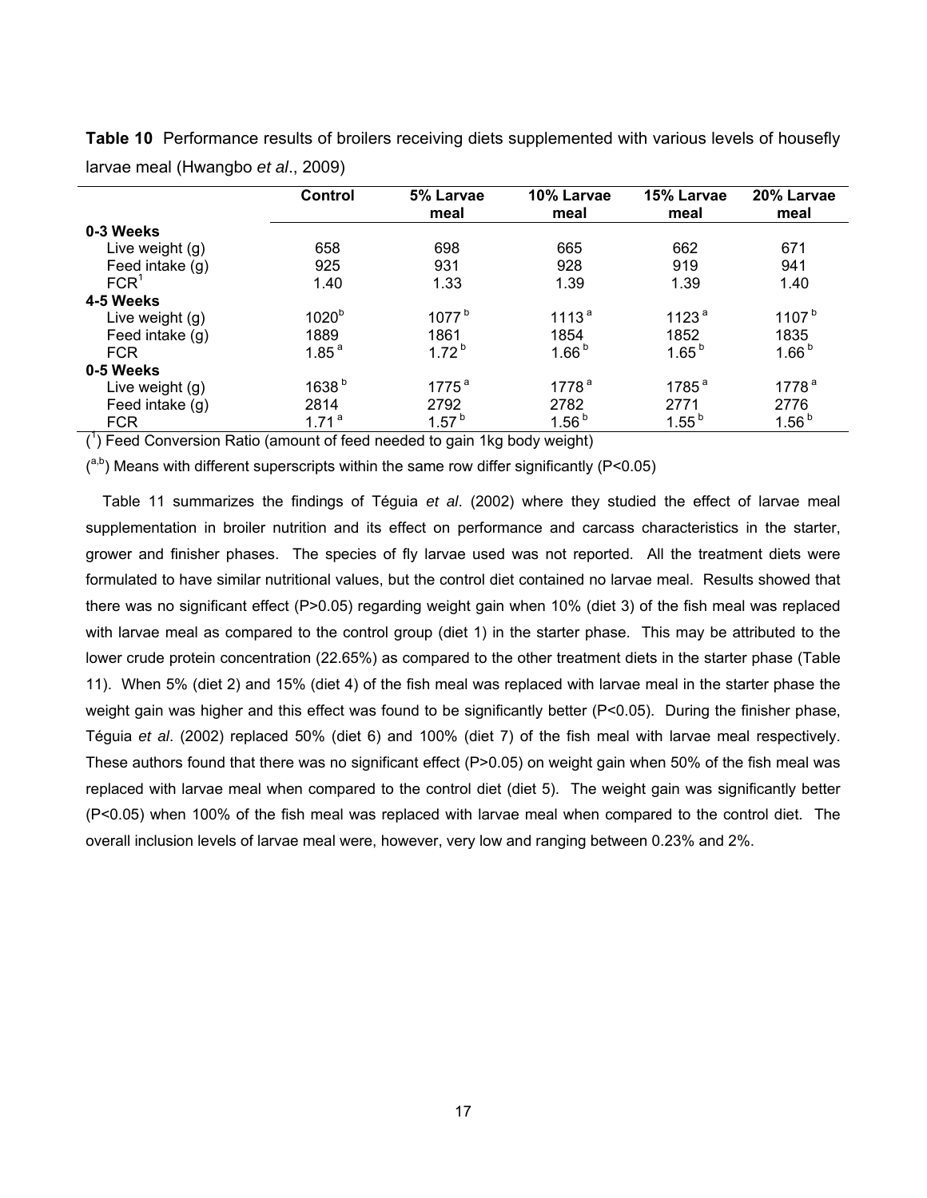**Table 10** Performance results of broilers receiving diets supplemented with various levels of housefly larvae meal (Hwangbo *et al*., 2009)

| | Control | 5% Larvae meal | 10% Larvae meal | 15% Larvae meal | 20% Larvae meal |
|---|---|---|---|---|---|
| **0-3 Weeks** | | | | | |
| Live weight (g) | 658 | 698 | 665 | 662 | 671 |
| Feed intake (g) | 925 | 931 | 928 | 919 | 941 |
| FCR[1] | 1.40 | 1.33 | 1.39 | 1.39 | 1.40 |
| **4-5 Weeks** | | | | | |
| Live weight (g) | 1020[b] | 1077[b] | 1113[a] | 1123[a] | 1107[b] |
| Feed intake (g) | 1889 | 1861 | 1854 | 1852 | 1835 |
| FCR | 1.85[a] | 1.72[b] | 1.66[b] | 1.65[b] | 1.66[b] |
| **0-5 Weeks** | | | | | |
| Live weight (g) | 1638[b] | 1775[a] | 1778[a] | 1785[a] | 1778[a] |
| Feed intake (g) | 2814 | 2792 | 2782 | 2771 | 2776 |
| FCR | 1.71[a] | 1.57[b] | 1.56[b] | 1.55[b] | 1.56[b] |

([1]) Feed Conversion Ratio (amount of feed needed to gain 1kg body weight)

([a,b]) Means with different superscripts within the same row differ significantly ($P<0.05$)

Table 11 summarizes the findings of Téguia *et al*. (2002) where they studied the effect of larvae meal supplementation in broiler nutrition and its effect on performance and carcass characteristics in the starter, grower and finisher phases. The species of fly larvae used was not reported. All the treatment diets were formulated to have similar nutritional values, but the control diet contained no larvae meal. Results showed that there was no significant effect ($P>0.05$) regarding weight gain when 10% (diet 3) of the fish meal was replaced with larvae meal as compared to the control group (diet 1) in the starter phase. This may be attributed to the lower crude protein concentration (22.65%) as compared to the other treatment diets in the starter phase (Table 11). When 5% (diet 2) and 15% (diet 4) of the fish meal was replaced with larvae meal in the starter phase the weight gain was higher and this effect was found to be significantly better ($P<0.05$). During the finisher phase, Téguia *et al*. (2002) replaced 50% (diet 6) and 100% (diet 7) of the fish meal with larvae meal respectively. These authors found that there was no significant effect ($P>0.05$) on weight gain when 50% of the fish meal was replaced with larvae meal when compared to the control diet (diet 5). The weight gain was significantly better ($P<0.05$) when 100% of the fish meal was replaced with larvae meal when compared to the control diet. The overall inclusion levels of larvae meal were, however, very low and ranging between 0.23% and 2%.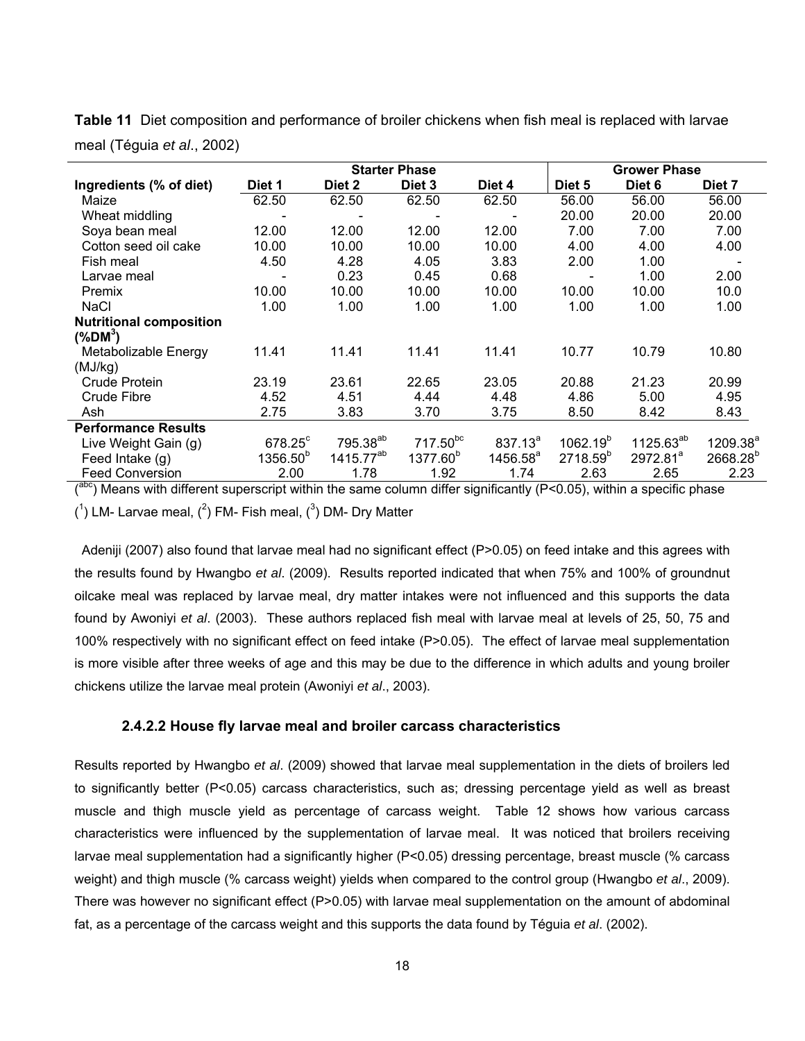**Table 11** Diet composition and performance of broiler chickens when fish meal is replaced with larvae meal (Téguia *et al*., 2002)

| | Starter Phase | | | | Grower Phase | | |
|---|---|---|---|---|---|---|---|
| **Ingredients (% of diet)** | **Diet 1** | **Diet 2** | **Diet 3** | **Diet 4** | **Diet 5** | **Diet 6** | **Diet 7** |
| Maize | 62.50 | 62.50 | 62.50 | 62.50 | 56.00 | 56.00 | 56.00 |
| Wheat middling | - | - | - | - | 20.00 | 20.00 | 20.00 |
| Soya bean meal | 12.00 | 12.00 | 12.00 | 12.00 | 7.00 | 7.00 | 7.00 |
| Cotton seed oil cake | 10.00 | 10.00 | 10.00 | 10.00 | 4.00 | 4.00 | 4.00 |
| Fish meal | 4.50 | 4.28 | 4.05 | 3.83 | 2.00 | 1.00 | - |
| Larvae meal | - | 0.23 | 0.45 | 0.68 | - | 1.00 | 2.00 |
| Premix | 10.00 | 10.00 | 10.00 | 10.00 | 10.00 | 10.00 | 10.0 |
| NaCl | 1.00 | 1.00 | 1.00 | 1.00 | 1.00 | 1.00 | 1.00 |
| **Nutritional composition (%DM[3])** | | | | | | | |
| Metabolizable Energy (MJ/kg) | 11.41 | 11.41 | 11.41 | 11.41 | 10.77 | 10.79 | 10.80 |
| Crude Protein | 23.19 | 23.61 | 22.65 | 23.05 | 20.88 | 21.23 | 20.99 |
| Crude Fibre | 4.52 | 4.51 | 4.44 | 4.48 | 4.86 | 5.00 | 4.95 |
| Ash | 2.75 | 3.83 | 3.70 | 3.75 | 8.50 | 8.42 | 8.43 |
| **Performance Results** | | | | | | | |
| Live Weight Gain (g) | $678.25^{c}$ | $795.38^{ab}$ | $717.50^{bc}$ | $837.13^{a}$ | $1062.19^{b}$ | $1125.63^{ab}$ | $1209.38^{a}$ |
| Feed Intake (g) | $1356.50^{b}$ | $1415.77^{ab}$ | $1377.60^{b}$ | $1456.58^{a}$ | $2718.59^{b}$ | $2972.81^{a}$ | $2668.28^{b}$ |
| Feed Conversion | 2.00 | 1.78 | 1.92 | 1.74 | 2.63 | 2.65 | 2.23 |

([abc]) Means with different superscript within the same column differ significantly (P<0.05), within a specific phase

([1]) LM- Larvae meal, ([2]) FM- Fish meal, ([3]) DM- Dry Matter

Adeniji (2007) also found that larvae meal had no significant effect (P>0.05) on feed intake and this agrees with the results found by Hwangbo *et al*. (2009). Results reported indicated that when 75% and 100% of groundnut oilcake meal was replaced by larvae meal, dry matter intakes were not influenced and this supports the data found by Awoniyi *et al*. (2003). These authors replaced fish meal with larvae meal at levels of 25, 50, 75 and 100% respectively with no significant effect on feed intake (P>0.05). The effect of larvae meal supplementation is more visible after three weeks of age and this may be due to the difference in which adults and young broiler chickens utilize the larvae meal protein (Awoniyi *et al*., 2003).

### 2.4.2.2 House fly larvae meal and broiler carcass characteristics

Results reported by Hwangbo *et al*. (2009) showed that larvae meal supplementation in the diets of broilers led to significantly better (P<0.05) carcass characteristics, such as; dressing percentage yield as well as breast muscle and thigh muscle yield as percentage of carcass weight. Table 12 shows how various carcass characteristics were influenced by the supplementation of larvae meal. It was noticed that broilers receiving larvae meal supplementation had a significantly higher (P<0.05) dressing percentage, breast muscle (% carcass weight) and thigh muscle (% carcass weight) yields when compared to the control group (Hwangbo *et al*., 2009). There was however no significant effect (P>0.05) with larvae meal supplementation on the amount of abdominal fat, as a percentage of the carcass weight and this supports the data found by Téguia *et al*. (2002).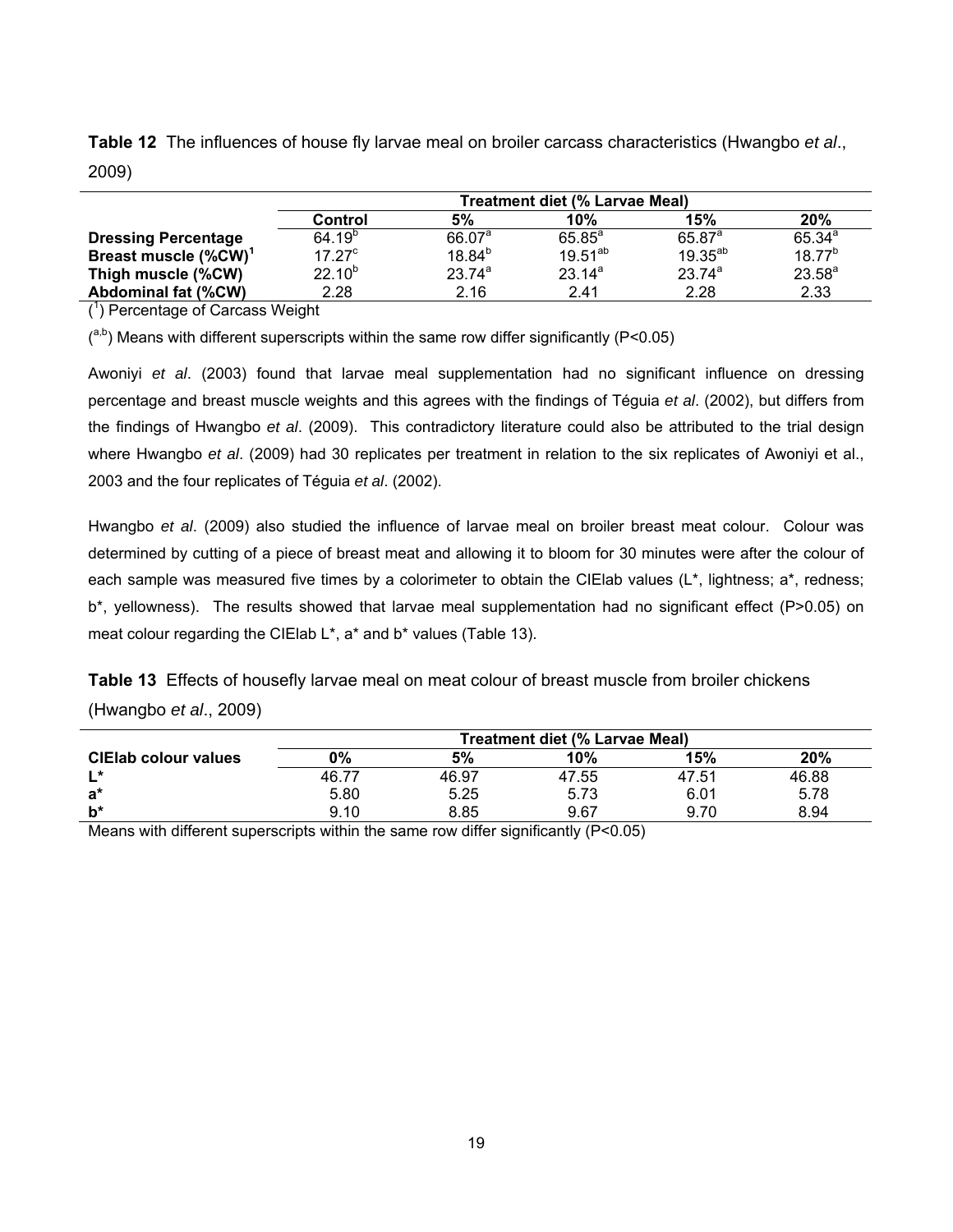**Table 12** The influences of house fly larvae meal on broiler carcass characteristics (Hwangbo *et al*., 2009)

| | Treatment diet (% Larvae Meal) | | | | |
|---|---|---|---|---|---|
| | **Control** | **5%** | **10%** | **15%** | **20%** |
| **Dressing Percentage** | $64.19^{b}$ | $66.07^{a}$ | $65.85^{a}$ | $65.87^{a}$ | $65.34^{a}$ |
| **Breast muscle (%CW)**[1] | $17.27^{c}$ | $18.84^{b}$ | $19.51^{ab}$ | $19.35^{ab}$ | $18.77^{b}$ |
| **Thigh muscle (%CW)** | $22.10^{b}$ | $23.74^{a}$ | $23.14^{a}$ | $23.74^{a}$ | $23.58^{a}$ |
| **Abdominal fat (%CW)** | 2.28 | 2.16 | 2.41 | 2.28 | 2.33 |

([1]) Percentage of Carcass Weight

([a,b]) Means with different superscripts within the same row differ significantly ($P<0.05$)

Awoniyi *et al*. (2003) found that larvae meal supplementation had no significant influence on dressing percentage and breast muscle weights and this agrees with the findings of Téguia *et al*. (2002), but differs from the findings of Hwangbo *et al*. (2009). This contradictory literature could also be attributed to the trial design where Hwangbo *et al*. (2009) had 30 replicates per treatment in relation to the six replicates of Awoniyi et al., 2003 and the four replicates of Téguia *et al*. (2002).

Hwangbo *et al*. (2009) also studied the influence of larvae meal on broiler breast meat colour. Colour was determined by cutting of a piece of breast meat and allowing it to bloom for 30 minutes were after the colour of each sample was measured five times by a colorimeter to obtain the CIElab values (L*, lightness; a*, redness; b*, yellowness). The results showed that larvae meal supplementation had no significant effect ($P>0.05$) on meat colour regarding the CIElab L*, a* and b* values (Table 13).

**Table 13** Effects of housefly larvae meal on meat colour of breast muscle from broiler chickens (Hwangbo *et al*., 2009)

| | Treatment diet (% Larvae Meal) | | | | |
|---|---|---|---|---|---|
| **CIElab colour values** | **0%** | **5%** | **10%** | **15%** | **20%** |
| **L*** | 46.77 | 46.97 | 47.55 | 47.51 | 46.88 |
| **a*** | 5.80 | 5.25 | 5.73 | 6.01 | 5.78 |
| **b*** | 9.10 | 8.85 | 9.67 | 9.70 | 8.94 |

Means with different superscripts within the same row differ significantly ($P<0.05$)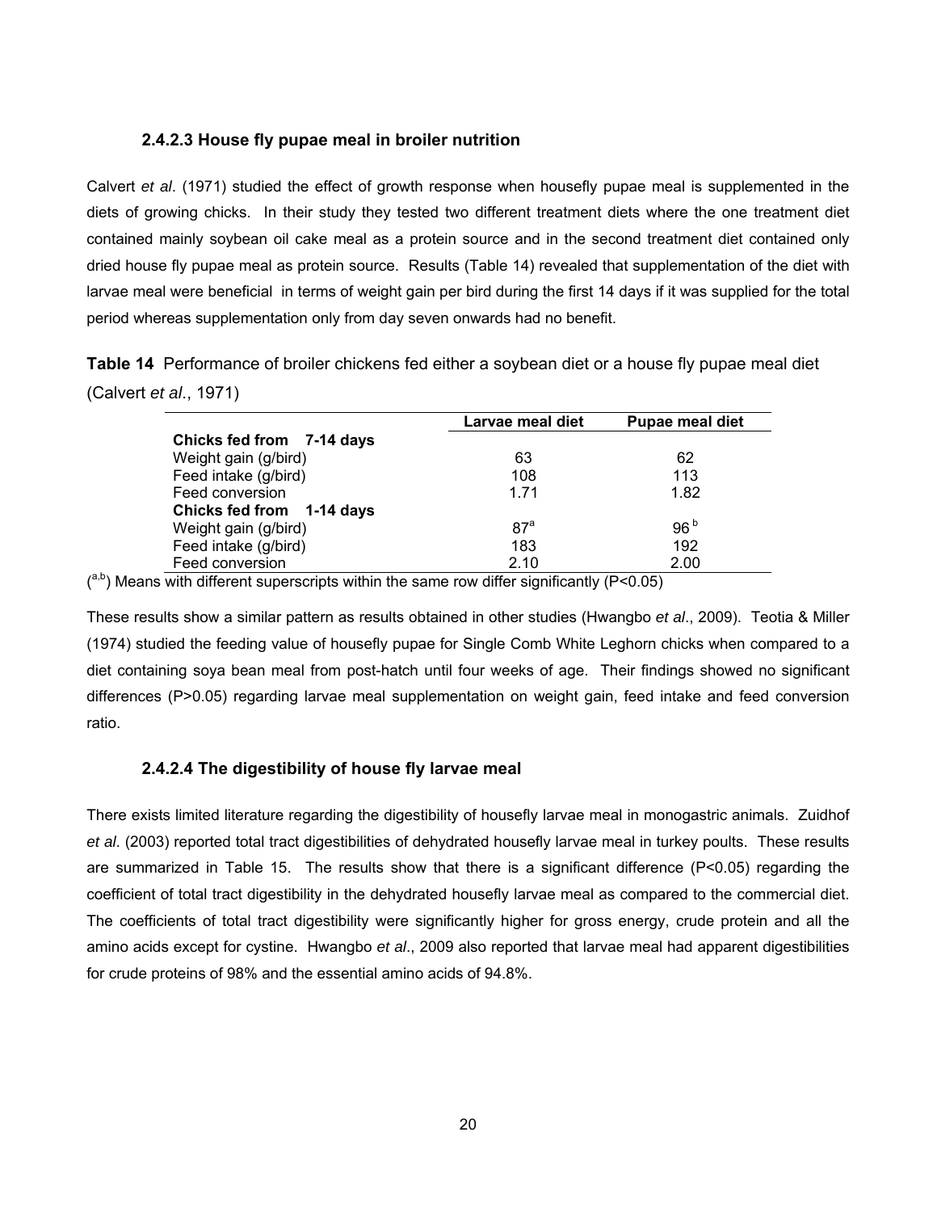### 2.4.2.3 House fly pupae meal in broiler nutrition

Calvert *et al*. (1971) studied the effect of growth response when housefly pupae meal is supplemented in the diets of growing chicks. In their study they tested two different treatment diets where the one treatment diet contained mainly soybean oil cake meal as a protein source and in the second treatment diet contained only dried house fly pupae meal as protein source. Results (Table 14) revealed that supplementation of the diet with larvae meal were beneficial in terms of weight gain per bird during the first 14 days if it was supplied for the total period whereas supplementation only from day seven onwards had no benefit.

**Table 14** Performance of broiler chickens fed either a soybean diet or a house fly pupae meal diet (Calvert *et al*., 1971)

| | Larvae meal diet | Pupae meal diet |
|---|---|---|
| **Chicks fed from 7-14 days** | | |
| Weight gain (g/bird) | 63 | 62 |
| Feed intake (g/bird) | 108 | 113 |
| Feed conversion | 1.71 | 1.82 |
| **Chicks fed from 1-14 days** | | |
| Weight gain (g/bird) | $87^{a}$ | $96^{b}$ |
| Feed intake (g/bird) | 183 | 192 |
| Feed conversion | 2.10 | 2.00 |

($^{a,b}$) Means with different superscripts within the same row differ significantly ($P<0.05$)

These results show a similar pattern as results obtained in other studies (Hwangbo *et al*., 2009). Teotia & Miller (1974) studied the feeding value of housefly pupae for Single Comb White Leghorn chicks when compared to a diet containing soya bean meal from post-hatch until four weeks of age. Their findings showed no significant differences ($P>0.05$) regarding larvae meal supplementation on weight gain, feed intake and feed conversion ratio.

### 2.4.2.4 The digestibility of house fly larvae meal

There exists limited literature regarding the digestibility of housefly larvae meal in monogastric animals. Zuidhof *et al*. (2003) reported total tract digestibilities of dehydrated housefly larvae meal in turkey poults. These results are summarized in Table 15. The results show that there is a significant difference ($P<0.05$) regarding the coefficient of total tract digestibility in the dehydrated housefly larvae meal as compared to the commercial diet. The coefficients of total tract digestibility were significantly higher for gross energy, crude protein and all the amino acids except for cystine. Hwangbo *et al*., 2009 also reported that larvae meal had apparent digestibilities for crude proteins of 98% and the essential amino acids of 94.8%.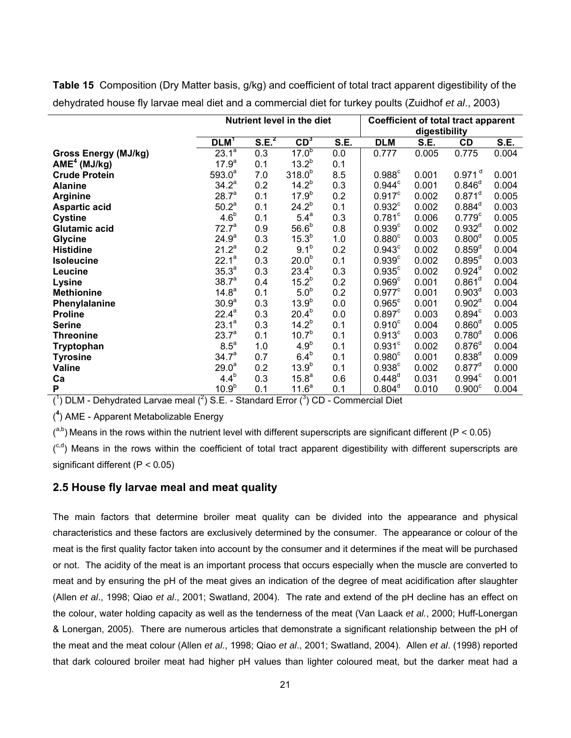**Table 15** Composition (Dry Matter basis, g/kg) and coefficient of total tract apparent digestibility of the dehydrated house fly larvae meal diet and a commercial diet for turkey poults (Zuidhof *et al*., 2003)

| | Nutrient level in the diet | | | | Coefficient of total tract apparent digestibility | | | |
|---|---|---|---|---|---|---|---|---|
| | DLM[1] | S.E.[2] | CD[3] | S.E. | DLM | S.E. | CD | S.E. |
| **Gross Energy (MJ/kg)** | 23.1[a] | 0.3 | 17.0[b] | 0.0 | 0.777 | 0.005 | 0.775 | 0.004 |
| **AME[4] (MJ/kg)** | 17.9[a] | 0.1 | 13.2[b] | 0.1 | | | | |
| **Crude Protein** | 593.0[a] | 7.0 | 318.0[b] | 8.5 | 0.988[c] | 0.001 | 0.971[d] | 0.001 |
| **Alanine** | 34.2[a] | 0.2 | 14.2[b] | 0.3 | 0.944[c] | 0.001 | 0.846[d] | 0.004 |
| **Arginine** | 28.7[a] | 0.1 | 17.9[b] | 0.2 | 0.917[c] | 0.002 | 0.871[d] | 0.005 |
| **Aspartic acid** | 50.2[a] | 0.1 | 24.2[b] | 0.1 | 0.932[c] | 0.002 | 0.884[d] | 0.003 |
| **Cystine** | 4.6[b] | 0.1 | 5.4[a] | 0.3 | 0.781[c] | 0.006 | 0.779[c] | 0.005 |
| **Glutamic acid** | 72.7[a] | 0.9 | 56.6[b] | 0.8 | 0.939[c] | 0.002 | 0.932[d] | 0.002 |
| **Glycine** | 24.9[a] | 0.3 | 15.3[b] | 1.0 | 0.880[c] | 0.003 | 0.800[d] | 0.005 |
| **Histidine** | 21.2[a] | 0.2 | 9.1[b] | 0.2 | 0.943[c] | 0.002 | 0.859[d] | 0.004 |
| **Isoleucine** | 22.1[a] | 0.3 | 20.0[b] | 0.1 | 0.939[c] | 0.002 | 0.895[d] | 0.003 |
| **Leucine** | 35.3[a] | 0.3 | 23.4[b] | 0.3 | 0.935[c] | 0.002 | 0.924[d] | 0.002 |
| **Lysine** | 38.7[a] | 0.4 | 15.2[b] | 0.2 | 0.969[c] | 0.001 | 0.861[d] | 0.004 |
| **Methionine** | 14.8[a] | 0.1 | 5.0[b] | 0.2 | 0.977[c] | 0.001 | 0.903[d] | 0.003 |
| **Phenylalanine** | 30.9[a] | 0.3 | 13.9[b] | 0.0 | 0.965[c] | 0.001 | 0.902[d] | 0.004 |
| **Proline** | 22.4[a] | 0.3 | 20.4[b] | 0.0 | 0.897[c] | 0.003 | 0.894[c] | 0.003 |
| **Serine** | 23.1[a] | 0.3 | 14.2[b] | 0.1 | 0.910[c] | 0.004 | 0.860[d] | 0.005 |
| **Threonine** | 23.7[a] | 0.1 | 10.7[b] | 0.1 | 0.913[c] | 0.003 | 0.780[d] | 0.006 |
| **Tryptophan** | 8.5[a] | 1.0 | 4.9[b] | 0.1 | 0.931[c] | 0.002 | 0.876[d] | 0.004 |
| **Tyrosine** | 34.7[a] | 0.7 | 6.4[b] | 0.1 | 0.980[c] | 0.001 | 0.838[d] | 0.009 |
| **Valine** | 29.0[a] | 0.2 | 13.9[b] | 0.1 | 0.938[c] | 0.002 | 0.877[d] | 0.000 |
| **Ca** | 4.4[b] | 0.3 | 15.8[a] | 0.6 | 0.448[d] | 0.031 | 0.994[c] | 0.001 |
| **P** | 10.9[b] | 0.1 | 11.6[a] | 0.1 | 0.804[d] | 0.010 | 0.900[c] | 0.004 |

([1]) DLM - Dehydrated Larvae meal ([2]) S.E. - Standard Error ([3]) CD - Commercial Diet

([4]) AME - Apparent Metabolizable Energy

([a,b]) Means in the rows within the nutrient level with different superscripts are significant different ($P < 0.05$)

([c,d]) Means in the rows within the coefficient of total tract apparent digestibility with different superscripts are significant different ($P < 0.05$)

## 2.5 House fly larvae meal and meat quality

The main factors that determine broiler meat quality can be divided into the appearance and physical characteristics and these factors are exclusively determined by the consumer. The appearance or colour of the meat is the first quality factor taken into account by the consumer and it determines if the meat will be purchased or not. The acidity of the meat is an important process that occurs especially when the muscle are converted to meat and by ensuring the pH of the meat gives an indication of the degree of meat acidification after slaughter (Allen *et al*., 1998; Qiao *et al*., 2001; Swatland, 2004). The rate and extend of the pH decline has an effect on the colour, water holding capacity as well as the tenderness of the meat (Van Laack *et al.*, 2000; Huff-Lonergan & Lonergan, 2005). There are numerous articles that demonstrate a significant relationship between the pH of the meat and the meat colour (Allen *et al*., 1998; Qiao *et al*., 2001; Swatland, 2004). Allen *et al*. (1998) reported that dark coloured broiler meat had higher pH values than lighter coloured meat, but the darker meat had a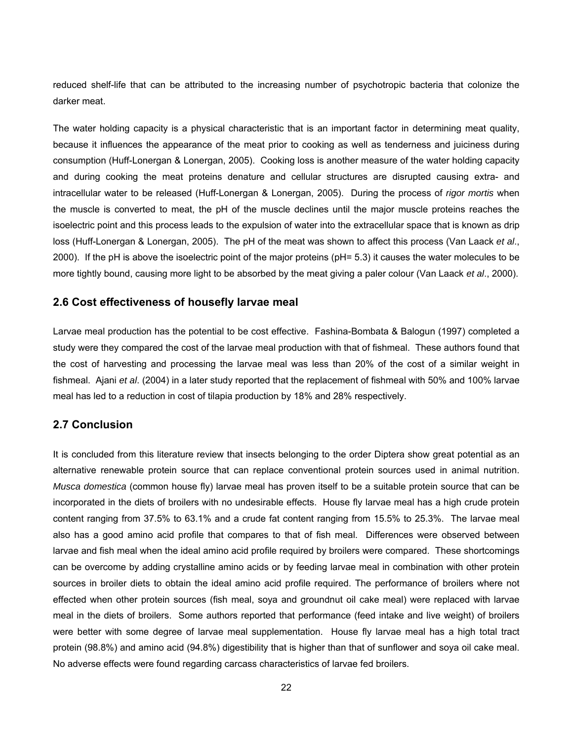reduced shelf-life that can be attributed to the increasing number of psychotropic bacteria that colonize the darker meat.

The water holding capacity is a physical characteristic that is an important factor in determining meat quality, because it influences the appearance of the meat prior to cooking as well as tenderness and juiciness during consumption (Huff-Lonergan & Lonergan, 2005). Cooking loss is another measure of the water holding capacity and during cooking the meat proteins denature and cellular structures are disrupted causing extra- and intracellular water to be released (Huff-Lonergan & Lonergan, 2005). During the process of *rigor mortis* when the muscle is converted to meat, the pH of the muscle declines until the major muscle proteins reaches the isoelectric point and this process leads to the expulsion of water into the extracellular space that is known as drip loss (Huff-Lonergan & Lonergan, 2005). The pH of the meat was shown to affect this process (Van Laack *et al*., 2000). If the pH is above the isoelectric point of the major proteins (pH= 5.3) it causes the water molecules to be more tightly bound, causing more light to be absorbed by the meat giving a paler colour (Van Laack *et al*., 2000).

## 2.6 Cost effectiveness of housefly larvae meal

Larvae meal production has the potential to be cost effective. Fashina-Bombata & Balogun (1997) completed a study were they compared the cost of the larvae meal production with that of fishmeal. These authors found that the cost of harvesting and processing the larvae meal was less than 20% of the cost of a similar weight in fishmeal. Ajani *et al*. (2004) in a later study reported that the replacement of fishmeal with 50% and 100% larvae meal has led to a reduction in cost of tilapia production by 18% and 28% respectively.

## 2.7 Conclusion

It is concluded from this literature review that insects belonging to the order Diptera show great potential as an alternative renewable protein source that can replace conventional protein sources used in animal nutrition. *Musca domestica* (common house fly) larvae meal has proven itself to be a suitable protein source that can be incorporated in the diets of broilers with no undesirable effects. House fly larvae meal has a high crude protein content ranging from 37.5% to 63.1% and a crude fat content ranging from 15.5% to 25.3%. The larvae meal also has a good amino acid profile that compares to that of fish meal. Differences were observed between larvae and fish meal when the ideal amino acid profile required by broilers were compared. These shortcomings can be overcome by adding crystalline amino acids or by feeding larvae meal in combination with other protein sources in broiler diets to obtain the ideal amino acid profile required. The performance of broilers where not effected when other protein sources (fish meal, soya and groundnut oil cake meal) were replaced with larvae meal in the diets of broilers. Some authors reported that performance (feed intake and live weight) of broilers were better with some degree of larvae meal supplementation. House fly larvae meal has a high total tract protein (98.8%) and amino acid (94.8%) digestibility that is higher than that of sunflower and soya oil cake meal. No adverse effects were found regarding carcass characteristics of larvae fed broilers.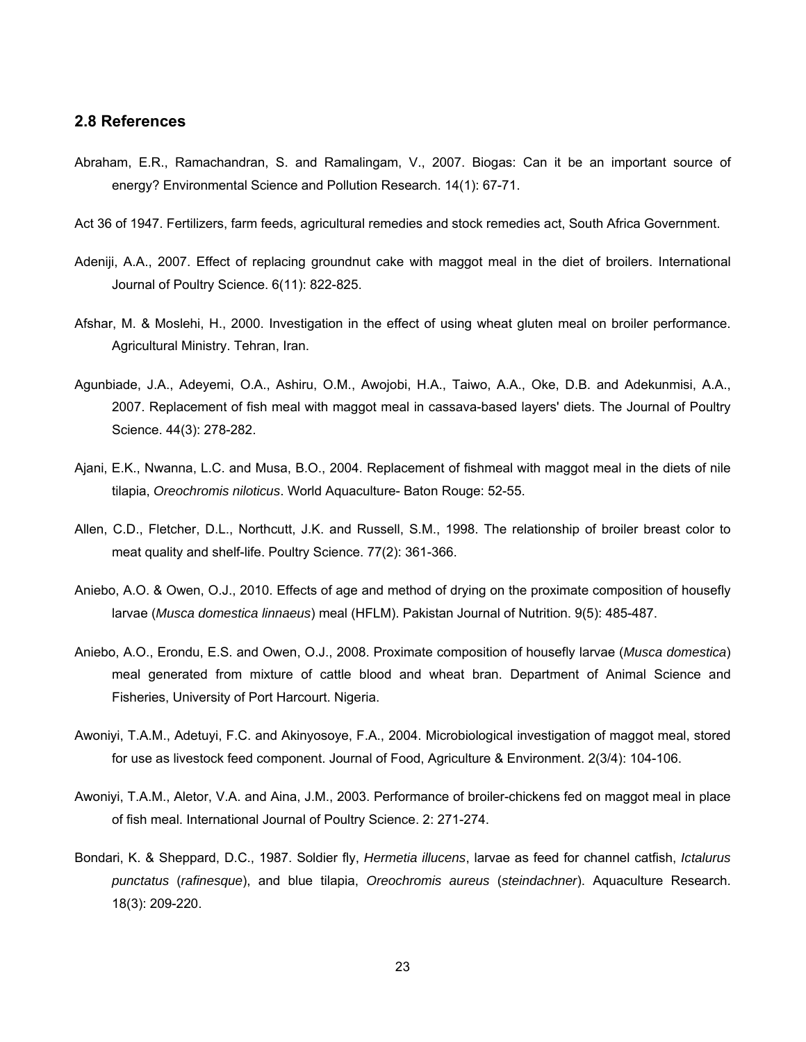## 2.8 References

Abraham, E.R., Ramachandran, S. and Ramalingam, V., 2007. Biogas: Can it be an important source of energy? Environmental Science and Pollution Research. 14(1): 67-71.

Act 36 of 1947. Fertilizers, farm feeds, agricultural remedies and stock remedies act, South Africa Government.

Adeniji, A.A., 2007. Effect of replacing groundnut cake with maggot meal in the diet of broilers. International Journal of Poultry Science. 6(11): 822-825.

Afshar, M. & Moslehi, H., 2000. Investigation in the effect of using wheat gluten meal on broiler performance. Agricultural Ministry. Tehran, Iran.

Agunbiade, J.A., Adeyemi, O.A., Ashiru, O.M., Awojobi, H.A., Taiwo, A.A., Oke, D.B. and Adekunmisi, A.A., 2007. Replacement of fish meal with maggot meal in cassava-based layers' diets. The Journal of Poultry Science. 44(3): 278-282.

Ajani, E.K., Nwanna, L.C. and Musa, B.O., 2004. Replacement of fishmeal with maggot meal in the diets of nile tilapia, *Oreochromis niloticus*. World Aquaculture- Baton Rouge: 52-55.

Allen, C.D., Fletcher, D.L., Northcutt, J.K. and Russell, S.M., 1998. The relationship of broiler breast color to meat quality and shelf-life. Poultry Science. 77(2): 361-366.

Aniebo, A.O. & Owen, O.J., 2010. Effects of age and method of drying on the proximate composition of housefly larvae (*Musca domestica linnaeus*) meal (HFLM). Pakistan Journal of Nutrition. 9(5): 485-487.

Aniebo, A.O., Erondu, E.S. and Owen, O.J., 2008. Proximate composition of housefly larvae (*Musca domestica*) meal generated from mixture of cattle blood and wheat bran. Department of Animal Science and Fisheries, University of Port Harcourt. Nigeria.

Awoniyi, T.A.M., Adetuyi, F.C. and Akinyosoye, F.A., 2004. Microbiological investigation of maggot meal, stored for use as livestock feed component. Journal of Food, Agriculture & Environment. 2(3/4): 104-106.

Awoniyi, T.A.M., Aletor, V.A. and Aina, J.M., 2003. Performance of broiler-chickens fed on maggot meal in place of fish meal. International Journal of Poultry Science. 2: 271-274.

Bondari, K. & Sheppard, D.C., 1987. Soldier fly, *Hermetia illucens*, larvae as feed for channel catfish, *Ictalurus punctatus* (*rafinesque*), and blue tilapia, *Oreochromis aureus* (*steindachner*). Aquaculture Research. 18(3): 209-220.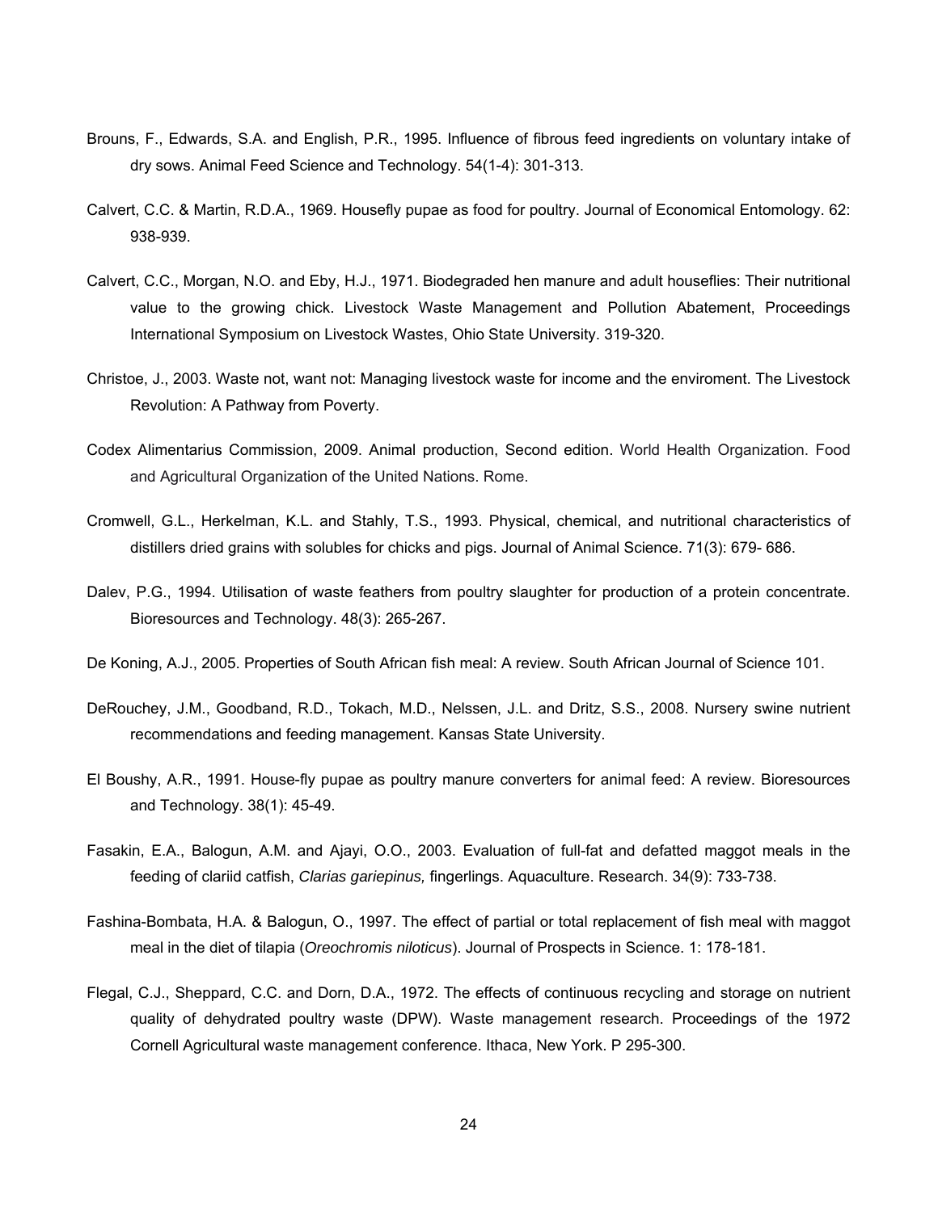Brouns, F., Edwards, S.A. and English, P.R., 1995. Influence of fibrous feed ingredients on voluntary intake of dry sows. Animal Feed Science and Technology. 54(1-4): 301-313.

Calvert, C.C. & Martin, R.D.A., 1969. Housefly pupae as food for poultry. Journal of Economical Entomology. 62: 938-939.

Calvert, C.C., Morgan, N.O. and Eby, H.J., 1971. Biodegraded hen manure and adult houseflies: Their nutritional value to the growing chick. Livestock Waste Management and Pollution Abatement, Proceedings International Symposium on Livestock Wastes, Ohio State University. 319-320.

Christoe, J., 2003. Waste not, want not: Managing livestock waste for income and the enviroment. The Livestock Revolution: A Pathway from Poverty.

Codex Alimentarius Commission, 2009. Animal production, Second edition. World Health Organization. Food and Agricultural Organization of the United Nations. Rome.

Cromwell, G.L., Herkelman, K.L. and Stahly, T.S., 1993. Physical, chemical, and nutritional characteristics of distillers dried grains with solubles for chicks and pigs. Journal of Animal Science. 71(3): 679- 686.

Dalev, P.G., 1994. Utilisation of waste feathers from poultry slaughter for production of a protein concentrate. Bioresources and Technology. 48(3): 265-267.

De Koning, A.J., 2005. Properties of South African fish meal: A review. South African Journal of Science 101.

DeRouchey, J.M., Goodband, R.D., Tokach, M.D., Nelssen, J.L. and Dritz, S.S., 2008. Nursery swine nutrient recommendations and feeding management. Kansas State University.

El Boushy, A.R., 1991. House-fly pupae as poultry manure converters for animal feed: A review. Bioresources and Technology. 38(1): 45-49.

Fasakin, E.A., Balogun, A.M. and Ajayi, O.O., 2003. Evaluation of full-fat and defatted maggot meals in the feeding of clariid catfish, *Clarias gariepinus,* fingerlings. Aquaculture. Research. 34(9): 733-738.

Fashina-Bombata, H.A. & Balogun, O., 1997. The effect of partial or total replacement of fish meal with maggot meal in the diet of tilapia (*Oreochromis niloticus*). Journal of Prospects in Science. 1: 178-181.

Flegal, C.J., Sheppard, C.C. and Dorn, D.A., 1972. The effects of continuous recycling and storage on nutrient quality of dehydrated poultry waste (DPW). Waste management research. Proceedings of the 1972 Cornell Agricultural waste management conference. Ithaca, New York. P 295-300.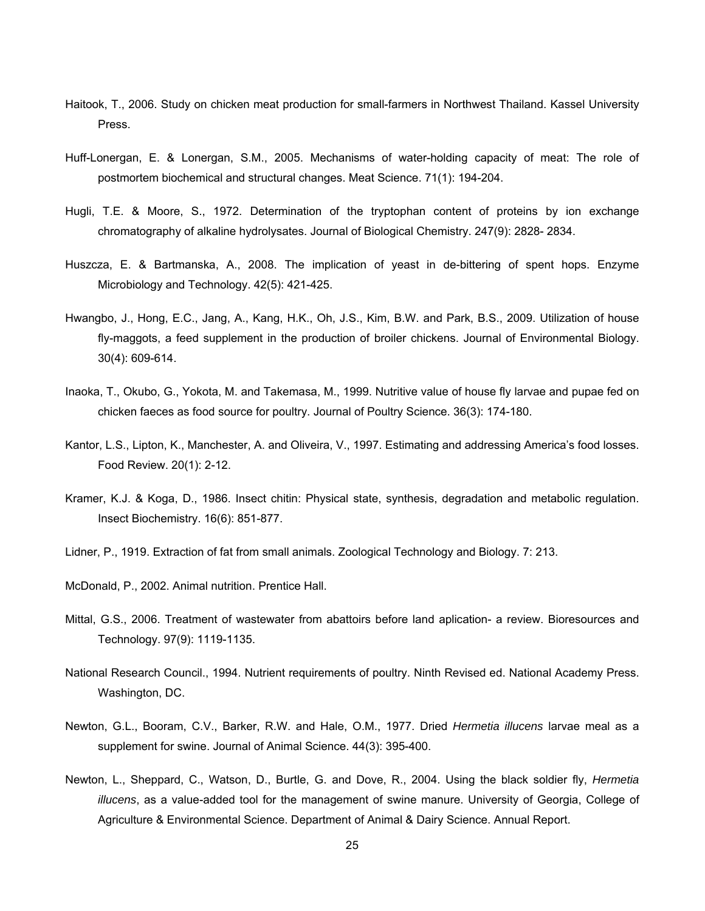Haitook, T., 2006. Study on chicken meat production for small-farmers in Northwest Thailand. Kassel University Press.

Huff-Lonergan, E. & Lonergan, S.M., 2005. Mechanisms of water-holding capacity of meat: The role of postmortem biochemical and structural changes. Meat Science. 71(1): 194-204.

Hugli, T.E. & Moore, S., 1972. Determination of the tryptophan content of proteins by ion exchange chromatography of alkaline hydrolysates. Journal of Biological Chemistry. 247(9): 2828- 2834.

Huszcza, E. & Bartmanska, A., 2008. The implication of yeast in de-bittering of spent hops. Enzyme Microbiology and Technology. 42(5): 421-425.

Hwangbo, J., Hong, E.C., Jang, A., Kang, H.K., Oh, J.S., Kim, B.W. and Park, B.S., 2009. Utilization of house fly-maggots, a feed supplement in the production of broiler chickens. Journal of Environmental Biology. 30(4): 609-614.

Inaoka, T., Okubo, G., Yokota, M. and Takemasa, M., 1999. Nutritive value of house fly larvae and pupae fed on chicken faeces as food source for poultry. Journal of Poultry Science. 36(3): 174-180.

Kantor, L.S., Lipton, K., Manchester, A. and Oliveira, V., 1997. Estimating and addressing America's food losses. Food Review. 20(1): 2-12.

Kramer, K.J. & Koga, D., 1986. Insect chitin: Physical state, synthesis, degradation and metabolic regulation. Insect Biochemistry. 16(6): 851-877.

Lidner, P., 1919. Extraction of fat from small animals. Zoological Technology and Biology. 7: 213.

McDonald, P., 2002. Animal nutrition. Prentice Hall.

Mittal, G.S., 2006. Treatment of wastewater from abattoirs before land aplication- a review. Bioresources and Technology. 97(9): 1119-1135.

National Research Council., 1994. Nutrient requirements of poultry. Ninth Revised ed. National Academy Press. Washington, DC.

Newton, G.L., Booram, C.V., Barker, R.W. and Hale, O.M., 1977. Dried *Hermetia illucens* larvae meal as a supplement for swine. Journal of Animal Science. 44(3): 395-400.

Newton, L., Sheppard, C., Watson, D., Burtle, G. and Dove, R., 2004. Using the black soldier fly, *Hermetia illucens*, as a value-added tool for the management of swine manure. University of Georgia, College of Agriculture & Environmental Science. Department of Animal & Dairy Science. Annual Report.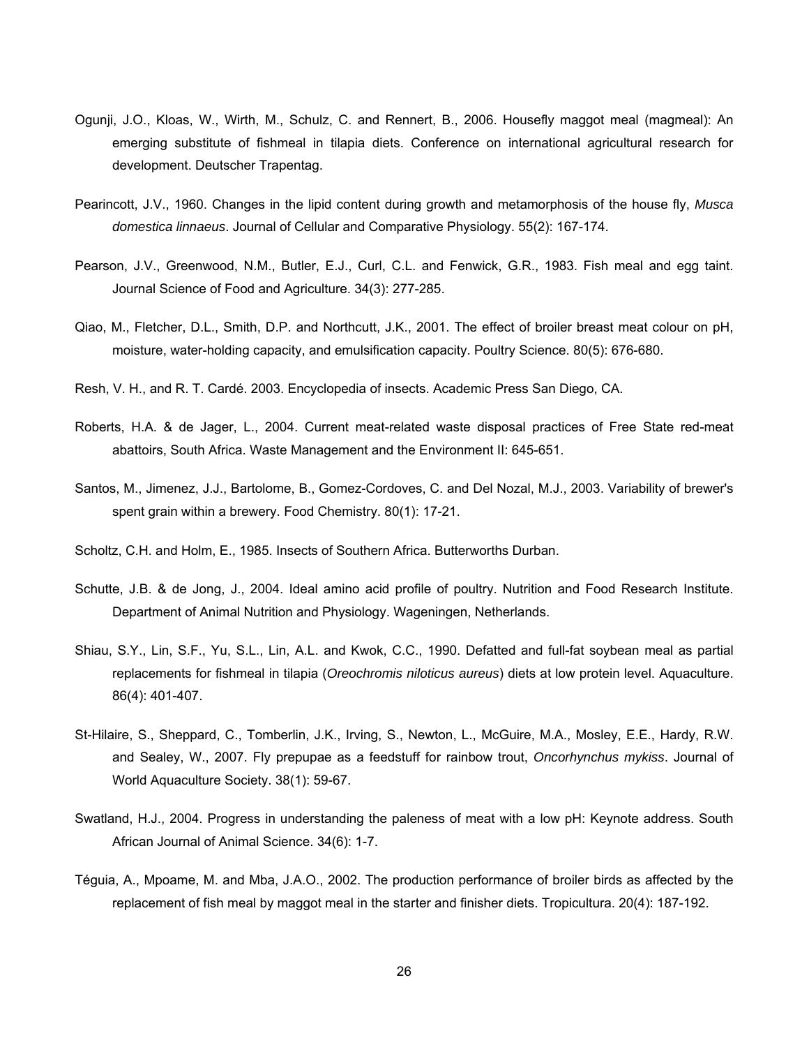Ogunji, J.O., Kloas, W., Wirth, M., Schulz, C. and Rennert, B., 2006. Housefly maggot meal (magmeal): An emerging substitute of fishmeal in tilapia diets. Conference on international agricultural research for development. Deutscher Trapentag.

Pearincott, J.V., 1960. Changes in the lipid content during growth and metamorphosis of the house fly, *Musca domestica linnaeus*. Journal of Cellular and Comparative Physiology. 55(2): 167-174.

Pearson, J.V., Greenwood, N.M., Butler, E.J., Curl, C.L. and Fenwick, G.R., 1983. Fish meal and egg taint. Journal Science of Food and Agriculture. 34(3): 277-285.

Qiao, M., Fletcher, D.L., Smith, D.P. and Northcutt, J.K., 2001. The effect of broiler breast meat colour on pH, moisture, water-holding capacity, and emulsification capacity. Poultry Science. 80(5): 676-680.

Resh, V. H., and R. T. Cardé. 2003. Encyclopedia of insects. Academic Press San Diego, CA.

Roberts, H.A. & de Jager, L., 2004. Current meat-related waste disposal practices of Free State red-meat abattoirs, South Africa. Waste Management and the Environment II: 645-651.

Santos, M., Jimenez, J.J., Bartolome, B., Gomez-Cordoves, C. and Del Nozal, M.J., 2003. Variability of brewer's spent grain within a brewery. Food Chemistry. 80(1): 17-21.

Scholtz, C.H. and Holm, E., 1985. Insects of Southern Africa. Butterworths Durban.

Schutte, J.B. & de Jong, J., 2004. Ideal amino acid profile of poultry. Nutrition and Food Research Institute. Department of Animal Nutrition and Physiology. Wageningen, Netherlands.

Shiau, S.Y., Lin, S.F., Yu, S.L., Lin, A.L. and Kwok, C.C., 1990. Defatted and full-fat soybean meal as partial replacements for fishmeal in tilapia (*Oreochromis niloticus aureus*) diets at low protein level. Aquaculture. 86(4): 401-407.

St-Hilaire, S., Sheppard, C., Tomberlin, J.K., Irving, S., Newton, L., McGuire, M.A., Mosley, E.E., Hardy, R.W. and Sealey, W., 2007. Fly prepupae as a feedstuff for rainbow trout, *Oncorhynchus mykiss*. Journal of World Aquaculture Society. 38(1): 59-67.

Swatland, H.J., 2004. Progress in understanding the paleness of meat with a low pH: Keynote address. South African Journal of Animal Science. 34(6): 1-7.

Téguia, A., Mpoame, M. and Mba, J.A.O., 2002. The production performance of broiler birds as affected by the replacement of fish meal by maggot meal in the starter and finisher diets. Tropicultura. 20(4): 187-192.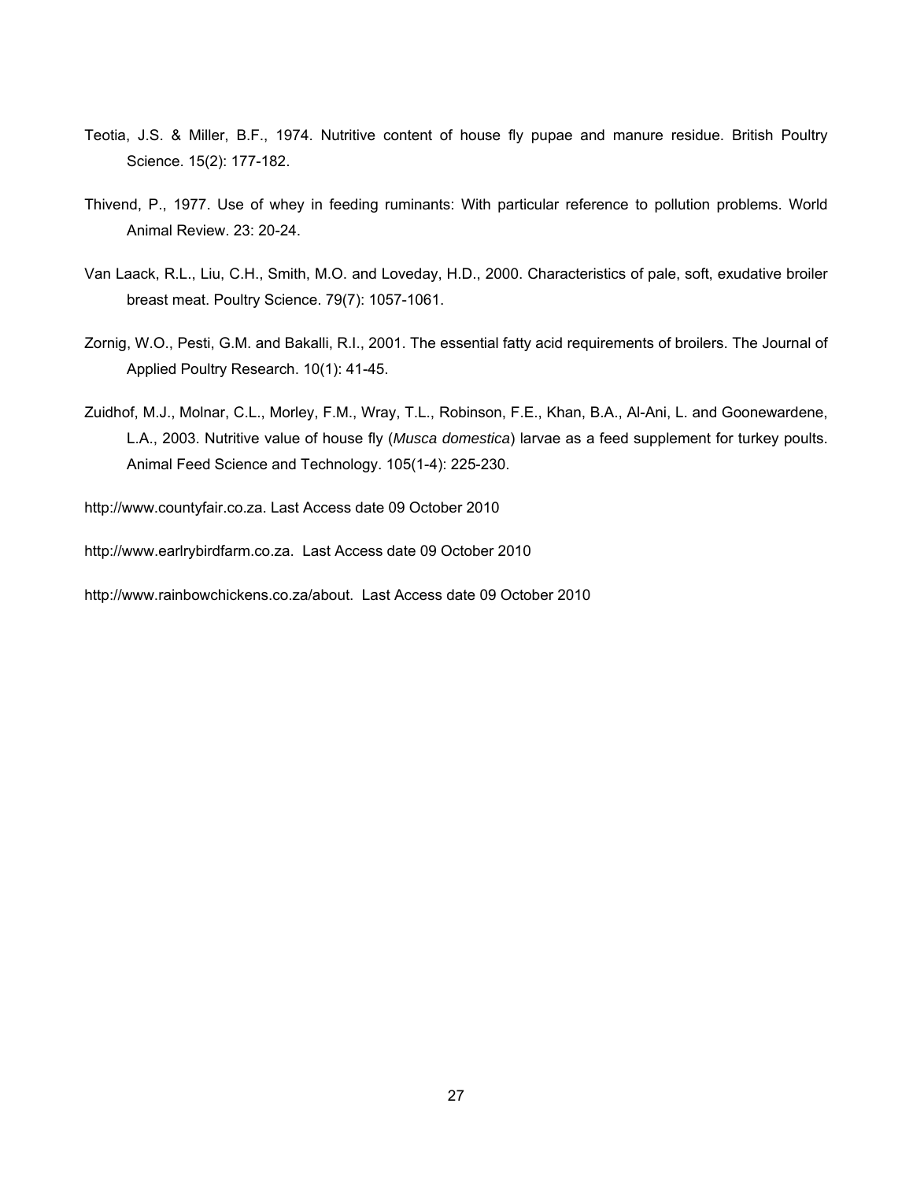Teotia, J.S. & Miller, B.F., 1974. Nutritive content of house fly pupae and manure residue. British Poultry Science. 15(2): 177-182.

Thivend, P., 1977. Use of whey in feeding ruminants: With particular reference to pollution problems. World Animal Review. 23: 20-24.

Van Laack, R.L., Liu, C.H., Smith, M.O. and Loveday, H.D., 2000. Characteristics of pale, soft, exudative broiler breast meat. Poultry Science. 79(7): 1057-1061.

Zornig, W.O., Pesti, G.M. and Bakalli, R.I., 2001. The essential fatty acid requirements of broilers. The Journal of Applied Poultry Research. 10(1): 41-45.

Zuidhof, M.J., Molnar, C.L., Morley, F.M., Wray, T.L., Robinson, F.E., Khan, B.A., Al-Ani, L. and Goonewardene, L.A., 2003. Nutritive value of house fly (*Musca domestica*) larvae as a feed supplement for turkey poults. Animal Feed Science and Technology. 105(1-4): 225-230.

http://www.countyfair.co.za. Last Access date 09 October 2010

http://www.earlrybirdfarm.co.za. Last Access date 09 October 2010

http://www.rainbowchickens.co.za/about. Last Access date 09 October 2010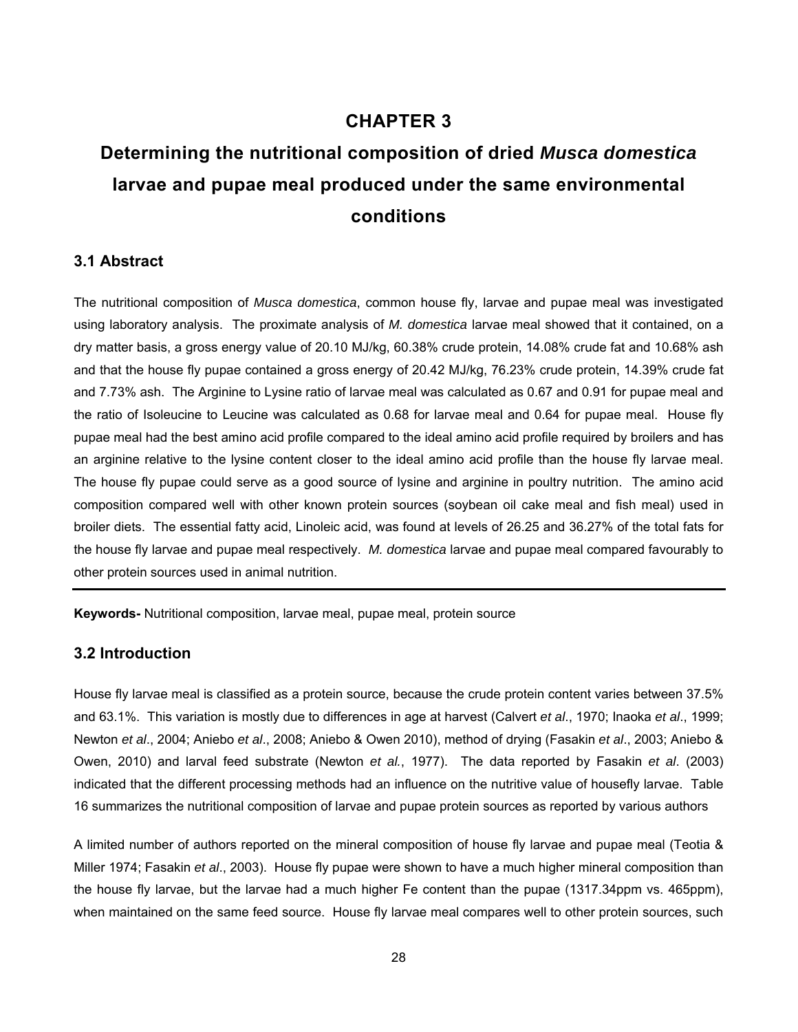# CHAPTER 3

# Determining the nutritional composition of dried *Musca domestica* larvae and pupae meal produced under the same environmental conditions

## 3.1 Abstract

The nutritional composition of *Musca domestica*, common house fly, larvae and pupae meal was investigated using laboratory analysis. The proximate analysis of *M. domestica* larvae meal showed that it contained, on a dry matter basis, a gross energy value of 20.10 MJ/kg, 60.38% crude protein, 14.08% crude fat and 10.68% ash and that the house fly pupae contained a gross energy of 20.42 MJ/kg, 76.23% crude protein, 14.39% crude fat and 7.73% ash. The Arginine to Lysine ratio of larvae meal was calculated as 0.67 and 0.91 for pupae meal and the ratio of Isoleucine to Leucine was calculated as 0.68 for larvae meal and 0.64 for pupae meal. House fly pupae meal had the best amino acid profile compared to the ideal amino acid profile required by broilers and has an arginine relative to the lysine content closer to the ideal amino acid profile than the house fly larvae meal. The house fly pupae could serve as a good source of lysine and arginine in poultry nutrition. The amino acid composition compared well with other known protein sources (soybean oil cake meal and fish meal) used in broiler diets. The essential fatty acid, Linoleic acid, was found at levels of 26.25 and 36.27% of the total fats for the house fly larvae and pupae meal respectively. *M. domestica* larvae and pupae meal compared favourably to other protein sources used in animal nutrition.

---

**Keywords-** Nutritional composition, larvae meal, pupae meal, protein source

## 3.2 Introduction

House fly larvae meal is classified as a protein source, because the crude protein content varies between 37.5% and 63.1%. This variation is mostly due to differences in age at harvest (Calvert *et al*., 1970; Inaoka *et al*., 1999; Newton *et al*., 2004; Aniebo *et al*., 2008; Aniebo & Owen 2010), method of drying (Fasakin *et al*., 2003; Aniebo & Owen, 2010) and larval feed substrate (Newton *et al.*, 1977). The data reported by Fasakin *et al*. (2003) indicated that the different processing methods had an influence on the nutritive value of housefly larvae. Table 16 summarizes the nutritional composition of larvae and pupae protein sources as reported by various authors

A limited number of authors reported on the mineral composition of house fly larvae and pupae meal (Teotia & Miller 1974; Fasakin *et al*., 2003). House fly pupae were shown to have a much higher mineral composition than the house fly larvae, but the larvae had a much higher Fe content than the pupae (1317.34ppm vs. 465ppm), when maintained on the same feed source. House fly larvae meal compares well to other protein sources, such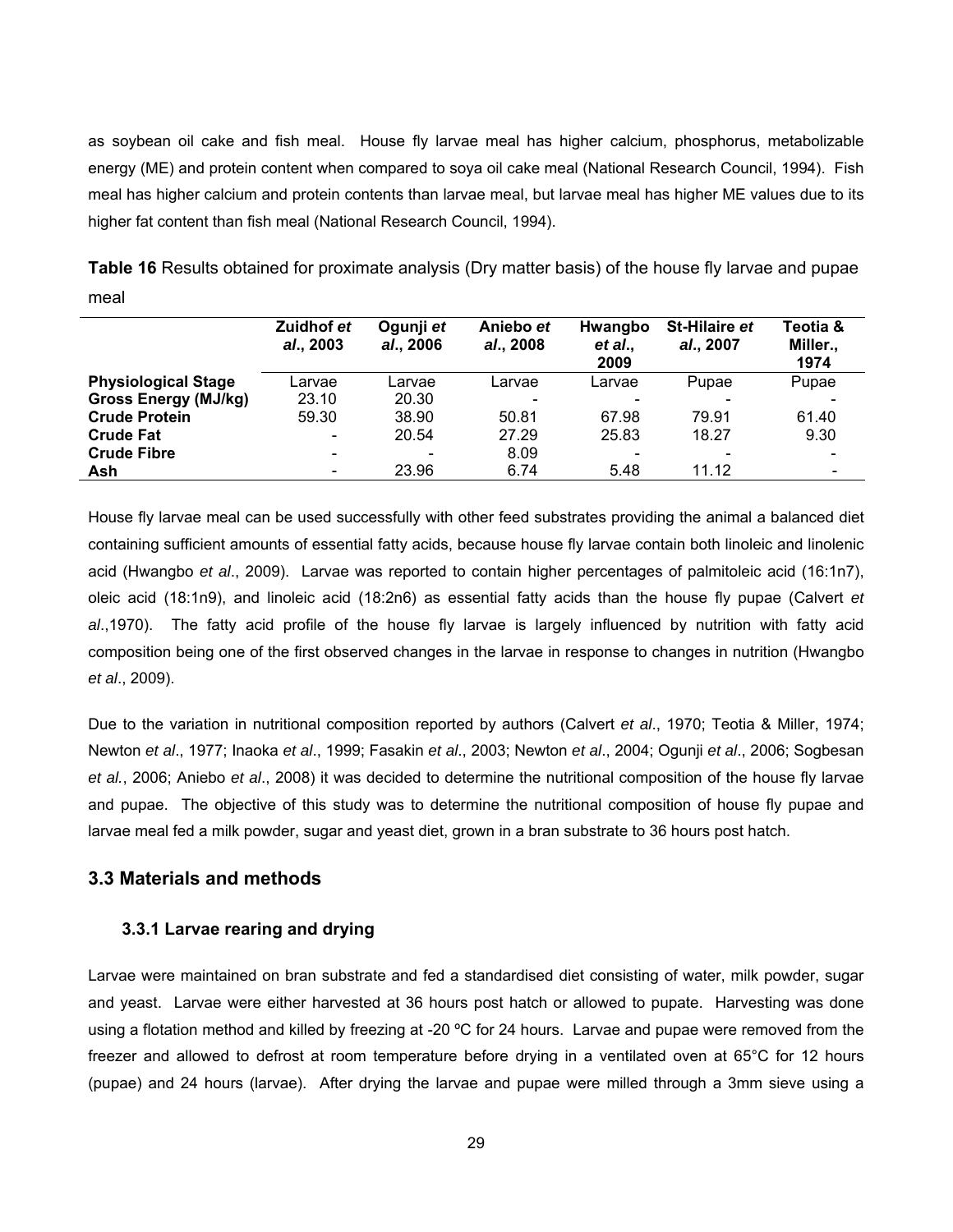as soybean oil cake and fish meal. House fly larvae meal has higher calcium, phosphorus, metabolizable energy (ME) and protein content when compared to soya oil cake meal (National Research Council, 1994). Fish meal has higher calcium and protein contents than larvae meal, but larvae meal has higher ME values due to its higher fat content than fish meal (National Research Council, 1994).

**Table 16** Results obtained for proximate analysis (Dry matter basis) of the house fly larvae and pupae meal

| | **Zuidhof *et al*., 2003** | **Ogunji *et al*., 2006** | **Aniebo *et al*., 2008** | **Hwangbo *et al*., 2009** | **St-Hilaire *et al*., 2007** | **Teotia & Miller., 1974** |
|---|---|---|---|---|---|---|
| **Physiological Stage** | Larvae | Larvae | Larvae | Larvae | Pupae | Pupae |
| **Gross Energy (MJ/kg)** | 23.10 | 20.30 | - | - | - | - |
| **Crude Protein** | 59.30 | 38.90 | 50.81 | 67.98 | 79.91 | 61.40 |
| **Crude Fat** | - | 20.54 | 27.29 | 25.83 | 18.27 | 9.30 |
| **Crude Fibre** | - | - | 8.09 | - | - | - |
| **Ash** | - | 23.96 | 6.74 | 5.48 | 11.12 | - |

House fly larvae meal can be used successfully with other feed substrates providing the animal a balanced diet containing sufficient amounts of essential fatty acids, because house fly larvae contain both linoleic and linolenic acid (Hwangbo *et al*., 2009). Larvae was reported to contain higher percentages of palmitoleic acid (16:1n7), oleic acid (18:1n9), and linoleic acid (18:2n6) as essential fatty acids than the house fly pupae (Calvert *et al*.,1970). The fatty acid profile of the house fly larvae is largely influenced by nutrition with fatty acid composition being one of the first observed changes in the larvae in response to changes in nutrition (Hwangbo *et al*., 2009).

Due to the variation in nutritional composition reported by authors (Calvert *et al*., 1970; Teotia & Miller, 1974; Newton *et al*., 1977; Inaoka *et al*., 1999; Fasakin *et al*., 2003; Newton *et al*., 2004; Ogunji *et al*., 2006; Sogbesan *et al.*, 2006; Aniebo *et al*., 2008) it was decided to determine the nutritional composition of the house fly larvae and pupae. The objective of this study was to determine the nutritional composition of house fly pupae and larvae meal fed a milk powder, sugar and yeast diet, grown in a bran substrate to 36 hours post hatch.

## 3.3 Materials and methods

### 3.3.1 Larvae rearing and drying

Larvae were maintained on bran substrate and fed a standardised diet consisting of water, milk powder, sugar and yeast. Larvae were either harvested at 36 hours post hatch or allowed to pupate. Harvesting was done using a flotation method and killed by freezing at -20 ºC for 24 hours. Larvae and pupae were removed from the freezer and allowed to defrost at room temperature before drying in a ventilated oven at 65°C for 12 hours (pupae) and 24 hours (larvae). After drying the larvae and pupae were milled through a 3mm sieve using a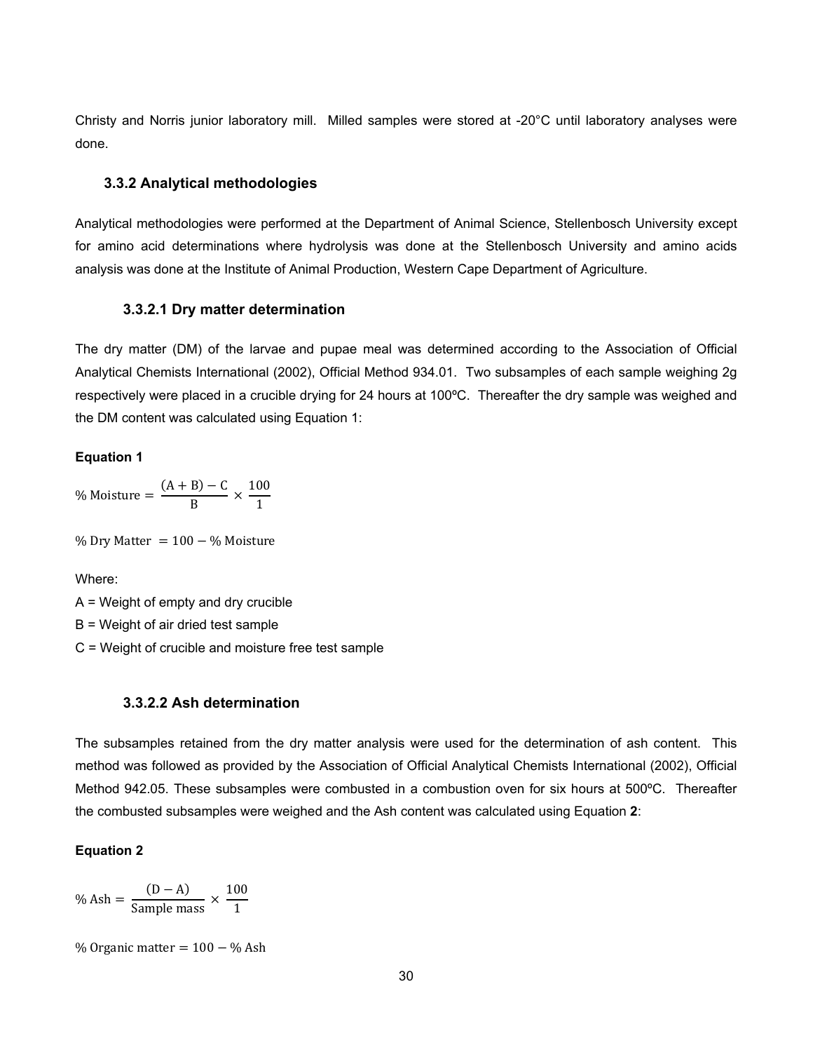Christy and Norris junior laboratory mill. Milled samples were stored at -20°C until laboratory analyses were done.

### 3.3.2 Analytical methodologies

Analytical methodologies were performed at the Department of Animal Science, Stellenbosch University except for amino acid determinations where hydrolysis was done at the Stellenbosch University and amino acids analysis was done at the Institute of Animal Production, Western Cape Department of Agriculture.

#### 3.3.2.1 Dry matter determination

The dry matter (DM) of the larvae and pupae meal was determined according to the Association of Official Analytical Chemists International (2002), Official Method 934.01. Two subsamples of each sample weighing 2g respectively were placed in a crucible drying for 24 hours at 100ºC. Thereafter the dry sample was weighed and the DM content was calculated using Equation 1:

**Equation 1**

$$\%\ \text{Moisture} = \frac{(\text{A} + \text{B}) - \text{C}}{\text{B}} \times \frac{100}{1}$$

$$\%\ \text{Dry Matter} = 100 - \%\ \text{Moisture}$$

Where:

A = Weight of empty and dry crucible

B = Weight of air dried test sample

C = Weight of crucible and moisture free test sample

#### 3.3.2.2 Ash determination

The subsamples retained from the dry matter analysis were used for the determination of ash content. This method was followed as provided by the Association of Official Analytical Chemists International (2002), Official Method 942.05. These subsamples were combusted in a combustion oven for six hours at 500ºC. Thereafter the combusted subsamples were weighed and the Ash content was calculated using Equation **2**:

**Equation 2**

$$\%\ \text{Ash} = \frac{(\text{D} - \text{A})}{\text{Sample mass}} \times \frac{100}{1}$$

$$\%\ \text{Organic matter} = 100 - \%\ \text{Ash}$$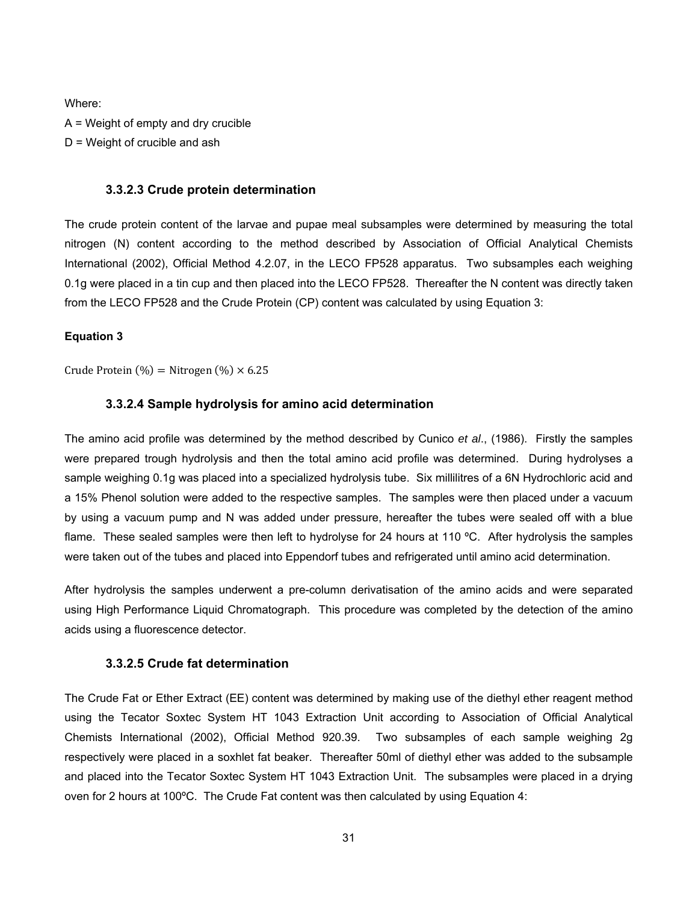Where:

A = Weight of empty and dry crucible

D = Weight of crucible and ash

### 3.3.2.3 Crude protein determination

The crude protein content of the larvae and pupae meal subsamples were determined by measuring the total nitrogen (N) content according to the method described by Association of Official Analytical Chemists International (2002), Official Method 4.2.07, in the LECO FP528 apparatus. Two subsamples each weighing 0.1g were placed in a tin cup and then placed into the LECO FP528. Thereafter the N content was directly taken from the LECO FP528 and the Crude Protein (CP) content was calculated by using Equation 3:

**Equation 3**

$$\text{Crude Protein } (\%) = \text{Nitrogen } (\%) \times 6.25$$

### 3.3.2.4 Sample hydrolysis for amino acid determination

The amino acid profile was determined by the method described by Cunico *et al*., (1986). Firstly the samples were prepared trough hydrolysis and then the total amino acid profile was determined. During hydrolyses a sample weighing 0.1g was placed into a specialized hydrolysis tube. Six millilitres of a 6N Hydrochloric acid and a 15% Phenol solution were added to the respective samples. The samples were then placed under a vacuum by using a vacuum pump and N was added under pressure, hereafter the tubes were sealed off with a blue flame. These sealed samples were then left to hydrolyse for 24 hours at 110 ºC. After hydrolysis the samples were taken out of the tubes and placed into Eppendorf tubes and refrigerated until amino acid determination.

After hydrolysis the samples underwent a pre-column derivatisation of the amino acids and were separated using High Performance Liquid Chromatograph. This procedure was completed by the detection of the amino acids using a fluorescence detector.

### 3.3.2.5 Crude fat determination

The Crude Fat or Ether Extract (EE) content was determined by making use of the diethyl ether reagent method using the Tecator Soxtec System HT 1043 Extraction Unit according to Association of Official Analytical Chemists International (2002), Official Method 920.39. Two subsamples of each sample weighing 2g respectively were placed in a soxhlet fat beaker. Thereafter 50ml of diethyl ether was added to the subsample and placed into the Tecator Soxtec System HT 1043 Extraction Unit. The subsamples were placed in a drying oven for 2 hours at 100ºC. The Crude Fat content was then calculated by using Equation 4: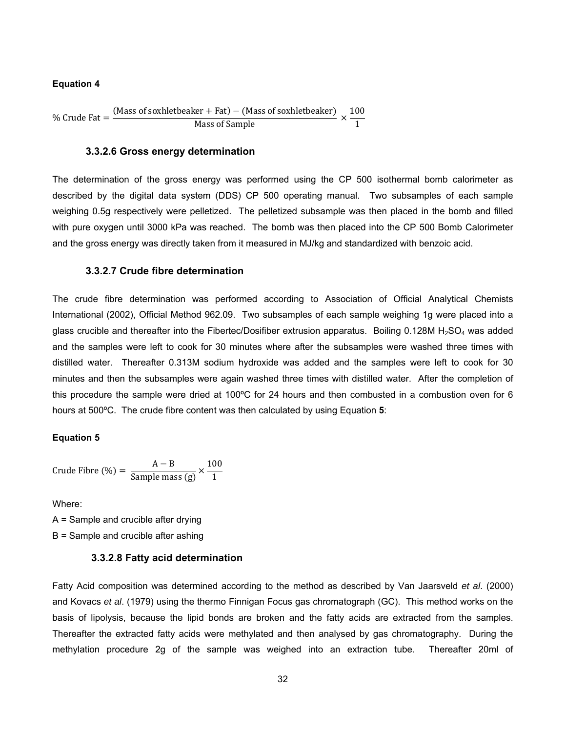**Equation 4**

$$\% \text{ Crude Fat} = \frac{(\text{Mass of soxhletbeaker} + \text{Fat}) - (\text{Mass of soxhletbeaker})}{\text{Mass of Sample}} \times \frac{100}{1}$$

### 3.3.2.6 Gross energy determination

The determination of the gross energy was performed using the CP 500 isothermal bomb calorimeter as described by the digital data system (DDS) CP 500 operating manual. Two subsamples of each sample weighing 0.5g respectively were pelletized. The pelletized subsample was then placed in the bomb and filled with pure oxygen until 3000 kPa was reached. The bomb was then placed into the CP 500 Bomb Calorimeter and the gross energy was directly taken from it measured in MJ/kg and standardized with benzoic acid.

### 3.3.2.7 Crude fibre determination

The crude fibre determination was performed according to Association of Official Analytical Chemists International (2002), Official Method 962.09. Two subsamples of each sample weighing 1g were placed into a glass crucible and thereafter into the Fibertec/Dosifiber extrusion apparatus. Boiling 0.128M $H_2SO_4$ was added and the samples were left to cook for 30 minutes where after the subsamples were washed three times with distilled water. Thereafter 0.313M sodium hydroxide was added and the samples were left to cook for 30 minutes and then the subsamples were again washed three times with distilled water. After the completion of this procedure the sample were dried at 100ºC for 24 hours and then combusted in a combustion oven for 6 hours at 500ºC. The crude fibre content was then calculated by using Equation **5**:

**Equation 5**

$$\text{Crude Fibre } (\%) = \frac{\text{A} - \text{B}}{\text{Sample mass (g)}} \times \frac{100}{1}$$

Where:

A = Sample and crucible after drying

B = Sample and crucible after ashing

### 3.3.2.8 Fatty acid determination

Fatty Acid composition was determined according to the method as described by Van Jaarsveld *et al*. (2000) and Kovacs *et al*. (1979) using the thermo Finnigan Focus gas chromatograph (GC). This method works on the basis of lipolysis, because the lipid bonds are broken and the fatty acids are extracted from the samples. Thereafter the extracted fatty acids were methylated and then analysed by gas chromatography. During the methylation procedure 2g of the sample was weighed into an extraction tube. Thereafter 20ml of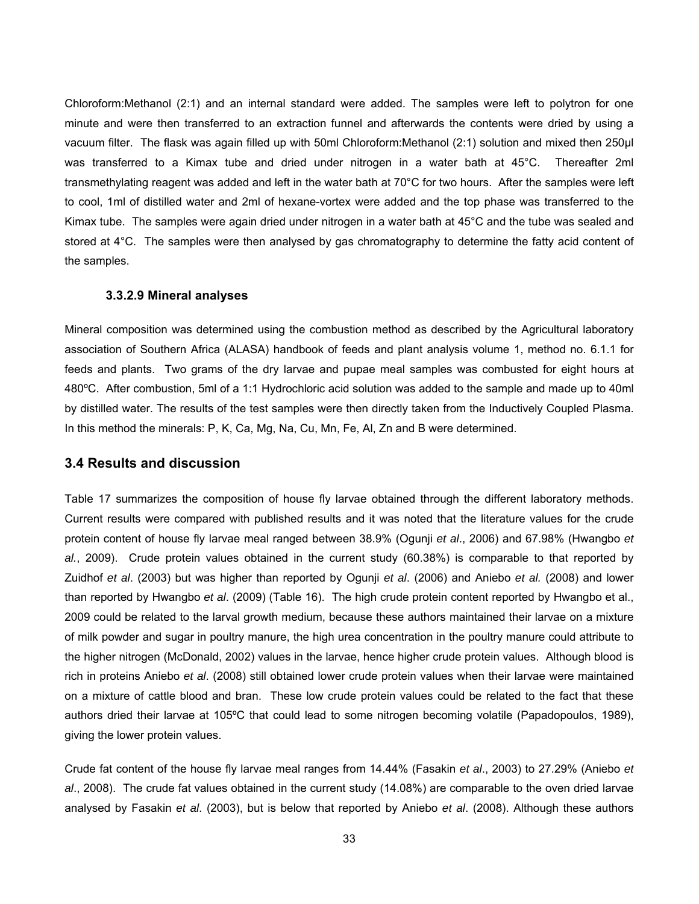Chloroform:Methanol (2:1) and an internal standard were added. The samples were left to polytron for one minute and were then transferred to an extraction funnel and afterwards the contents were dried by using a vacuum filter. The flask was again filled up with 50ml Chloroform:Methanol (2:1) solution and mixed then 250µl was transferred to a Kimax tube and dried under nitrogen in a water bath at 45°C. Thereafter 2ml transmethylating reagent was added and left in the water bath at 70°C for two hours. After the samples were left to cool, 1ml of distilled water and 2ml of hexane-vortex were added and the top phase was transferred to the Kimax tube. The samples were again dried under nitrogen in a water bath at 45°C and the tube was sealed and stored at 4°C. The samples were then analysed by gas chromatography to determine the fatty acid content of the samples.

#### 3.3.2.9 Mineral analyses

Mineral composition was determined using the combustion method as described by the Agricultural laboratory association of Southern Africa (ALASA) handbook of feeds and plant analysis volume 1, method no. 6.1.1 for feeds and plants. Two grams of the dry larvae and pupae meal samples was combusted for eight hours at 480ºC. After combustion, 5ml of a 1:1 Hydrochloric acid solution was added to the sample and made up to 40ml by distilled water. The results of the test samples were then directly taken from the Inductively Coupled Plasma. In this method the minerals: P, K, Ca, Mg, Na, Cu, Mn, Fe, Al, Zn and B were determined.

## 3.4 Results and discussion

Table 17 summarizes the composition of house fly larvae obtained through the different laboratory methods. Current results were compared with published results and it was noted that the literature values for the crude protein content of house fly larvae meal ranged between 38.9% (Ogunji *et al*., 2006) and 67.98% (Hwangbo *et al.*, 2009). Crude protein values obtained in the current study (60.38%) is comparable to that reported by Zuidhof *et al*. (2003) but was higher than reported by Ogunji *et al*. (2006) and Aniebo *et al.* (2008) and lower than reported by Hwangbo *et al*. (2009) (Table 16). The high crude protein content reported by Hwangbo et al., 2009 could be related to the larval growth medium, because these authors maintained their larvae on a mixture of milk powder and sugar in poultry manure, the high urea concentration in the poultry manure could attribute to the higher nitrogen (McDonald, 2002) values in the larvae, hence higher crude protein values. Although blood is rich in proteins Aniebo *et al*. (2008) still obtained lower crude protein values when their larvae were maintained on a mixture of cattle blood and bran. These low crude protein values could be related to the fact that these authors dried their larvae at 105ºC that could lead to some nitrogen becoming volatile (Papadopoulos, 1989), giving the lower protein values.

Crude fat content of the house fly larvae meal ranges from 14.44% (Fasakin *et al*., 2003) to 27.29% (Aniebo *et al*., 2008). The crude fat values obtained in the current study (14.08%) are comparable to the oven dried larvae analysed by Fasakin *et al*. (2003), but is below that reported by Aniebo *et al*. (2008). Although these authors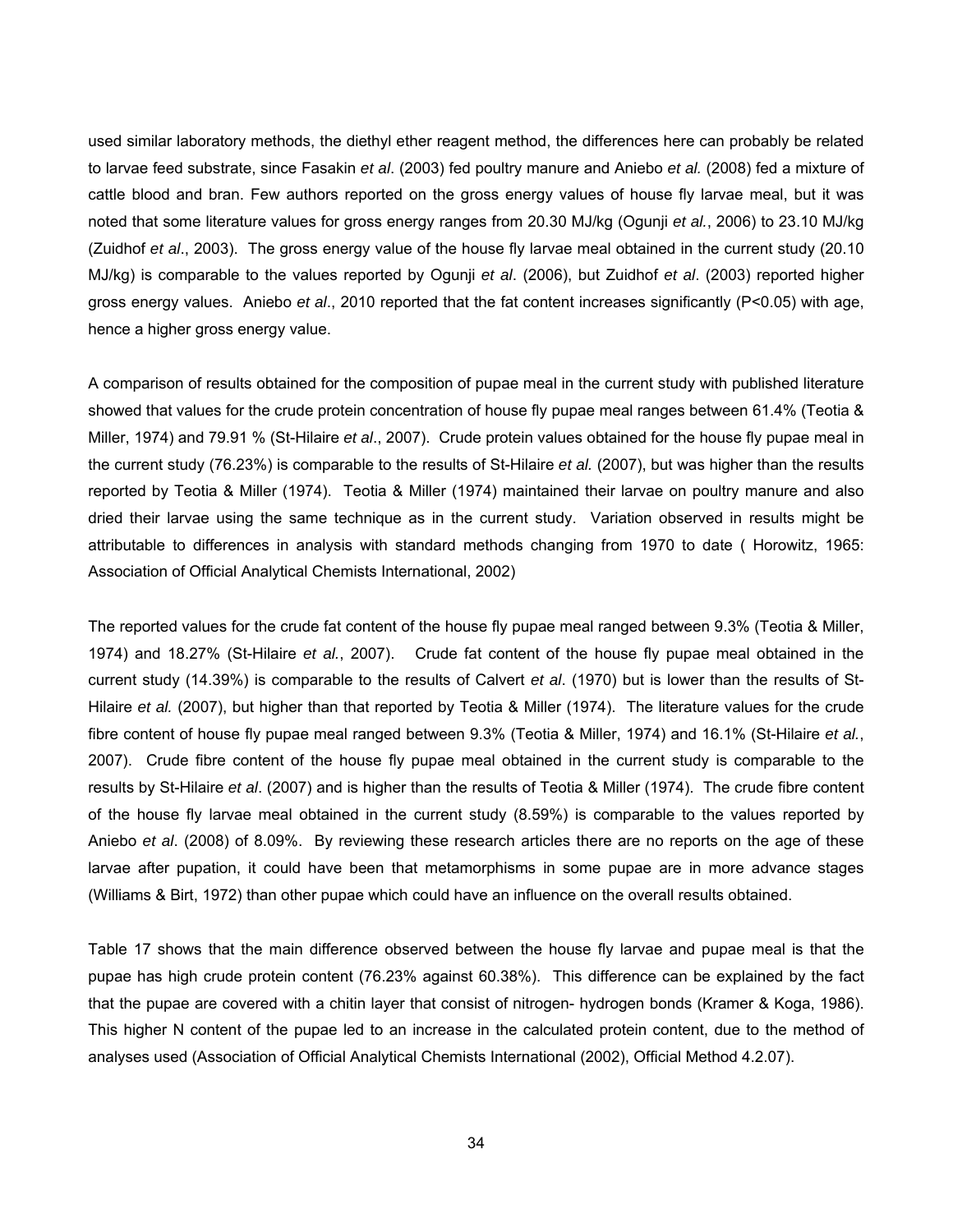used similar laboratory methods, the diethyl ether reagent method, the differences here can probably be related to larvae feed substrate, since Fasakin *et al*. (2003) fed poultry manure and Aniebo *et al.* (2008) fed a mixture of cattle blood and bran. Few authors reported on the gross energy values of house fly larvae meal, but it was noted that some literature values for gross energy ranges from 20.30 MJ/kg (Ogunji *et al.*, 2006) to 23.10 MJ/kg (Zuidhof *et al*., 2003). The gross energy value of the house fly larvae meal obtained in the current study (20.10 MJ/kg) is comparable to the values reported by Ogunji *et al*. (2006), but Zuidhof *et al*. (2003) reported higher gross energy values. Aniebo *et al*., 2010 reported that the fat content increases significantly ($P<0.05$) with age, hence a higher gross energy value.

A comparison of results obtained for the composition of pupae meal in the current study with published literature showed that values for the crude protein concentration of house fly pupae meal ranges between 61.4% (Teotia & Miller, 1974) and 79.91 % (St-Hilaire *et al*., 2007). Crude protein values obtained for the house fly pupae meal in the current study (76.23%) is comparable to the results of St-Hilaire *et al.* (2007), but was higher than the results reported by Teotia & Miller (1974). Teotia & Miller (1974) maintained their larvae on poultry manure and also dried their larvae using the same technique as in the current study. Variation observed in results might be attributable to differences in analysis with standard methods changing from 1970 to date ( Horowitz, 1965: Association of Official Analytical Chemists International, 2002)

The reported values for the crude fat content of the house fly pupae meal ranged between 9.3% (Teotia & Miller, 1974) and 18.27% (St-Hilaire *et al.*, 2007). Crude fat content of the house fly pupae meal obtained in the current study (14.39%) is comparable to the results of Calvert *et al*. (1970) but is lower than the results of St-Hilaire *et al.* (2007), but higher than that reported by Teotia & Miller (1974). The literature values for the crude fibre content of house fly pupae meal ranged between 9.3% (Teotia & Miller, 1974) and 16.1% (St-Hilaire *et al.*, 2007). Crude fibre content of the house fly pupae meal obtained in the current study is comparable to the results by St-Hilaire *et al*. (2007) and is higher than the results of Teotia & Miller (1974). The crude fibre content of the house fly larvae meal obtained in the current study (8.59%) is comparable to the values reported by Aniebo *et al*. (2008) of 8.09%. By reviewing these research articles there are no reports on the age of these larvae after pupation, it could have been that metamorphisms in some pupae are in more advance stages (Williams & Birt, 1972) than other pupae which could have an influence on the overall results obtained.

Table 17 shows that the main difference observed between the house fly larvae and pupae meal is that the pupae has high crude protein content (76.23% against 60.38%). This difference can be explained by the fact that the pupae are covered with a chitin layer that consist of nitrogen- hydrogen bonds (Kramer & Koga, 1986). This higher N content of the pupae led to an increase in the calculated protein content, due to the method of analyses used (Association of Official Analytical Chemists International (2002), Official Method 4.2.07).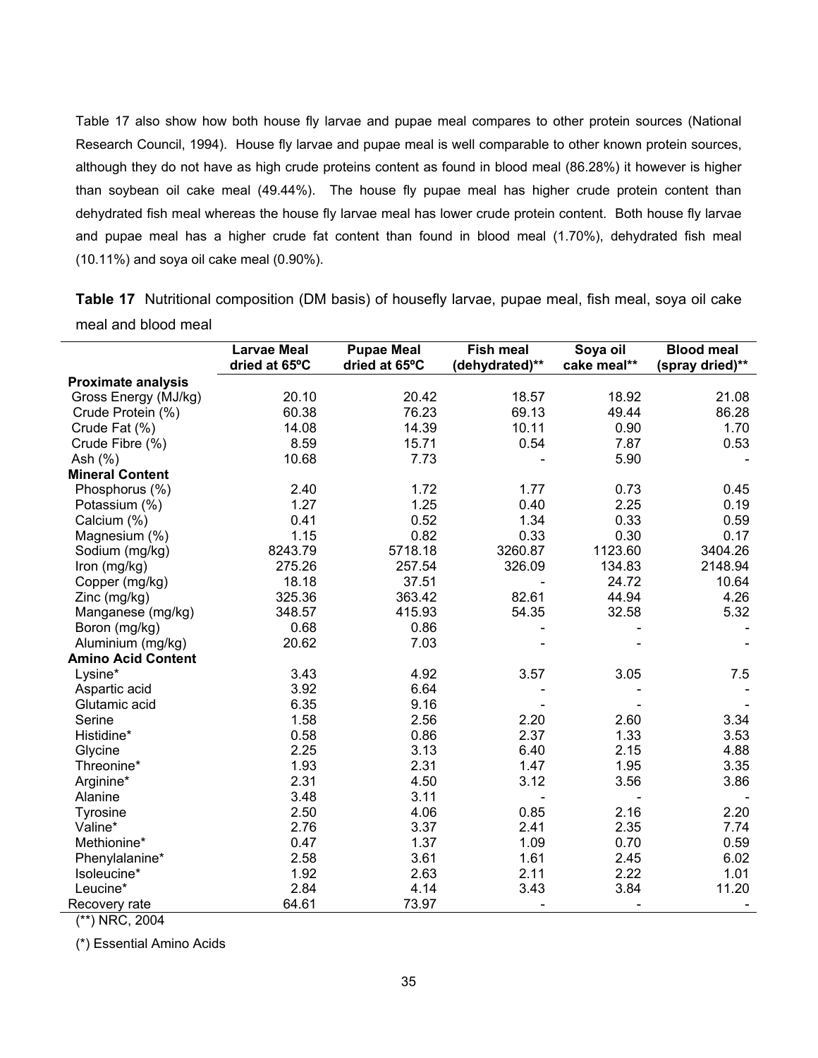Table 17 also show how both house fly larvae and pupae meal compares to other protein sources (National Research Council, 1994). House fly larvae and pupae meal is well comparable to other known protein sources, although they do not have as high crude proteins content as found in blood meal (86.28%) it however is higher than soybean oil cake meal (49.44%). The house fly pupae meal has higher crude protein content than dehydrated fish meal whereas the house fly larvae meal has lower crude protein content. Both house fly larvae and pupae meal has a higher crude fat content than found in blood meal (1.70%), dehydrated fish meal (10.11%) and soya oil cake meal (0.90%).

**Table 17** Nutritional composition (DM basis) of housefly larvae, pupae meal, fish meal, soya oil cake meal and blood meal

| | Larvae Meal dried at 65ºC | Pupae Meal dried at 65ºC | Fish meal (dehydrated)** | Soya oil cake meal** | Blood meal (spray dried)** |
|---|---|---|---|---|---|
| **Proximate analysis** | | | | | |
| Gross Energy (MJ/kg) | 20.10 | 20.42 | 18.57 | 18.92 | 21.08 |
| Crude Protein (%) | 60.38 | 76.23 | 69.13 | 49.44 | 86.28 |
| Crude Fat (%) | 14.08 | 14.39 | 10.11 | 0.90 | 1.70 |
| Crude Fibre (%) | 8.59 | 15.71 | 0.54 | 7.87 | 0.53 |
| Ash (%) | 10.68 | 7.73 | - | 5.90 | - |
| **Mineral Content** | | | | | |
| Phosphorus (%) | 2.40 | 1.72 | 1.77 | 0.73 | 0.45 |
| Potassium (%) | 1.27 | 1.25 | 0.40 | 2.25 | 0.19 |
| Calcium (%) | 0.41 | 0.52 | 1.34 | 0.33 | 0.59 |
| Magnesium (%) | 1.15 | 0.82 | 0.33 | 0.30 | 0.17 |
| Sodium (mg/kg) | 8243.79 | 5718.18 | 3260.87 | 1123.60 | 3404.26 |
| Iron (mg/kg) | 275.26 | 257.54 | 326.09 | 134.83 | 2148.94 |
| Copper (mg/kg) | 18.18 | 37.51 | - | 24.72 | 10.64 |
| Zinc (mg/kg) | 325.36 | 363.42 | 82.61 | 44.94 | 4.26 |
| Manganese (mg/kg) | 348.57 | 415.93 | 54.35 | 32.58 | 5.32 |
| Boron (mg/kg) | 0.68 | 0.86 | - | - | - |
| Aluminium (mg/kg) | 20.62 | 7.03 | - | - | - |
| **Amino Acid Content** | | | | | |
| Lysine* | 3.43 | 4.92 | 3.57 | 3.05 | 7.5 |
| Aspartic acid | 3.92 | 6.64 | - | - | - |
| Glutamic acid | 6.35 | 9.16 | - | - | - |
| Serine | 1.58 | 2.56 | 2.20 | 2.60 | 3.34 |
| Histidine* | 0.58 | 0.86 | 2.37 | 1.33 | 3.53 |
| Glycine | 2.25 | 3.13 | 6.40 | 2.15 | 4.88 |
| Threonine* | 1.93 | 2.31 | 1.47 | 1.95 | 3.35 |
| Arginine* | 2.31 | 4.50 | 3.12 | 3.56 | 3.86 |
| Alanine | 3.48 | 3.11 | - | - | - |
| Tyrosine | 2.50 | 4.06 | 0.85 | 2.16 | 2.20 |
| Valine* | 2.76 | 3.37 | 2.41 | 2.35 | 7.74 |
| Methionine* | 0.47 | 1.37 | 1.09 | 0.70 | 0.59 |
| Phenylalanine* | 2.58 | 3.61 | 1.61 | 2.45 | 6.02 |
| Isoleucine* | 1.92 | 2.63 | 2.11 | 2.22 | 1.01 |
| Leucine* | 2.84 | 4.14 | 3.43 | 3.84 | 11.20 |
| Recovery rate | 64.61 | 73.97 | - | - | - |

(**) NRC, 2004

(*) Essential Amino Acids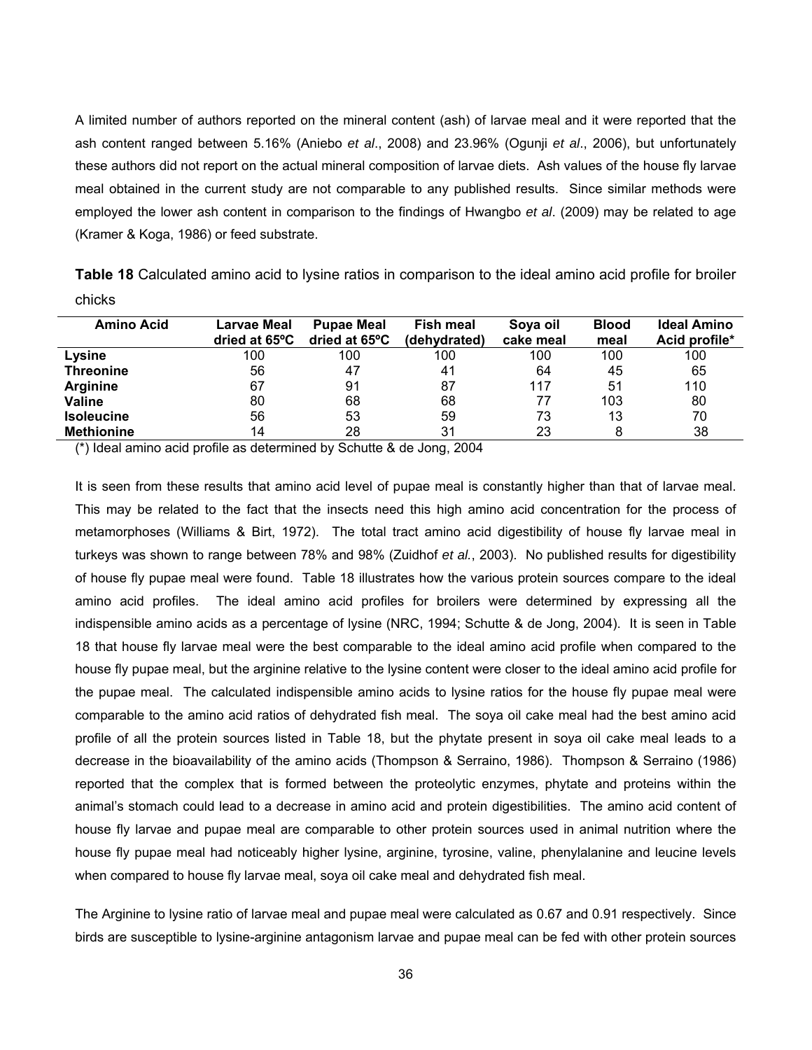A limited number of authors reported on the mineral content (ash) of larvae meal and it were reported that the ash content ranged between 5.16% (Aniebo *et al*., 2008) and 23.96% (Ogunji *et al*., 2006), but unfortunately these authors did not report on the actual mineral composition of larvae diets. Ash values of the house fly larvae meal obtained in the current study are not comparable to any published results. Since similar methods were employed the lower ash content in comparison to the findings of Hwangbo *et al*. (2009) may be related to age (Kramer & Koga, 1986) or feed substrate.

**Table 18** Calculated amino acid to lysine ratios in comparison to the ideal amino acid profile for broiler chicks

| Amino Acid | Larvae Meal dried at 65ºC | Pupae Meal dried at 65ºC | Fish meal (dehydrated) | Soya oil cake meal | Blood meal | Ideal Amino Acid profile* |
|---|---|---|---|---|---|---|
| **Lysine** | 100 | 100 | 100 | 100 | 100 | 100 |
| **Threonine** | 56 | 47 | 41 | 64 | 45 | 65 |
| **Arginine** | 67 | 91 | 87 | 117 | 51 | 110 |
| **Valine** | 80 | 68 | 68 | 77 | 103 | 80 |
| **Isoleucine** | 56 | 53 | 59 | 73 | 13 | 70 |
| **Methionine** | 14 | 28 | 31 | 23 | 8 | 38 |

(*) Ideal amino acid profile as determined by Schutte & de Jong, 2004

It is seen from these results that amino acid level of pupae meal is constantly higher than that of larvae meal. This may be related to the fact that the insects need this high amino acid concentration for the process of metamorphoses (Williams & Birt, 1972). The total tract amino acid digestibility of house fly larvae meal in turkeys was shown to range between 78% and 98% (Zuidhof *et al*., 2003). No published results for digestibility of house fly pupae meal were found. Table 18 illustrates how the various protein sources compare to the ideal amino acid profiles. The ideal amino acid profiles for broilers were determined by expressing all the indispensible amino acids as a percentage of lysine (NRC, 1994; Schutte & de Jong, 2004). It is seen in Table 18 that house fly larvae meal were the best comparable to the ideal amino acid profile when compared to the house fly pupae meal, but the arginine relative to the lysine content were closer to the ideal amino acid profile for the pupae meal. The calculated indispensible amino acids to lysine ratios for the house fly pupae meal were comparable to the amino acid ratios of dehydrated fish meal. The soya oil cake meal had the best amino acid profile of all the protein sources listed in Table 18, but the phytate present in soya oil cake meal leads to a decrease in the bioavailability of the amino acids (Thompson & Serraino, 1986). Thompson & Serraino (1986) reported that the complex that is formed between the proteolytic enzymes, phytate and proteins within the animal's stomach could lead to a decrease in amino acid and protein digestibilities. The amino acid content of house fly larvae and pupae meal are comparable to other protein sources used in animal nutrition where the house fly pupae meal had noticeably higher lysine, arginine, tyrosine, valine, phenylalanine and leucine levels when compared to house fly larvae meal, soya oil cake meal and dehydrated fish meal.

The Arginine to lysine ratio of larvae meal and pupae meal were calculated as 0.67 and 0.91 respectively. Since birds are susceptible to lysine-arginine antagonism larvae and pupae meal can be fed with other protein sources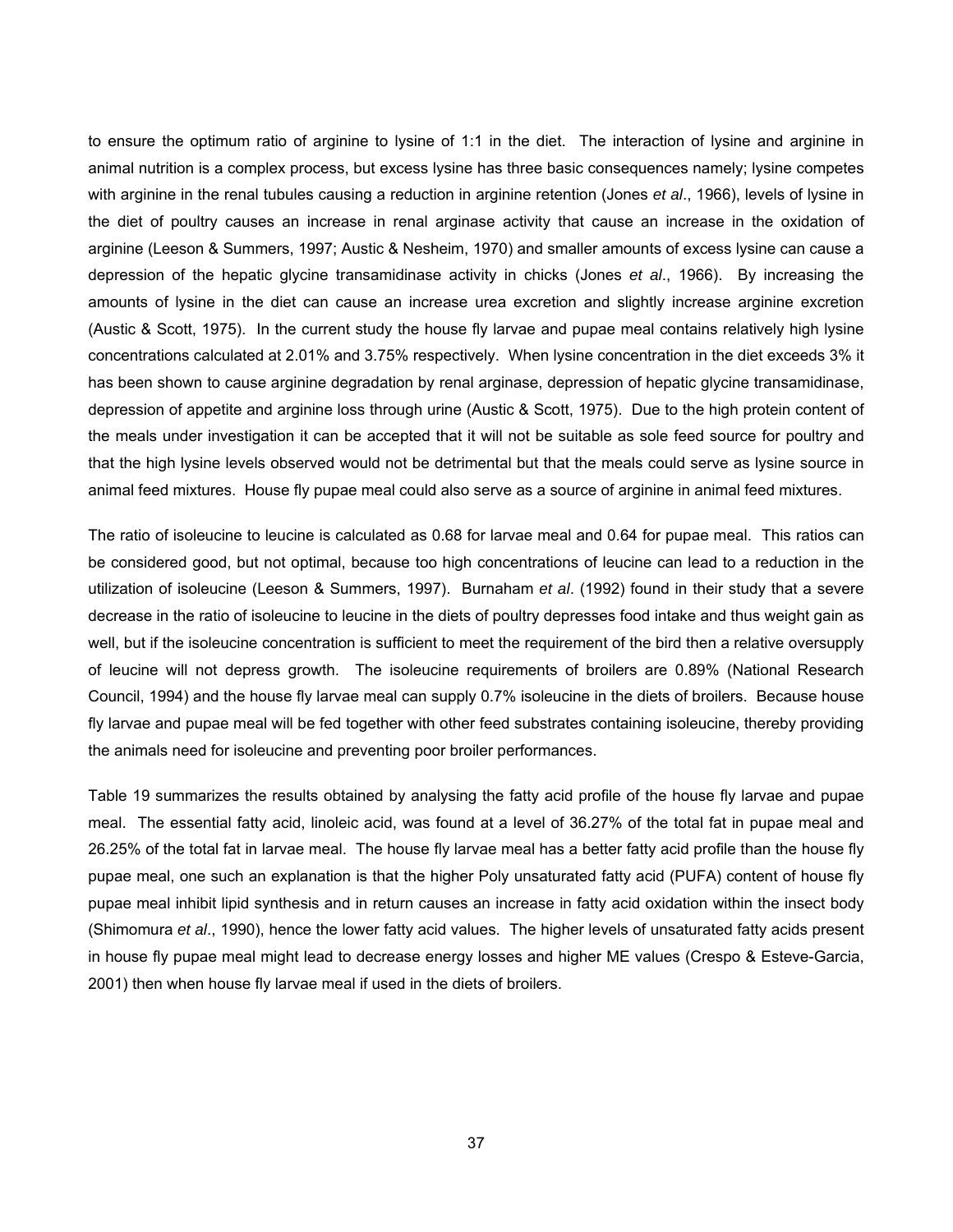to ensure the optimum ratio of arginine to lysine of 1:1 in the diet. The interaction of lysine and arginine in animal nutrition is a complex process, but excess lysine has three basic consequences namely; lysine competes with arginine in the renal tubules causing a reduction in arginine retention (Jones *et al*., 1966), levels of lysine in the diet of poultry causes an increase in renal arginase activity that cause an increase in the oxidation of arginine (Leeson & Summers, 1997; Austic & Nesheim, 1970) and smaller amounts of excess lysine can cause a depression of the hepatic glycine transamidinase activity in chicks (Jones *et al*., 1966). By increasing the amounts of lysine in the diet can cause an increase urea excretion and slightly increase arginine excretion (Austic & Scott, 1975). In the current study the house fly larvae and pupae meal contains relatively high lysine concentrations calculated at 2.01% and 3.75% respectively. When lysine concentration in the diet exceeds 3% it has been shown to cause arginine degradation by renal arginase, depression of hepatic glycine transamidinase, depression of appetite and arginine loss through urine (Austic & Scott, 1975). Due to the high protein content of the meals under investigation it can be accepted that it will not be suitable as sole feed source for poultry and that the high lysine levels observed would not be detrimental but that the meals could serve as lysine source in animal feed mixtures. House fly pupae meal could also serve as a source of arginine in animal feed mixtures.

The ratio of isoleucine to leucine is calculated as 0.68 for larvae meal and 0.64 for pupae meal. This ratios can be considered good, but not optimal, because too high concentrations of leucine can lead to a reduction in the utilization of isoleucine (Leeson & Summers, 1997). Burnaham *et al*. (1992) found in their study that a severe decrease in the ratio of isoleucine to leucine in the diets of poultry depresses food intake and thus weight gain as well, but if the isoleucine concentration is sufficient to meet the requirement of the bird then a relative oversupply of leucine will not depress growth. The isoleucine requirements of broilers are 0.89% (National Research Council, 1994) and the house fly larvae meal can supply 0.7% isoleucine in the diets of broilers. Because house fly larvae and pupae meal will be fed together with other feed substrates containing isoleucine, thereby providing the animals need for isoleucine and preventing poor broiler performances.

Table 19 summarizes the results obtained by analysing the fatty acid profile of the house fly larvae and pupae meal. The essential fatty acid, linoleic acid, was found at a level of 36.27% of the total fat in pupae meal and 26.25% of the total fat in larvae meal. The house fly larvae meal has a better fatty acid profile than the house fly pupae meal, one such an explanation is that the higher Poly unsaturated fatty acid (PUFA) content of house fly pupae meal inhibit lipid synthesis and in return causes an increase in fatty acid oxidation within the insect body (Shimomura *et al*., 1990), hence the lower fatty acid values. The higher levels of unsaturated fatty acids present in house fly pupae meal might lead to decrease energy losses and higher ME values (Crespo & Esteve-Garcia, 2001) then when house fly larvae meal if used in the diets of broilers.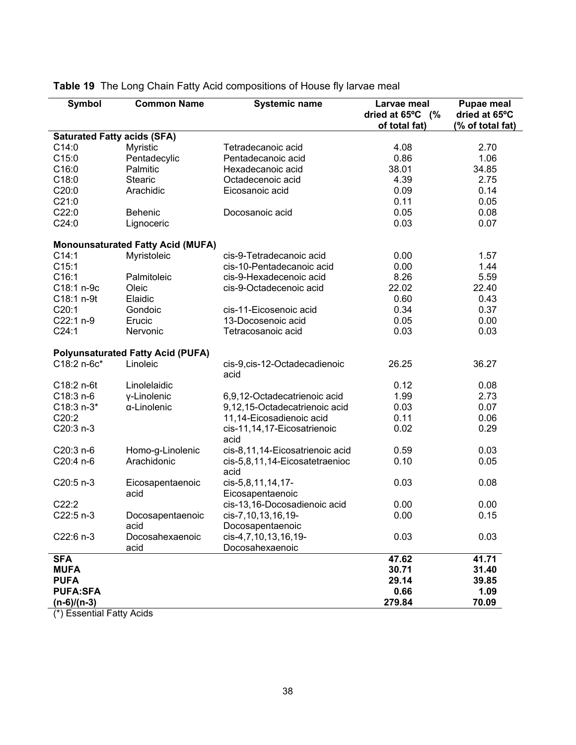**Table 19** The Long Chain Fatty Acid compositions of House fly larvae meal

| Symbol | Common Name | Systemic name | Larvae meal dried at 65ºC (% of total fat) | Pupae meal dried at 65ºC (% of total fat) |
|---|---|---|---|---|
| **Saturated Fatty acids (SFA)** | | | | |
| C14:0 | Myristic | Tetradecanoic acid | 4.08 | 2.70 |
| C15:0 | Pentadecylic | Pentadecanoic acid | 0.86 | 1.06 |
| C16:0 | Palmitic | Hexadecanoic acid | 38.01 | 34.85 |
| C18:0 | Stearic | Octadecenoic acid | 4.39 | 2.75 |
| C20:0 | Arachidic | Eicosanoic acid | 0.09 | 0.14 |
| C21:0 | | | 0.11 | 0.05 |
| C22:0 | Behenic | Docosanoic acid | 0.05 | 0.08 |
| C24:0 | Lignoceric | | 0.03 | 0.07 |
| **Monounsaturated Fatty Acid (MUFA)** | | | | |
| C14:1 | Myristoleic | cis-9-Tetradecanoic acid | 0.00 | 1.57 |
| C15:1 | | cis-10-Pentadecanoic acid | 0.00 | 1.44 |
| C16:1 | Palmitoleic | cis-9-Hexadecenoic acid | 8.26 | 5.59 |
| C18:1 n-9c | Oleic | cis-9-Octadecenoic acid | 22.02 | 22.40 |
| C18:1 n-9t | Elaidic | | 0.60 | 0.43 |
| C20:1 | Gondoic | cis-11-Eicosenoic acid | 0.34 | 0.37 |
| C22:1 n-9 | Erucic | 13-Docosenoic acid | 0.05 | 0.00 |
| C24:1 | Nervonic | Tetracosanoic acid | 0.03 | 0.03 |
| **Polyunsaturated Fatty Acid (PUFA)** | | | | |
| C18:2 n-6c* | Linoleic | cis-9,cis-12-Octadecadienoic acid | 26.25 | 36.27 |
| C18:2 n-6t | Linolelaidic | | 0.12 | 0.08 |
| C18:3 n-6 | γ-Linolenic | 6,9,12-Octadecatrienoic acid | 1.99 | 2.73 |
| C18:3 n-3* | α-Linolenic | 9,12,15-Octadecatrienoic acid | 0.03 | 0.07 |
| C20:2 | | 11,14-Eicosadienoic acid | 0.11 | 0.06 |
| C20:3 n-3 | | cis-11,14,17-Eicosatrienoic acid | 0.02 | 0.29 |
| C20:3 n-6 | Homo-g-Linolenic | cis-8,11,14-Eicosatrienoic acid | 0.59 | 0.03 |
| C20:4 n-6 | Arachidonic | cis-5,8,11,14-Eicosatetraenoic acid | 0.10 | 0.05 |
| C20:5 n-3 | Eicosapentaenoic acid | cis-5,8,11,14,17-Eicosapentaenoic | 0.03 | 0.08 |
| C22:2 | | cis-13,16-Docosadienoic acid | 0.00 | 0.00 |
| C22:5 n-3 | Docosapentaenoic acid | cis-7,10,13,16,19-Docosapentaenoic | 0.00 | 0.15 |
| C22:6 n-3 | Docosahexaenoic acid | cis-4,7,10,13,16,19-Docosahexaenoic | 0.03 | 0.03 |
| **SFA** | | | **47.62** | **41.71** |
| **MUFA** | | | **30.71** | **31.40** |
| **PUFA** | | | **29.14** | **39.85** |
| **PUFA:SFA** | | | **0.66** | **1.09** |
| **(n-6)/(n-3)** | | | **279.84** | **70.09** |

(*) Essential Fatty Acids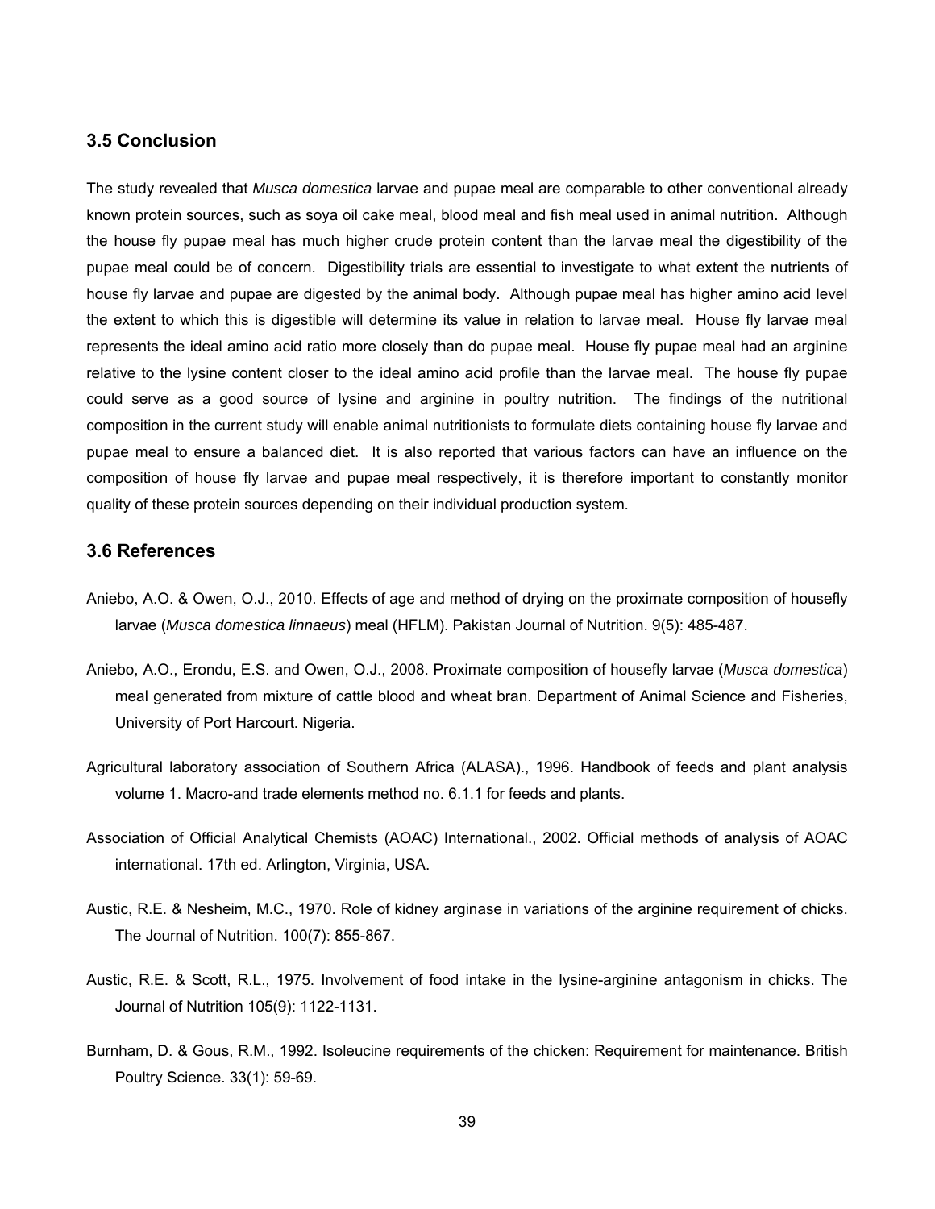### 3.5 Conclusion

The study revealed that *Musca domestica* larvae and pupae meal are comparable to other conventional already known protein sources, such as soya oil cake meal, blood meal and fish meal used in animal nutrition. Although the house fly pupae meal has much higher crude protein content than the larvae meal the digestibility of the pupae meal could be of concern. Digestibility trials are essential to investigate to what extent the nutrients of house fly larvae and pupae are digested by the animal body. Although pupae meal has higher amino acid level the extent to which this is digestible will determine its value in relation to larvae meal. House fly larvae meal represents the ideal amino acid ratio more closely than do pupae meal. House fly pupae meal had an arginine relative to the lysine content closer to the ideal amino acid profile than the larvae meal. The house fly pupae could serve as a good source of lysine and arginine in poultry nutrition. The findings of the nutritional composition in the current study will enable animal nutritionists to formulate diets containing house fly larvae and pupae meal to ensure a balanced diet. It is also reported that various factors can have an influence on the composition of house fly larvae and pupae meal respectively, it is therefore important to constantly monitor quality of these protein sources depending on their individual production system.

### 3.6 References

Aniebo, A.O. & Owen, O.J., 2010. Effects of age and method of drying on the proximate composition of housefly larvae (*Musca domestica linnaeus*) meal (HFLM). Pakistan Journal of Nutrition. 9(5): 485-487.

Aniebo, A.O., Erondu, E.S. and Owen, O.J., 2008. Proximate composition of housefly larvae (*Musca domestica*) meal generated from mixture of cattle blood and wheat bran. Department of Animal Science and Fisheries, University of Port Harcourt. Nigeria.

Agricultural laboratory association of Southern Africa (ALASA)., 1996. Handbook of feeds and plant analysis volume 1. Macro-and trade elements method no. 6.1.1 for feeds and plants.

Association of Official Analytical Chemists (AOAC) International., 2002. Official methods of analysis of AOAC international. 17th ed. Arlington, Virginia, USA.

Austic, R.E. & Nesheim, M.C., 1970. Role of kidney arginase in variations of the arginine requirement of chicks. The Journal of Nutrition. 100(7): 855-867.

Austic, R.E. & Scott, R.L., 1975. Involvement of food intake in the lysine-arginine antagonism in chicks. The Journal of Nutrition 105(9): 1122-1131.

Burnham, D. & Gous, R.M., 1992. Isoleucine requirements of the chicken: Requirement for maintenance. British Poultry Science. 33(1): 59-69.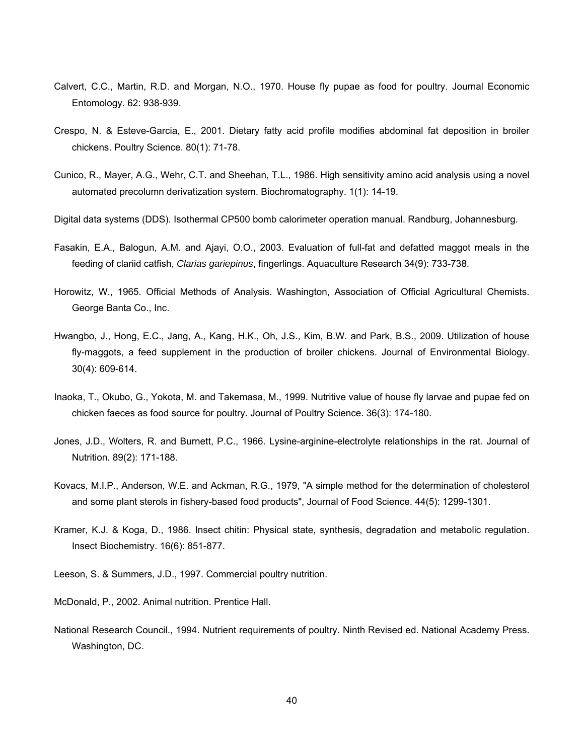Calvert, C.C., Martin, R.D. and Morgan, N.O., 1970. House fly pupae as food for poultry. Journal Economic Entomology. 62: 938-939.

Crespo, N. & Esteve-Garcia, E., 2001. Dietary fatty acid profile modifies abdominal fat deposition in broiler chickens. Poultry Science. 80(1): 71-78.

Cunico, R., Mayer, A.G., Wehr, C.T. and Sheehan, T.L., 1986. High sensitivity amino acid analysis using a novel automated precolumn derivatization system. Biochromatography. 1(1): 14-19.

Digital data systems (DDS). Isothermal CP500 bomb calorimeter operation manual. Randburg, Johannesburg.

Fasakin, E.A., Balogun, A.M. and Ajayi, O.O., 2003. Evaluation of full-fat and defatted maggot meals in the feeding of clariid catfish, *Clarias gariepinus*, fingerlings. Aquaculture Research 34(9): 733-738.

Horowitz, W., 1965. Official Methods of Analysis. Washington, Association of Official Agricultural Chemists. George Banta Co., Inc.

Hwangbo, J., Hong, E.C., Jang, A., Kang, H.K., Oh, J.S., Kim, B.W. and Park, B.S., 2009. Utilization of house fly-maggots, a feed supplement in the production of broiler chickens. Journal of Environmental Biology. 30(4): 609-614.

Inaoka, T., Okubo, G., Yokota, M. and Takemasa, M., 1999. Nutritive value of house fly larvae and pupae fed on chicken faeces as food source for poultry. Journal of Poultry Science. 36(3): 174-180.

Jones, J.D., Wolters, R. and Burnett, P.C., 1966. Lysine-arginine-electrolyte relationships in the rat. Journal of Nutrition. 89(2): 171-188.

Kovacs, M.I.P., Anderson, W.E. and Ackman, R.G., 1979, "A simple method for the determination of cholesterol and some plant sterols in fishery-based food products", Journal of Food Science. 44(5): 1299-1301.

Kramer, K.J. & Koga, D., 1986. Insect chitin: Physical state, synthesis, degradation and metabolic regulation. Insect Biochemistry. 16(6): 851-877.

Leeson, S. & Summers, J.D., 1997. Commercial poultry nutrition.

McDonald, P., 2002. Animal nutrition. Prentice Hall.

National Research Council., 1994. Nutrient requirements of poultry. Ninth Revised ed. National Academy Press. Washington, DC.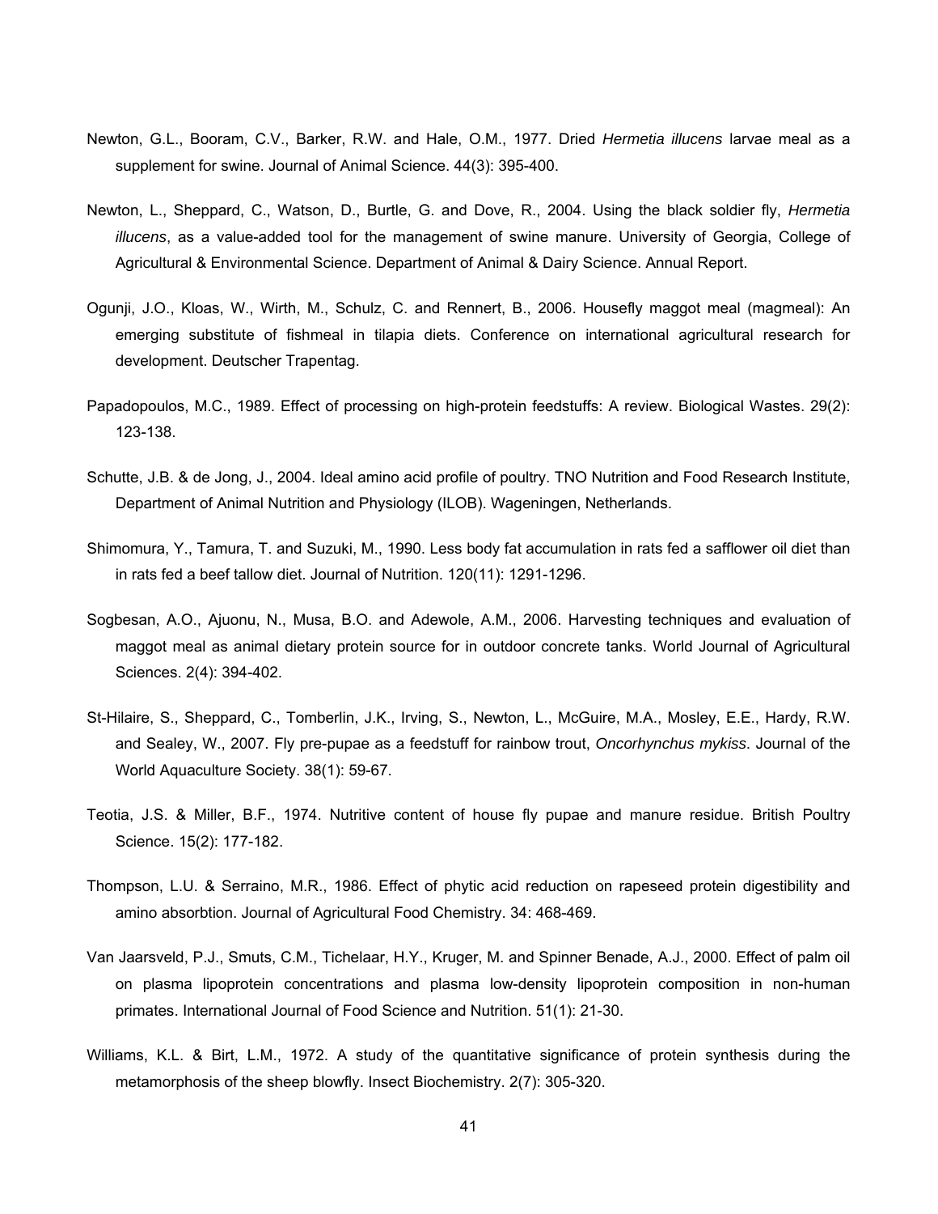Newton, G.L., Booram, C.V., Barker, R.W. and Hale, O.M., 1977. Dried *Hermetia illucens* larvae meal as a supplement for swine. Journal of Animal Science. 44(3): 395-400.

Newton, L., Sheppard, C., Watson, D., Burtle, G. and Dove, R., 2004. Using the black soldier fly, *Hermetia illucens*, as a value-added tool for the management of swine manure. University of Georgia, College of Agricultural & Environmental Science. Department of Animal & Dairy Science. Annual Report.

Ogunji, J.O., Kloas, W., Wirth, M., Schulz, C. and Rennert, B., 2006. Housefly maggot meal (magmeal): An emerging substitute of fishmeal in tilapia diets. Conference on international agricultural research for development. Deutscher Trapentag.

Papadopoulos, M.C., 1989. Effect of processing on high-protein feedstuffs: A review. Biological Wastes. 29(2): 123-138.

Schutte, J.B. & de Jong, J., 2004. Ideal amino acid profile of poultry. TNO Nutrition and Food Research Institute, Department of Animal Nutrition and Physiology (ILOB). Wageningen, Netherlands.

Shimomura, Y., Tamura, T. and Suzuki, M., 1990. Less body fat accumulation in rats fed a safflower oil diet than in rats fed a beef tallow diet. Journal of Nutrition. 120(11): 1291-1296.

Sogbesan, A.O., Ajuonu, N., Musa, B.O. and Adewole, A.M., 2006. Harvesting techniques and evaluation of maggot meal as animal dietary protein source for in outdoor concrete tanks. World Journal of Agricultural Sciences. 2(4): 394-402.

St-Hilaire, S., Sheppard, C., Tomberlin, J.K., Irving, S., Newton, L., McGuire, M.A., Mosley, E.E., Hardy, R.W. and Sealey, W., 2007. Fly pre-pupae as a feedstuff for rainbow trout, *Oncorhynchus mykiss*. Journal of the World Aquaculture Society. 38(1): 59-67.

Teotia, J.S. & Miller, B.F., 1974. Nutritive content of house fly pupae and manure residue. British Poultry Science. 15(2): 177-182.

Thompson, L.U. & Serraino, M.R., 1986. Effect of phytic acid reduction on rapeseed protein digestibility and amino absorbtion. Journal of Agricultural Food Chemistry. 34: 468-469.

Van Jaarsveld, P.J., Smuts, C.M., Tichelaar, H.Y., Kruger, M. and Spinner Benade, A.J., 2000. Effect of palm oil on plasma lipoprotein concentrations and plasma low-density lipoprotein composition in non-human primates. International Journal of Food Science and Nutrition. 51(1): 21-30.

Williams, K.L. & Birt, L.M., 1972. A study of the quantitative significance of protein synthesis during the metamorphosis of the sheep blowfly. Insect Biochemistry. 2(7): 305-320.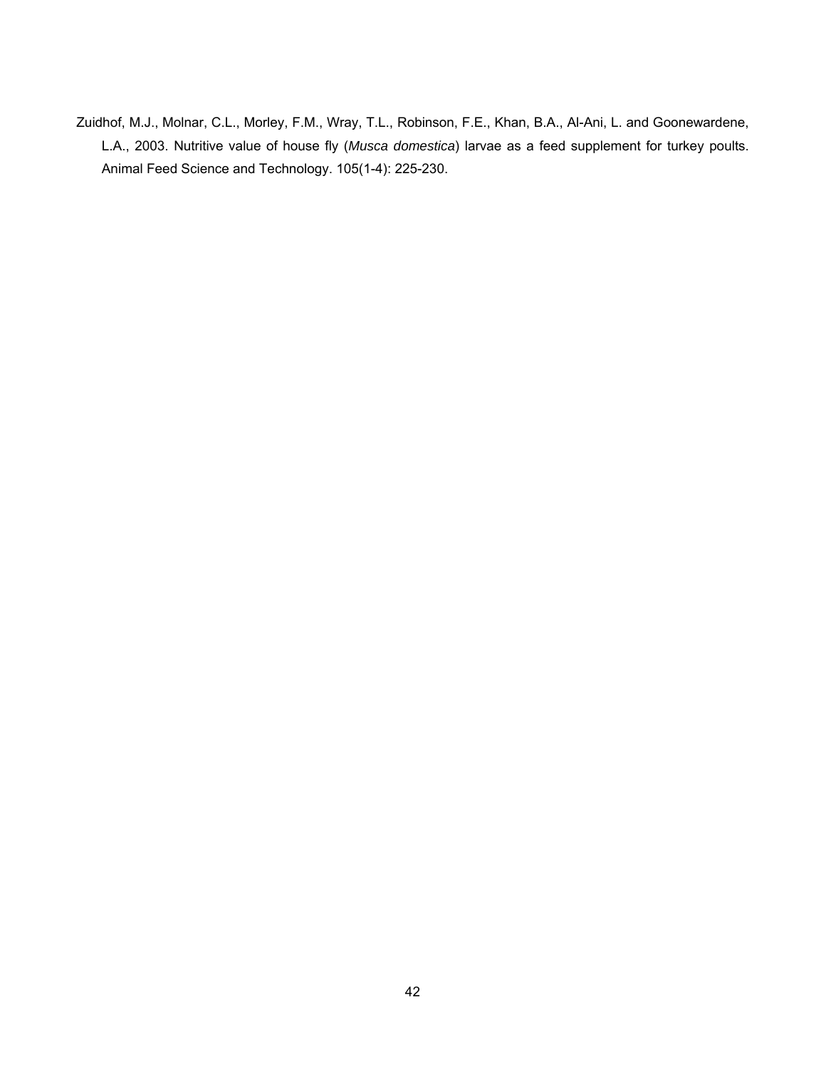Zuidhof, M.J., Molnar, C.L., Morley, F.M., Wray, T.L., Robinson, F.E., Khan, B.A., Al-Ani, L. and Goonewardene, L.A., 2003. Nutritive value of house fly (*Musca domestica*) larvae as a feed supplement for turkey poults. Animal Feed Science and Technology. 105(1-4): 225-230.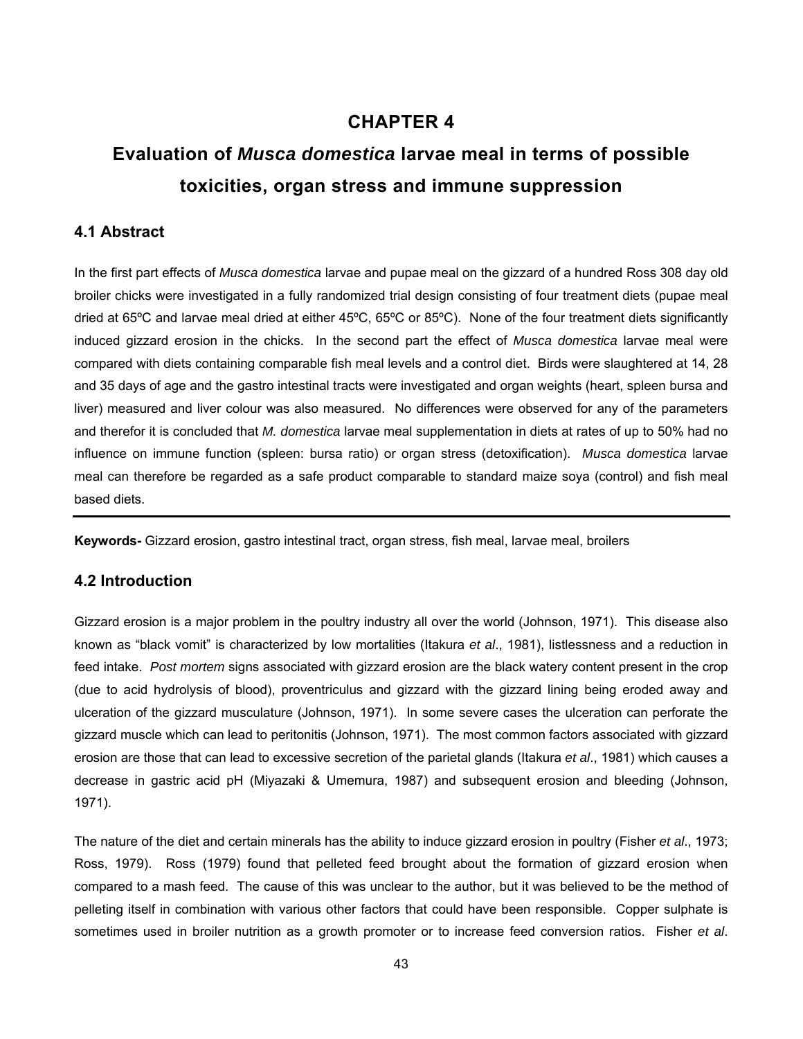# CHAPTER 4

# Evaluation of *Musca domestica* larvae meal in terms of possible toxicities, organ stress and immune suppression

## 4.1 Abstract

In the first part effects of *Musca domestica* larvae and pupae meal on the gizzard of a hundred Ross 308 day old broiler chicks were investigated in a fully randomized trial design consisting of four treatment diets (pupae meal dried at 65ºC and larvae meal dried at either 45ºC, 65ºC or 85ºC). None of the four treatment diets significantly induced gizzard erosion in the chicks. In the second part the effect of *Musca domestica* larvae meal were compared with diets containing comparable fish meal levels and a control diet. Birds were slaughtered at 14, 28 and 35 days of age and the gastro intestinal tracts were investigated and organ weights (heart, spleen bursa and liver) measured and liver colour was also measured. No differences were observed for any of the parameters and therefor it is concluded that *M. domestica* larvae meal supplementation in diets at rates of up to 50% had no influence on immune function (spleen: bursa ratio) or organ stress (detoxification). *Musca domestica* larvae meal can therefore be regarded as a safe product comparable to standard maize soya (control) and fish meal based diets.

---

**Keywords-** Gizzard erosion, gastro intestinal tract, organ stress, fish meal, larvae meal, broilers

## 4.2 Introduction

Gizzard erosion is a major problem in the poultry industry all over the world (Johnson, 1971). This disease also known as "black vomit" is characterized by low mortalities (Itakura *et al*., 1981), listlessness and a reduction in feed intake. *Post mortem* signs associated with gizzard erosion are the black watery content present in the crop (due to acid hydrolysis of blood), proventriculus and gizzard with the gizzard lining being eroded away and ulceration of the gizzard musculature (Johnson, 1971). In some severe cases the ulceration can perforate the gizzard muscle which can lead to peritonitis (Johnson, 1971). The most common factors associated with gizzard erosion are those that can lead to excessive secretion of the parietal glands (Itakura *et al*., 1981) which causes a decrease in gastric acid pH (Miyazaki & Umemura, 1987) and subsequent erosion and bleeding (Johnson, 1971).

The nature of the diet and certain minerals has the ability to induce gizzard erosion in poultry (Fisher *et al*., 1973; Ross, 1979). Ross (1979) found that pelleted feed brought about the formation of gizzard erosion when compared to a mash feed. The cause of this was unclear to the author, but it was believed to be the method of pelleting itself in combination with various other factors that could have been responsible. Copper sulphate is sometimes used in broiler nutrition as a growth promoter or to increase feed conversion ratios. Fisher *et al*.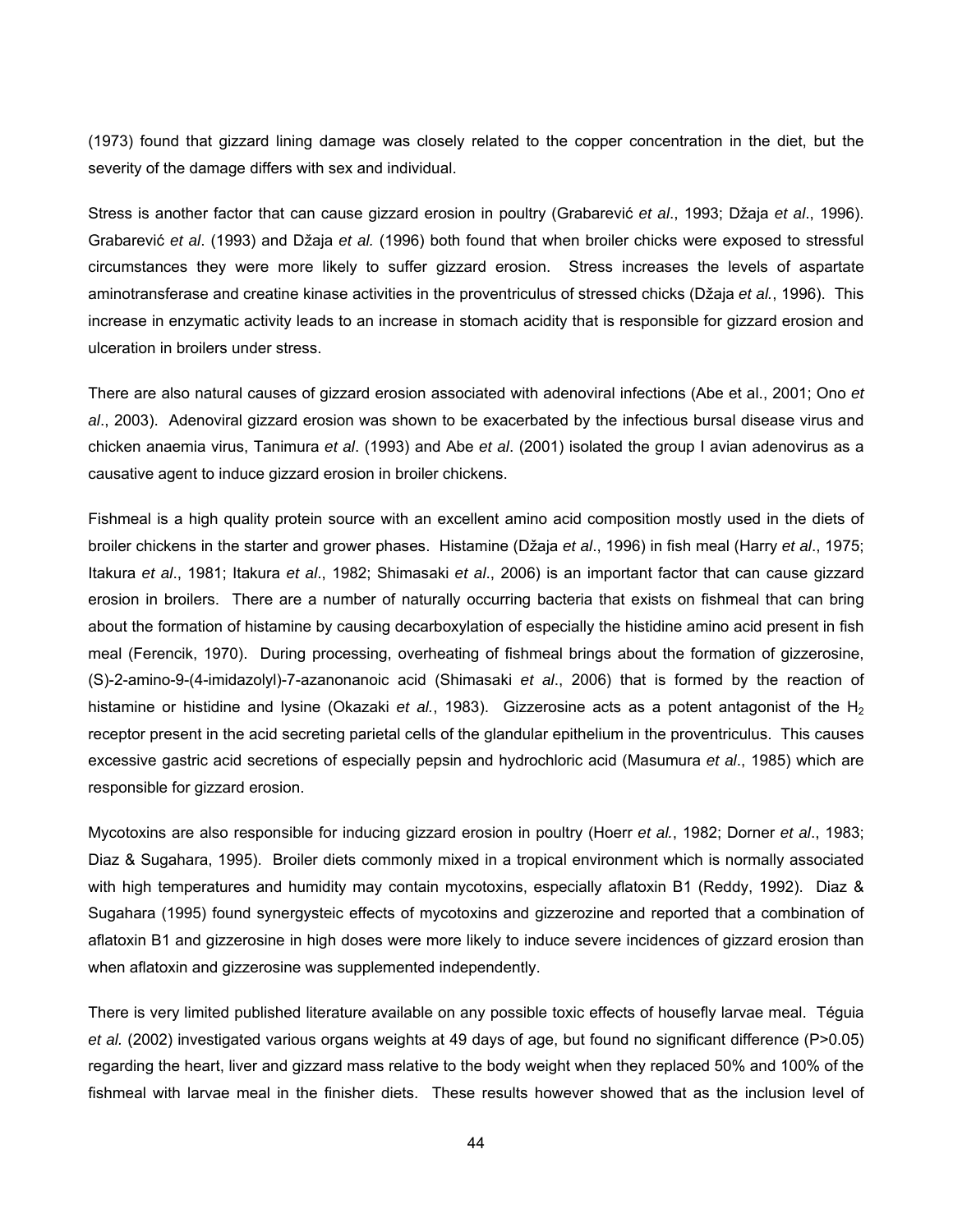(1973) found that gizzard lining damage was closely related to the copper concentration in the diet, but the severity of the damage differs with sex and individual.

Stress is another factor that can cause gizzard erosion in poultry (Grabarević *et al*., 1993; Džaja *et al*., 1996). Grabarević *et al*. (1993) and Džaja *et al.* (1996) both found that when broiler chicks were exposed to stressful circumstances they were more likely to suffer gizzard erosion. Stress increases the levels of aspartate aminotransferase and creatine kinase activities in the proventriculus of stressed chicks (Džaja *et al.*, 1996). This increase in enzymatic activity leads to an increase in stomach acidity that is responsible for gizzard erosion and ulceration in broilers under stress.

There are also natural causes of gizzard erosion associated with adenoviral infections (Abe et al., 2001; Ono *et al*., 2003). Adenoviral gizzard erosion was shown to be exacerbated by the infectious bursal disease virus and chicken anaemia virus, Tanimura *et al*. (1993) and Abe *et al*. (2001) isolated the group I avian adenovirus as a causative agent to induce gizzard erosion in broiler chickens.

Fishmeal is a high quality protein source with an excellent amino acid composition mostly used in the diets of broiler chickens in the starter and grower phases. Histamine (Džaja *et al*., 1996) in fish meal (Harry *et al*., 1975; Itakura *et al*., 1981; Itakura *et al*., 1982; Shimasaki *et al*., 2006) is an important factor that can cause gizzard erosion in broilers. There are a number of naturally occurring bacteria that exists on fishmeal that can bring about the formation of histamine by causing decarboxylation of especially the histidine amino acid present in fish meal (Ferencik, 1970). During processing, overheating of fishmeal brings about the formation of gizzerosine, (S)-2-amino-9-(4-imidazolyl)-7-azanonanoic acid (Shimasaki *et al*., 2006) that is formed by the reaction of histamine or histidine and lysine (Okazaki *et al.*, 1983). Gizzerosine acts as a potent antagonist of the $H_2$ receptor present in the acid secreting parietal cells of the glandular epithelium in the proventriculus. This causes excessive gastric acid secretions of especially pepsin and hydrochloric acid (Masumura *et al*., 1985) which are responsible for gizzard erosion.

Mycotoxins are also responsible for inducing gizzard erosion in poultry (Hoerr *et al.*, 1982; Dorner *et al*., 1983; Diaz & Sugahara, 1995). Broiler diets commonly mixed in a tropical environment which is normally associated with high temperatures and humidity may contain mycotoxins, especially aflatoxin B1 (Reddy, 1992). Diaz & Sugahara (1995) found synergysteic effects of mycotoxins and gizzerozine and reported that a combination of aflatoxin B1 and gizzerosine in high doses were more likely to induce severe incidences of gizzard erosion than when aflatoxin and gizzerosine was supplemented independently.

There is very limited published literature available on any possible toxic effects of housefly larvae meal. Téguia *et al.* (2002) investigated various organs weights at 49 days of age, but found no significant difference (P>0.05) regarding the heart, liver and gizzard mass relative to the body weight when they replaced 50% and 100% of the fishmeal with larvae meal in the finisher diets. These results however showed that as the inclusion level of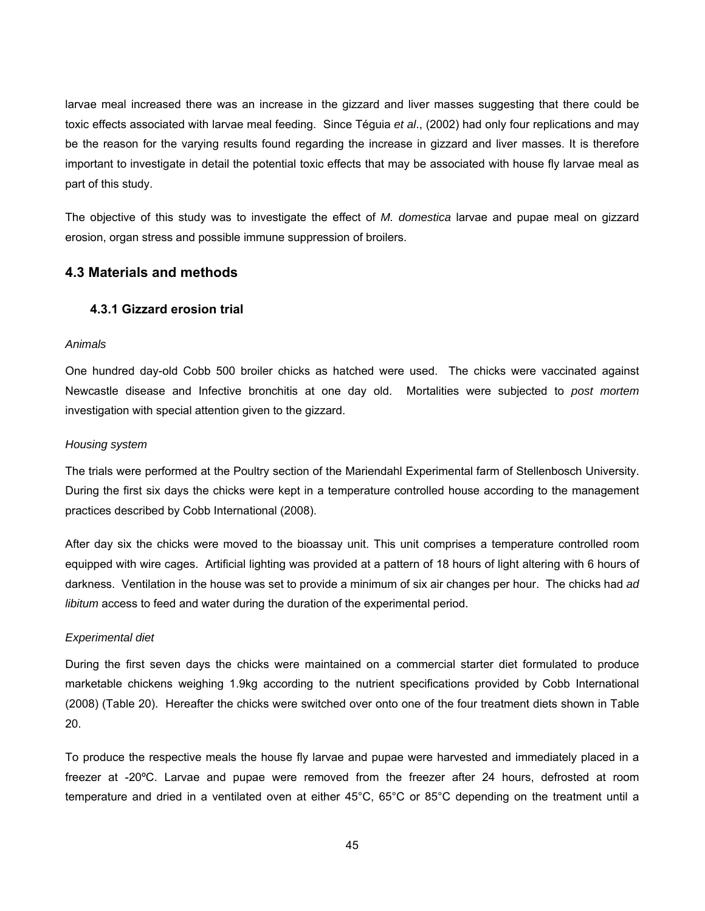larvae meal increased there was an increase in the gizzard and liver masses suggesting that there could be toxic effects associated with larvae meal feeding. Since Téguia *et al*., (2002) had only four replications and may be the reason for the varying results found regarding the increase in gizzard and liver masses. It is therefore important to investigate in detail the potential toxic effects that may be associated with house fly larvae meal as part of this study.

The objective of this study was to investigate the effect of *M. domestica* larvae and pupae meal on gizzard erosion, organ stress and possible immune suppression of broilers.

## 4.3 Materials and methods

### 4.3.1 Gizzard erosion trial

*Animals*

One hundred day-old Cobb 500 broiler chicks as hatched were used. The chicks were vaccinated against Newcastle disease and Infective bronchitis at one day old. Mortalities were subjected to *post mortem* investigation with special attention given to the gizzard.

*Housing system*

The trials were performed at the Poultry section of the Mariendahl Experimental farm of Stellenbosch University. During the first six days the chicks were kept in a temperature controlled house according to the management practices described by Cobb International (2008).

After day six the chicks were moved to the bioassay unit. This unit comprises a temperature controlled room equipped with wire cages. Artificial lighting was provided at a pattern of 18 hours of light altering with 6 hours of darkness. Ventilation in the house was set to provide a minimum of six air changes per hour. The chicks had *ad libitum* access to feed and water during the duration of the experimental period.

*Experimental diet*

During the first seven days the chicks were maintained on a commercial starter diet formulated to produce marketable chickens weighing 1.9kg according to the nutrient specifications provided by Cobb International (2008) (Table 20). Hereafter the chicks were switched over onto one of the four treatment diets shown in Table 20.

To produce the respective meals the house fly larvae and pupae were harvested and immediately placed in a freezer at -20ºC. Larvae and pupae were removed from the freezer after 24 hours, defrosted at room temperature and dried in a ventilated oven at either 45°C, 65°C or 85°C depending on the treatment until a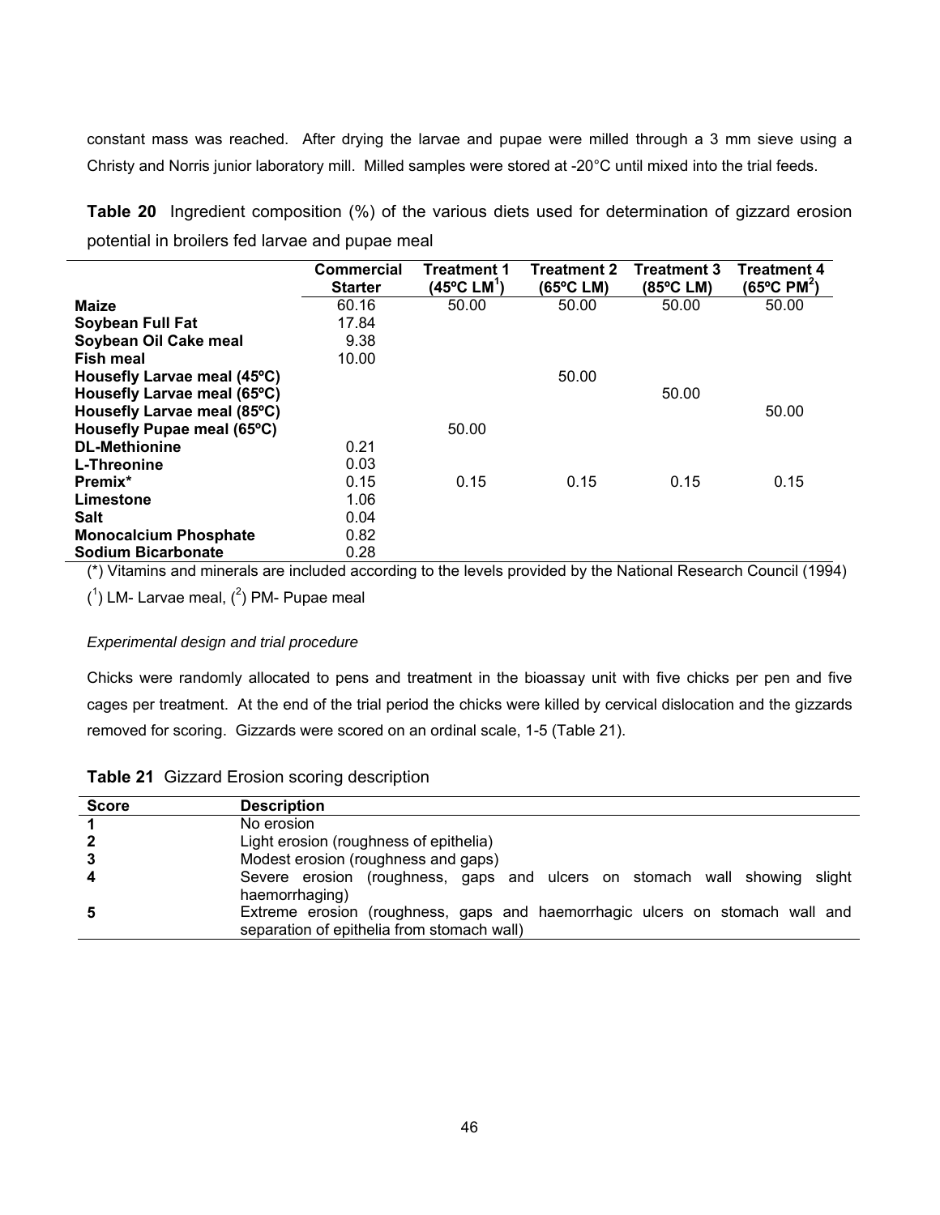constant mass was reached. After drying the larvae and pupae were milled through a 3 mm sieve using a Christy and Norris junior laboratory mill. Milled samples were stored at -20°C until mixed into the trial feeds.

**Table 20** Ingredient composition (%) of the various diets used for determination of gizzard erosion potential in broilers fed larvae and pupae meal

| | Commercial Starter | Treatment 1 (45ºC LM[1]) | Treatment 2 (65ºC LM) | Treatment 3 (85ºC LM) | Treatment 4 (65ºC PM[2]) |
|---|---|---|---|---|---|
| **Maize** | 60.16 | 50.00 | 50.00 | 50.00 | 50.00 |
| **Soybean Full Fat** | 17.84 | | | | |
| **Soybean Oil Cake meal** | 9.38 | | | | |
| **Fish meal** | 10.00 | | | | |
| **Housefly Larvae meal (45ºC)** | | | 50.00 | | |
| **Housefly Larvae meal (65ºC)** | | | | 50.00 | |
| **Housefly Larvae meal (85ºC)** | | | | | 50.00 |
| **Housefly Pupae meal (65ºC)** | | 50.00 | | | |
| **DL-Methionine** | 0.21 | | | | |
| **L-Threonine** | 0.03 | | | | |
| **Premix*** | 0.15 | 0.15 | 0.15 | 0.15 | 0.15 |
| **Limestone** | 1.06 | | | | |
| **Salt** | 0.04 | | | | |
| **Monocalcium Phosphate** | 0.82 | | | | |
| **Sodium Bicarbonate** | 0.28 | | | | |

(*) Vitamins and minerals are included according to the levels provided by the National Research Council (1994)

([1]) LM- Larvae meal, ([2]) PM- Pupae meal

*Experimental design and trial procedure*

Chicks were randomly allocated to pens and treatment in the bioassay unit with five chicks per pen and five cages per treatment. At the end of the trial period the chicks were killed by cervical dislocation and the gizzards removed for scoring. Gizzards were scored on an ordinal scale, 1-5 (Table 21).

**Table 21** Gizzard Erosion scoring description

| Score | Description |
|---|---|
| **1** | No erosion |
| **2** | Light erosion (roughness of epithelia) |
| **3** | Modest erosion (roughness and gaps) |
| **4** | Severe erosion (roughness, gaps and ulcers on stomach wall showing slight haemorrhaging) |
| **5** | Extreme erosion (roughness, gaps and haemorrhagic ulcers on stomach wall and separation of epithelia from stomach wall) |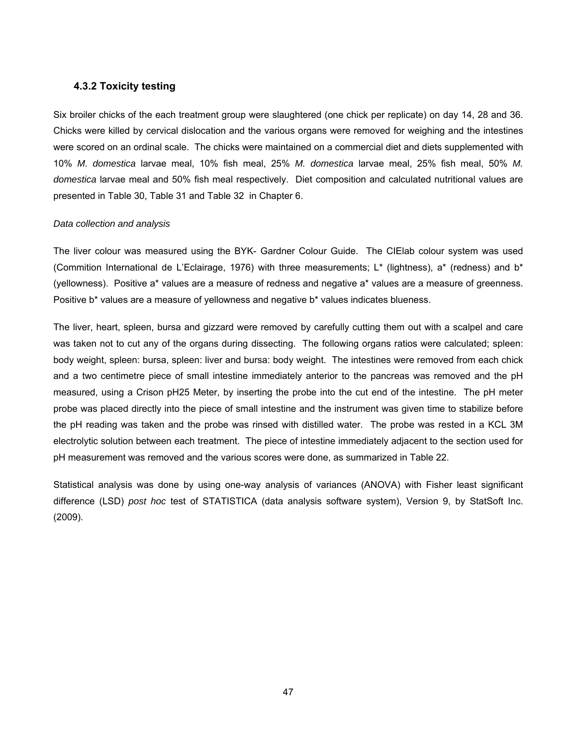### 4.3.2 Toxicity testing

Six broiler chicks of the each treatment group were slaughtered (one chick per replicate) on day 14, 28 and 36. Chicks were killed by cervical dislocation and the various organs were removed for weighing and the intestines were scored on an ordinal scale. The chicks were maintained on a commercial diet and diets supplemented with 10% *M. domestica* larvae meal, 10% fish meal, 25% *M. domestica* larvae meal, 25% fish meal, 50% *M. domestica* larvae meal and 50% fish meal respectively. Diet composition and calculated nutritional values are presented in Table 30, Table 31 and Table 32 in Chapter 6.

*Data collection and analysis*

The liver colour was measured using the BYK- Gardner Colour Guide. The CIElab colour system was used (Commition International de L'Eclairage, 1976) with three measurements; L* (lightness), a* (redness) and b* (yellowness). Positive a* values are a measure of redness and negative a* values are a measure of greenness. Positive b* values are a measure of yellowness and negative b* values indicates blueness.

The liver, heart, spleen, bursa and gizzard were removed by carefully cutting them out with a scalpel and care was taken not to cut any of the organs during dissecting. The following organs ratios were calculated; spleen: body weight, spleen: bursa, spleen: liver and bursa: body weight. The intestines were removed from each chick and a two centimetre piece of small intestine immediately anterior to the pancreas was removed and the pH measured, using a Crison pH25 Meter, by inserting the probe into the cut end of the intestine. The pH meter probe was placed directly into the piece of small intestine and the instrument was given time to stabilize before the pH reading was taken and the probe was rinsed with distilled water. The probe was rested in a KCL 3M electrolytic solution between each treatment. The piece of intestine immediately adjacent to the section used for pH measurement was removed and the various scores were done, as summarized in Table 22.

Statistical analysis was done by using one-way analysis of variances (ANOVA) with Fisher least significant difference (LSD) *post hoc* test of STATISTICA (data analysis software system), Version 9, by StatSoft Inc. (2009).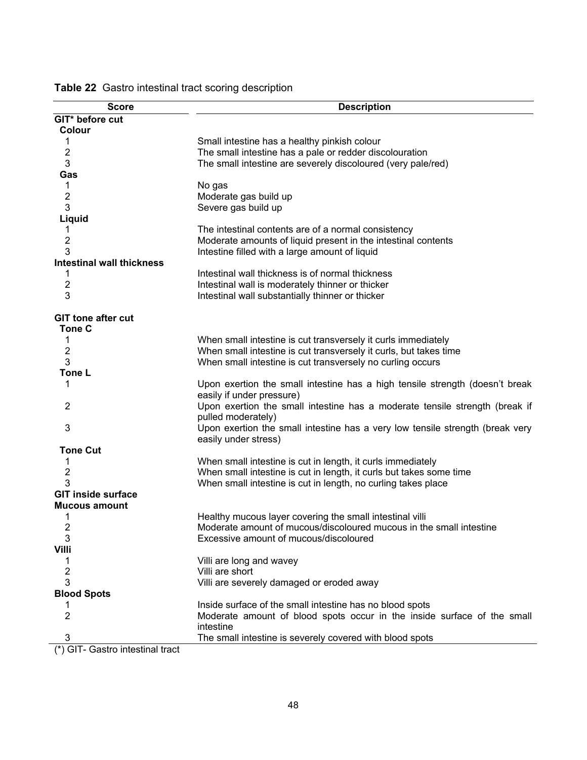**Table 22** Gastro intestinal tract scoring description

| Score | Description |
|---|---|
| **GIT* before cut** | |
| **Colour** | |
| 1 | Small intestine has a healthy pinkish colour |
| 2 | The small intestine has a pale or redder discolouration |
| 3 | The small intestine are severely discoloured (very pale/red) |
| **Gas** | |
| 1 | No gas |
| 2 | Moderate gas build up |
| 3 | Severe gas build up |
| **Liquid** | |
| 1 | The intestinal contents are of a normal consistency |
| 2 | Moderate amounts of liquid present in the intestinal contents |
| 3 | Intestine filled with a large amount of liquid |
| **Intestinal wall thickness** | |
| 1 | Intestinal wall thickness is of normal thickness |
| 2 | Intestinal wall is moderately thinner or thicker |
| 3 | Intestinal wall substantially thinner or thicker |
| **GIT tone after cut** | |
| **Tone C** | |
| 1 | When small intestine is cut transversely it curls immediately |
| 2 | When small intestine is cut transversely it curls, but takes time |
| 3 | When small intestine is cut transversely no curling occurs |
| **Tone L** | |
| 1 | Upon exertion the small intestine has a high tensile strength (doesn't break easily if under pressure) |
| 2 | Upon exertion the small intestine has a moderate tensile strength (break if pulled moderately) |
| 3 | Upon exertion the small intestine has a very low tensile strength (break very easily under stress) |
| **Tone Cut** | |
| 1 | When small intestine is cut in length, it curls immediately |
| 2 | When small intestine is cut in length, it curls but takes some time |
| 3 | When small intestine is cut in length, no curling takes place |
| **GIT inside surface** | |
| **Mucous amount** | |
| 1 | Healthy mucous layer covering the small intestinal villi |
| 2 | Moderate amount of mucous/discoloured mucous in the small intestine |
| 3 | Excessive amount of mucous/discoloured |
| **Villi** | |
| 1 | Villi are long and wavey |
| 2 | Villi are short |
| 3 | Villi are severely damaged or eroded away |
| **Blood Spots** | |
| 1 | Inside surface of the small intestine has no blood spots |
| 2 | Moderate amount of blood spots occur in the inside surface of the small intestine |
| 3 | The small intestine is severely covered with blood spots |

(*) GIT- Gastro intestinal tract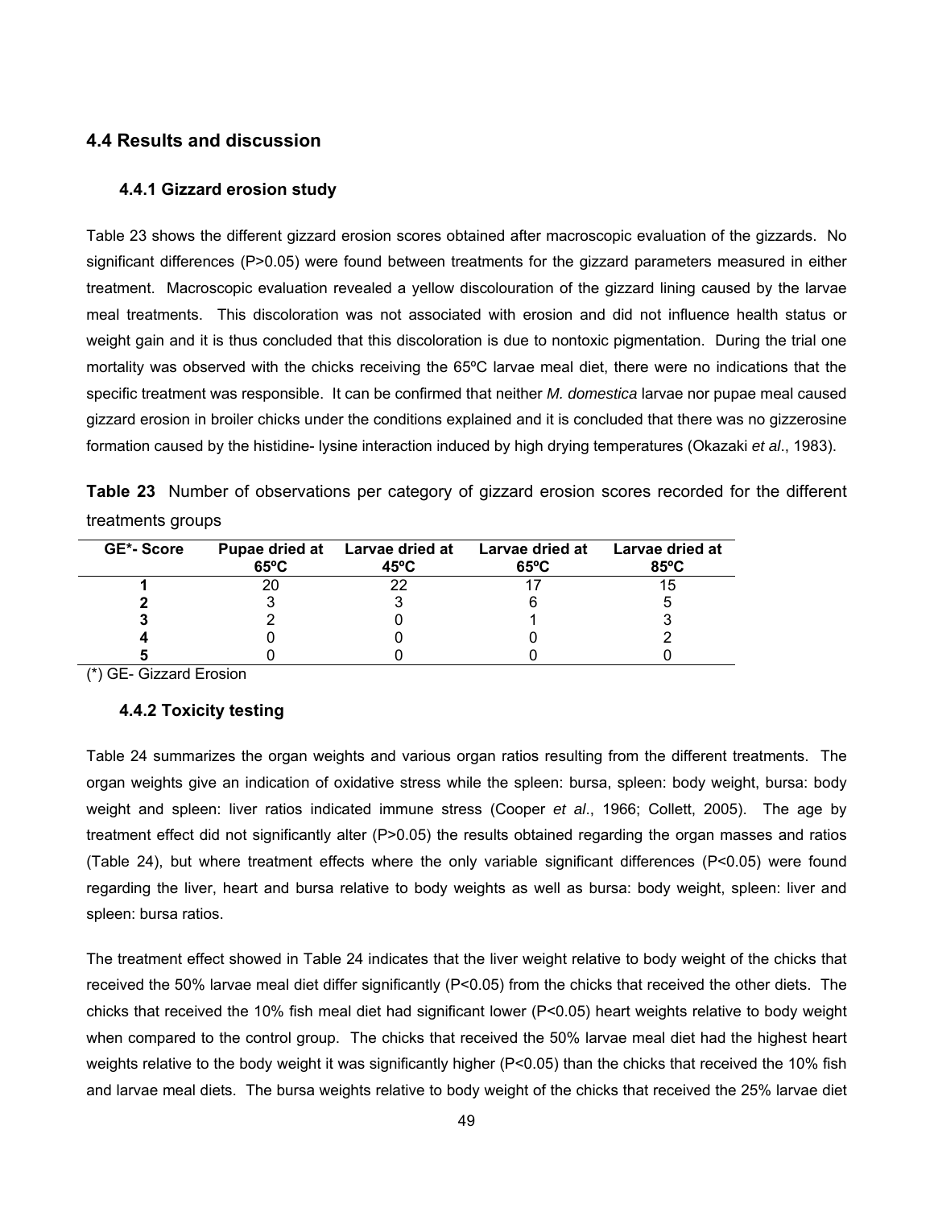## 4.4 Results and discussion

### 4.4.1 Gizzard erosion study

Table 23 shows the different gizzard erosion scores obtained after macroscopic evaluation of the gizzards. No significant differences (P>0.05) were found between treatments for the gizzard parameters measured in either treatment. Macroscopic evaluation revealed a yellow discolouration of the gizzard lining caused by the larvae meal treatments. This discoloration was not associated with erosion and did not influence health status or weight gain and it is thus concluded that this discoloration is due to nontoxic pigmentation. During the trial one mortality was observed with the chicks receiving the 65ºC larvae meal diet, there were no indications that the specific treatment was responsible. It can be confirmed that neither *M. domestica* larvae nor pupae meal caused gizzard erosion in broiler chicks under the conditions explained and it is concluded that there was no gizzerosine formation caused by the histidine- lysine interaction induced by high drying temperatures (Okazaki *et al*., 1983).

**Table 23** Number of observations per category of gizzard erosion scores recorded for the different treatments groups

| GE*- Score | Pupae dried at 65ºC | Larvae dried at 45ºC | Larvae dried at 65ºC | Larvae dried at 85ºC |
|---|---|---|---|---|
| **1** | 20 | 22 | 17 | 15 |
| **2** | 3 | 3 | 6 | 5 |
| **3** | 2 | 0 | 1 | 3 |
| **4** | 0 | 0 | 0 | 2 |
| **5** | 0 | 0 | 0 | 0 |

(*) GE- Gizzard Erosion

### 4.4.2 Toxicity testing

Table 24 summarizes the organ weights and various organ ratios resulting from the different treatments. The organ weights give an indication of oxidative stress while the spleen: bursa, spleen: body weight, bursa: body weight and spleen: liver ratios indicated immune stress (Cooper *et al*., 1966; Collett, 2005). The age by treatment effect did not significantly alter (P>0.05) the results obtained regarding the organ masses and ratios (Table 24), but where treatment effects where the only variable significant differences (P<0.05) were found regarding the liver, heart and bursa relative to body weights as well as bursa: body weight, spleen: liver and spleen: bursa ratios.

The treatment effect showed in Table 24 indicates that the liver weight relative to body weight of the chicks that received the 50% larvae meal diet differ significantly (P<0.05) from the chicks that received the other diets. The chicks that received the 10% fish meal diet had significant lower (P<0.05) heart weights relative to body weight when compared to the control group. The chicks that received the 50% larvae meal diet had the highest heart weights relative to the body weight it was significantly higher (P<0.05) than the chicks that received the 10% fish and larvae meal diets. The bursa weights relative to body weight of the chicks that received the 25% larvae diet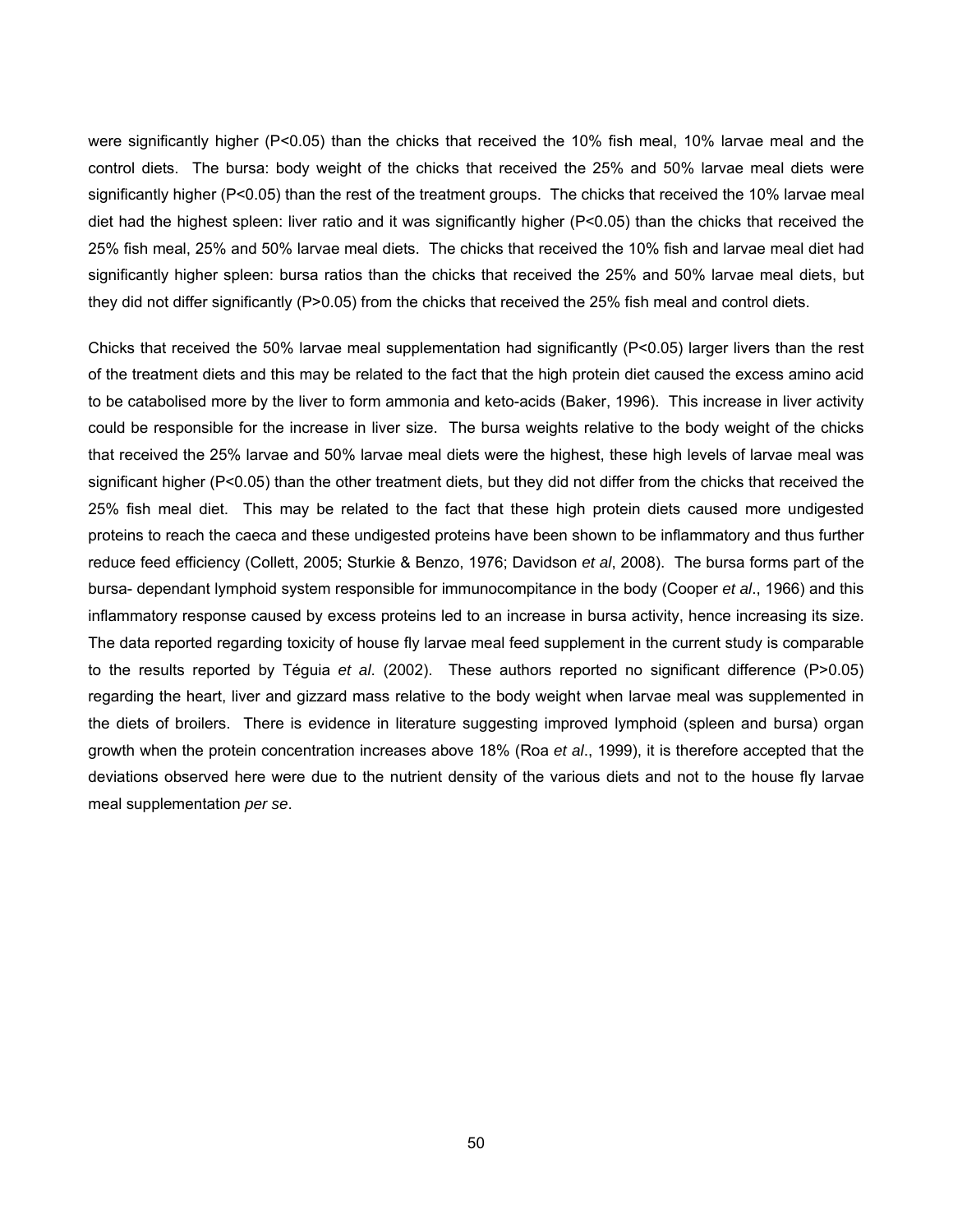were significantly higher ($P<0.05$) than the chicks that received the 10% fish meal, 10% larvae meal and the control diets. The bursa: body weight of the chicks that received the 25% and 50% larvae meal diets were significantly higher ($P<0.05$) than the rest of the treatment groups. The chicks that received the 10% larvae meal diet had the highest spleen: liver ratio and it was significantly higher ($P<0.05$) than the chicks that received the 25% fish meal, 25% and 50% larvae meal diets. The chicks that received the 10% fish and larvae meal diet had significantly higher spleen: bursa ratios than the chicks that received the 25% and 50% larvae meal diets, but they did not differ significantly ($P>0.05$) from the chicks that received the 25% fish meal and control diets.

Chicks that received the 50% larvae meal supplementation had significantly ($P<0.05$) larger livers than the rest of the treatment diets and this may be related to the fact that the high protein diet caused the excess amino acid to be catabolised more by the liver to form ammonia and keto-acids (Baker, 1996). This increase in liver activity could be responsible for the increase in liver size. The bursa weights relative to the body weight of the chicks that received the 25% larvae and 50% larvae meal diets were the highest, these high levels of larvae meal was significant higher ($P<0.05$) than the other treatment diets, but they did not differ from the chicks that received the 25% fish meal diet. This may be related to the fact that these high protein diets caused more undigested proteins to reach the caeca and these undigested proteins have been shown to be inflammatory and thus further reduce feed efficiency (Collett, 2005; Sturkie & Benzo, 1976; Davidson *et al*, 2008). The bursa forms part of the bursa- dependant lymphoid system responsible for immunocompitance in the body (Cooper *et al*., 1966) and this inflammatory response caused by excess proteins led to an increase in bursa activity, hence increasing its size. The data reported regarding toxicity of house fly larvae meal feed supplement in the current study is comparable to the results reported by Téguia *et al*. (2002). These authors reported no significant difference ($P>0.05$) regarding the heart, liver and gizzard mass relative to the body weight when larvae meal was supplemented in the diets of broilers. There is evidence in literature suggesting improved lymphoid (spleen and bursa) organ growth when the protein concentration increases above 18% (Roa *et al*., 1999), it is therefore accepted that the deviations observed here were due to the nutrient density of the various diets and not to the house fly larvae meal supplementation *per se*.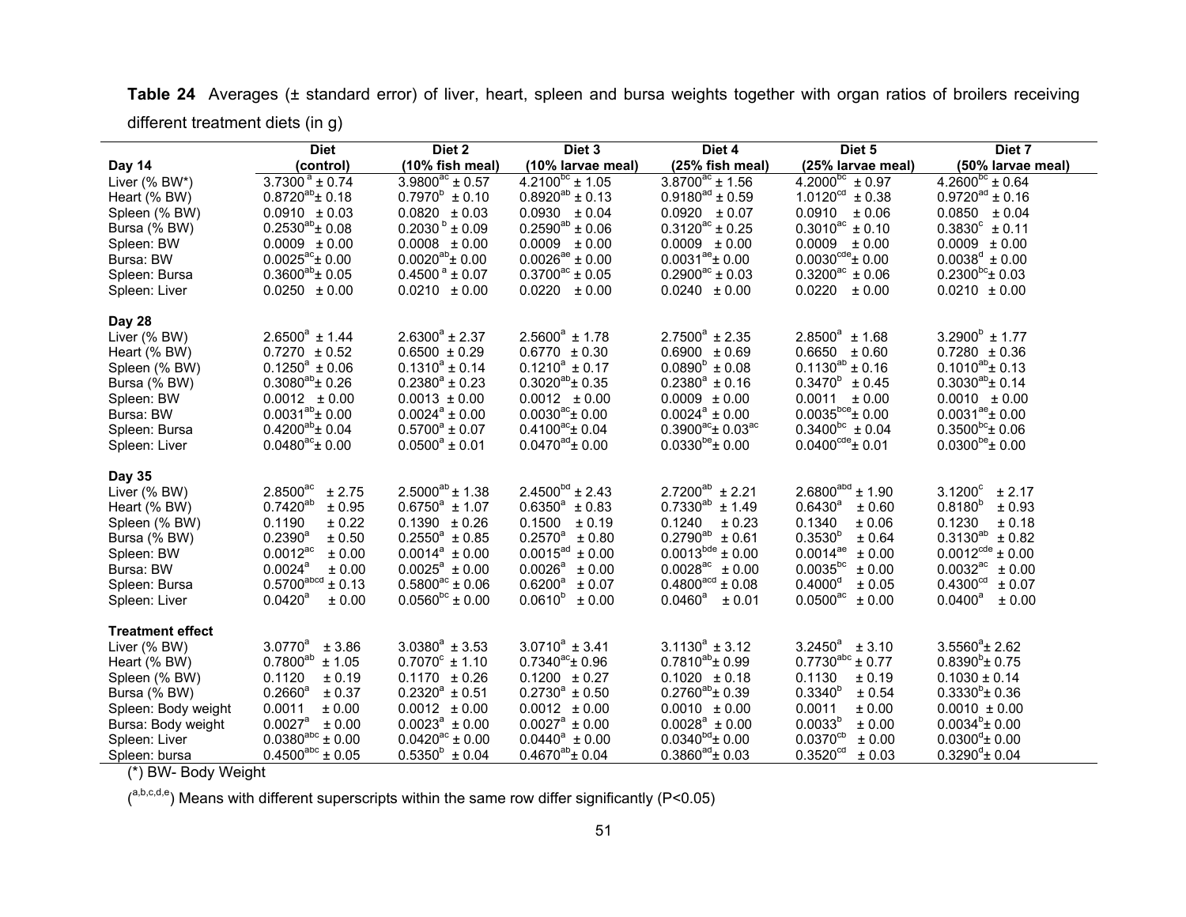**Table 24** Averages (± standard error) of liver, heart, spleen and bursa weights together with organ ratios of broilers receiving different treatment diets (in g)

| Day 14 | Diet (control) | Diet 2 (10% fish meal) | Diet 3 (10% larvae meal) | Diet 4 (25% fish meal) | Diet 5 (25% larvae meal) | Diet 7 (50% larvae meal) |
|---|---|---|---|---|---|---|
| Liver (% BW*) | $3.7300^{ac}$ ± 0.74 | $3.9800^{ac}$ ± 0.57 | $4.2100^{bc}$ ± 1.05 | $3.8700^{ac}$ ± 1.56 | $4.2000^{bc}$ ± 0.97 | $4.2600^{bc}$ ± 0.64 |
| Heart (% BW) | $0.8720^{ab}$ ± 0.18 | $0.7970^{b}$ ± 0.10 | $0.8920^{ab}$ ± 0.13 | $0.9180^{ad}$ ± 0.59 | $1.0120^{cd}$ ± 0.38 | $0.9720^{ad}$ ± 0.16 |
| Spleen (% BW) | 0.0910 ± 0.03 | 0.0820 ± 0.03 | 0.0930 ± 0.04 | 0.0920 ± 0.07 | 0.0910 ± 0.06 | 0.0850 ± 0.04 |
| Bursa (% BW) | $0.2530^{ab}$ ± 0.08 | $0.2030^{b}$ ± 0.09 | $0.2590^{ab}$ ± 0.06 | $0.3120^{ac}$ ± 0.25 | $0.3010^{ac}$ ± 0.10 | $0.3830^{c}$ ± 0.11 |
| Spleen: BW | 0.0009 ± 0.00 | 0.0008 ± 0.00 | 0.0009 ± 0.00 | 0.0009 ± 0.00 | 0.0009 ± 0.00 | 0.0009 ± 0.00 |
| Bursa: BW | $0.0025^{ac}$ ± 0.00 | $0.0020^{ab}$ ± 0.00 | $0.0026^{ae}$ ± 0.00 | $0.0031^{ae}$ ± 0.00 | $0.0030^{cde}$ ± 0.00 | $0.0038^{d}$ ± 0.00 |
| Spleen: Bursa | $0.3600^{ab}$ ± 0.05 | $0.4500^{a}$ ± 0.07 | $0.3700^{ac}$ ± 0.05 | $0.2900^{ac}$ ± 0.03 | $0.3200^{ac}$ ± 0.06 | $0.2300^{bc}$ ± 0.03 |
| Spleen: Liver | 0.0250 ± 0.00 | 0.0210 ± 0.00 | 0.0220 ± 0.00 | 0.0240 ± 0.00 | 0.0220 ± 0.00 | 0.0210 ± 0.00 |
| **Day 28** | | | | | | |
| Liver (% BW) | $2.6500^{a}$ ± 1.44 | $2.6300^{a}$ ± 2.37 | $2.5600^{a}$ ± 1.78 | $2.7500^{a}$ ± 2.35 | $2.8500^{a}$ ± 1.68 | $3.2900^{b}$ ± 1.77 |
| Heart (% BW) | 0.7270 ± 0.52 | 0.6500 ± 0.29 | 0.6770 ± 0.30 | 0.6900 ± 0.69 | 0.6650 ± 0.60 | 0.7280 ± 0.36 |
| Spleen (% BW) | $0.1250^{a}$ ± 0.06 | $0.1310^{a}$ ± 0.14 | $0.1210^{a}$ ± 0.17 | $0.0890^{b}$ ± 0.08 | $0.1130^{ab}$ ± 0.16 | $0.1010^{ab}$ ± 0.13 |
| Bursa (% BW) | $0.3080^{ab}$ ± 0.26 | $0.2380^{a}$ ± 0.23 | $0.3020^{ab}$ ± 0.35 | $0.2380^{a}$ ± 0.16 | $0.3470^{b}$ ± 0.45 | $0.3030^{ab}$ ± 0.14 |
| Spleen: BW | 0.0012 ± 0.00 | 0.0013 ± 0.00 | 0.0012 ± 0.00 | 0.0009 ± 0.00 | 0.0011 ± 0.00 | 0.0010 ± 0.00 |
| Bursa: BW | $0.0031^{ab}$ ± 0.00 | $0.0024^{a}$ ± 0.00 | $0.0030^{ac}$ ± 0.00 | $0.0024^{a}$ ± 0.00 | $0.0035^{bce}$ ± 0.00 | $0.0031^{ae}$ ± 0.00 |
| Spleen: Bursa | $0.4200^{ab}$ ± 0.04 | $0.5700^{a}$ ± 0.07 | $0.4100^{ac}$ ± 0.04 | $0.3900^{ac}$ ± $0.03^{ac}$ | $0.3400^{bc}$ ± 0.04 | $0.3500^{bc}$ ± 0.06 |
| Spleen: Liver | $0.0480^{ac}$ ± 0.00 | $0.0500^{a}$ ± 0.01 | $0.0470^{ad}$ ± 0.00 | $0.0330^{be}$ ± 0.00 | $0.0400^{cde}$ ± 0.01 | $0.0300^{be}$ ± 0.00 |
| **Day 35** | | | | | | |
| Liver (% BW) | $2.8500^{ac}$ ± 2.75 | $2.5000^{ab}$ ± 1.38 | $2.4500^{bd}$ ± 2.43 | $2.7200^{ab}$ ± 2.21 | $2.6800^{abd}$ ± 1.90 | $3.1200^{c}$ ± 2.17 |
| Heart (% BW) | $0.7420^{ab}$ ± 0.95 | $0.6750^{a}$ ± 1.07 | $0.6350^{a}$ ± 0.83 | $0.7330^{ab}$ ± 1.49 | $0.6430^{a}$ ± 0.60 | $0.8180^{b}$ ± 0.93 |
| Spleen (% BW) | 0.1190 ± 0.22 | 0.1390 ± 0.26 | 0.1500 ± 0.19 | 0.1240 ± 0.23 | 0.1340 ± 0.06 | 0.1230 ± 0.18 |
| Bursa (% BW) | $0.2390^{a}$ ± 0.50 | $0.2550^{a}$ ± 0.85 | $0.2570^{a}$ ± 0.80 | $0.2790^{ab}$ ± 0.61 | $0.3530^{b}$ ± 0.64 | $0.3130^{ab}$ ± 0.82 |
| Spleen: BW | $0.0012^{ac}$ ± 0.00 | $0.0014^{a}$ ± 0.00 | $0.0015^{ad}$ ± 0.00 | $0.0013^{bde}$ ± 0.00 | $0.0014^{ae}$ ± 0.00 | $0.0012^{cde}$ ± 0.00 |
| Bursa: BW | $0.0024^{a}$ ± 0.00 | $0.0025^{a}$ ± 0.00 | $0.0026^{a}$ ± 0.00 | $0.0028^{ac}$ ± 0.00 | $0.0035^{bc}$ ± 0.00 | $0.0032^{ac}$ ± 0.00 |
| Spleen: Bursa | $0.5700^{abcd}$ ± 0.13 | $0.5800^{ac}$ ± 0.06 | $0.6200^{a}$ ± 0.07 | $0.4800^{acd}$ ± 0.08 | $0.4000^{d}$ ± 0.05 | $0.4300^{cd}$ ± 0.07 |
| Spleen: Liver | $0.0420^{a}$ ± 0.00 | $0.0560^{bc}$ ± 0.00 | $0.0610^{b}$ ± 0.00 | $0.0460^{a}$ ± 0.01 | $0.0500^{ac}$ ± 0.00 | $0.0400^{a}$ ± 0.00 |
| **Treatment effect** | | | | | | |
| Liver (% BW) | $3.0770^{a}$ ± 3.86 | $3.0380^{a}$ ± 3.53 | $3.0710^{a}$ ± 3.41 | $3.1130^{a}$ ± 3.12 | $3.2450^{a}$ ± 3.10 | $3.5560^{a}$ ± 2.62 |
| Heart (% BW) | $0.7800^{ab}$ ± 1.05 | $0.7070^{c}$ ± 1.10 | $0.7340^{ac}$ ± 0.96 | $0.7810^{ab}$ ± 0.99 | $0.7730^{abc}$ ± 0.77 | $0.8390^{b}$ ± 0.75 |
| Spleen (% BW) | 0.1120 ± 0.19 | 0.1170 ± 0.26 | 0.1200 ± 0.27 | 0.1020 ± 0.18 | 0.1130 ± 0.19 | 0.1030 ± 0.14 |
| Bursa (% BW) | $0.2660^{a}$ ± 0.37 | $0.2320^{a}$ ± 0.51 | $0.2730^{a}$ ± 0.50 | $0.2760^{ab}$ ± 0.39 | $0.3340^{b}$ ± 0.54 | $0.3330^{b}$ ± 0.36 |
| Spleen: Body weight | 0.0011 ± 0.00 | 0.0012 ± 0.00 | 0.0012 ± 0.00 | 0.0010 ± 0.00 | 0.0011 ± 0.00 | 0.0010 ± 0.00 |
| Bursa: Body weight | $0.0027^{a}$ ± 0.00 | $0.0023^{a}$ ± 0.00 | $0.0027^{a}$ ± 0.00 | $0.0028^{a}$ ± 0.00 | $0.0033^{b}$ ± 0.00 | $0.0034^{b}$ ± 0.00 |
| Spleen: Liver | $0.0380^{abc}$ ± 0.00 | $0.0420^{ac}$ ± 0.00 | $0.0440^{a}$ ± 0.00 | $0.0340^{bd}$ ± 0.00 | $0.0370^{cb}$ ± 0.00 | $0.0300^{d}$ ± 0.00 |
| Spleen: bursa | $0.4500^{abc}$ ± 0.05 | $0.5350^{b}$ ± 0.04 | $0.4670^{ab}$ ± 0.04 | $0.3860^{ad}$ ± 0.03 | $0.3520^{cd}$ ± 0.03 | $0.3290^{d}$ ± 0.04 |

(*) BW- Body Weight

([a,b,c,d,e]) Means with different superscripts within the same row differ significantly ($P<0.05$)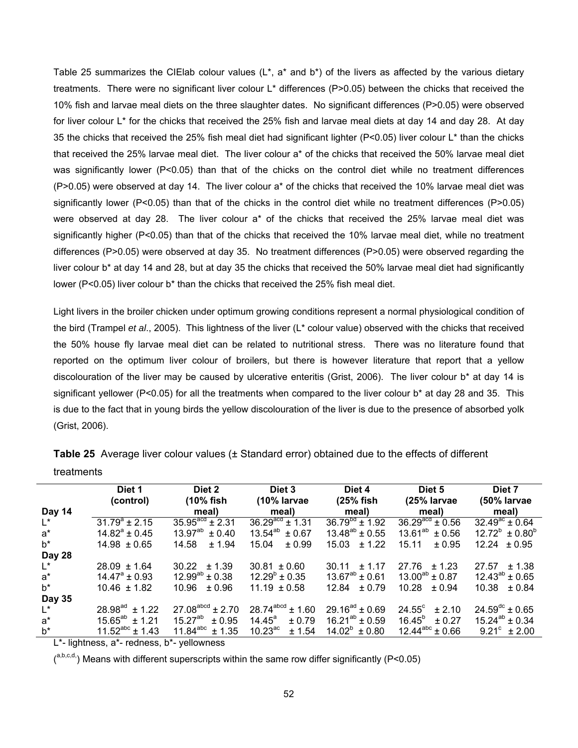Table 25 summarizes the CIElab colour values (L*, a* and b*) of the livers as affected by the various dietary treatments. There were no significant liver colour L* differences (P>0.05) between the chicks that received the 10% fish and larvae meal diets on the three slaughter dates. No significant differences (P>0.05) were observed for liver colour L* for the chicks that received the 25% fish and larvae meal diets at day 14 and day 28. At day 35 the chicks that received the 25% fish meal diet had significant lighter (P<0.05) liver colour L* than the chicks that received the 25% larvae meal diet. The liver colour a* of the chicks that received the 50% larvae meal diet was significantly lower (P<0.05) than that of the chicks on the control diet while no treatment differences (P>0.05) were observed at day 14. The liver colour a* of the chicks that received the 10% larvae meal diet was significantly lower (P<0.05) than that of the chicks in the control diet while no treatment differences (P>0.05) were observed at day 28. The liver colour a* of the chicks that received the 25% larvae meal diet was significantly higher (P<0.05) than that of the chicks that received the 10% larvae meal diet, while no treatment differences (P>0.05) were observed at day 35. No treatment differences (P>0.05) were observed regarding the liver colour b* at day 14 and 28, but at day 35 the chicks that received the 50% larvae meal diet had significantly lower (P<0.05) liver colour b* than the chicks that received the 25% fish meal diet.

Light livers in the broiler chicken under optimum growing conditions represent a normal physiological condition of the bird (Trampel *et al*., 2005). This lightness of the liver (L* colour value) observed with the chicks that received the 50% house fly larvae meal diet can be related to nutritional stress. There was no literature found that reported on the optimum liver colour of broilers, but there is however literature that report that a yellow discolouration of the liver may be caused by ulcerative enteritis (Grist, 2006). The liver colour b* at day 14 is significant yellower (P<0.05) for all the treatments when compared to the liver colour b* at day 28 and 35. This is due to the fact that in young birds the yellow discolouration of the liver is due to the presence of absorbed yolk (Grist, 2006).

**Table 25** Average liver colour values (± Standard error) obtained due to the effects of different treatments

| | Diet 1 (control) | Diet 2 (10% fish meal) | Diet 3 (10% larvae meal) | Diet 4 (25% fish meal) | Diet 5 (25% larvae meal) | Diet 7 (50% larvae meal) |
|---|---|---|---|---|---|---|
| **Day 14** | | | | | | |
| L* | $31.79^{a}$ ± 2.15 | $35.95^{acd}$ ± 2.31 | $36.29^{acd}$ ± 1.31 | $36.79^{bd}$ ± 1.92 | $36.29^{acd}$ ± 0.56 | $32.49^{ac}$ ± 0.64 |
| a* | $14.82^{a}$ ± 0.45 | $13.97^{ab}$ ± 0.40 | $13.54^{ab}$ ± 0.67 | $13.48^{ab}$ ± 0.55 | $13.61^{ab}$ ± 0.56 | $12.72^{b}$ ± $0.80^{b}$ |
| b* | 14.98 ± 0.65 | 14.58 ± 1.94 | 15.04 ± 0.99 | 15.03 ± 1.22 | 15.11 ± 0.95 | 12.24 ± 0.95 |
| **Day 28** | | | | | | |
| L* | 28.09 ± 1.64 | 30.22 ± 1.39 | 30.81 ± 0.60 | 30.11 ± 1.17 | 27.76 ± 1.23 | 27.57 ± 1.38 |
| a* | $14.47^{a}$ ± 0.93 | $12.99^{ab}$ ± 0.38 | $12.29^{b}$ ± 0.35 | $13.67^{ab}$ ± 0.61 | $13.00^{ab}$ ± 0.87 | $12.43^{ab}$ ± 0.65 |
| b* | 10.46 ± 1.82 | 10.96 ± 0.96 | 11.19 ± 0.58 | 12.84 ± 0.79 | 10.28 ± 0.94 | 10.38 ± 0.84 |
| **Day 35** | | | | | | |
| L* | $28.98^{ad}$ ± 1.22 | $27.08^{abcd}$ ± 2.70 | $28.74^{abcd}$ ± 1.60 | $29.16^{ad}$ ± 0.69 | $24.55^{c}$ ± 2.10 | $24.59^{dc}$ ± 0.65 |
| a* | $15.65^{ab}$ ± 1.21 | $15.27^{ab}$ ± 0.95 | $14.45^{a}$ ± 0.79 | $16.21^{ab}$ ± 0.59 | $16.45^{b}$ ± 0.27 | $15.24^{ab}$ ± 0.34 |
| b* | $11.52^{abc}$ ± 1.43 | $11.84^{abc}$ ± 1.35 | $10.23^{ac}$ ± 1.54 | $14.02^{b}$ ± 0.80 | $12.44^{abc}$ ± 0.66 | $9.21^{c}$ ± 2.00 |

L*- lightness, a*- redness, b*- yellowness

($^{a,b,c,d,}$) Means with different superscripts within the same row differ significantly (P<0.05)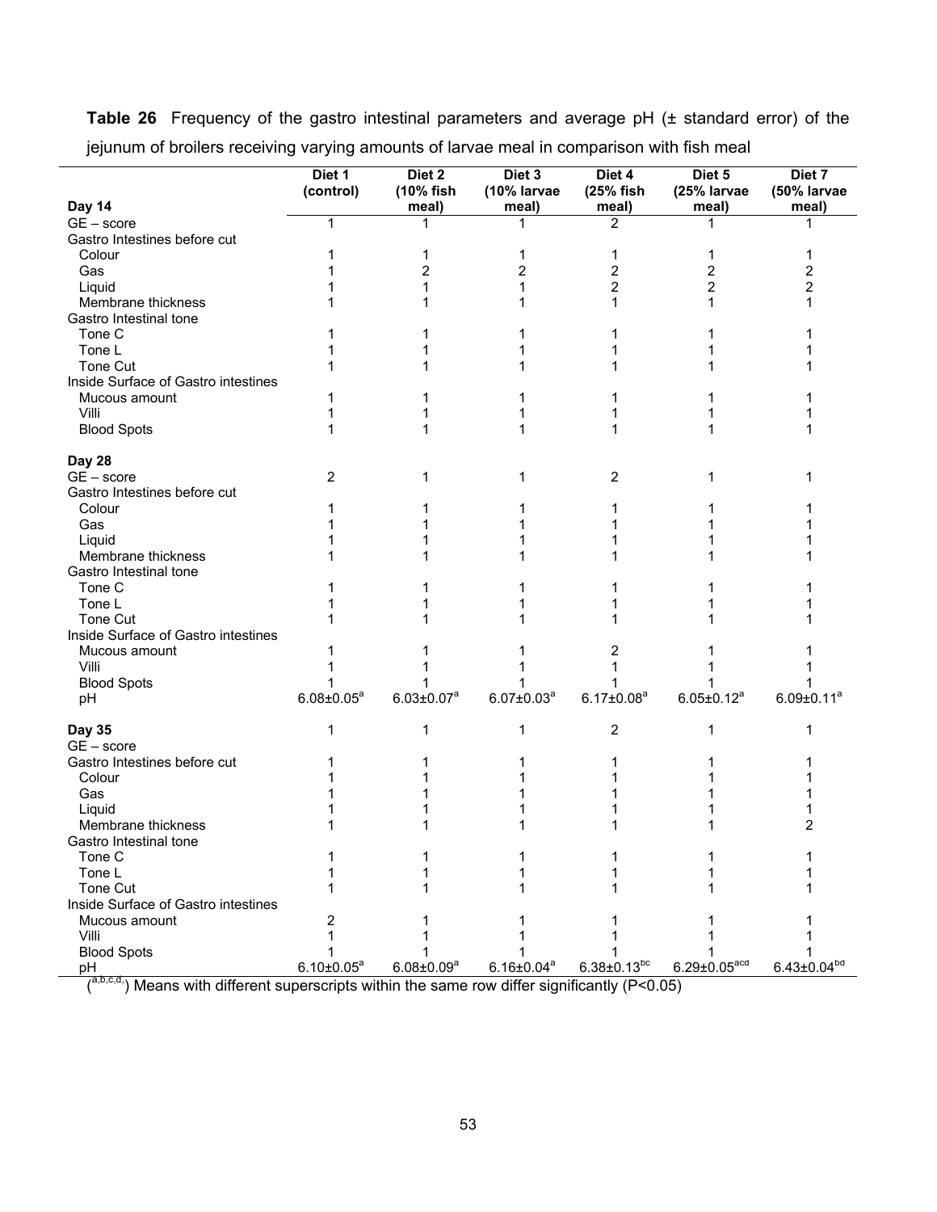**Table 26** Frequency of the gastro intestinal parameters and average pH (± standard error) of the jejunum of broilers receiving varying amounts of larvae meal in comparison with fish meal

| Day 14 | Diet 1 (control) | Diet 2 (10% fish meal) | Diet 3 (10% larvae meal) | Diet 4 (25% fish meal) | Diet 5 (25% larvae meal) | Diet 7 (50% larvae meal) |
|---|---|---|---|---|---|---|
| GE – score | 1 | 1 | 1 | 2 | 1 | 1 |
| Gastro Intestines before cut | | | | | | |
| Colour | 1 | 1 | 1 | 1 | 1 | 1 |
| Gas | 1 | 2 | 2 | 2 | 2 | 2 |
| Liquid | 1 | 1 | 1 | 2 | 2 | 2 |
| Membrane thickness | 1 | 1 | 1 | 1 | 1 | 1 |
| Gastro Intestinal tone | | | | | | |
| Tone C | 1 | 1 | 1 | 1 | 1 | 1 |
| Tone L | 1 | 1 | 1 | 1 | 1 | 1 |
| Tone Cut | 1 | 1 | 1 | 1 | 1 | 1 |
| Inside Surface of Gastro intestines | | | | | | |
| Mucous amount | 1 | 1 | 1 | 1 | 1 | 1 |
| Villi | 1 | 1 | 1 | 1 | 1 | 1 |
| Blood Spots | 1 | 1 | 1 | 1 | 1 | 1 |
| **Day 28** | | | | | | |
| GE – score | 2 | 1 | 1 | 2 | 1 | 1 |
| Gastro Intestines before cut | | | | | | |
| Colour | 1 | 1 | 1 | 1 | 1 | 1 |
| Gas | 1 | 1 | 1 | 1 | 1 | 1 |
| Liquid | 1 | 1 | 1 | 1 | 1 | 1 |
| Membrane thickness | 1 | 1 | 1 | 1 | 1 | 1 |
| Gastro Intestinal tone | | | | | | |
| Tone C | 1 | 1 | 1 | 1 | 1 | 1 |
| Tone L | 1 | 1 | 1 | 1 | 1 | 1 |
| Tone Cut | 1 | 1 | 1 | 1 | 1 | 1 |
| Inside Surface of Gastro intestines | | | | | | |
| Mucous amount | 1 | 1 | 1 | 2 | 1 | 1 |
| Villi | 1 | 1 | 1 | 1 | 1 | 1 |
| Blood Spots | 1 | 1 | 1 | 1 | 1 | 1 |
| pH | $6.08{\pm}0.05^{a}$ | $6.03{\pm}0.07^{a}$ | $6.07{\pm}0.03^{a}$ | $6.17{\pm}0.08^{a}$ | $6.05{\pm}0.12^{a}$ | $6.09{\pm}0.11^{a}$ |
| **Day 35** | 1 | 1 | 1 | 2 | 1 | 1 |
| GE – score | | | | | | |
| Gastro Intestines before cut | 1 | 1 | 1 | 1 | 1 | 1 |
| Colour | 1 | 1 | 1 | 1 | 1 | 1 |
| Gas | 1 | 1 | 1 | 1 | 1 | 1 |
| Liquid | 1 | 1 | 1 | 1 | 1 | 1 |
| Membrane thickness | 1 | 1 | 1 | 1 | 1 | 2 |
| Gastro Intestinal tone | | | | | | |
| Tone C | 1 | 1 | 1 | 1 | 1 | 1 |
| Tone L | 1 | 1 | 1 | 1 | 1 | 1 |
| Tone Cut | 1 | 1 | 1 | 1 | 1 | 1 |
| Inside Surface of Gastro intestines | | | | | | |
| Mucous amount | 2 | 1 | 1 | 1 | 1 | 1 |
| Villi | 1 | 1 | 1 | 1 | 1 | 1 |
| Blood Spots | 1 | 1 | 1 | 1 | 1 | 1 |
| pH | $6.10{\pm}0.05^{a}$ | $6.08{\pm}0.09^{a}$ | $6.16{\pm}0.04^{a}$ | $6.38{\pm}0.13^{bc}$ | $6.29{\pm}0.05^{acd}$ | $6.43{\pm}0.04^{bd}$ |

($^{a,b,c,d,}$) Means with different superscripts within the same row differ significantly (P<0.05)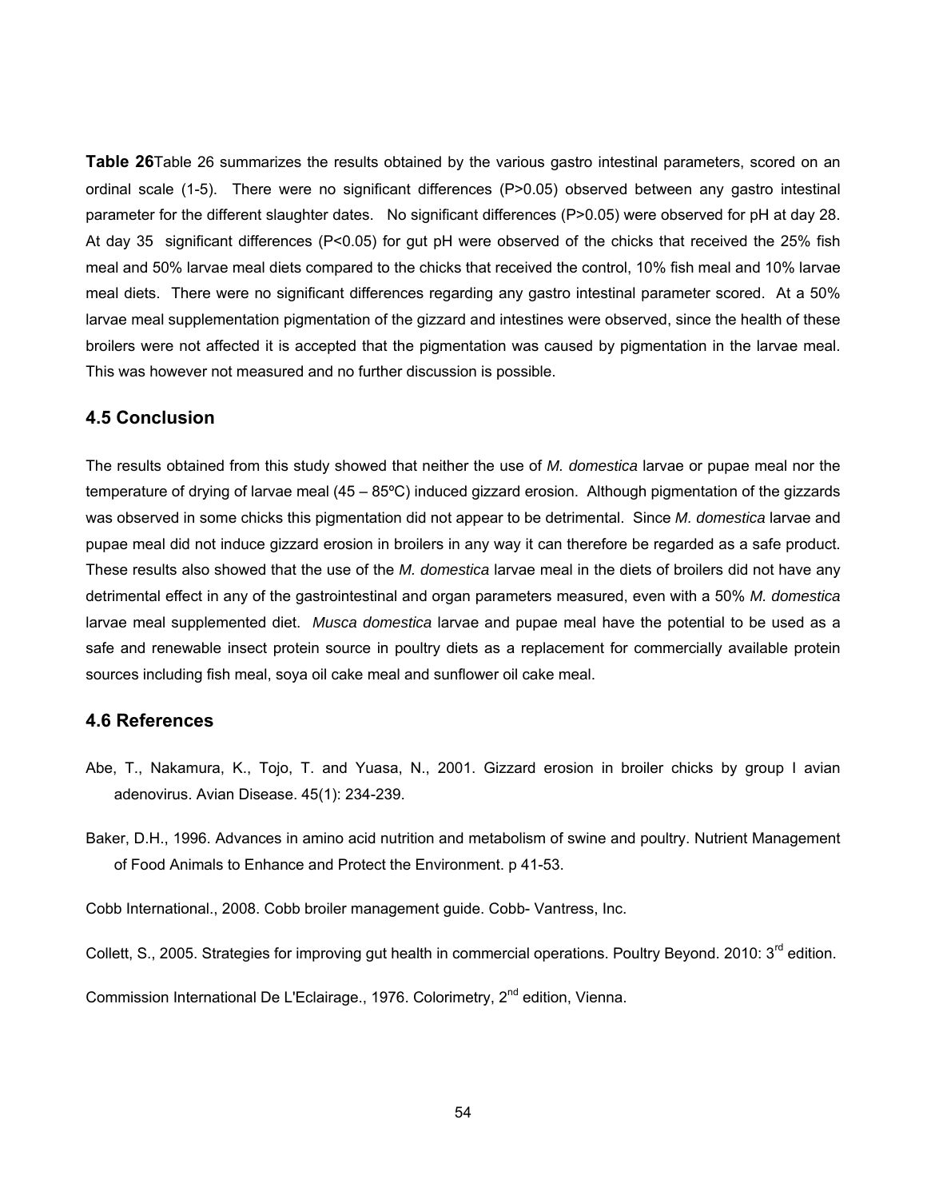**Table 26**Table 26 summarizes the results obtained by the various gastro intestinal parameters, scored on an ordinal scale (1-5). There were no significant differences (P>0.05) observed between any gastro intestinal parameter for the different slaughter dates. No significant differences (P>0.05) were observed for pH at day 28. At day 35 significant differences (P<0.05) for gut pH were observed of the chicks that received the 25% fish meal and 50% larvae meal diets compared to the chicks that received the control, 10% fish meal and 10% larvae meal diets. There were no significant differences regarding any gastro intestinal parameter scored. At a 50% larvae meal supplementation pigmentation of the gizzard and intestines were observed, since the health of these broilers were not affected it is accepted that the pigmentation was caused by pigmentation in the larvae meal. This was however not measured and no further discussion is possible.

## 4.5 Conclusion

The results obtained from this study showed that neither the use of *M. domestica* larvae or pupae meal nor the temperature of drying of larvae meal (45 – 85ºC) induced gizzard erosion. Although pigmentation of the gizzards was observed in some chicks this pigmentation did not appear to be detrimental. Since *M. domestica* larvae and pupae meal did not induce gizzard erosion in broilers in any way it can therefore be regarded as a safe product. These results also showed that the use of the *M. domestica* larvae meal in the diets of broilers did not have any detrimental effect in any of the gastrointestinal and organ parameters measured, even with a 50% *M. domestica* larvae meal supplemented diet. *Musca domestica* larvae and pupae meal have the potential to be used as a safe and renewable insect protein source in poultry diets as a replacement for commercially available protein sources including fish meal, soya oil cake meal and sunflower oil cake meal.

## 4.6 References

Abe, T., Nakamura, K., Tojo, T. and Yuasa, N., 2001. Gizzard erosion in broiler chicks by group I avian adenovirus. Avian Disease. 45(1): 234-239.

Baker, D.H., 1996. Advances in amino acid nutrition and metabolism of swine and poultry. Nutrient Management of Food Animals to Enhance and Protect the Environment. p 41-53.

Cobb International., 2008. Cobb broiler management guide. Cobb- Vantress, Inc.

Collett, S., 2005. Strategies for improving gut health in commercial operations. Poultry Beyond. 2010: 3rd edition.

Commission International De L'Eclairage., 1976. Colorimetry, 2nd edition, Vienna.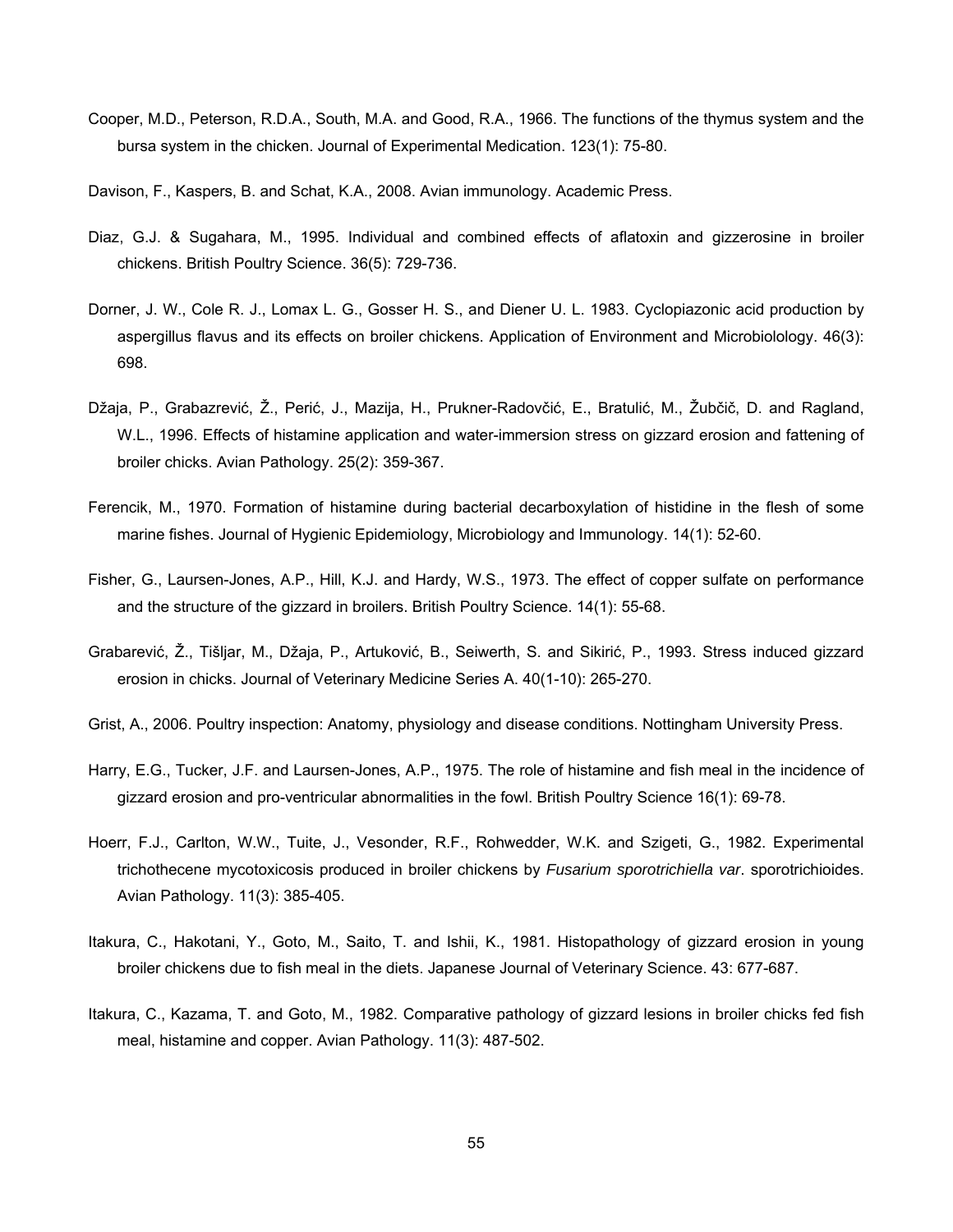Cooper, M.D., Peterson, R.D.A., South, M.A. and Good, R.A., 1966. The functions of the thymus system and the bursa system in the chicken. Journal of Experimental Medication. 123(1): 75-80.

Davison, F., Kaspers, B. and Schat, K.A., 2008. Avian immunology. Academic Press.

Diaz, G.J. & Sugahara, M., 1995. Individual and combined effects of aflatoxin and gizzerosine in broiler chickens. British Poultry Science. 36(5): 729-736.

Dorner, J. W., Cole R. J., Lomax L. G., Gosser H. S., and Diener U. L. 1983. Cyclopiazonic acid production by aspergillus flavus and its effects on broiler chickens. Application of Environment and Microbiolology. 46(3): 698.

Džaja, P., Grabazrević, Ž., Perić, J., Mazija, H., Prukner-Radovčić, E., Bratulić, M., Žubčič, D. and Ragland, W.L., 1996. Effects of histamine application and water-immersion stress on gizzard erosion and fattening of broiler chicks. Avian Pathology. 25(2): 359-367.

Ferencik, M., 1970. Formation of histamine during bacterial decarboxylation of histidine in the flesh of some marine fishes. Journal of Hygienic Epidemiology, Microbiology and Immunology. 14(1): 52-60.

Fisher, G., Laursen-Jones, A.P., Hill, K.J. and Hardy, W.S., 1973. The effect of copper sulfate on performance and the structure of the gizzard in broilers. British Poultry Science. 14(1): 55-68.

Grabarević, Ž., Tišljar, M., Džaja, P., Artuković, B., Seiwerth, S. and Sikirić, P., 1993. Stress induced gizzard erosion in chicks. Journal of Veterinary Medicine Series A. 40(1-10): 265-270.

Grist, A., 2006. Poultry inspection: Anatomy, physiology and disease conditions. Nottingham University Press.

Harry, E.G., Tucker, J.F. and Laursen-Jones, A.P., 1975. The role of histamine and fish meal in the incidence of gizzard erosion and pro-ventricular abnormalities in the fowl. British Poultry Science 16(1): 69-78.

Hoerr, F.J., Carlton, W.W., Tuite, J., Vesonder, R.F., Rohwedder, W.K. and Szigeti, G., 1982. Experimental trichothecene mycotoxicosis produced in broiler chickens by *Fusarium sporotrichiella var*. sporotrichioides. Avian Pathology. 11(3): 385-405.

Itakura, C., Hakotani, Y., Goto, M., Saito, T. and Ishii, K., 1981. Histopathology of gizzard erosion in young broiler chickens due to fish meal in the diets. Japanese Journal of Veterinary Science. 43: 677-687.

Itakura, C., Kazama, T. and Goto, M., 1982. Comparative pathology of gizzard lesions in broiler chicks fed fish meal, histamine and copper. Avian Pathology. 11(3): 487-502.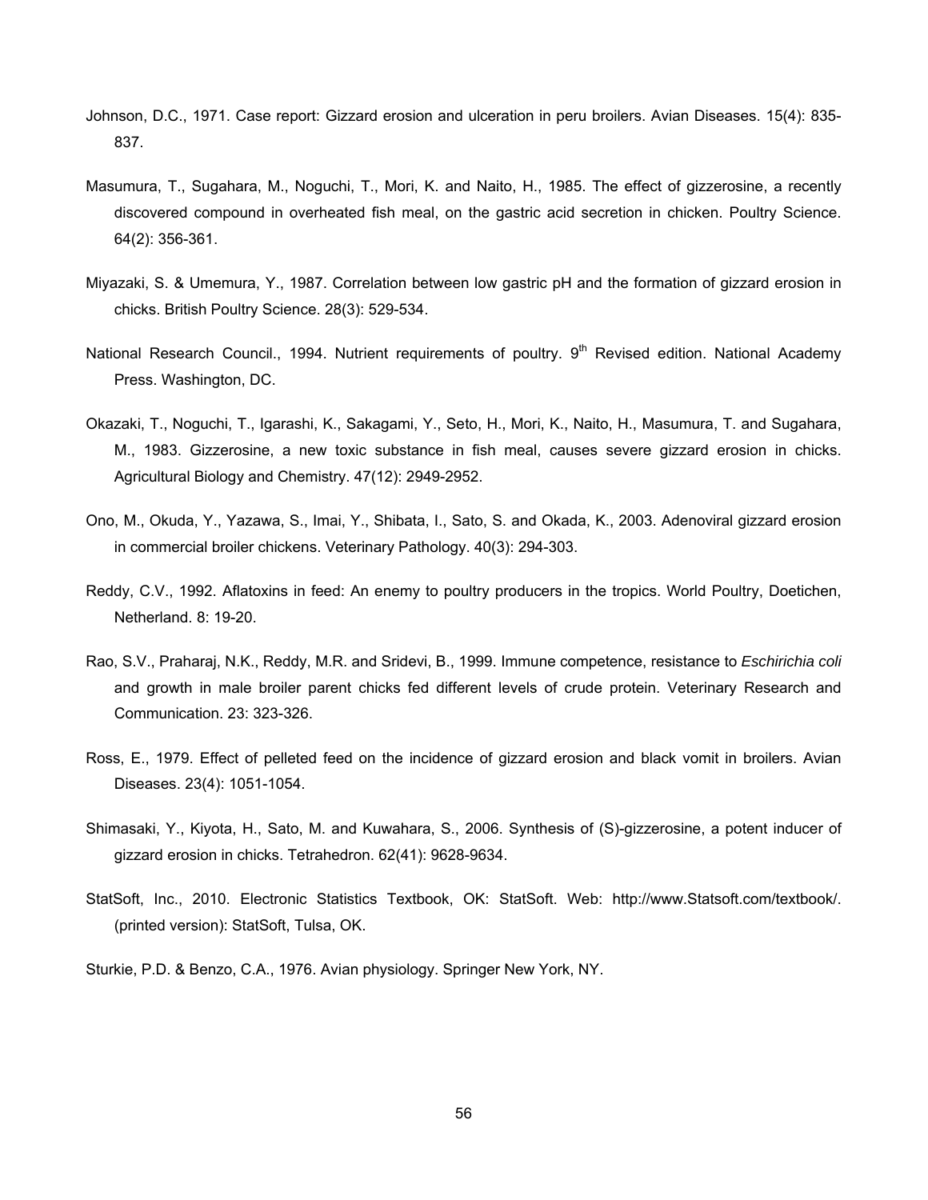Johnson, D.C., 1971. Case report: Gizzard erosion and ulceration in peru broilers. Avian Diseases. 15(4): 835-837.

Masumura, T., Sugahara, M., Noguchi, T., Mori, K. and Naito, H., 1985. The effect of gizzerosine, a recently discovered compound in overheated fish meal, on the gastric acid secretion in chicken. Poultry Science. 64(2): 356-361.

Miyazaki, S. & Umemura, Y., 1987. Correlation between low gastric pH and the formation of gizzard erosion in chicks. British Poultry Science. 28(3): 529-534.

National Research Council., 1994. Nutrient requirements of poultry. 9th Revised edition. National Academy Press. Washington, DC.

Okazaki, T., Noguchi, T., Igarashi, K., Sakagami, Y., Seto, H., Mori, K., Naito, H., Masumura, T. and Sugahara, M., 1983. Gizzerosine, a new toxic substance in fish meal, causes severe gizzard erosion in chicks. Agricultural Biology and Chemistry. 47(12): 2949-2952.

Ono, M., Okuda, Y., Yazawa, S., Imai, Y., Shibata, I., Sato, S. and Okada, K., 2003. Adenoviral gizzard erosion in commercial broiler chickens. Veterinary Pathology. 40(3): 294-303.

Reddy, C.V., 1992. Aflatoxins in feed: An enemy to poultry producers in the tropics. World Poultry, Doetichen, Netherland. 8: 19-20.

Rao, S.V., Praharaj, N.K., Reddy, M.R. and Sridevi, B., 1999. Immune competence, resistance to *Eschirichia coli* and growth in male broiler parent chicks fed different levels of crude protein. Veterinary Research and Communication. 23: 323-326.

Ross, E., 1979. Effect of pelleted feed on the incidence of gizzard erosion and black vomit in broilers. Avian Diseases. 23(4): 1051-1054.

Shimasaki, Y., Kiyota, H., Sato, M. and Kuwahara, S., 2006. Synthesis of (S)-gizzerosine, a potent inducer of gizzard erosion in chicks. Tetrahedron. 62(41): 9628-9634.

StatSoft, Inc., 2010. Electronic Statistics Textbook, OK: StatSoft. Web: http://www.Statsoft.com/textbook/. (printed version): StatSoft, Tulsa, OK.

Sturkie, P.D. & Benzo, C.A., 1976. Avian physiology. Springer New York, NY.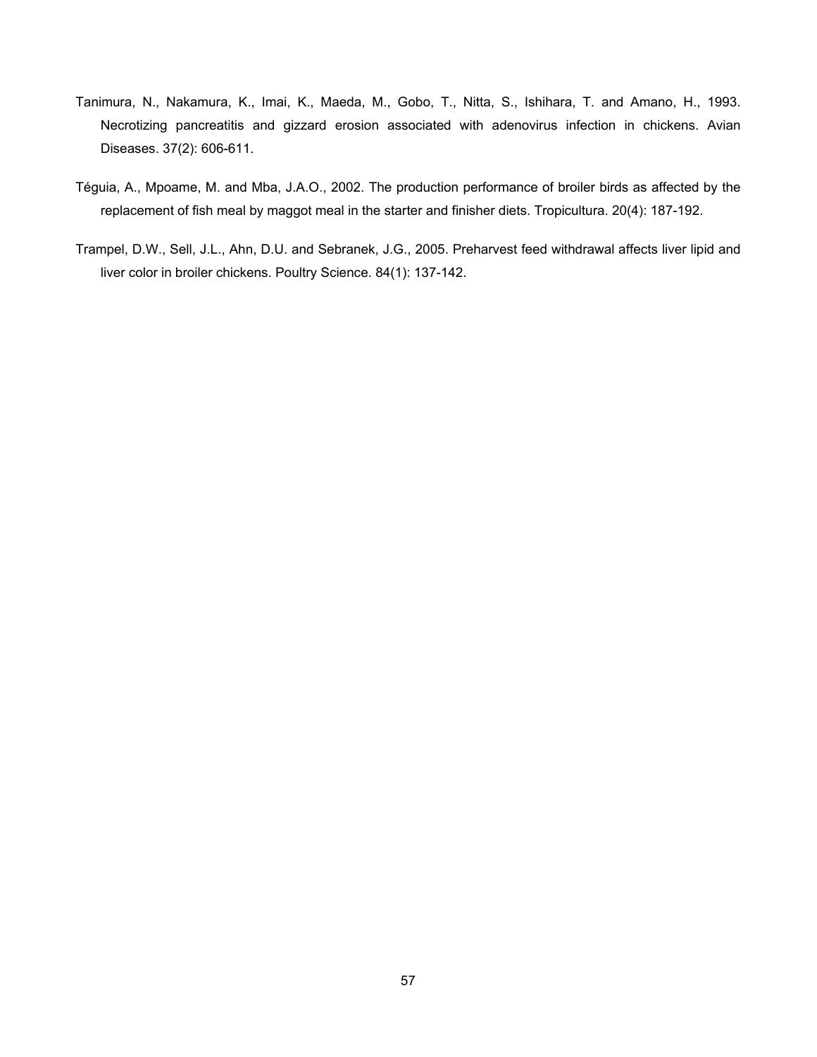Tanimura, N., Nakamura, K., Imai, K., Maeda, M., Gobo, T., Nitta, S., Ishihara, T. and Amano, H., 1993. Necrotizing pancreatitis and gizzard erosion associated with adenovirus infection in chickens. Avian Diseases. 37(2): 606-611.

Téguia, A., Mpoame, M. and Mba, J.A.O., 2002. The production performance of broiler birds as affected by the replacement of fish meal by maggot meal in the starter and finisher diets. Tropicultura. 20(4): 187-192.

Trampel, D.W., Sell, J.L., Ahn, D.U. and Sebranek, J.G., 2005. Preharvest feed withdrawal affects liver lipid and liver color in broiler chickens. Poultry Science. 84(1): 137-142.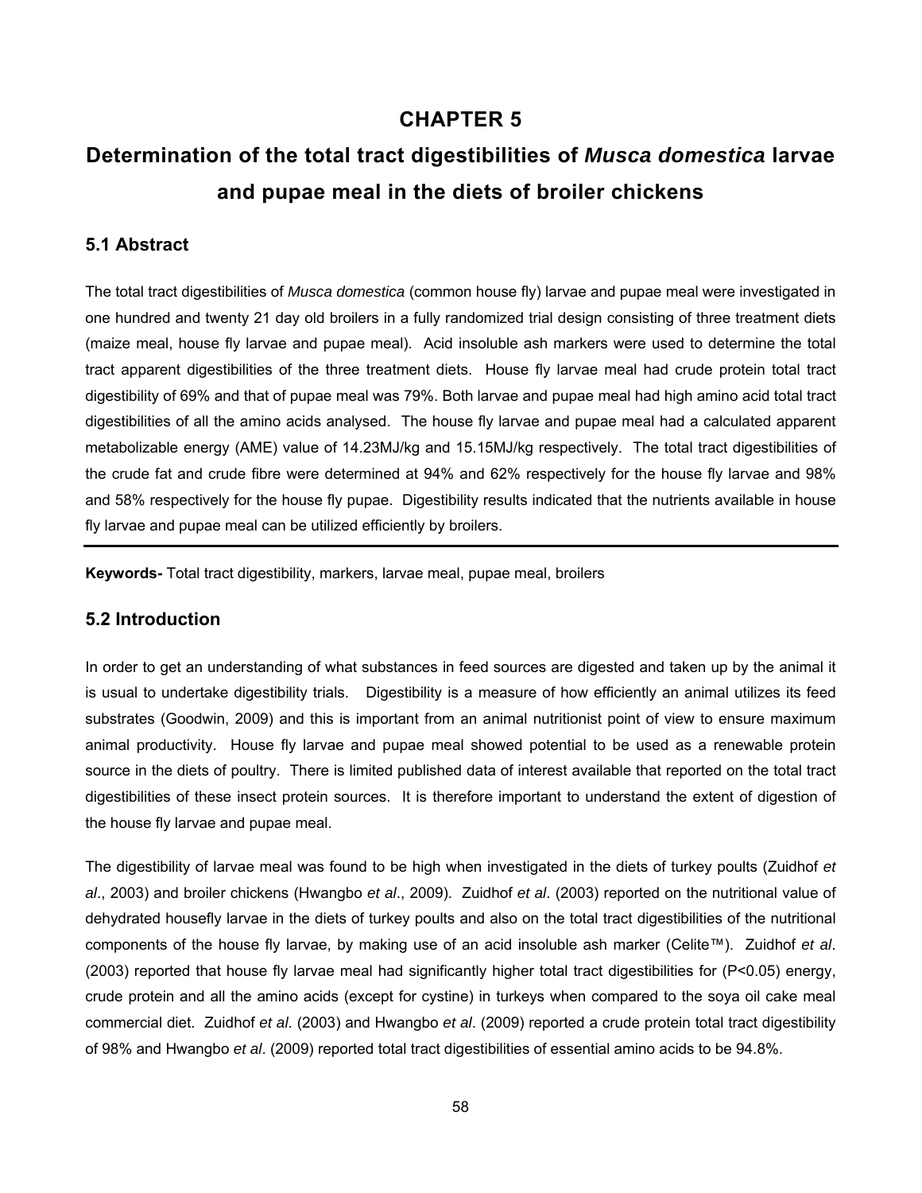# CHAPTER 5

# Determination of the total tract digestibilities of *Musca domestica* larvae and pupae meal in the diets of broiler chickens

## 5.1 Abstract

The total tract digestibilities of *Musca domestica* (common house fly) larvae and pupae meal were investigated in one hundred and twenty 21 day old broilers in a fully randomized trial design consisting of three treatment diets (maize meal, house fly larvae and pupae meal). Acid insoluble ash markers were used to determine the total tract apparent digestibilities of the three treatment diets. House fly larvae meal had crude protein total tract digestibility of 69% and that of pupae meal was 79%. Both larvae and pupae meal had high amino acid total tract digestibilities of all the amino acids analysed. The house fly larvae and pupae meal had a calculated apparent metabolizable energy (AME) value of 14.23MJ/kg and 15.15MJ/kg respectively. The total tract digestibilities of the crude fat and crude fibre were determined at 94% and 62% respectively for the house fly larvae and 98% and 58% respectively for the house fly pupae. Digestibility results indicated that the nutrients available in house fly larvae and pupae meal can be utilized efficiently by broilers.

---

**Keywords-** Total tract digestibility, markers, larvae meal, pupae meal, broilers

## 5.2 Introduction

In order to get an understanding of what substances in feed sources are digested and taken up by the animal it is usual to undertake digestibility trials. Digestibility is a measure of how efficiently an animal utilizes its feed substrates (Goodwin, 2009) and this is important from an animal nutritionist point of view to ensure maximum animal productivity. House fly larvae and pupae meal showed potential to be used as a renewable protein source in the diets of poultry. There is limited published data of interest available that reported on the total tract digestibilities of these insect protein sources. It is therefore important to understand the extent of digestion of the house fly larvae and pupae meal.

The digestibility of larvae meal was found to be high when investigated in the diets of turkey poults (Zuidhof *et al*., 2003) and broiler chickens (Hwangbo *et al*., 2009). Zuidhof *et al*. (2003) reported on the nutritional value of dehydrated housefly larvae in the diets of turkey poults and also on the total tract digestibilities of the nutritional components of the house fly larvae, by making use of an acid insoluble ash marker (Celite™). Zuidhof *et al*. (2003) reported that house fly larvae meal had significantly higher total tract digestibilities for ($P<0.05$) energy, crude protein and all the amino acids (except for cystine) in turkeys when compared to the soya oil cake meal commercial diet. Zuidhof *et al*. (2003) and Hwangbo *et al*. (2009) reported a crude protein total tract digestibility of 98% and Hwangbo *et al*. (2009) reported total tract digestibilities of essential amino acids to be 94.8%.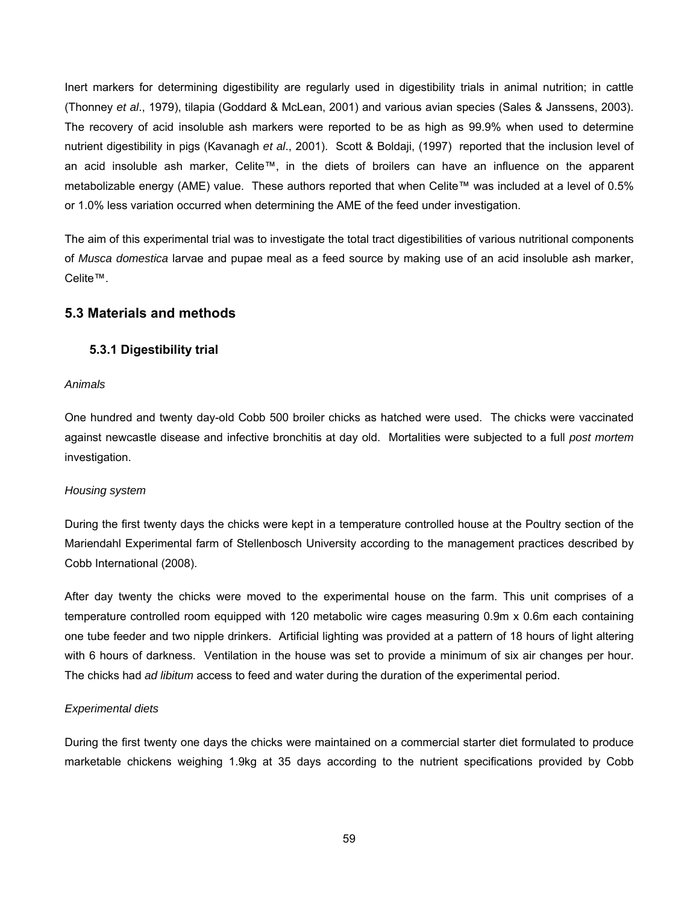Inert markers for determining digestibility are regularly used in digestibility trials in animal nutrition; in cattle (Thonney *et al*., 1979), tilapia (Goddard & McLean, 2001) and various avian species (Sales & Janssens, 2003). The recovery of acid insoluble ash markers were reported to be as high as 99.9% when used to determine nutrient digestibility in pigs (Kavanagh *et al*., 2001). Scott & Boldaji, (1997) reported that the inclusion level of an acid insoluble ash marker, Celite™, in the diets of broilers can have an influence on the apparent metabolizable energy (AME) value. These authors reported that when Celite™ was included at a level of 0.5% or 1.0% less variation occurred when determining the AME of the feed under investigation.

The aim of this experimental trial was to investigate the total tract digestibilities of various nutritional components of *Musca domestica* larvae and pupae meal as a feed source by making use of an acid insoluble ash marker, Celite™.

## 5.3 Materials and methods

### 5.3.1 Digestibility trial

*Animals*

One hundred and twenty day-old Cobb 500 broiler chicks as hatched were used. The chicks were vaccinated against newcastle disease and infective bronchitis at day old. Mortalities were subjected to a full *post mortem* investigation.

*Housing system*

During the first twenty days the chicks were kept in a temperature controlled house at the Poultry section of the Mariendahl Experimental farm of Stellenbosch University according to the management practices described by Cobb International (2008).

After day twenty the chicks were moved to the experimental house on the farm. This unit comprises of a temperature controlled room equipped with 120 metabolic wire cages measuring 0.9m x 0.6m each containing one tube feeder and two nipple drinkers. Artificial lighting was provided at a pattern of 18 hours of light altering with 6 hours of darkness. Ventilation in the house was set to provide a minimum of six air changes per hour. The chicks had *ad libitum* access to feed and water during the duration of the experimental period.

*Experimental diets*

During the first twenty one days the chicks were maintained on a commercial starter diet formulated to produce marketable chickens weighing 1.9kg at 35 days according to the nutrient specifications provided by Cobb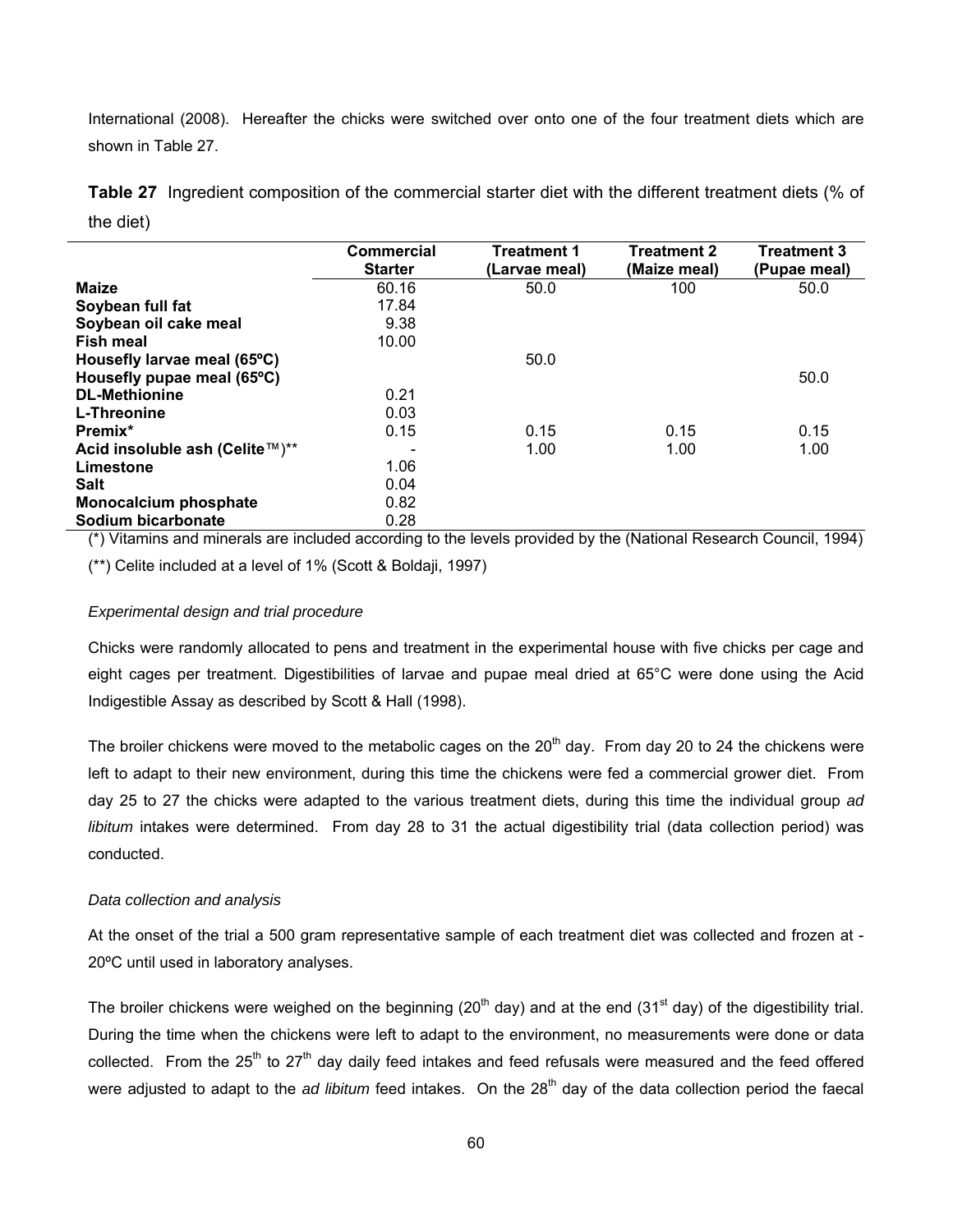International (2008). Hereafter the chicks were switched over onto one of the four treatment diets which are shown in Table 27.

**Table 27** Ingredient composition of the commercial starter diet with the different treatment diets (% of the diet)

| | Commercial Starter | Treatment 1 (Larvae meal) | Treatment 2 (Maize meal) | Treatment 3 (Pupae meal) |
|---|---|---|---|---|
| **Maize** | 60.16 | 50.0 | 100 | 50.0 |
| **Soybean full fat** | 17.84 | | | |
| **Soybean oil cake meal** | 9.38 | | | |
| **Fish meal** | 10.00 | | | |
| **Housefly larvae meal (65ºC)** | | 50.0 | | |
| **Housefly pupae meal (65ºC)** | | | | 50.0 |
| **DL-Methionine** | 0.21 | | | |
| **L-Threonine** | 0.03 | | | |
| **Premix*** | 0.15 | 0.15 | 0.15 | 0.15 |
| **Acid insoluble ash (Celite™)**** | - | 1.00 | 1.00 | 1.00 |
| **Limestone** | 1.06 | | | |
| **Salt** | 0.04 | | | |
| **Monocalcium phosphate** | 0.82 | | | |
| **Sodium bicarbonate** | 0.28 | | | |

(*) Vitamins and minerals are included according to the levels provided by the (National Research Council, 1994)

(**) Celite included at a level of 1% (Scott & Boldaji, 1997)

*Experimental design and trial procedure*

Chicks were randomly allocated to pens and treatment in the experimental house with five chicks per cage and eight cages per treatment. Digestibilities of larvae and pupae meal dried at 65°C were done using the Acid Indigestible Assay as described by Scott & Hall (1998).

The broiler chickens were moved to the metabolic cages on the 20th day. From day 20 to 24 the chickens were left to adapt to their new environment, during this time the chickens were fed a commercial grower diet. From day 25 to 27 the chicks were adapted to the various treatment diets, during this time the individual group *ad libitum* intakes were determined. From day 28 to 31 the actual digestibility trial (data collection period) was conducted.

*Data collection and analysis*

At the onset of the trial a 500 gram representative sample of each treatment diet was collected and frozen at -20ºC until used in laboratory analyses.

The broiler chickens were weighed on the beginning (20th day) and at the end (31st day) of the digestibility trial. During the time when the chickens were left to adapt to the environment, no measurements were done or data collected. From the 25th to 27th day daily feed intakes and feed refusals were measured and the feed offered were adjusted to adapt to the *ad libitum* feed intakes. On the 28th day of the data collection period the faecal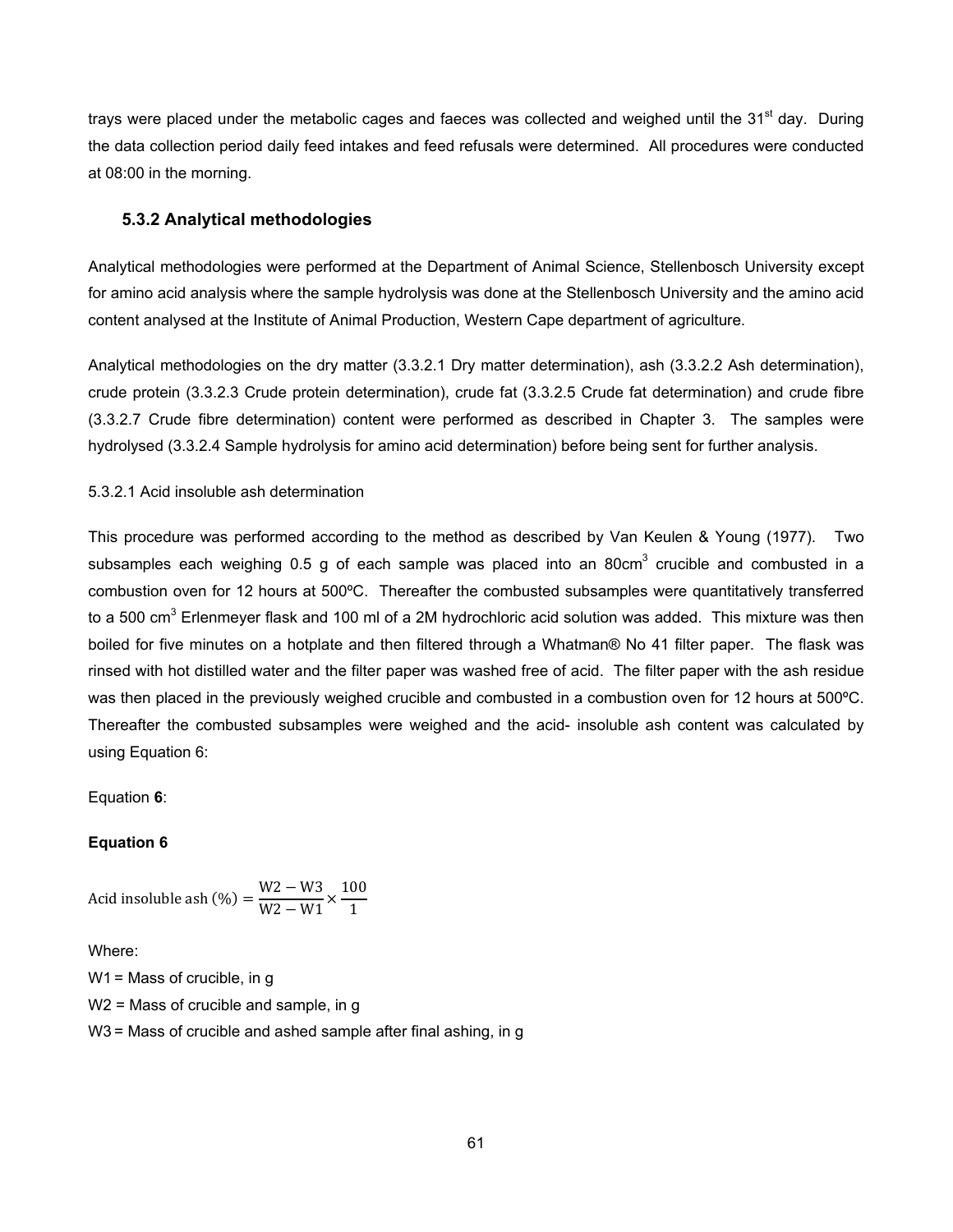trays were placed under the metabolic cages and faeces was collected and weighed until the 31st day. During the data collection period daily feed intakes and feed refusals were determined. All procedures were conducted at 08:00 in the morning.

### 5.3.2 Analytical methodologies

Analytical methodologies were performed at the Department of Animal Science, Stellenbosch University except for amino acid analysis where the sample hydrolysis was done at the Stellenbosch University and the amino acid content analysed at the Institute of Animal Production, Western Cape department of agriculture.

Analytical methodologies on the dry matter (3.3.2.1 Dry matter determination), ash (3.3.2.2 Ash determination), crude protein (3.3.2.3 Crude protein determination), crude fat (3.3.2.5 Crude fat determination) and crude fibre (3.3.2.7 Crude fibre determination) content were performed as described in Chapter 3. The samples were hydrolysed (3.3.2.4 Sample hydrolysis for amino acid determination) before being sent for further analysis.

5.3.2.1 Acid insoluble ash determination

This procedure was performed according to the method as described by Van Keulen & Young (1977). Two subsamples each weighing 0.5 g of each sample was placed into an 80cm$^3$ crucible and combusted in a combustion oven for 12 hours at 500ºC. Thereafter the combusted subsamples were quantitatively transferred to a 500 cm$^3$ Erlenmeyer flask and 100 ml of a 2M hydrochloric acid solution was added. This mixture was then boiled for five minutes on a hotplate and then filtered through a Whatman® No 41 filter paper. The flask was rinsed with hot distilled water and the filter paper was washed free of acid. The filter paper with the ash residue was then placed in the previously weighed crucible and combusted in a combustion oven for 12 hours at 500ºC. Thereafter the combusted subsamples were weighed and the acid- insoluble ash content was calculated by using Equation 6:

Equation **6**:

**Equation 6**

$$\text{Acid insoluble ash } (\%) = \frac{\text{W2} - \text{W3}}{\text{W2} - \text{W1}} \times \frac{100}{1}$$

Where:

W1 = Mass of crucible, in g

W2 = Mass of crucible and sample, in g

W3 = Mass of crucible and ashed sample after final ashing, in g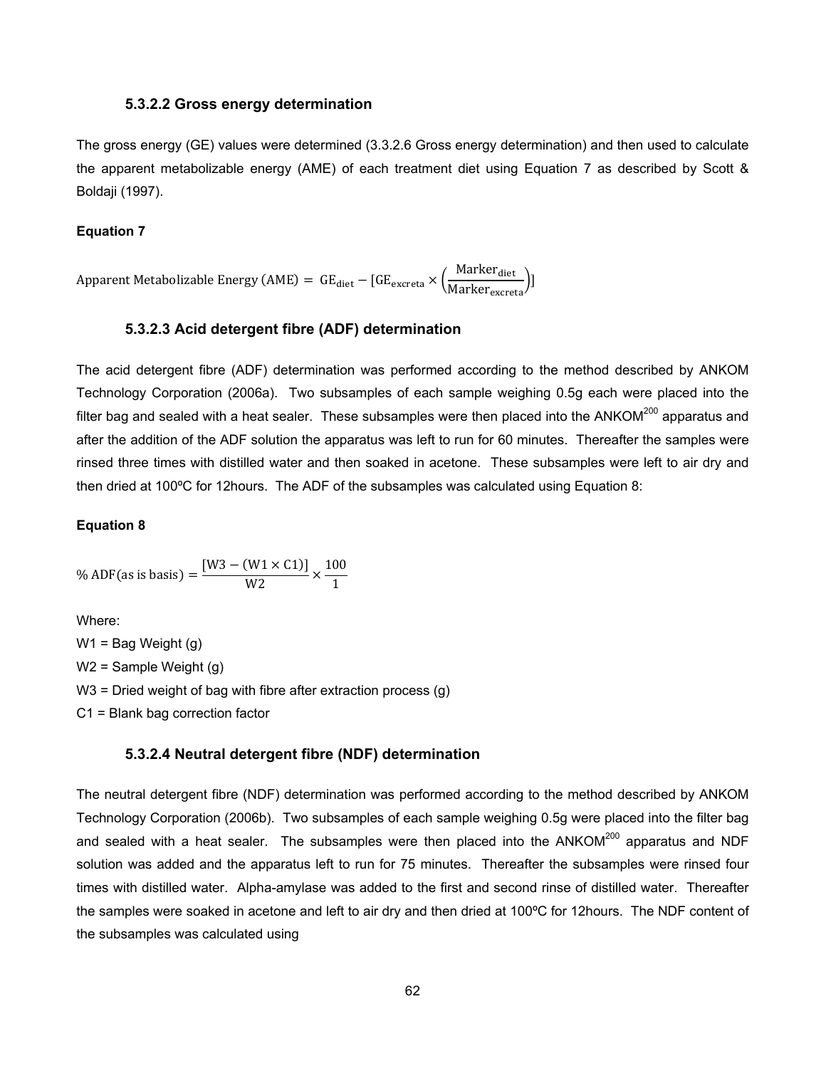### 5.3.2.2 Gross energy determination

The gross energy (GE) values were determined (3.3.2.6 Gross energy determination) and then used to calculate the apparent metabolizable energy (AME) of each treatment diet using Equation 7 as described by Scott & Boldaji (1997).

**Equation 7**

$$\text{Apparent Metabolizable Energy (AME)} = \text{GE}_{\text{diet}} - [\text{GE}_{\text{excreta}} \times \left(\frac{\text{Marker}_{\text{diet}}}{\text{Marker}_{\text{excreta}}}\right)]$$

### 5.3.2.3 Acid detergent fibre (ADF) determination

The acid detergent fibre (ADF) determination was performed according to the method described by ANKOM Technology Corporation (2006a). Two subsamples of each sample weighing 0.5g each were placed into the filter bag and sealed with a heat sealer. These subsamples were then placed into the ANKOM$^{200}$ apparatus and after the addition of the ADF solution the apparatus was left to run for 60 minutes. Thereafter the samples were rinsed three times with distilled water and then soaked in acetone. These subsamples were left to air dry and then dried at 100ºC for 12hours. The ADF of the subsamples was calculated using Equation 8:

**Equation 8**

$$\%\ \text{ADF (as is basis)} = \frac{[\text{W3} - (\text{W1} \times \text{C1})]}{\text{W2}} \times \frac{100}{1}$$

Where:

W1 = Bag Weight (g)

W2 = Sample Weight (g)

W3 = Dried weight of bag with fibre after extraction process (g)

C1 = Blank bag correction factor

### 5.3.2.4 Neutral detergent fibre (NDF) determination

The neutral detergent fibre (NDF) determination was performed according to the method described by ANKOM Technology Corporation (2006b). Two subsamples of each sample weighing 0.5g were placed into the filter bag and sealed with a heat sealer. The subsamples were then placed into the ANKOM$^{200}$ apparatus and NDF solution was added and the apparatus left to run for 75 minutes. Thereafter the subsamples were rinsed four times with distilled water. Alpha-amylase was added to the first and second rinse of distilled water. Thereafter the samples were soaked in acetone and left to air dry and then dried at 100ºC for 12hours. The NDF content of the subsamples was calculated using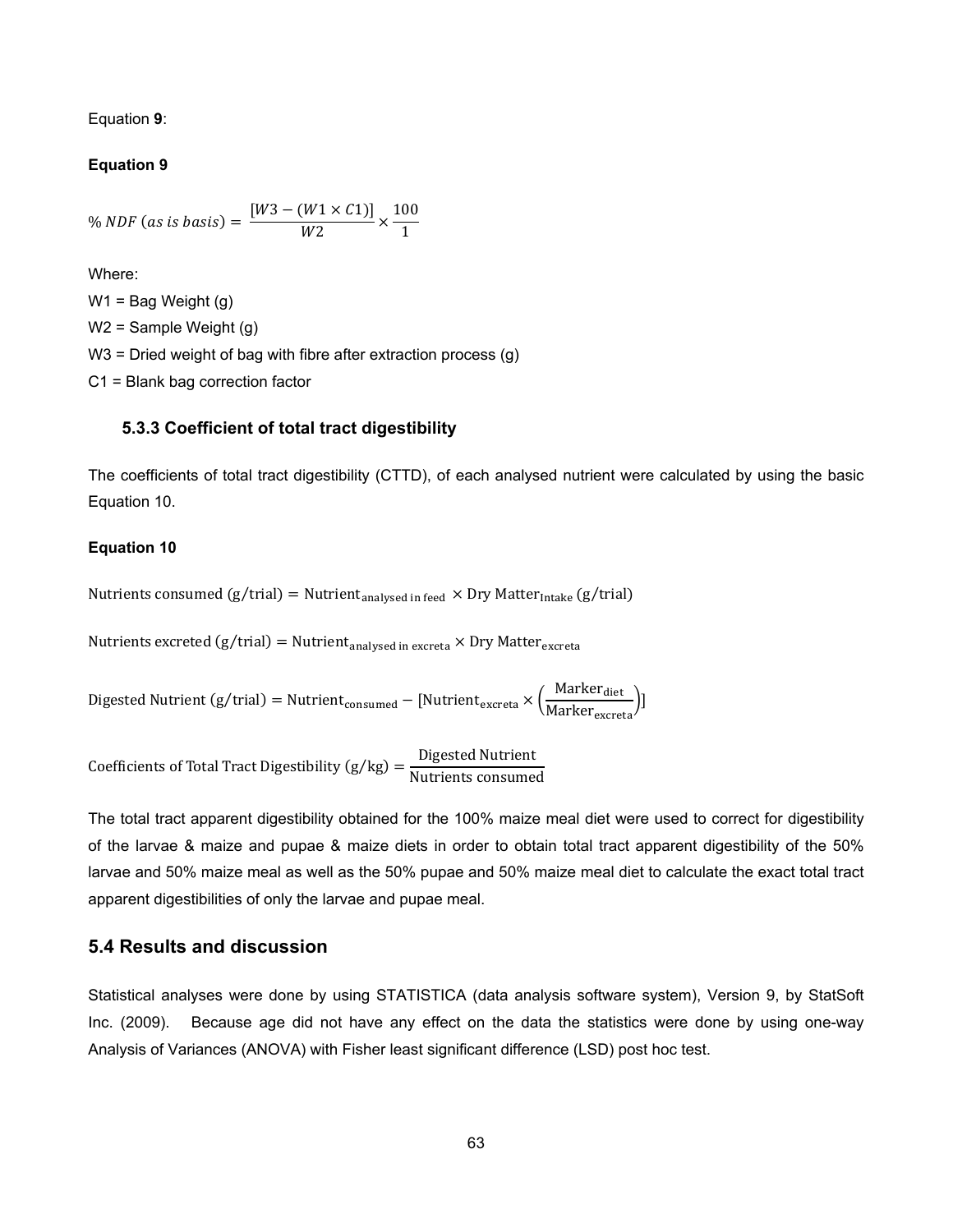Equation **9**:

**Equation 9**

$$\%\, NDF\ (as\ is\ basis) = \frac{[W3 - (W1 \times C1)]}{W2} \times \frac{100}{1}$$

Where:

W1 = Bag Weight (g)

W2 = Sample Weight (g)

W3 = Dried weight of bag with fibre after extraction process (g)

C1 = Blank bag correction factor

### 5.3.3 Coefficient of total tract digestibility

The coefficients of total tract digestibility (CTTD), of each analysed nutrient were calculated by using the basic Equation 10.

**Equation 10**

$$\text{Nutrients consumed (g/trial)} = \text{Nutrient}_{\text{analysed in feed}} \times \text{Dry Matter}_{\text{Intake}}\ \text{(g/trial)}$$

$$\text{Nutrients excreted (g/trial)} = \text{Nutrient}_{\text{analysed in excreta}} \times \text{Dry Matter}_{\text{excreta}}$$

$$\text{Digested Nutrient (g/trial)} = \text{Nutrient}_{\text{consumed}} - \left[\text{Nutrient}_{\text{excreta}} \times \left(\frac{\text{Marker}_{\text{diet}}}{\text{Marker}_{\text{excreta}}}\right)\right]$$

$$\text{Coefficients of Total Tract Digestibility (g/kg)} = \frac{\text{Digested Nutrient}}{\text{Nutrients consumed}}$$

The total tract apparent digestibility obtained for the 100% maize meal diet were used to correct for digestibility of the larvae & maize and pupae & maize diets in order to obtain total tract apparent digestibility of the 50% larvae and 50% maize meal as well as the 50% pupae and 50% maize meal diet to calculate the exact total tract apparent digestibilities of only the larvae and pupae meal.

## 5.4 Results and discussion

Statistical analyses were done by using STATISTICA (data analysis software system), Version 9, by StatSoft Inc. (2009). Because age did not have any effect on the data the statistics were done by using one-way Analysis of Variances (ANOVA) with Fisher least significant difference (LSD) post hoc test.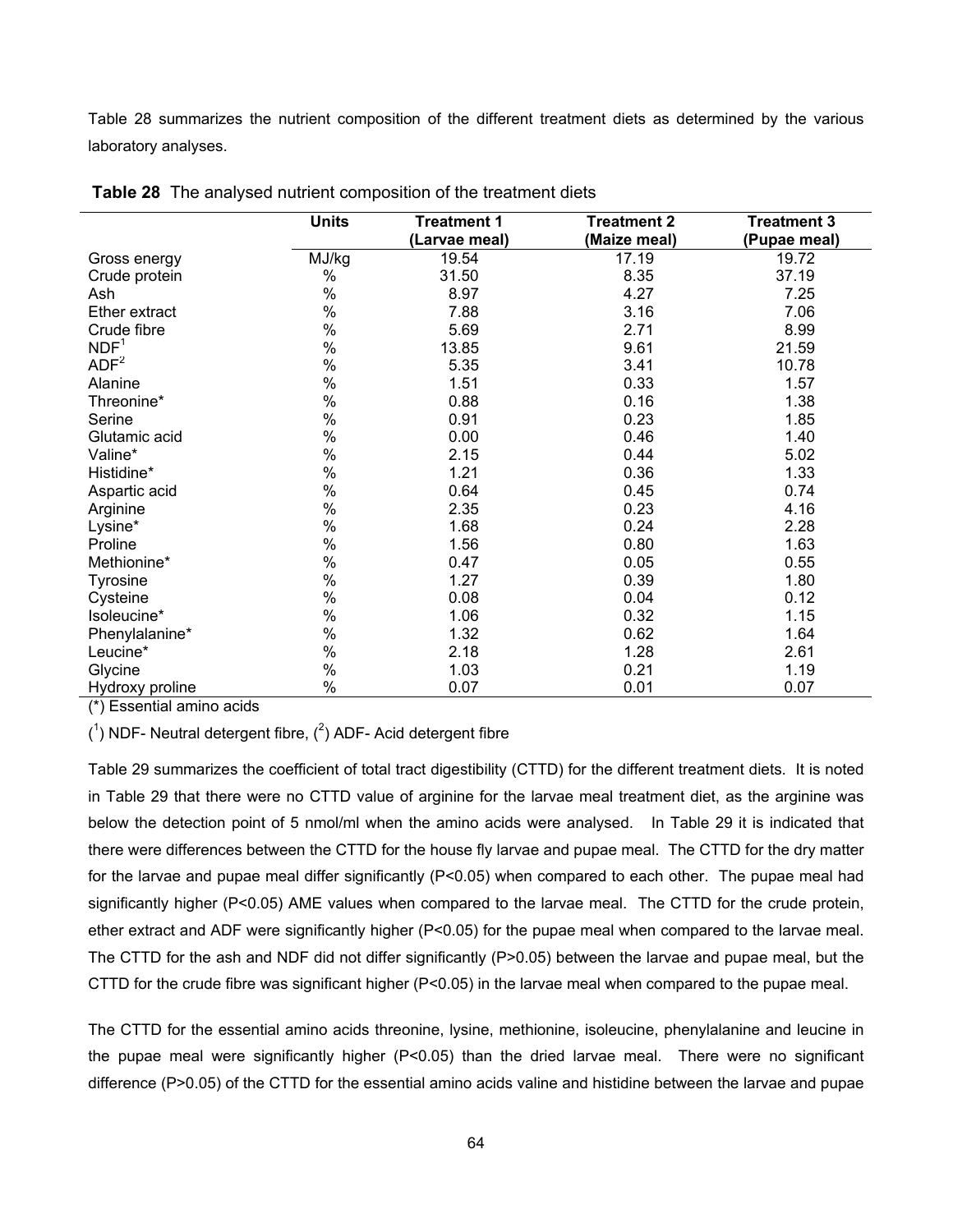Table 28 summarizes the nutrient composition of the different treatment diets as determined by the various laboratory analyses.

**Table 28** The analysed nutrient composition of the treatment diets

| | Units | Treatment 1 (Larvae meal) | Treatment 2 (Maize meal) | Treatment 3 (Pupae meal) |
|---|---|---|---|---|
| Gross energy | MJ/kg | 19.54 | 17.19 | 19.72 |
| Crude protein | % | 31.50 | 8.35 | 37.19 |
| Ash | % | 8.97 | 4.27 | 7.25 |
| Ether extract | % | 7.88 | 3.16 | 7.06 |
| Crude fibre | % | 5.69 | 2.71 | 8.99 |
| NDF[1] | % | 13.85 | 9.61 | 21.59 |
| ADF[2] | % | 5.35 | 3.41 | 10.78 |
| Alanine | % | 1.51 | 0.33 | 1.57 |
| Threonine* | % | 0.88 | 0.16 | 1.38 |
| Serine | % | 0.91 | 0.23 | 1.85 |
| Glutamic acid | % | 0.00 | 0.46 | 1.40 |
| Valine* | % | 2.15 | 0.44 | 5.02 |
| Histidine* | % | 1.21 | 0.36 | 1.33 |
| Aspartic acid | % | 0.64 | 0.45 | 0.74 |
| Arginine | % | 2.35 | 0.23 | 4.16 |
| Lysine* | % | 1.68 | 0.24 | 2.28 |
| Proline | % | 1.56 | 0.80 | 1.63 |
| Methionine* | % | 0.47 | 0.05 | 0.55 |
| Tyrosine | % | 1.27 | 0.39 | 1.80 |
| Cysteine | % | 0.08 | 0.04 | 0.12 |
| Isoleucine* | % | 1.06 | 0.32 | 1.15 |
| Phenylalanine* | % | 1.32 | 0.62 | 1.64 |
| Leucine* | % | 2.18 | 1.28 | 2.61 |
| Glycine | % | 1.03 | 0.21 | 1.19 |
| Hydroxy proline | % | 0.07 | 0.01 | 0.07 |

(*) Essential amino acids

([1]) NDF- Neutral detergent fibre, ([2]) ADF- Acid detergent fibre

Table 29 summarizes the coefficient of total tract digestibility (CTTD) for the different treatment diets. It is noted in Table 29 that there were no CTTD value of arginine for the larvae meal treatment diet, as the arginine was below the detection point of 5 nmol/ml when the amino acids were analysed. In Table 29 it is indicated that there were differences between the CTTD for the house fly larvae and pupae meal. The CTTD for the dry matter for the larvae and pupae meal differ significantly ($P<0.05$) when compared to each other. The pupae meal had significantly higher ($P<0.05$) AME values when compared to the larvae meal. The CTTD for the crude protein, ether extract and ADF were significantly higher ($P<0.05$) for the pupae meal when compared to the larvae meal. The CTTD for the ash and NDF did not differ significantly ($P>0.05$) between the larvae and pupae meal, but the CTTD for the crude fibre was significant higher ($P<0.05$) in the larvae meal when compared to the pupae meal.

The CTTD for the essential amino acids threonine, lysine, methionine, isoleucine, phenylalanine and leucine in the pupae meal were significantly higher ($P<0.05$) than the dried larvae meal. There were no significant difference ($P>0.05$) of the CTTD for the essential amino acids valine and histidine between the larvae and pupae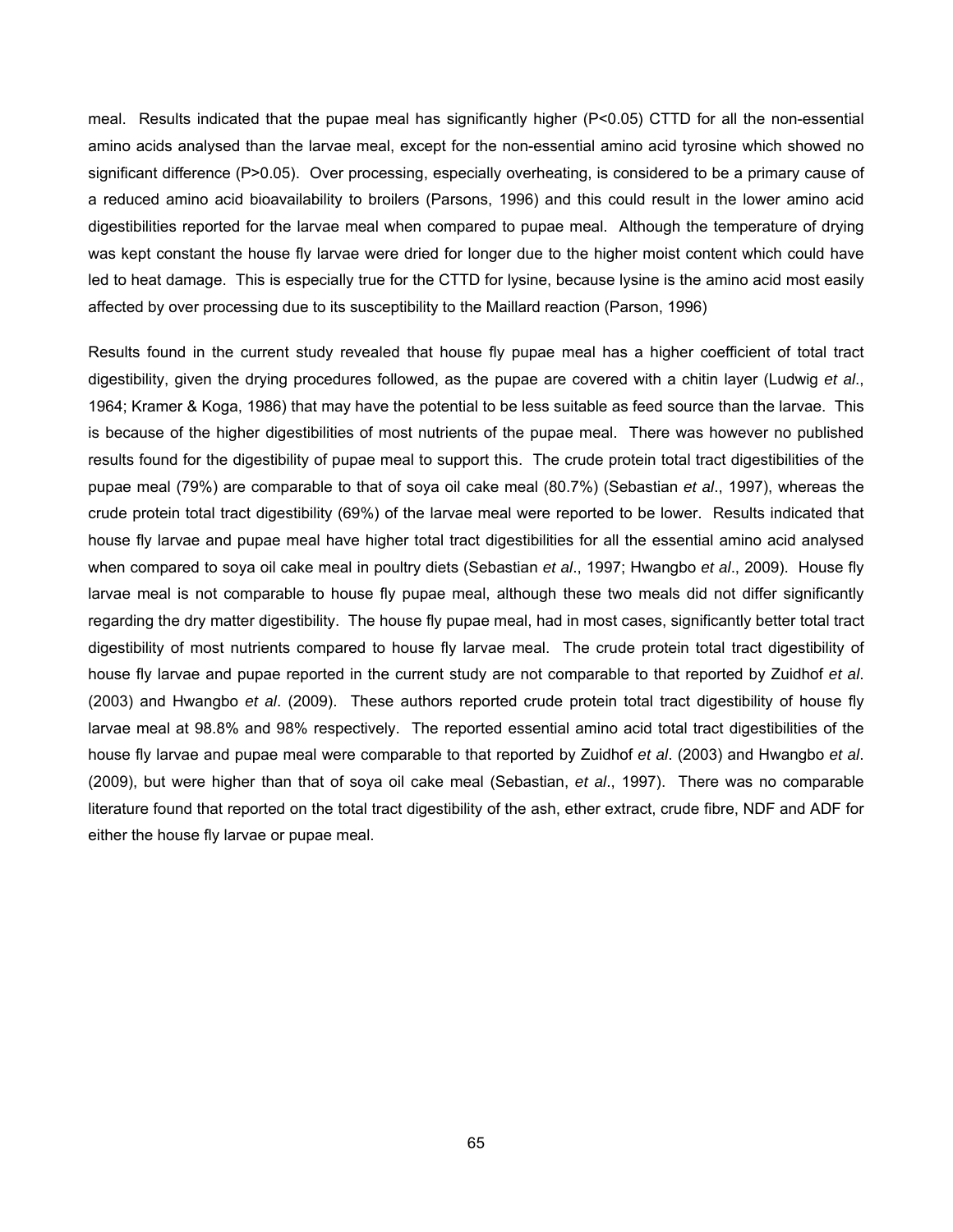meal. Results indicated that the pupae meal has significantly higher ($P<0.05$) CTTD for all the non-essential amino acids analysed than the larvae meal, except for the non-essential amino acid tyrosine which showed no significant difference ($P>0.05$). Over processing, especially overheating, is considered to be a primary cause of a reduced amino acid bioavailability to broilers (Parsons, 1996) and this could result in the lower amino acid digestibilities reported for the larvae meal when compared to pupae meal. Although the temperature of drying was kept constant the house fly larvae were dried for longer due to the higher moist content which could have led to heat damage. This is especially true for the CTTD for lysine, because lysine is the amino acid most easily affected by over processing due to its susceptibility to the Maillard reaction (Parson, 1996)

Results found in the current study revealed that house fly pupae meal has a higher coefficient of total tract digestibility, given the drying procedures followed, as the pupae are covered with a chitin layer (Ludwig *et al*., 1964; Kramer & Koga, 1986) that may have the potential to be less suitable as feed source than the larvae. This is because of the higher digestibilities of most nutrients of the pupae meal. There was however no published results found for the digestibility of pupae meal to support this. The crude protein total tract digestibilities of the pupae meal (79%) are comparable to that of soya oil cake meal (80.7%) (Sebastian *et al*., 1997), whereas the crude protein total tract digestibility (69%) of the larvae meal were reported to be lower. Results indicated that house fly larvae and pupae meal have higher total tract digestibilities for all the essential amino acid analysed when compared to soya oil cake meal in poultry diets (Sebastian *et al*., 1997; Hwangbo *et al*., 2009). House fly larvae meal is not comparable to house fly pupae meal, although these two meals did not differ significantly regarding the dry matter digestibility. The house fly pupae meal, had in most cases, significantly better total tract digestibility of most nutrients compared to house fly larvae meal. The crude protein total tract digestibility of house fly larvae and pupae reported in the current study are not comparable to that reported by Zuidhof *et al*. (2003) and Hwangbo *et al*. (2009). These authors reported crude protein total tract digestibility of house fly larvae meal at 98.8% and 98% respectively. The reported essential amino acid total tract digestibilities of the house fly larvae and pupae meal were comparable to that reported by Zuidhof *et al*. (2003) and Hwangbo *et al*. (2009), but were higher than that of soya oil cake meal (Sebastian, *et al*., 1997). There was no comparable literature found that reported on the total tract digestibility of the ash, ether extract, crude fibre, NDF and ADF for either the house fly larvae or pupae meal.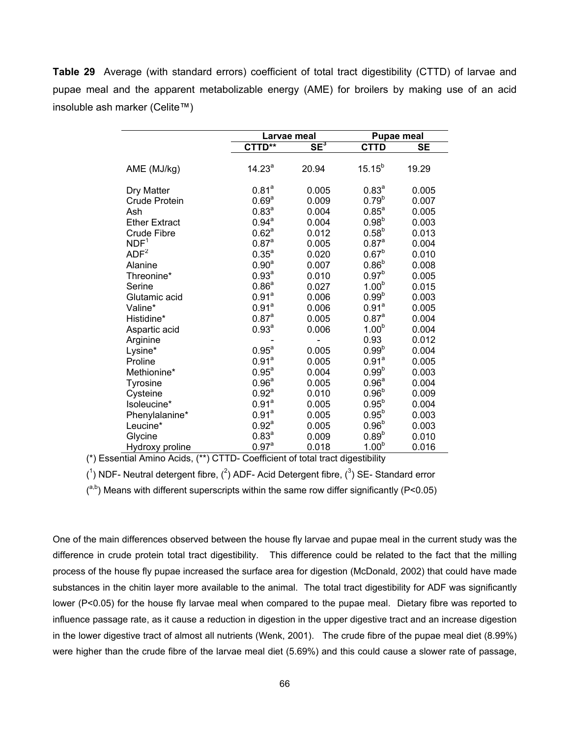**Table 29** Average (with standard errors) coefficient of total tract digestibility (CTTD) of larvae and pupae meal and the apparent metabolizable energy (AME) for broilers by making use of an acid insoluble ash marker (Celite™)

| | Larvae meal | | Pupae meal | |
|---|---|---|---|---|
| | CTTD** | SE[3] | CTTD | SE |
| AME (MJ/kg) | 14.23[a] | 20.94 | 15.15[b] | 19.29 |
| Dry Matter | 0.81[a] | 0.005 | 0.83[a] | 0.005 |
| Crude Protein | 0.69[a] | 0.009 | 0.79[b] | 0.007 |
| Ash | 0.83[a] | 0.004 | 0.85[a] | 0.005 |
| Ether Extract | 0.94[a] | 0.004 | 0.98[b] | 0.003 |
| Crude Fibre | 0.62[a] | 0.012 | 0.58[b] | 0.013 |
| NDF[1] | 0.87[a] | 0.005 | 0.87[a] | 0.004 |
| ADF[2] | 0.35[a] | 0.020 | 0.67[b] | 0.010 |
| Alanine | 0.90[a] | 0.007 | 0.86[b] | 0.008 |
| Threonine* | 0.93[a] | 0.010 | 0.97[b] | 0.005 |
| Serine | 0.86[a] | 0.027 | 1.00[b] | 0.015 |
| Glutamic acid | 0.91[a] | 0.006 | 0.99[b] | 0.003 |
| Valine* | 0.91[a] | 0.006 | 0.91[a] | 0.005 |
| Histidine* | 0.87[a] | 0.005 | 0.87[a] | 0.004 |
| Aspartic acid | 0.93[a] | 0.006 | 1.00[b] | 0.004 |
| Arginine | - | - | 0.93 | 0.012 |
| Lysine* | 0.95[a] | 0.005 | 0.99[b] | 0.004 |
| Proline | 0.91[a] | 0.005 | 0.91[a] | 0.005 |
| Methionine* | 0.95[a] | 0.004 | 0.99[b] | 0.003 |
| Tyrosine | 0.96[a] | 0.005 | 0.96[a] | 0.004 |
| Cysteine | 0.92[a] | 0.010 | 0.96[b] | 0.009 |
| Isoleucine* | 0.91[a] | 0.005 | 0.95[b] | 0.004 |
| Phenylalanine* | 0.91[a] | 0.005 | 0.95[b] | 0.003 |
| Leucine* | 0.92[a] | 0.005 | 0.96[b] | 0.003 |
| Glycine | 0.83[a] | 0.009 | 0.89[b] | 0.010 |
| Hydroxy proline | 0.97[a] | 0.018 | 1.00[b] | 0.016 |

(*) Essential Amino Acids, (**) CTTD- Coefficient of total tract digestibility

([1]) NDF- Neutral detergent fibre, ([2]) ADF- Acid Detergent fibre, ([3]) SE- Standard error

([a,b]) Means with different superscripts within the same row differ significantly ($P<0.05$)

One of the main differences observed between the house fly larvae and pupae meal in the current study was the difference in crude protein total tract digestibility. This difference could be related to the fact that the milling process of the house fly pupae increased the surface area for digestion (McDonald, 2002) that could have made substances in the chitin layer more available to the animal. The total tract digestibility for ADF was significantly lower ($P<0.05$) for the house fly larvae meal when compared to the pupae meal. Dietary fibre was reported to influence passage rate, as it cause a reduction in digestion in the upper digestive tract and an increase digestion in the lower digestive tract of almost all nutrients (Wenk, 2001). The crude fibre of the pupae meal diet (8.99%) were higher than the crude fibre of the larvae meal diet (5.69%) and this could cause a slower rate of passage,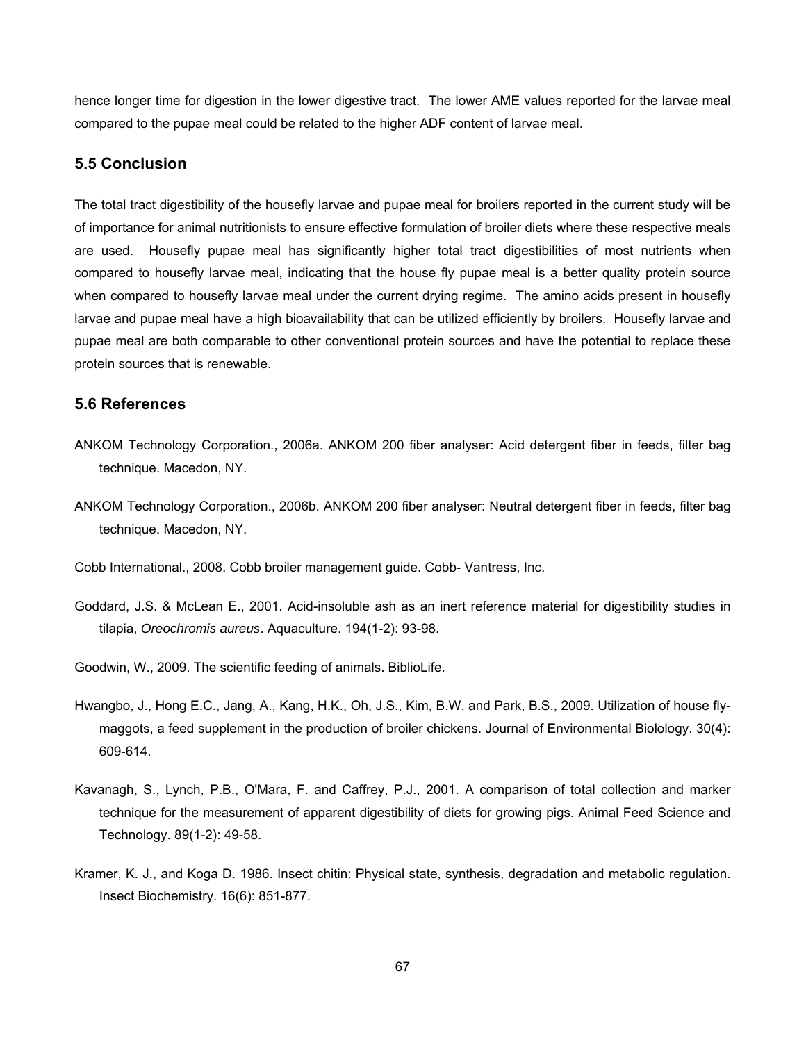hence longer time for digestion in the lower digestive tract. The lower AME values reported for the larvae meal compared to the pupae meal could be related to the higher ADF content of larvae meal.

## 5.5 Conclusion

The total tract digestibility of the housefly larvae and pupae meal for broilers reported in the current study will be of importance for animal nutritionists to ensure effective formulation of broiler diets where these respective meals are used. Housefly pupae meal has significantly higher total tract digestibilities of most nutrients when compared to housefly larvae meal, indicating that the house fly pupae meal is a better quality protein source when compared to housefly larvae meal under the current drying regime. The amino acids present in housefly larvae and pupae meal have a high bioavailability that can be utilized efficiently by broilers. Housefly larvae and pupae meal are both comparable to other conventional protein sources and have the potential to replace these protein sources that is renewable.

## 5.6 References

ANKOM Technology Corporation., 2006a. ANKOM 200 fiber analyser: Acid detergent fiber in feeds, filter bag technique. Macedon, NY.

ANKOM Technology Corporation., 2006b. ANKOM 200 fiber analyser: Neutral detergent fiber in feeds, filter bag technique. Macedon, NY.

Cobb International., 2008. Cobb broiler management guide. Cobb- Vantress, Inc.

Goddard, J.S. & McLean E., 2001. Acid-insoluble ash as an inert reference material for digestibility studies in tilapia, *Oreochromis aureus*. Aquaculture. 194(1-2): 93-98.

Goodwin, W., 2009. The scientific feeding of animals. BiblioLife.

Hwangbo, J., Hong E.C., Jang, A., Kang, H.K., Oh, J.S., Kim, B.W. and Park, B.S., 2009. Utilization of house fly-maggots, a feed supplement in the production of broiler chickens. Journal of Environmental Biolology. 30(4): 609-614.

Kavanagh, S., Lynch, P.B., O'Mara, F. and Caffrey, P.J., 2001. A comparison of total collection and marker technique for the measurement of apparent digestibility of diets for growing pigs. Animal Feed Science and Technology. 89(1-2): 49-58.

Kramer, K. J., and Koga D. 1986. Insect chitin: Physical state, synthesis, degradation and metabolic regulation. Insect Biochemistry. 16(6): 851-877.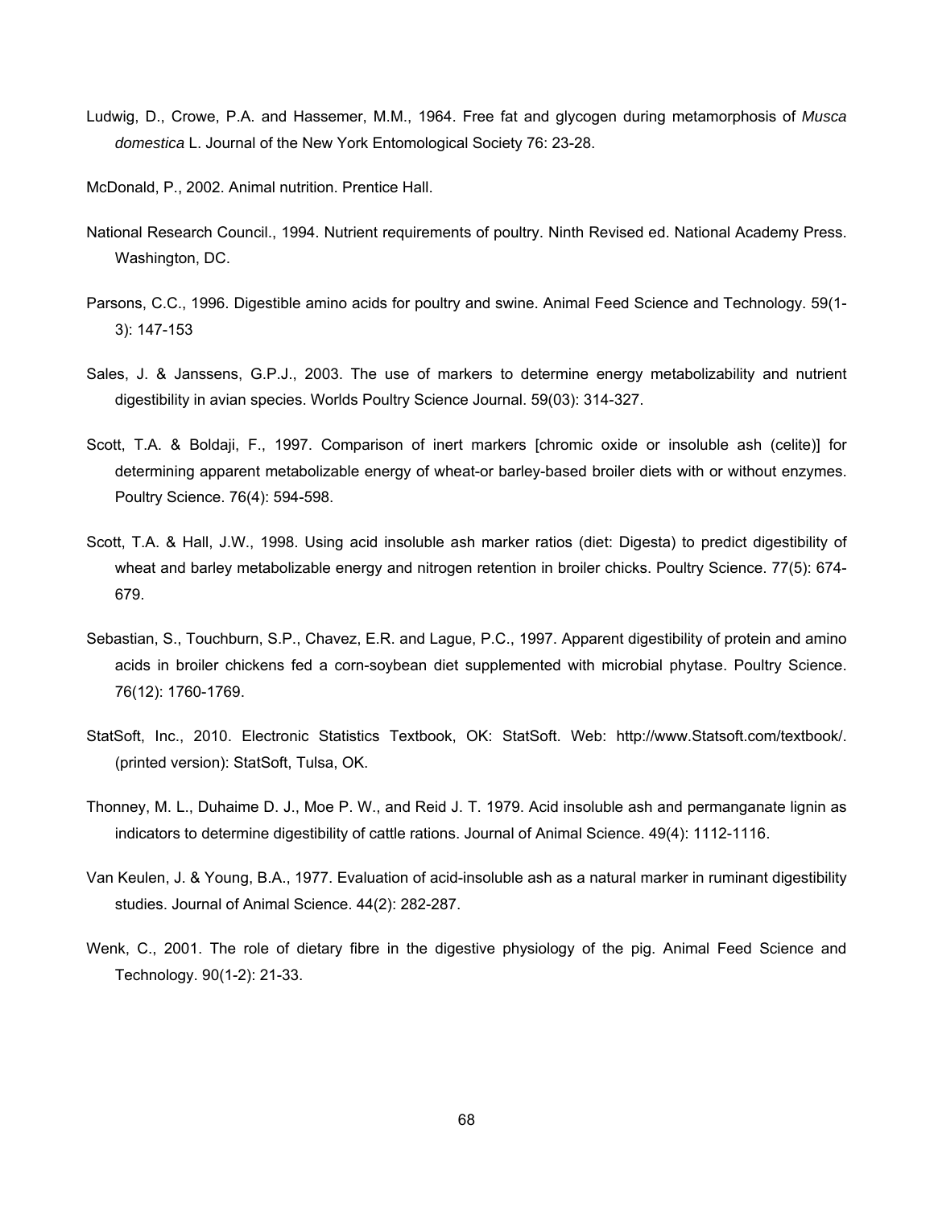Ludwig, D., Crowe, P.A. and Hassemer, M.M., 1964. Free fat and glycogen during metamorphosis of *Musca domestica* L. Journal of the New York Entomological Society 76: 23-28.

McDonald, P., 2002. Animal nutrition. Prentice Hall.

National Research Council., 1994. Nutrient requirements of poultry. Ninth Revised ed. National Academy Press. Washington, DC.

Parsons, C.C., 1996. Digestible amino acids for poultry and swine. Animal Feed Science and Technology. 59(1-3): 147-153

Sales, J. & Janssens, G.P.J., 2003. The use of markers to determine energy metabolizability and nutrient digestibility in avian species. Worlds Poultry Science Journal. 59(03): 314-327.

Scott, T.A. & Boldaji, F., 1997. Comparison of inert markers [chromic oxide or insoluble ash (celite)] for determining apparent metabolizable energy of wheat-or barley-based broiler diets with or without enzymes. Poultry Science. 76(4): 594-598.

Scott, T.A. & Hall, J.W., 1998. Using acid insoluble ash marker ratios (diet: Digesta) to predict digestibility of wheat and barley metabolizable energy and nitrogen retention in broiler chicks. Poultry Science. 77(5): 674-679.

Sebastian, S., Touchburn, S.P., Chavez, E.R. and Lague, P.C., 1997. Apparent digestibility of protein and amino acids in broiler chickens fed a corn-soybean diet supplemented with microbial phytase. Poultry Science. 76(12): 1760-1769.

StatSoft, Inc., 2010. Electronic Statistics Textbook, OK: StatSoft. Web: http://www.Statsoft.com/textbook/. (printed version): StatSoft, Tulsa, OK.

Thonney, M. L., Duhaime D. J., Moe P. W., and Reid J. T. 1979. Acid insoluble ash and permanganate lignin as indicators to determine digestibility of cattle rations. Journal of Animal Science. 49(4): 1112-1116.

Van Keulen, J. & Young, B.A., 1977. Evaluation of acid-insoluble ash as a natural marker in ruminant digestibility studies. Journal of Animal Science. 44(2): 282-287.

Wenk, C., 2001. The role of dietary fibre in the digestive physiology of the pig. Animal Feed Science and Technology. 90(1-2): 21-33.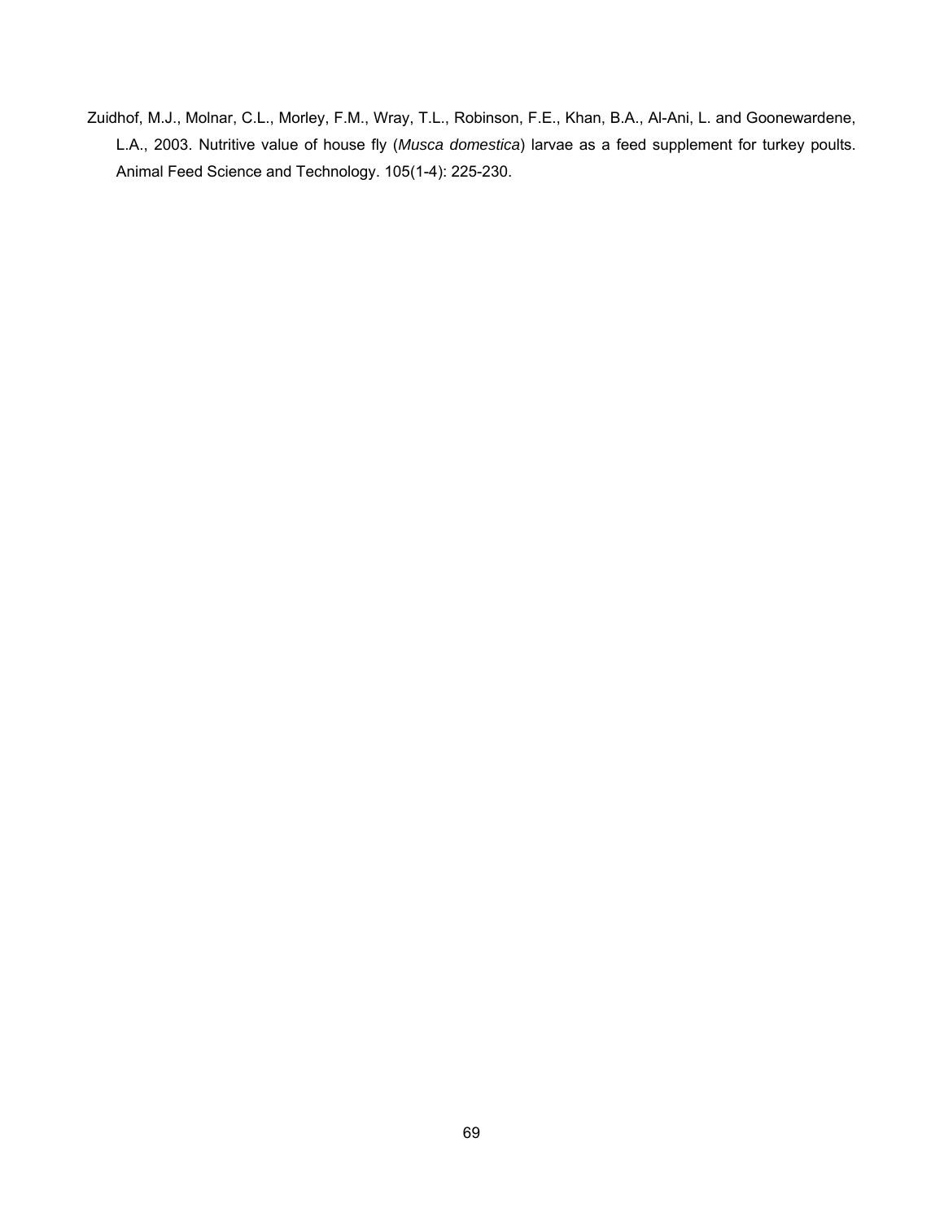Zuidhof, M.J., Molnar, C.L., Morley, F.M., Wray, T.L., Robinson, F.E., Khan, B.A., Al-Ani, L. and Goonewardene, L.A., 2003. Nutritive value of house fly (*Musca domestica*) larvae as a feed supplement for turkey poults. Animal Feed Science and Technology. 105(1-4): 225-230.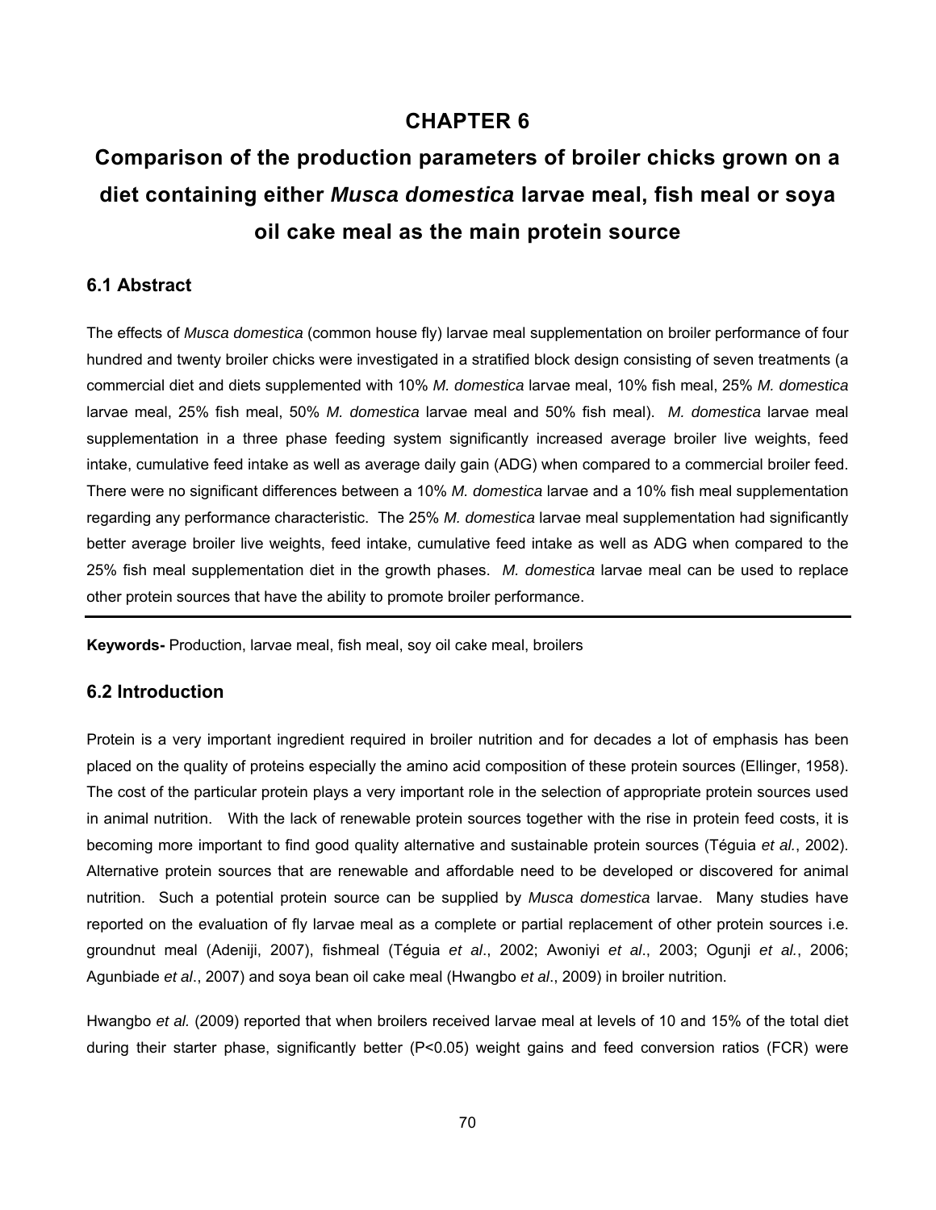# CHAPTER 6

# Comparison of the production parameters of broiler chicks grown on a diet containing either *Musca domestica* larvae meal, fish meal or soya oil cake meal as the main protein source

## 6.1 Abstract

The effects of *Musca domestica* (common house fly) larvae meal supplementation on broiler performance of four hundred and twenty broiler chicks were investigated in a stratified block design consisting of seven treatments (a commercial diet and diets supplemented with 10% *M. domestica* larvae meal, 10% fish meal, 25% *M. domestica* larvae meal, 25% fish meal, 50% *M. domestica* larvae meal and 50% fish meal). *M. domestica* larvae meal supplementation in a three phase feeding system significantly increased average broiler live weights, feed intake, cumulative feed intake as well as average daily gain (ADG) when compared to a commercial broiler feed. There were no significant differences between a 10% *M. domestica* larvae and a 10% fish meal supplementation regarding any performance characteristic. The 25% *M. domestica* larvae meal supplementation had significantly better average broiler live weights, feed intake, cumulative feed intake as well as ADG when compared to the 25% fish meal supplementation diet in the growth phases. *M. domestica* larvae meal can be used to replace other protein sources that have the ability to promote broiler performance.

---

**Keywords-** Production, larvae meal, fish meal, soy oil cake meal, broilers

## 6.2 Introduction

Protein is a very important ingredient required in broiler nutrition and for decades a lot of emphasis has been placed on the quality of proteins especially the amino acid composition of these protein sources (Ellinger, 1958). The cost of the particular protein plays a very important role in the selection of appropriate protein sources used in animal nutrition. With the lack of renewable protein sources together with the rise in protein feed costs, it is becoming more important to find good quality alternative and sustainable protein sources (Téguia *et al.*, 2002). Alternative protein sources that are renewable and affordable need to be developed or discovered for animal nutrition. Such a potential protein source can be supplied by *Musca domestica* larvae. Many studies have reported on the evaluation of fly larvae meal as a complete or partial replacement of other protein sources i.e. groundnut meal (Adeniji, 2007), fishmeal (Téguia *et al*., 2002; Awoniyi *et al*., 2003; Ogunji *et al.*, 2006; Agunbiade *et al*., 2007) and soya bean oil cake meal (Hwangbo *et al*., 2009) in broiler nutrition.

Hwangbo *et al.* (2009) reported that when broilers received larvae meal at levels of 10 and 15% of the total diet during their starter phase, significantly better ($P<0.05$) weight gains and feed conversion ratios (FCR) were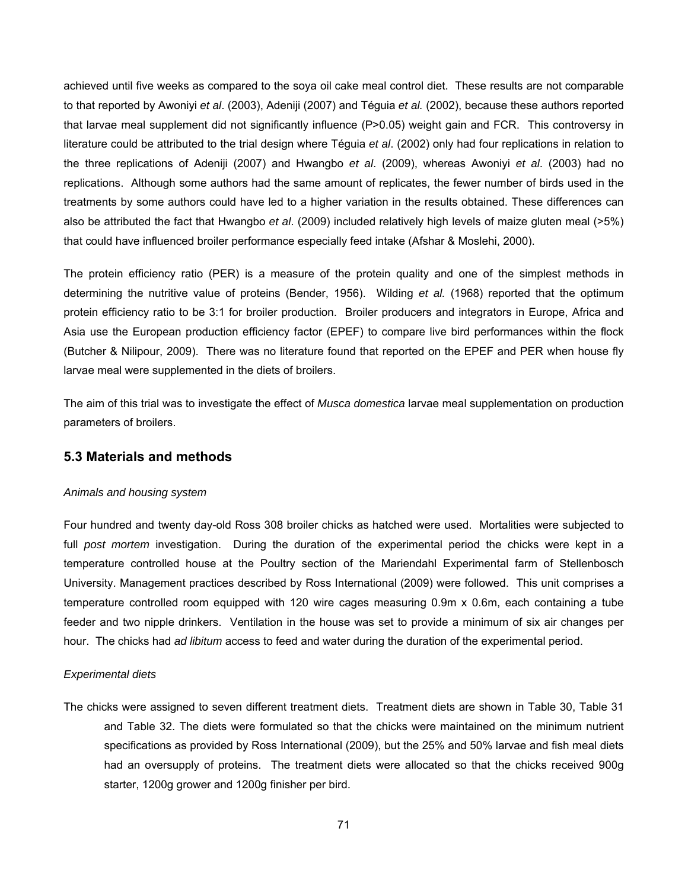achieved until five weeks as compared to the soya oil cake meal control diet. These results are not comparable to that reported by Awoniyi *et al*. (2003), Adeniji (2007) and Téguia *et al.* (2002), because these authors reported that larvae meal supplement did not significantly influence (P>0.05) weight gain and FCR. This controversy in literature could be attributed to the trial design where Téguia *et al*. (2002) only had four replications in relation to the three replications of Adeniji (2007) and Hwangbo *et al*. (2009), whereas Awoniyi *et al*. (2003) had no replications. Although some authors had the same amount of replicates, the fewer number of birds used in the treatments by some authors could have led to a higher variation in the results obtained. These differences can also be attributed the fact that Hwangbo *et al*. (2009) included relatively high levels of maize gluten meal (>5%) that could have influenced broiler performance especially feed intake (Afshar & Moslehi, 2000).

The protein efficiency ratio (PER) is a measure of the protein quality and one of the simplest methods in determining the nutritive value of proteins (Bender, 1956). Wilding *et al.* (1968) reported that the optimum protein efficiency ratio to be 3:1 for broiler production. Broiler producers and integrators in Europe, Africa and Asia use the European production efficiency factor (EPEF) to compare live bird performances within the flock (Butcher & Nilipour, 2009). There was no literature found that reported on the EPEF and PER when house fly larvae meal were supplemented in the diets of broilers.

The aim of this trial was to investigate the effect of *Musca domestica* larvae meal supplementation on production parameters of broilers.

## 5.3 Materials and methods

*Animals and housing system*

Four hundred and twenty day-old Ross 308 broiler chicks as hatched were used. Mortalities were subjected to full *post mortem* investigation. During the duration of the experimental period the chicks were kept in a temperature controlled house at the Poultry section of the Mariendahl Experimental farm of Stellenbosch University. Management practices described by Ross International (2009) were followed. This unit comprises a temperature controlled room equipped with 120 wire cages measuring 0.9m x 0.6m, each containing a tube feeder and two nipple drinkers. Ventilation in the house was set to provide a minimum of six air changes per hour. The chicks had *ad libitum* access to feed and water during the duration of the experimental period.

*Experimental diets*

The chicks were assigned to seven different treatment diets. Treatment diets are shown in Table 30, Table 31 and Table 32. The diets were formulated so that the chicks were maintained on the minimum nutrient specifications as provided by Ross International (2009), but the 25% and 50% larvae and fish meal diets had an oversupply of proteins. The treatment diets were allocated so that the chicks received 900g starter, 1200g grower and 1200g finisher per bird.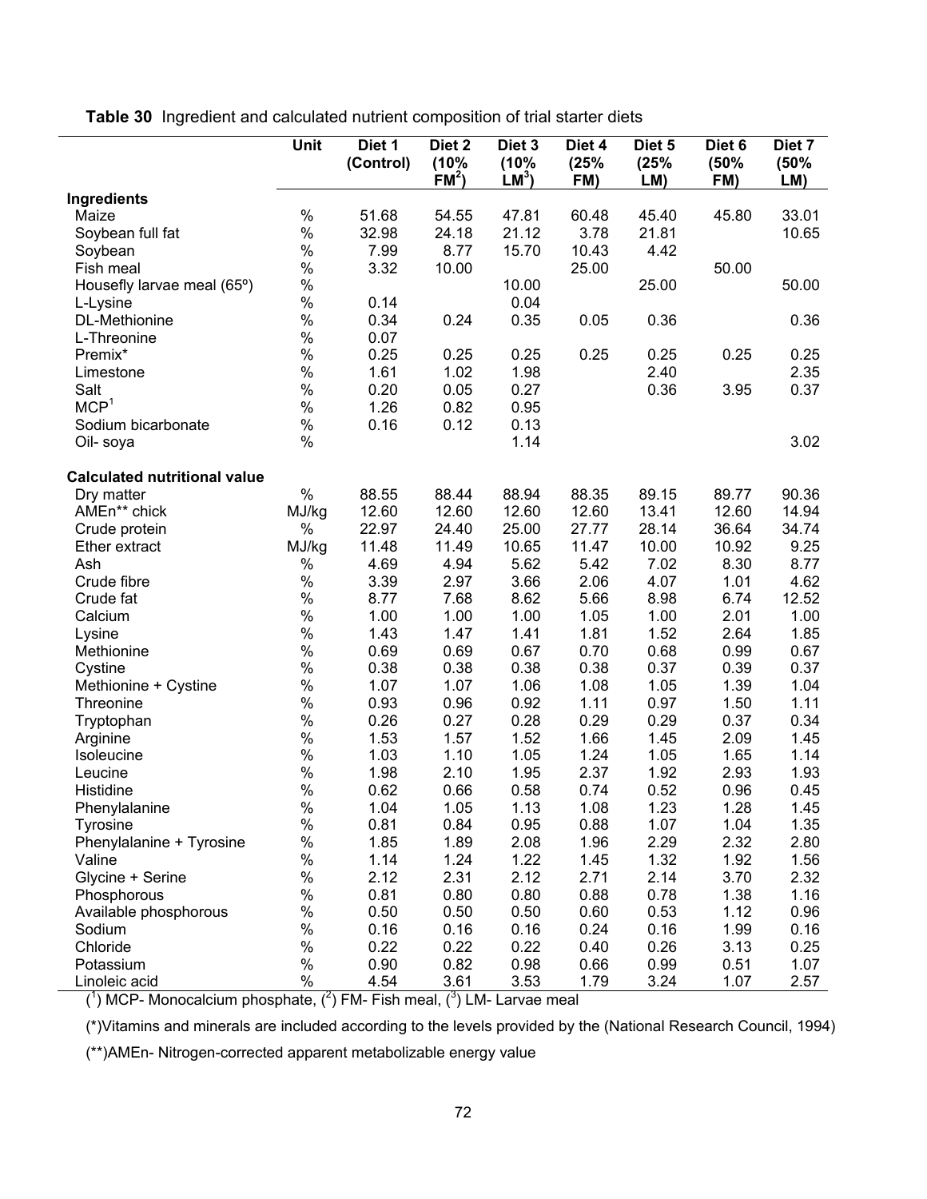**Table 30** Ingredient and calculated nutrient composition of trial starter diets

| | Unit | Diet 1 (Control) | Diet 2 (10% FM[2]) | Diet 3 (10% LM[3]) | Diet 4 (25% FM) | Diet 5 (25% LM) | Diet 6 (50% FM) | Diet 7 (50% LM) |
|---|---|---|---|---|---|---|---|---|
| **Ingredients** | | | | | | | | |
| Maize | % | 51.68 | 54.55 | 47.81 | 60.48 | 45.40 | 45.80 | 33.01 |
| Soybean full fat | % | 32.98 | 24.18 | 21.12 | 3.78 | 21.81 | | 10.65 |
| Soybean | % | 7.99 | 8.77 | 15.70 | 10.43 | 4.42 | | |
| Fish meal | % | 3.32 | 10.00 | | 25.00 | | 50.00 | |
| Housefly larvae meal (65º) | % | | | 10.00 | | 25.00 | | 50.00 |
| L-Lysine | % | 0.14 | | 0.04 | | | | |
| DL-Methionine | % | 0.34 | 0.24 | 0.35 | 0.05 | 0.36 | | 0.36 |
| L-Threonine | % | 0.07 | | | | | | |
| Premix* | % | 0.25 | 0.25 | 0.25 | 0.25 | 0.25 | 0.25 | 0.25 |
| Limestone | % | 1.61 | 1.02 | 1.98 | | 2.40 | | 2.35 |
| Salt | % | 0.20 | 0.05 | 0.27 | | 0.36 | 3.95 | 0.37 |
| MCP[1] | % | 1.26 | 0.82 | 0.95 | | | | |
| Sodium bicarbonate | % | 0.16 | 0.12 | 0.13 | | | | |
| Oil- soya | % | | | 1.14 | | | | 3.02 |
| **Calculated nutritional value** | | | | | | | | |
| Dry matter | % | 88.55 | 88.44 | 88.94 | 88.35 | 89.15 | 89.77 | 90.36 |
| AMEn** chick | MJ/kg | 12.60 | 12.60 | 12.60 | 12.60 | 13.41 | 12.60 | 14.94 |
| Crude protein | % | 22.97 | 24.40 | 25.00 | 27.77 | 28.14 | 36.64 | 34.74 |
| Ether extract | MJ/kg | 11.48 | 11.49 | 10.65 | 11.47 | 10.00 | 10.92 | 9.25 |
| Ash | % | 4.69 | 4.94 | 5.62 | 5.42 | 7.02 | 8.30 | 8.77 |
| Crude fibre | % | 3.39 | 2.97 | 3.66 | 2.06 | 4.07 | 1.01 | 4.62 |
| Crude fat | % | 8.77 | 7.68 | 8.62 | 5.66 | 8.98 | 6.74 | 12.52 |
| Calcium | % | 1.00 | 1.00 | 1.00 | 1.05 | 1.00 | 2.01 | 1.00 |
| Lysine | % | 1.43 | 1.47 | 1.41 | 1.81 | 1.52 | 2.64 | 1.85 |
| Methionine | % | 0.69 | 0.69 | 0.67 | 0.70 | 0.68 | 0.99 | 0.67 |
| Cystine | % | 0.38 | 0.38 | 0.38 | 0.38 | 0.37 | 0.39 | 0.37 |
| Methionine + Cystine | % | 1.07 | 1.07 | 1.06 | 1.08 | 1.05 | 1.39 | 1.04 |
| Threonine | % | 0.93 | 0.96 | 0.92 | 1.11 | 0.97 | 1.50 | 1.11 |
| Tryptophan | % | 0.26 | 0.27 | 0.28 | 0.29 | 0.29 | 0.37 | 0.34 |
| Arginine | % | 1.53 | 1.57 | 1.52 | 1.66 | 1.45 | 2.09 | 1.45 |
| Isoleucine | % | 1.03 | 1.10 | 1.05 | 1.24 | 1.05 | 1.65 | 1.14 |
| Leucine | % | 1.98 | 2.10 | 1.95 | 2.37 | 1.92 | 2.93 | 1.93 |
| Histidine | % | 0.62 | 0.66 | 0.58 | 0.74 | 0.52 | 0.96 | 0.45 |
| Phenylalanine | % | 1.04 | 1.05 | 1.13 | 1.08 | 1.23 | 1.28 | 1.45 |
| Tyrosine | % | 0.81 | 0.84 | 0.95 | 0.88 | 1.07 | 1.04 | 1.35 |
| Phenylalanine + Tyrosine | % | 1.85 | 1.89 | 2.08 | 1.96 | 2.29 | 2.32 | 2.80 |
| Valine | % | 1.14 | 1.24 | 1.22 | 1.45 | 1.32 | 1.92 | 1.56 |
| Glycine + Serine | % | 2.12 | 2.31 | 2.12 | 2.71 | 2.14 | 3.70 | 2.32 |
| Phosphorous | % | 0.81 | 0.80 | 0.80 | 0.88 | 0.78 | 1.38 | 1.16 |
| Available phosphorous | % | 0.50 | 0.50 | 0.50 | 0.60 | 0.53 | 1.12 | 0.96 |
| Sodium | % | 0.16 | 0.16 | 0.16 | 0.24 | 0.16 | 1.99 | 0.16 |
| Chloride | % | 0.22 | 0.22 | 0.22 | 0.40 | 0.26 | 3.13 | 0.25 |
| Potassium | % | 0.90 | 0.82 | 0.98 | 0.66 | 0.99 | 0.51 | 1.07 |
| Linoleic acid | % | 4.54 | 3.61 | 3.53 | 1.79 | 3.24 | 1.07 | 2.57 |

([1]) MCP- Monocalcium phosphate, ([2]) FM- Fish meal, ([3]) LM- Larvae meal

(*)Vitamins and minerals are included according to the levels provided by the (National Research Council, 1994)

(**)AMEn- Nitrogen-corrected apparent metabolizable energy value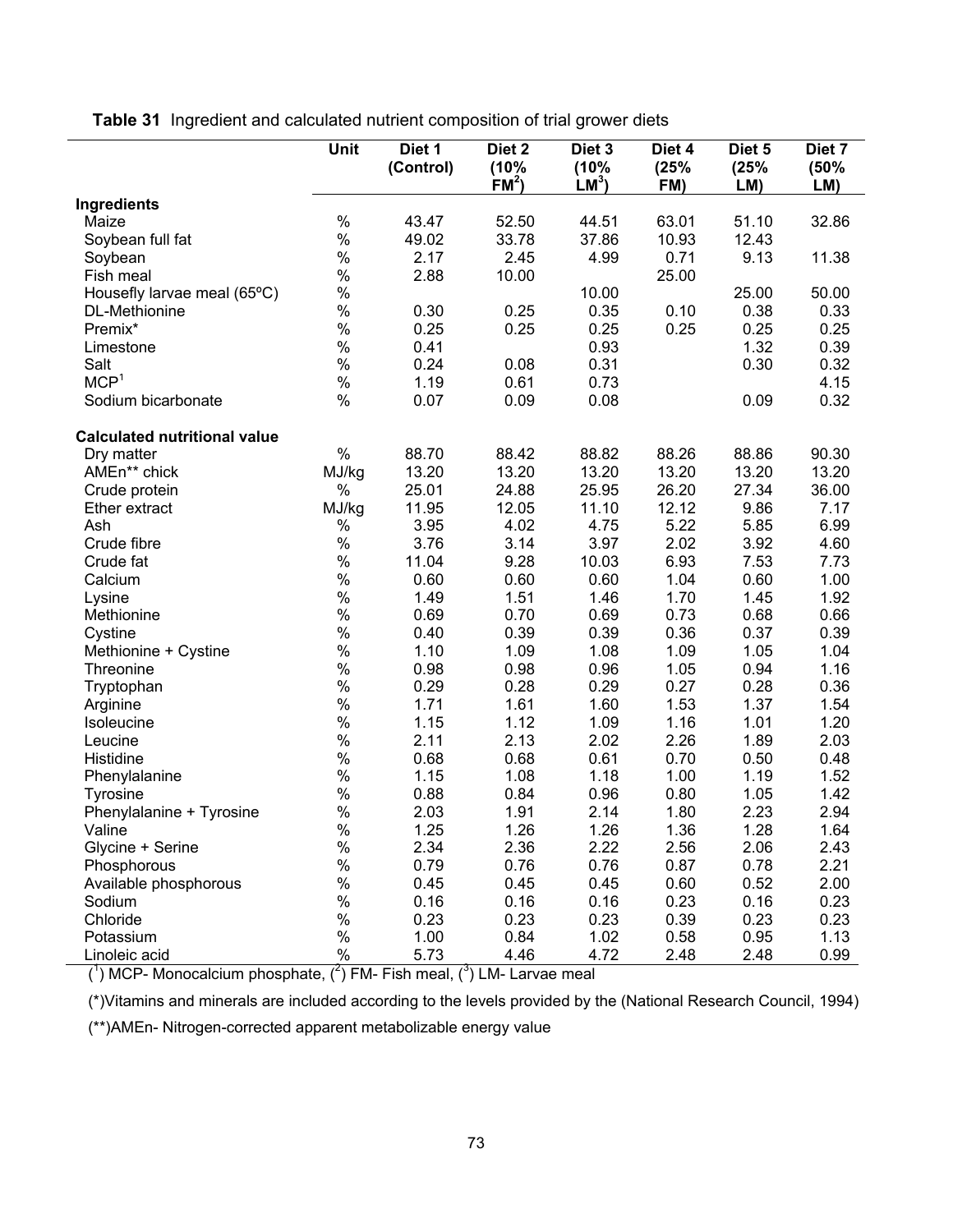**Table 31** Ingredient and calculated nutrient composition of trial grower diets

| | Unit | Diet 1 (Control) | Diet 2 (10% FM[2]) | Diet 3 (10% LM[3]) | Diet 4 (25% FM) | Diet 5 (25% LM) | Diet 7 (50% LM) |
|---|---|---|---|---|---|---|---|
| **Ingredients** | | | | | | | |
| Maize | % | 43.47 | 52.50 | 44.51 | 63.01 | 51.10 | 32.86 |
| Soybean full fat | % | 49.02 | 33.78 | 37.86 | 10.93 | 12.43 | |
| Soybean | % | 2.17 | 2.45 | 4.99 | 0.71 | 9.13 | 11.38 |
| Fish meal | % | 2.88 | 10.00 | | 25.00 | | |
| Housefly larvae meal (65ºC) | % | | | 10.00 | | 25.00 | 50.00 |
| DL-Methionine | % | 0.30 | 0.25 | 0.35 | 0.10 | 0.38 | 0.33 |
| Premix* | % | 0.25 | 0.25 | 0.25 | 0.25 | 0.25 | 0.25 |
| Limestone | % | 0.41 | | 0.93 | | 1.32 | 0.39 |
| Salt | % | 0.24 | 0.08 | 0.31 | | 0.30 | 0.32 |
| MCP[1] | % | 1.19 | 0.61 | 0.73 | | | 4.15 |
| Sodium bicarbonate | % | 0.07 | 0.09 | 0.08 | | 0.09 | 0.32 |
| **Calculated nutritional value** | | | | | | | |
| Dry matter | % | 88.70 | 88.42 | 88.82 | 88.26 | 88.86 | 90.30 |
| AMEn** chick | MJ/kg | 13.20 | 13.20 | 13.20 | 13.20 | 13.20 | 13.20 |
| Crude protein | % | 25.01 | 24.88 | 25.95 | 26.20 | 27.34 | 36.00 |
| Ether extract | MJ/kg | 11.95 | 12.05 | 11.10 | 12.12 | 9.86 | 7.17 |
| Ash | % | 3.95 | 4.02 | 4.75 | 5.22 | 5.85 | 6.99 |
| Crude fibre | % | 3.76 | 3.14 | 3.97 | 2.02 | 3.92 | 4.60 |
| Crude fat | % | 11.04 | 9.28 | 10.03 | 6.93 | 7.53 | 7.73 |
| Calcium | % | 0.60 | 0.60 | 0.60 | 1.04 | 0.60 | 1.00 |
| Lysine | % | 1.49 | 1.51 | 1.46 | 1.70 | 1.45 | 1.92 |
| Methionine | % | 0.69 | 0.70 | 0.69 | 0.73 | 0.68 | 0.66 |
| Cystine | % | 0.40 | 0.39 | 0.39 | 0.36 | 0.37 | 0.39 |
| Methionine + Cystine | % | 1.10 | 1.09 | 1.08 | 1.09 | 1.05 | 1.04 |
| Threonine | % | 0.98 | 0.98 | 0.96 | 1.05 | 0.94 | 1.16 |
| Tryptophan | % | 0.29 | 0.28 | 0.29 | 0.27 | 0.28 | 0.36 |
| Arginine | % | 1.71 | 1.61 | 1.60 | 1.53 | 1.37 | 1.54 |
| Isoleucine | % | 1.15 | 1.12 | 1.09 | 1.16 | 1.01 | 1.20 |
| Leucine | % | 2.11 | 2.13 | 2.02 | 2.26 | 1.89 | 2.03 |
| Histidine | % | 0.68 | 0.68 | 0.61 | 0.70 | 0.50 | 0.48 |
| Phenylalanine | % | 1.15 | 1.08 | 1.18 | 1.00 | 1.19 | 1.52 |
| Tyrosine | % | 0.88 | 0.84 | 0.96 | 0.80 | 1.05 | 1.42 |
| Phenylalanine + Tyrosine | % | 2.03 | 1.91 | 2.14 | 1.80 | 2.23 | 2.94 |
| Valine | % | 1.25 | 1.26 | 1.26 | 1.36 | 1.28 | 1.64 |
| Glycine + Serine | % | 2.34 | 2.36 | 2.22 | 2.56 | 2.06 | 2.43 |
| Phosphorous | % | 0.79 | 0.76 | 0.76 | 0.87 | 0.78 | 2.21 |
| Available phosphorous | % | 0.45 | 0.45 | 0.45 | 0.60 | 0.52 | 2.00 |
| Sodium | % | 0.16 | 0.16 | 0.16 | 0.23 | 0.16 | 0.23 |
| Chloride | % | 0.23 | 0.23 | 0.23 | 0.39 | 0.23 | 0.23 |
| Potassium | % | 1.00 | 0.84 | 1.02 | 0.58 | 0.95 | 1.13 |
| Linoleic acid | % | 5.73 | 4.46 | 4.72 | 2.48 | 2.48 | 0.99 |

([1]) MCP- Monocalcium phosphate, ([2]) FM- Fish meal, ([3]) LM- Larvae meal

(*)Vitamins and minerals are included according to the levels provided by the (National Research Council, 1994)

(**)AMEn- Nitrogen-corrected apparent metabolizable energy value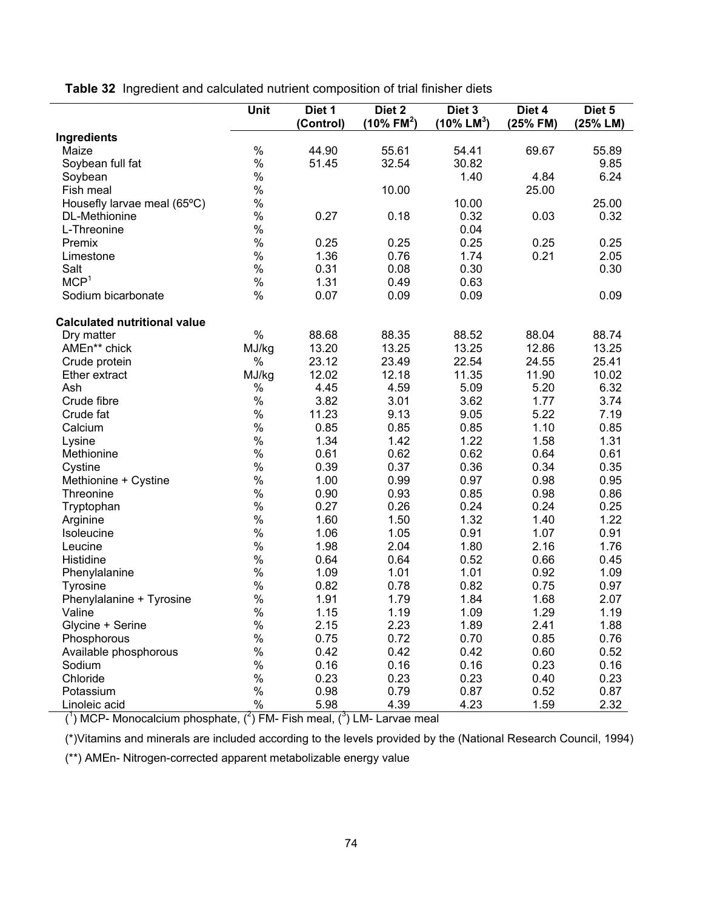**Table 32** Ingredient and calculated nutrient composition of trial finisher diets

| | Unit | Diet 1 (Control) | Diet 2 (10% FM[2]) | Diet 3 (10% LM[3]) | Diet 4 (25% FM) | Diet 5 (25% LM) |
|---|---|---|---|---|---|---|
| **Ingredients** | | | | | | |
| Maize | % | 44.90 | 55.61 | 54.41 | 69.67 | 55.89 |
| Soybean full fat | % | 51.45 | 32.54 | 30.82 | | 9.85 |
| Soybean | % | | | 1.40 | 4.84 | 6.24 |
| Fish meal | % | | 10.00 | | 25.00 | |
| Housefly larvae meal (65ºC) | % | | | 10.00 | | 25.00 |
| DL-Methionine | % | 0.27 | 0.18 | 0.32 | 0.03 | 0.32 |
| L-Threonine | % | | | 0.04 | | |
| Premix | % | 0.25 | 0.25 | 0.25 | 0.25 | 0.25 |
| Limestone | % | 1.36 | 0.76 | 1.74 | 0.21 | 2.05 |
| Salt | % | 0.31 | 0.08 | 0.30 | | 0.30 |
| MCP[1] | % | 1.31 | 0.49 | 0.63 | | |
| Sodium bicarbonate | % | 0.07 | 0.09 | 0.09 | | 0.09 |
| **Calculated nutritional value** | | | | | | |
| Dry matter | % | 88.68 | 88.35 | 88.52 | 88.04 | 88.74 |
| AMEn** chick | MJ/kg | 13.20 | 13.25 | 13.25 | 12.86 | 13.25 |
| Crude protein | % | 23.12 | 23.49 | 22.54 | 24.55 | 25.41 |
| Ether extract | MJ/kg | 12.02 | 12.18 | 11.35 | 11.90 | 10.02 |
| Ash | % | 4.45 | 4.59 | 5.09 | 5.20 | 6.32 |
| Crude fibre | % | 3.82 | 3.01 | 3.62 | 1.77 | 3.74 |
| Crude fat | % | 11.23 | 9.13 | 9.05 | 5.22 | 7.19 |
| Calcium | % | 0.85 | 0.85 | 0.85 | 1.10 | 0.85 |
| Lysine | % | 1.34 | 1.42 | 1.22 | 1.58 | 1.31 |
| Methionine | % | 0.61 | 0.62 | 0.62 | 0.64 | 0.61 |
| Cystine | % | 0.39 | 0.37 | 0.36 | 0.34 | 0.35 |
| Methionine + Cystine | % | 1.00 | 0.99 | 0.97 | 0.98 | 0.95 |
| Threonine | % | 0.90 | 0.93 | 0.85 | 0.98 | 0.86 |
| Tryptophan | % | 0.27 | 0.26 | 0.24 | 0.24 | 0.25 |
| Arginine | % | 1.60 | 1.50 | 1.32 | 1.40 | 1.22 |
| Isoleucine | % | 1.06 | 1.05 | 0.91 | 1.07 | 0.91 |
| Leucine | % | 1.98 | 2.04 | 1.80 | 2.16 | 1.76 |
| Histidine | % | 0.64 | 0.64 | 0.52 | 0.66 | 0.45 |
| Phenylalanine | % | 1.09 | 1.01 | 1.01 | 0.92 | 1.09 |
| Tyrosine | % | 0.82 | 0.78 | 0.82 | 0.75 | 0.97 |
| Phenylalanine + Tyrosine | % | 1.91 | 1.79 | 1.84 | 1.68 | 2.07 |
| Valine | % | 1.15 | 1.19 | 1.09 | 1.29 | 1.19 |
| Glycine + Serine | % | 2.15 | 2.23 | 1.89 | 2.41 | 1.88 |
| Phosphorous | % | 0.75 | 0.72 | 0.70 | 0.85 | 0.76 |
| Available phosphorous | % | 0.42 | 0.42 | 0.42 | 0.60 | 0.52 |
| Sodium | % | 0.16 | 0.16 | 0.16 | 0.23 | 0.16 |
| Chloride | % | 0.23 | 0.23 | 0.23 | 0.40 | 0.23 |
| Potassium | % | 0.98 | 0.79 | 0.87 | 0.52 | 0.87 |
| Linoleic acid | % | 5.98 | 4.39 | 4.23 | 1.59 | 2.32 |

([1]) MCP- Monocalcium phosphate, ([2]) FM- Fish meal, ([3]) LM- Larvae meal

(*)Vitamins and minerals are included according to the levels provided by the (National Research Council, 1994)

(**) AMEn- Nitrogen-corrected apparent metabolizable energy value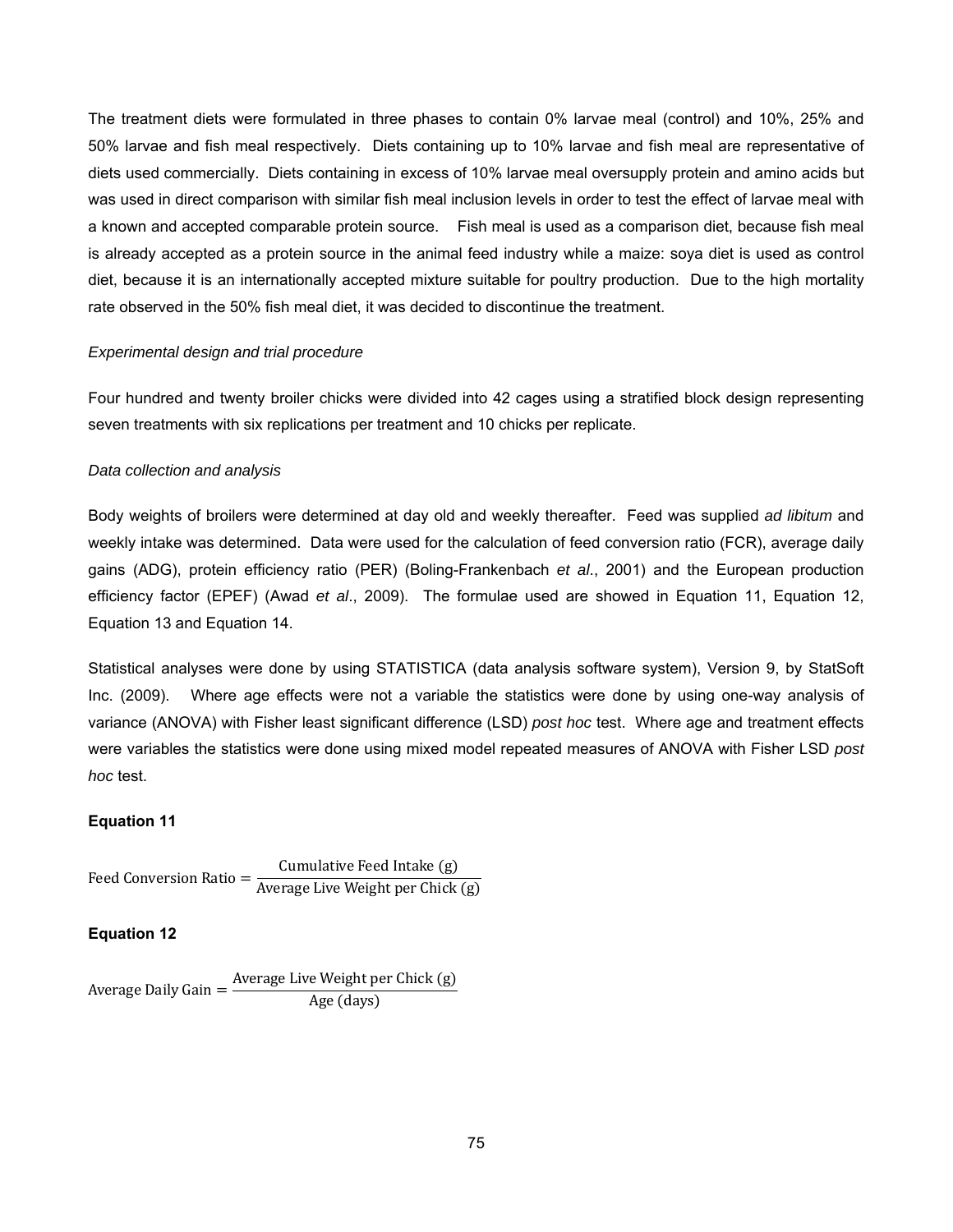The treatment diets were formulated in three phases to contain 0% larvae meal (control) and 10%, 25% and 50% larvae and fish meal respectively. Diets containing up to 10% larvae and fish meal are representative of diets used commercially. Diets containing in excess of 10% larvae meal oversupply protein and amino acids but was used in direct comparison with similar fish meal inclusion levels in order to test the effect of larvae meal with a known and accepted comparable protein source. Fish meal is used as a comparison diet, because fish meal is already accepted as a protein source in the animal feed industry while a maize: soya diet is used as control diet, because it is an internationally accepted mixture suitable for poultry production. Due to the high mortality rate observed in the 50% fish meal diet, it was decided to discontinue the treatment.

*Experimental design and trial procedure*

Four hundred and twenty broiler chicks were divided into 42 cages using a stratified block design representing seven treatments with six replications per treatment and 10 chicks per replicate.

*Data collection and analysis*

Body weights of broilers were determined at day old and weekly thereafter. Feed was supplied *ad libitum* and weekly intake was determined. Data were used for the calculation of feed conversion ratio (FCR), average daily gains (ADG), protein efficiency ratio (PER) (Boling-Frankenbach *et al*., 2001) and the European production efficiency factor (EPEF) (Awad *et al*., 2009). The formulae used are showed in Equation 11, Equation 12, Equation 13 and Equation 14.

Statistical analyses were done by using STATISTICA (data analysis software system), Version 9, by StatSoft Inc. (2009). Where age effects were not a variable the statistics were done by using one-way analysis of variance (ANOVA) with Fisher least significant difference (LSD) *post hoc* test. Where age and treatment effects were variables the statistics were done using mixed model repeated measures of ANOVA with Fisher LSD *post hoc* test.

**Equation 11**

$$\text{Feed Conversion Ratio} = \frac{\text{Cumulative Feed Intake (g)}}{\text{Average Live Weight per Chick (g)}}$$

**Equation 12**

$$\text{Average Daily Gain} = \frac{\text{Average Live Weight per Chick (g)}}{\text{Age (days)}}$$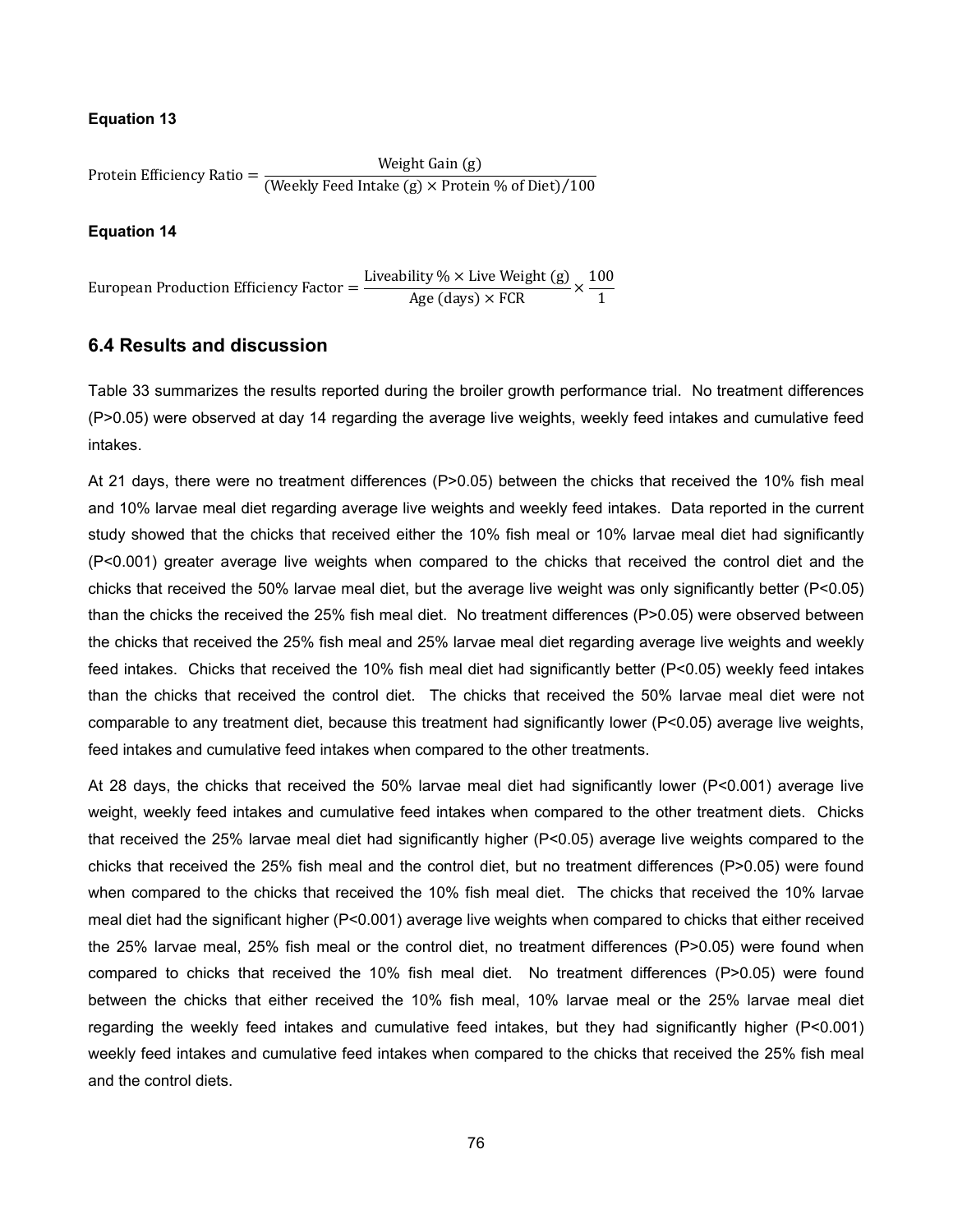**Equation 13**

$$\text{Protein Efficiency Ratio} = \frac{\text{Weight Gain (g)}}{(\text{Weekly Feed Intake (g)} \times \text{Protein \% of Diet})/100}$$

**Equation 14**

$$\text{European Production Efficiency Factor} = \frac{\text{Liveability \%} \times \text{Live Weight (g)}}{\text{Age (days)} \times \text{FCR}} \times \frac{100}{1}$$

## 6.4 Results and discussion

Table 33 summarizes the results reported during the broiler growth performance trial. No treatment differences (P>0.05) were observed at day 14 regarding the average live weights, weekly feed intakes and cumulative feed intakes.

At 21 days, there were no treatment differences (P>0.05) between the chicks that received the 10% fish meal and 10% larvae meal diet regarding average live weights and weekly feed intakes. Data reported in the current study showed that the chicks that received either the 10% fish meal or 10% larvae meal diet had significantly (P<0.001) greater average live weights when compared to the chicks that received the control diet and the chicks that received the 50% larvae meal diet, but the average live weight was only significantly better (P<0.05) than the chicks the received the 25% fish meal diet. No treatment differences (P>0.05) were observed between the chicks that received the 25% fish meal and 25% larvae meal diet regarding average live weights and weekly feed intakes. Chicks that received the 10% fish meal diet had significantly better (P<0.05) weekly feed intakes than the chicks that received the control diet. The chicks that received the 50% larvae meal diet were not comparable to any treatment diet, because this treatment had significantly lower (P<0.05) average live weights, feed intakes and cumulative feed intakes when compared to the other treatments.

At 28 days, the chicks that received the 50% larvae meal diet had significantly lower (P<0.001) average live weight, weekly feed intakes and cumulative feed intakes when compared to the other treatment diets. Chicks that received the 25% larvae meal diet had significantly higher (P<0.05) average live weights compared to the chicks that received the 25% fish meal and the control diet, but no treatment differences (P>0.05) were found when compared to the chicks that received the 10% fish meal diet. The chicks that received the 10% larvae meal diet had the significant higher (P<0.001) average live weights when compared to chicks that either received the 25% larvae meal, 25% fish meal or the control diet, no treatment differences (P>0.05) were found when compared to chicks that received the 10% fish meal diet. No treatment differences (P>0.05) were found between the chicks that either received the 10% fish meal, 10% larvae meal or the 25% larvae meal diet regarding the weekly feed intakes and cumulative feed intakes, but they had significantly higher (P<0.001) weekly feed intakes and cumulative feed intakes when compared to the chicks that received the 25% fish meal and the control diets.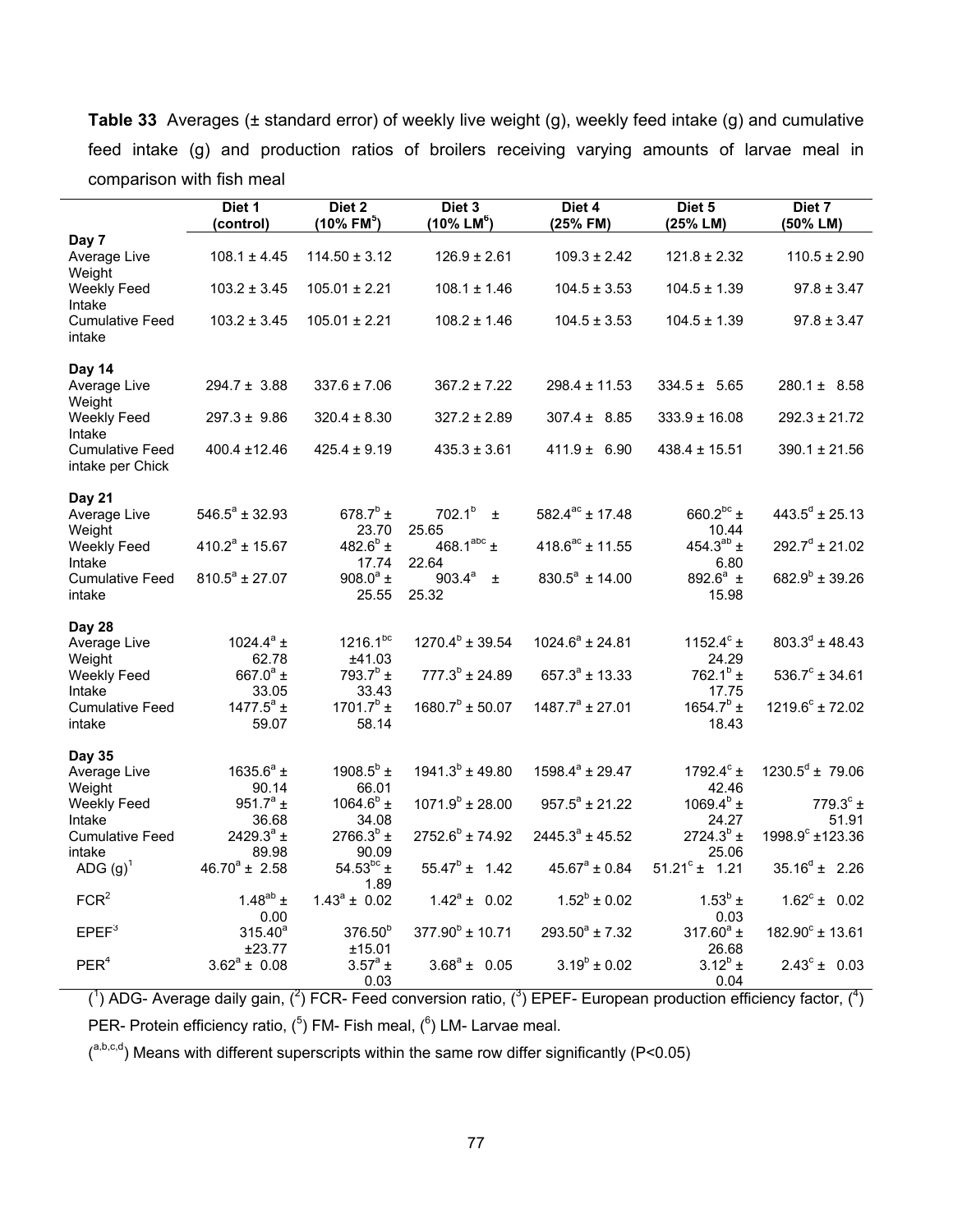**Table 33** Averages (± standard error) of weekly live weight (g), weekly feed intake (g) and cumulative feed intake (g) and production ratios of broilers receiving varying amounts of larvae meal in comparison with fish meal

| | Diet 1 (control) | Diet 2 (10% FM[5]) | Diet 3 (10% LM[6]) | Diet 4 (25% FM) | Diet 5 (25% LM) | Diet 7 (50% LM) |
|---|---|---|---|---|---|---|
| **Day 7** | | | | | | |
| Average Live Weight | 108.1 ± 4.45 | 114.50 ± 3.12 | 126.9 ± 2.61 | 109.3 ± 2.42 | 121.8 ± 2.32 | 110.5 ± 2.90 |
| Weekly Feed Intake | 103.2 ± 3.45 | 105.01 ± 2.21 | 108.1 ± 1.46 | 104.5 ± 3.53 | 104.5 ± 1.39 | 97.8 ± 3.47 |
| Cumulative Feed intake | 103.2 ± 3.45 | 105.01 ± 2.21 | 108.2 ± 1.46 | 104.5 ± 3.53 | 104.5 ± 1.39 | 97.8 ± 3.47 |
| **Day 14** | | | | | | |
| Average Live Weight | 294.7 ± 3.88 | 337.6 ± 7.06 | 367.2 ± 7.22 | 298.4 ± 11.53 | 334.5 ± 5.65 | 280.1 ± 8.58 |
| Weekly Feed Intake | 297.3 ± 9.86 | 320.4 ± 8.30 | 327.2 ± 2.89 | 307.4 ± 8.85 | 333.9 ± 16.08 | 292.3 ± 21.72 |
| Cumulative Feed intake per Chick | 400.4 ±12.46 | 425.4 ± 9.19 | 435.3 ± 3.61 | 411.9 ± 6.90 | 438.4 ± 15.51 | 390.1 ± 21.56 |
| **Day 21** | | | | | | |
| Average Live Weight | 546.5[a] ± 32.93 | 678.7[b] ± 23.70 | 702.1[b] ± 25.65 | 582.4[ac] ± 17.48 | 660.2[bc] ± 10.44 | 443.5[d] ± 25.13 |
| Weekly Feed Intake | 410.2[a] ± 15.67 | 482.6[b] ± 17.74 | 468.1[abc] ± 22.64 | 418.6[ac] ± 11.55 | 454.3[ab] ± 6.80 | 292.7[d] ± 21.02 |
| Cumulative Feed intake | 810.5[a] ± 27.07 | 908.0[a] ± 25.55 | 903.4[a] ± 25.32 | 830.5[a] ± 14.00 | 892.6[a] ± 15.98 | 682.9[b] ± 39.26 |
| **Day 28** | | | | | | |
| Average Live Weight | 1024.4[a] ± 62.78 | 1216.1[bc] ±41.03 | 1270.4[b] ± 39.54 | 1024.6[a] ± 24.81 | 1152.4[c] ± 24.29 | 803.3[d] ± 48.43 |
| Weekly Feed Intake | 667.0[a] ± 33.05 | 793.7[b] ± 33.43 | 777.3[b] ± 24.89 | 657.3[a] ± 13.33 | 762.1[b] ± 17.75 | 536.7[c] ± 34.61 |
| Cumulative Feed intake | 1477.5[a] ± 59.07 | 1701.7[b] ± 58.14 | 1680.7[b] ± 50.07 | 1487.7[a] ± 27.01 | 1654.7[b] ± 18.43 | 1219.6[c] ± 72.02 |
| **Day 35** | | | | | | |
| Average Live Weight | 1635.6[a] ± 90.14 | 1908.5[b] ± 66.01 | 1941.3[b] ± 49.80 | 1598.4[a] ± 29.47 | 1792.4[c] ± 42.46 | 1230.5[d] ± 79.06 |
| Weekly Feed Intake | 951.7[a] ± 36.68 | 1064.6[b] ± 34.08 | 1071.9[b] ± 28.00 | 957.5[a] ± 21.22 | 1069.4[b] ± 24.27 | 779.3[c] ± 51.91 |
| Cumulative Feed intake | 2429.3[a] ± 89.98 | 2766.3[b] ± 90.09 | 2752.6[b] ± 74.92 | 2445.3[a] ± 45.52 | 2724.3[b] ± 25.06 | 1998.9[c] ±123.36 |
| ADG (g)[1] | 46.70[a] ± 2.58 | 54.53[bc] ± 1.89 | 55.47[b] ± 1.42 | 45.67[a] ± 0.84 | 51.21[c] ± 1.21 | 35.16[d] ± 2.26 |
| FCR[2] | 1.48[ab] ± 0.00 | 1.43[a] ± 0.02 | 1.42[a] ± 0.02 | 1.52[b] ± 0.02 | 1.53[b] ± 0.03 | 1.62[c] ± 0.02 |
| EPEF[3] | 315.40[a] ±23.77 | 376.50[b] ±15.01 | 377.90[b] ± 10.71 | 293.50[a] ± 7.32 | 317.60[a] ± 26.68 | 182.90[c] ± 13.61 |
| PER[4] | 3.62[a] ± 0.08 | 3.57[a] ± 0.03 | 3.68[a] ± 0.05 | 3.19[b] ± 0.02 | 3.12[b] ± 0.04 | 2.43[c] ± 0.03 |

([1]) ADG- Average daily gain, ([2]) FCR- Feed conversion ratio, ([3]) EPEF- European production efficiency factor, ([4]) PER- Protein efficiency ratio, ([5]) FM- Fish meal, ([6]) LM- Larvae meal.

([a,b,c,d]) Means with different superscripts within the same row differ significantly ($P<0.05$)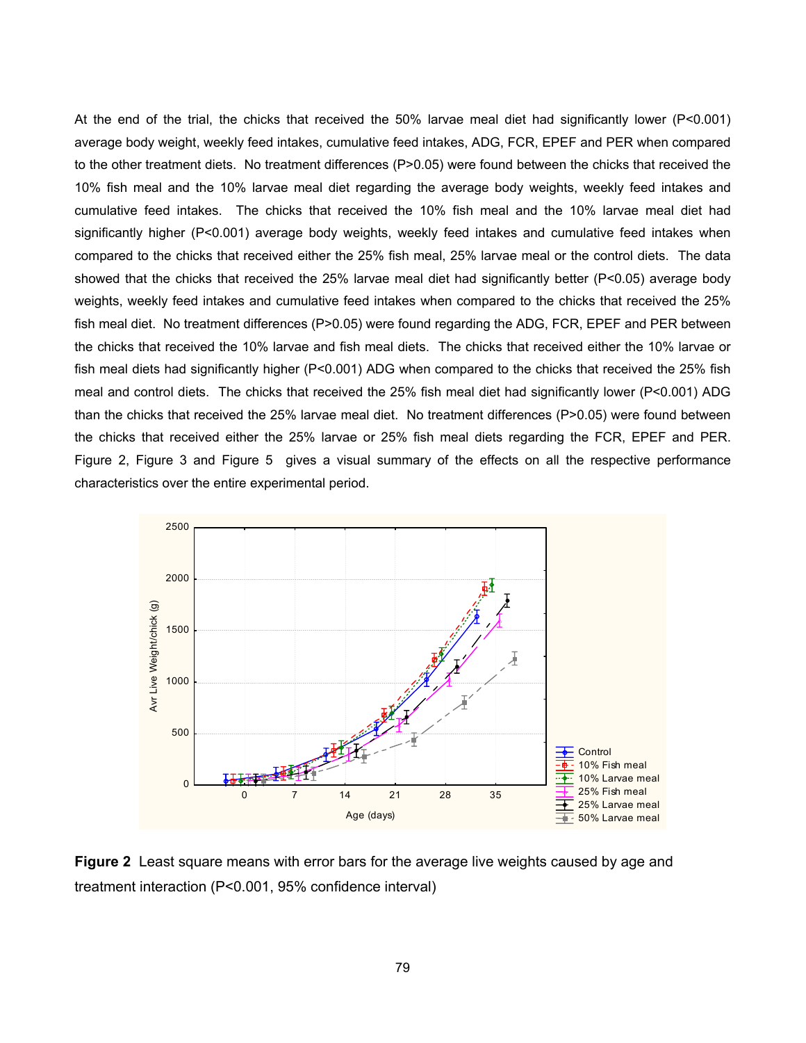At the end of the trial, the chicks that received the 50% larvae meal diet had significantly lower (P<0.001) average body weight, weekly feed intakes, cumulative feed intakes, ADG, FCR, EPEF and PER when compared to the other treatment diets. No treatment differences (P>0.05) were found between the chicks that received the 10% fish meal and the 10% larvae meal diet regarding the average body weights, weekly feed intakes and cumulative feed intakes. The chicks that received the 10% fish meal and the 10% larvae meal diet had significantly higher (P<0.001) average body weights, weekly feed intakes and cumulative feed intakes when compared to the chicks that received either the 25% fish meal, 25% larvae meal or the control diets. The data showed that the chicks that received the 25% larvae meal diet had significantly better (P<0.05) average body weights, weekly feed intakes and cumulative feed intakes when compared to the chicks that received the 25% fish meal diet. No treatment differences (P>0.05) were found regarding the ADG, FCR, EPEF and PER between the chicks that received the 10% larvae and fish meal diets. The chicks that received either the 10% larvae or fish meal diets had significantly higher (P<0.001) ADG when compared to the chicks that received the 25% fish meal and control diets. The chicks that received the 25% fish meal diet had significantly lower (P<0.001) ADG than the chicks that received the 25% larvae meal diet. No treatment differences (P>0.05) were found between the chicks that received either the 25% larvae or 25% fish meal diets regarding the FCR, EPEF and PER. Figure 2, Figure 3 and Figure 5 gives a visual summary of the effects on all the respective performance characteristics over the entire experimental period.

**Figure 2** Least square means with error bars for the average live weights caused by age and treatment interaction (P<0.001, 95% confidence interval)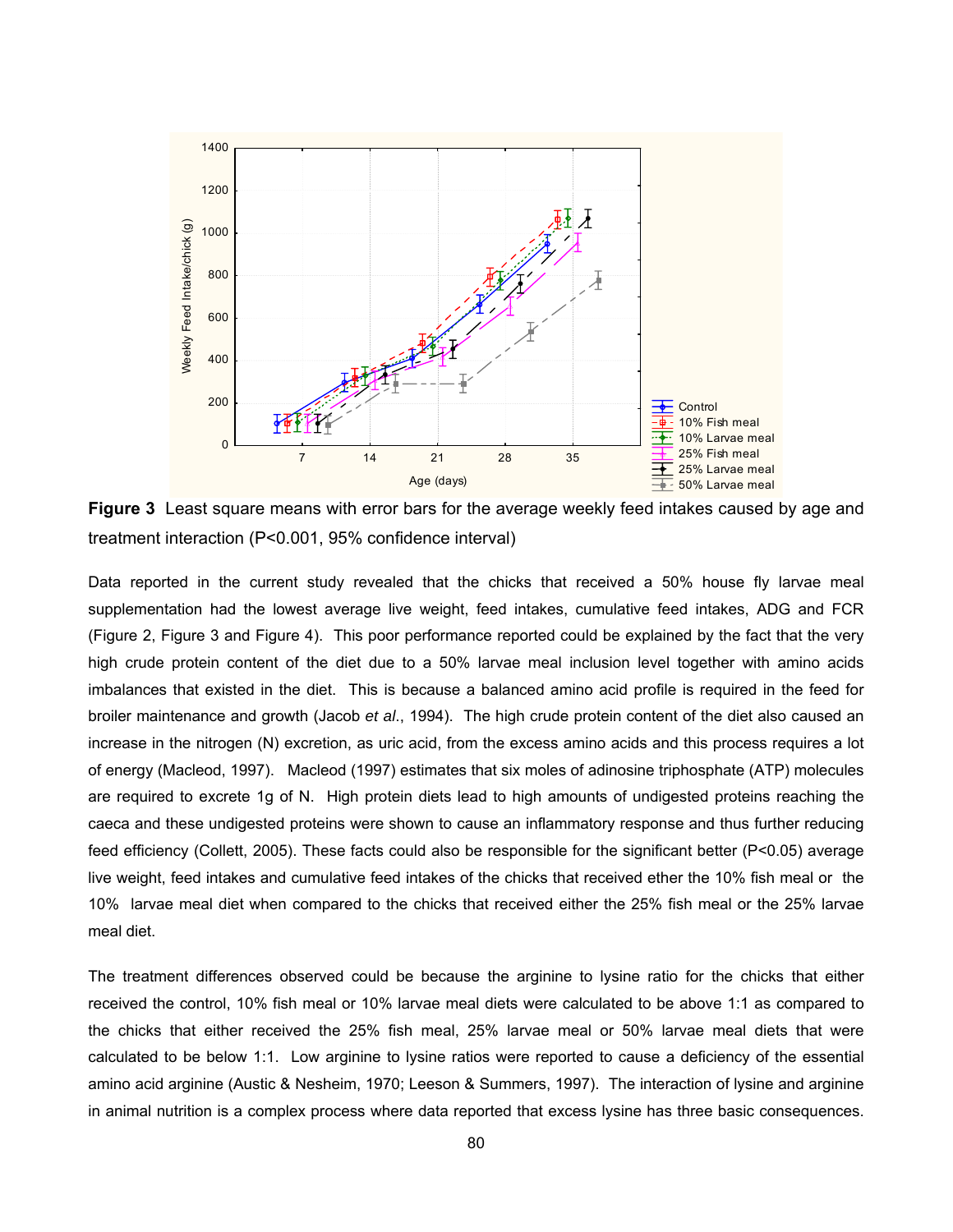**Figure 3** Least square means with error bars for the average weekly feed intakes caused by age and treatment interaction (P<0.001, 95% confidence interval)

Data reported in the current study revealed that the chicks that received a 50% house fly larvae meal supplementation had the lowest average live weight, feed intakes, cumulative feed intakes, ADG and FCR (Figure 2, Figure 3 and Figure 4). This poor performance reported could be explained by the fact that the very high crude protein content of the diet due to a 50% larvae meal inclusion level together with amino acids imbalances that existed in the diet. This is because a balanced amino acid profile is required in the feed for broiler maintenance and growth (Jacob *et al*., 1994). The high crude protein content of the diet also caused an increase in the nitrogen (N) excretion, as uric acid, from the excess amino acids and this process requires a lot of energy (Macleod, 1997). Macleod (1997) estimates that six moles of adinosine triphosphate (ATP) molecules are required to excrete 1g of N. High protein diets lead to high amounts of undigested proteins reaching the caeca and these undigested proteins were shown to cause an inflammatory response and thus further reducing feed efficiency (Collett, 2005). These facts could also be responsible for the significant better (P<0.05) average live weight, feed intakes and cumulative feed intakes of the chicks that received ether the 10% fish meal or the 10% larvae meal diet when compared to the chicks that received either the 25% fish meal or the 25% larvae meal diet.

The treatment differences observed could be because the arginine to lysine ratio for the chicks that either received the control, 10% fish meal or 10% larvae meal diets were calculated to be above 1:1 as compared to the chicks that either received the 25% fish meal, 25% larvae meal or 50% larvae meal diets that were calculated to be below 1:1. Low arginine to lysine ratios were reported to cause a deficiency of the essential amino acid arginine (Austic & Nesheim, 1970; Leeson & Summers, 1997). The interaction of lysine and arginine in animal nutrition is a complex process where data reported that excess lysine has three basic consequences.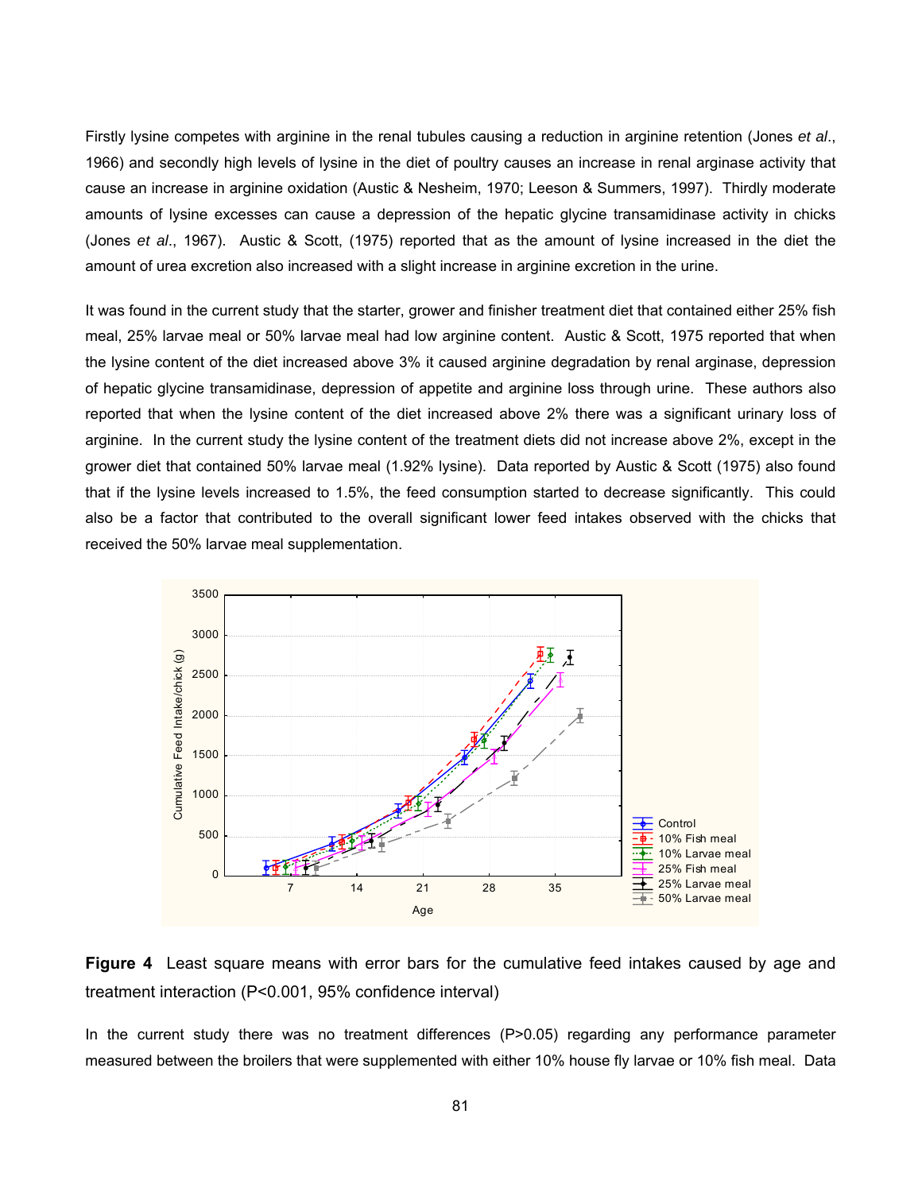Firstly lysine competes with arginine in the renal tubules causing a reduction in arginine retention (Jones *et al*., 1966) and secondly high levels of lysine in the diet of poultry causes an increase in renal arginase activity that cause an increase in arginine oxidation (Austic & Nesheim, 1970; Leeson & Summers, 1997). Thirdly moderate amounts of lysine excesses can cause a depression of the hepatic glycine transamidinase activity in chicks (Jones *et al*., 1967). Austic & Scott, (1975) reported that as the amount of lysine increased in the diet the amount of urea excretion also increased with a slight increase in arginine excretion in the urine.

It was found in the current study that the starter, grower and finisher treatment diet that contained either 25% fish meal, 25% larvae meal or 50% larvae meal had low arginine content. Austic & Scott, 1975 reported that when the lysine content of the diet increased above 3% it caused arginine degradation by renal arginase, depression of hepatic glycine transamidinase, depression of appetite and arginine loss through urine. These authors also reported that when the lysine content of the diet increased above 2% there was a significant urinary loss of arginine. In the current study the lysine content of the treatment diets did not increase above 2%, except in the grower diet that contained 50% larvae meal (1.92% lysine). Data reported by Austic & Scott (1975) also found that if the lysine levels increased to 1.5%, the feed consumption started to decrease significantly. This could also be a factor that contributed to the overall significant lower feed intakes observed with the chicks that received the 50% larvae meal supplementation.

**Figure 4** Least square means with error bars for the cumulative feed intakes caused by age and treatment interaction (P<0.001, 95% confidence interval)

In the current study there was no treatment differences (P>0.05) regarding any performance parameter measured between the broilers that were supplemented with either 10% house fly larvae or 10% fish meal. Data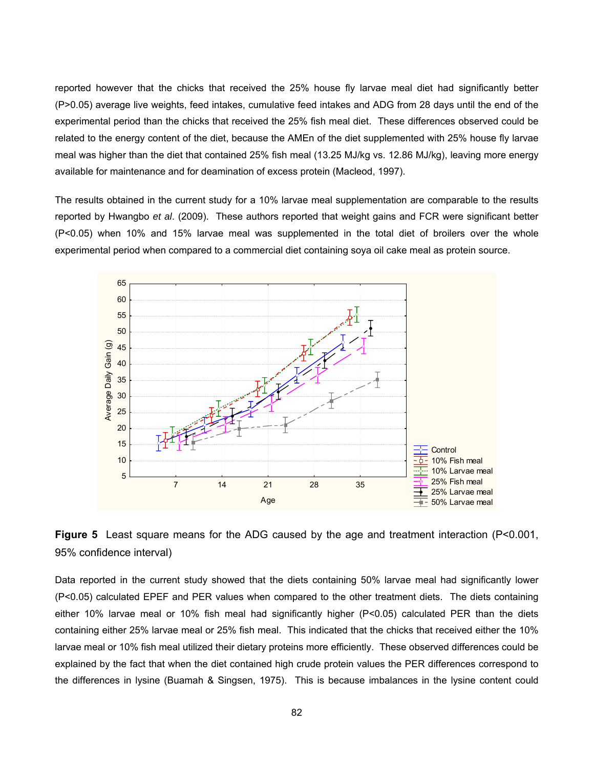reported however that the chicks that received the 25% house fly larvae meal diet had significantly better (P>0.05) average live weights, feed intakes, cumulative feed intakes and ADG from 28 days until the end of the experimental period than the chicks that received the 25% fish meal diet. These differences observed could be related to the energy content of the diet, because the AMEn of the diet supplemented with 25% house fly larvae meal was higher than the diet that contained 25% fish meal (13.25 MJ/kg vs. 12.86 MJ/kg), leaving more energy available for maintenance and for deamination of excess protein (Macleod, 1997).

The results obtained in the current study for a 10% larvae meal supplementation are comparable to the results reported by Hwangbo *et al*. (2009). These authors reported that weight gains and FCR were significant better (P<0.05) when 10% and 15% larvae meal was supplemented in the total diet of broilers over the whole experimental period when compared to a commercial diet containing soya oil cake meal as protein source.

**Figure 5** Least square means for the ADG caused by the age and treatment interaction (P<0.001, 95% confidence interval)

Data reported in the current study showed that the diets containing 50% larvae meal had significantly lower (P<0.05) calculated EPEF and PER values when compared to the other treatment diets. The diets containing either 10% larvae meal or 10% fish meal had significantly higher (P<0.05) calculated PER than the diets containing either 25% larvae meal or 25% fish meal. This indicated that the chicks that received either the 10% larvae meal or 10% fish meal utilized their dietary proteins more efficiently. These observed differences could be explained by the fact that when the diet contained high crude protein values the PER differences correspond to the differences in lysine (Buamah & Singsen, 1975). This is because imbalances in the lysine content could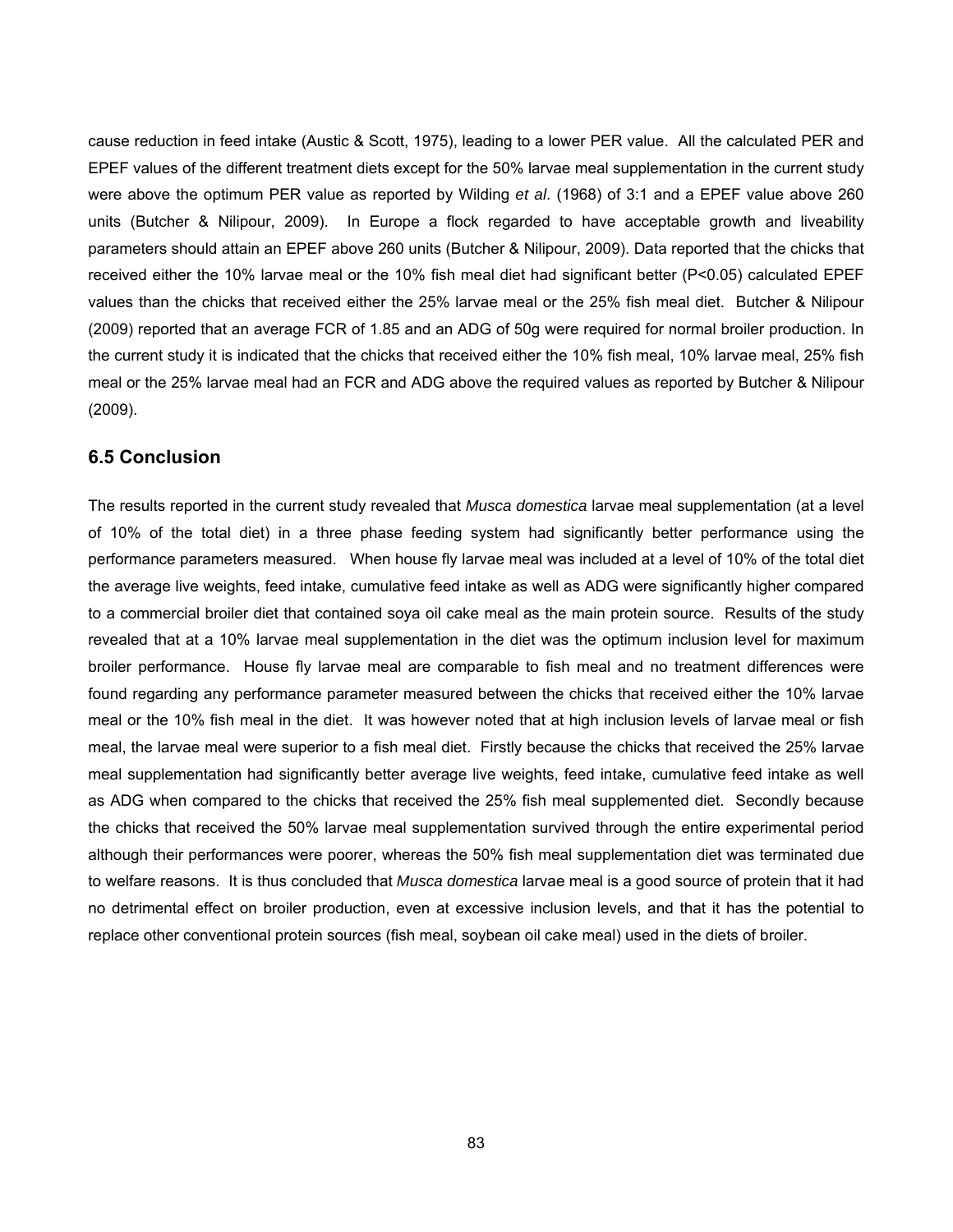cause reduction in feed intake (Austic & Scott, 1975), leading to a lower PER value. All the calculated PER and EPEF values of the different treatment diets except for the 50% larvae meal supplementation in the current study were above the optimum PER value as reported by Wilding *et al*. (1968) of 3:1 and a EPEF value above 260 units (Butcher & Nilipour, 2009). In Europe a flock regarded to have acceptable growth and liveability parameters should attain an EPEF above 260 units (Butcher & Nilipour, 2009). Data reported that the chicks that received either the 10% larvae meal or the 10% fish meal diet had significant better ($P<0.05$) calculated EPEF values than the chicks that received either the 25% larvae meal or the 25% fish meal diet. Butcher & Nilipour (2009) reported that an average FCR of 1.85 and an ADG of 50g were required for normal broiler production. In the current study it is indicated that the chicks that received either the 10% fish meal, 10% larvae meal, 25% fish meal or the 25% larvae meal had an FCR and ADG above the required values as reported by Butcher & Nilipour (2009).

## 6.5 Conclusion

The results reported in the current study revealed that *Musca domestica* larvae meal supplementation (at a level of 10% of the total diet) in a three phase feeding system had significantly better performance using the performance parameters measured. When house fly larvae meal was included at a level of 10% of the total diet the average live weights, feed intake, cumulative feed intake as well as ADG were significantly higher compared to a commercial broiler diet that contained soya oil cake meal as the main protein source. Results of the study revealed that at a 10% larvae meal supplementation in the diet was the optimum inclusion level for maximum broiler performance. House fly larvae meal are comparable to fish meal and no treatment differences were found regarding any performance parameter measured between the chicks that received either the 10% larvae meal or the 10% fish meal in the diet. It was however noted that at high inclusion levels of larvae meal or fish meal, the larvae meal were superior to a fish meal diet. Firstly because the chicks that received the 25% larvae meal supplementation had significantly better average live weights, feed intake, cumulative feed intake as well as ADG when compared to the chicks that received the 25% fish meal supplemented diet. Secondly because the chicks that received the 50% larvae meal supplementation survived through the entire experimental period although their performances were poorer, whereas the 50% fish meal supplementation diet was terminated due to welfare reasons. It is thus concluded that *Musca domestica* larvae meal is a good source of protein that it had no detrimental effect on broiler production, even at excessive inclusion levels, and that it has the potential to replace other conventional protein sources (fish meal, soybean oil cake meal) used in the diets of broiler.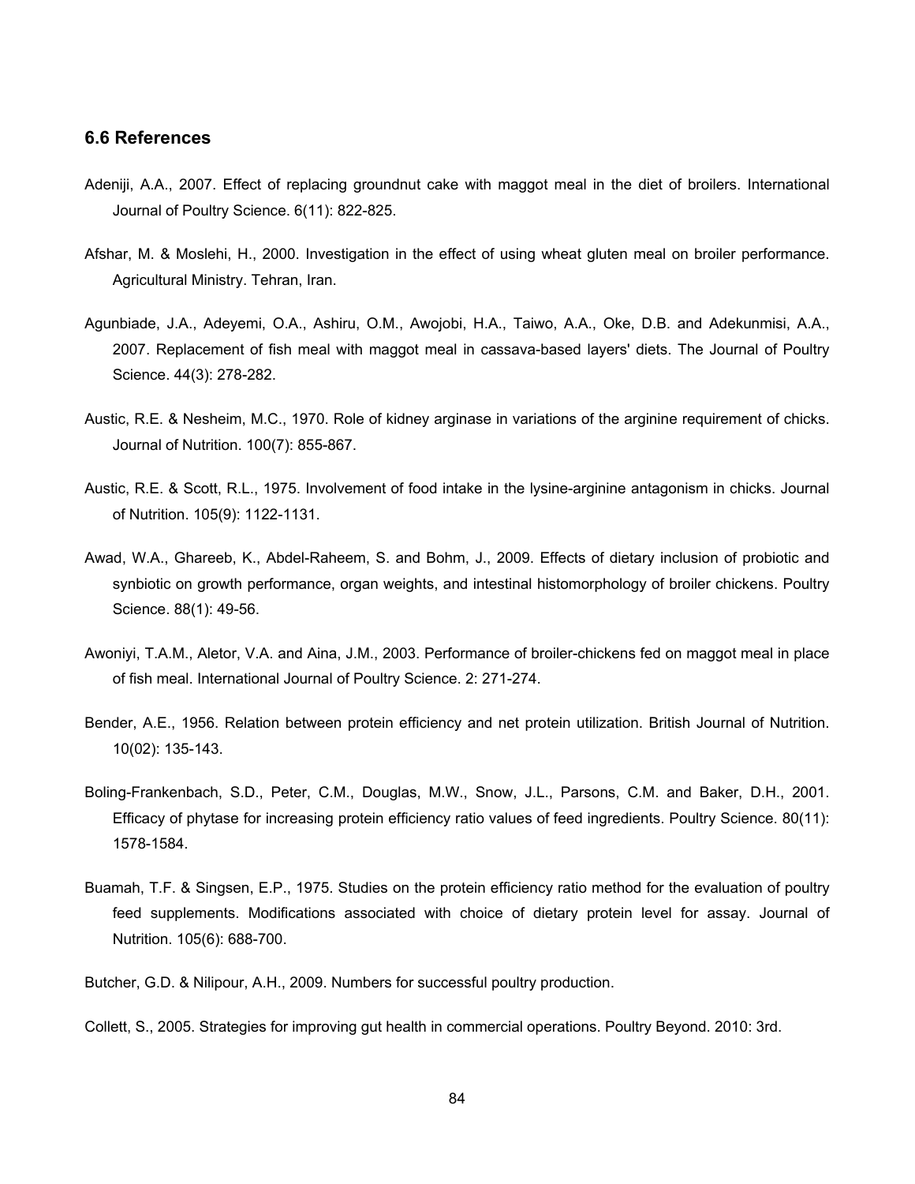## 6.6 References

Adeniji, A.A., 2007. Effect of replacing groundnut cake with maggot meal in the diet of broilers. International Journal of Poultry Science. 6(11): 822-825.

Afshar, M. & Moslehi, H., 2000. Investigation in the effect of using wheat gluten meal on broiler performance. Agricultural Ministry. Tehran, Iran.

Agunbiade, J.A., Adeyemi, O.A., Ashiru, O.M., Awojobi, H.A., Taiwo, A.A., Oke, D.B. and Adekunmisi, A.A., 2007. Replacement of fish meal with maggot meal in cassava-based layers' diets. The Journal of Poultry Science. 44(3): 278-282.

Austic, R.E. & Nesheim, M.C., 1970. Role of kidney arginase in variations of the arginine requirement of chicks. Journal of Nutrition. 100(7): 855-867.

Austic, R.E. & Scott, R.L., 1975. Involvement of food intake in the lysine-arginine antagonism in chicks. Journal of Nutrition. 105(9): 1122-1131.

Awad, W.A., Ghareeb, K., Abdel-Raheem, S. and Bohm, J., 2009. Effects of dietary inclusion of probiotic and synbiotic on growth performance, organ weights, and intestinal histomorphology of broiler chickens. Poultry Science. 88(1): 49-56.

Awoniyi, T.A.M., Aletor, V.A. and Aina, J.M., 2003. Performance of broiler-chickens fed on maggot meal in place of fish meal. International Journal of Poultry Science. 2: 271-274.

Bender, A.E., 1956. Relation between protein efficiency and net protein utilization. British Journal of Nutrition. 10(02): 135-143.

Boling-Frankenbach, S.D., Peter, C.M., Douglas, M.W., Snow, J.L., Parsons, C.M. and Baker, D.H., 2001. Efficacy of phytase for increasing protein efficiency ratio values of feed ingredients. Poultry Science. 80(11): 1578-1584.

Buamah, T.F. & Singsen, E.P., 1975. Studies on the protein efficiency ratio method for the evaluation of poultry feed supplements. Modifications associated with choice of dietary protein level for assay. Journal of Nutrition. 105(6): 688-700.

Butcher, G.D. & Nilipour, A.H., 2009. Numbers for successful poultry production.

Collett, S., 2005. Strategies for improving gut health in commercial operations. Poultry Beyond. 2010: 3rd.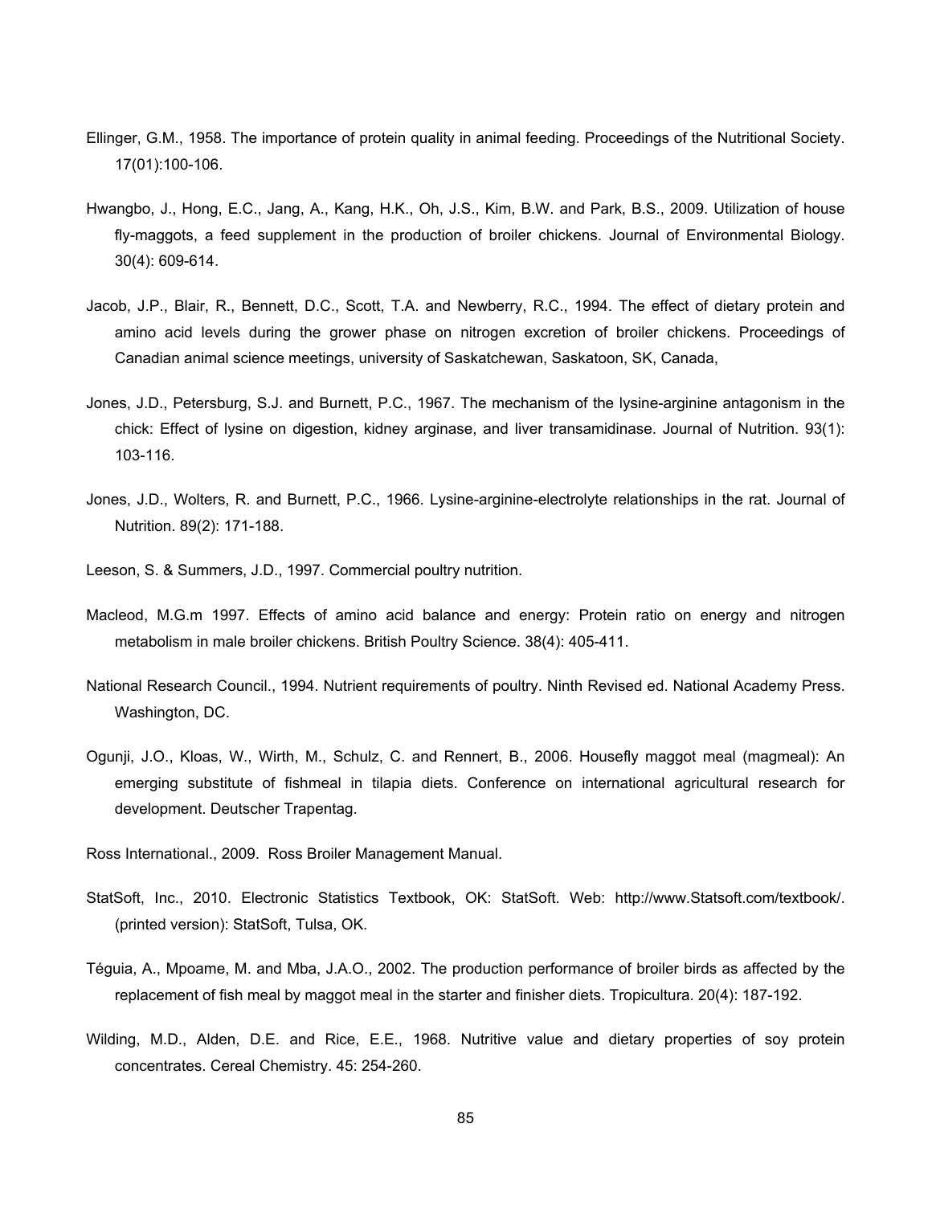Ellinger, G.M., 1958. The importance of protein quality in animal feeding. Proceedings of the Nutritional Society. 17(01):100-106.

Hwangbo, J., Hong, E.C., Jang, A., Kang, H.K., Oh, J.S., Kim, B.W. and Park, B.S., 2009. Utilization of house fly-maggots, a feed supplement in the production of broiler chickens. Journal of Environmental Biology. 30(4): 609-614.

Jacob, J.P., Blair, R., Bennett, D.C., Scott, T.A. and Newberry, R.C., 1994. The effect of dietary protein and amino acid levels during the grower phase on nitrogen excretion of broiler chickens. Proceedings of Canadian animal science meetings, university of Saskatchewan, Saskatoon, SK, Canada,

Jones, J.D., Petersburg, S.J. and Burnett, P.C., 1967. The mechanism of the lysine-arginine antagonism in the chick: Effect of lysine on digestion, kidney arginase, and liver transamidinase. Journal of Nutrition. 93(1): 103-116.

Jones, J.D., Wolters, R. and Burnett, P.C., 1966. Lysine-arginine-electrolyte relationships in the rat. Journal of Nutrition. 89(2): 171-188.

Leeson, S. & Summers, J.D., 1997. Commercial poultry nutrition.

Macleod, M.G.m 1997. Effects of amino acid balance and energy: Protein ratio on energy and nitrogen metabolism in male broiler chickens. British Poultry Science. 38(4): 405-411.

National Research Council., 1994. Nutrient requirements of poultry. Ninth Revised ed. National Academy Press. Washington, DC.

Ogunji, J.O., Kloas, W., Wirth, M., Schulz, C. and Rennert, B., 2006. Housefly maggot meal (magmeal): An emerging substitute of fishmeal in tilapia diets. Conference on international agricultural research for development. Deutscher Trapentag.

Ross International., 2009. Ross Broiler Management Manual.

StatSoft, Inc., 2010. Electronic Statistics Textbook, OK: StatSoft. Web: http://www.Statsoft.com/textbook/. (printed version): StatSoft, Tulsa, OK.

Téguia, A., Mpoame, M. and Mba, J.A.O., 2002. The production performance of broiler birds as affected by the replacement of fish meal by maggot meal in the starter and finisher diets. Tropicultura. 20(4): 187-192.

Wilding, M.D., Alden, D.E. and Rice, E.E., 1968. Nutritive value and dietary properties of soy protein concentrates. Cereal Chemistry. 45: 254-260.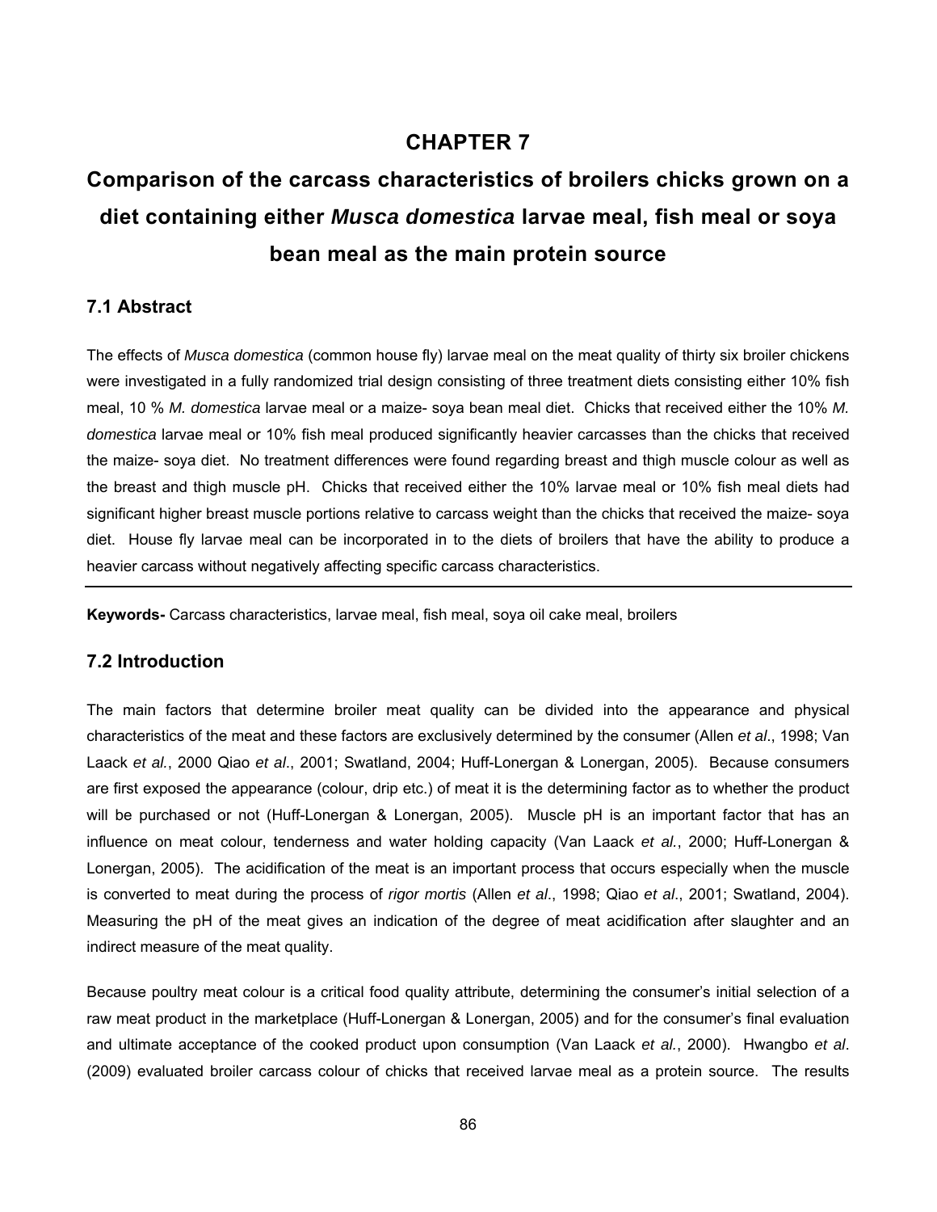# CHAPTER 7

# Comparison of the carcass characteristics of broilers chicks grown on a diet containing either *Musca domestica* larvae meal, fish meal or soya bean meal as the main protein source

## 7.1 Abstract

The effects of *Musca domestica* (common house fly) larvae meal on the meat quality of thirty six broiler chickens were investigated in a fully randomized trial design consisting of three treatment diets consisting either 10% fish meal, 10 % *M. domestica* larvae meal or a maize- soya bean meal diet. Chicks that received either the 10% *M. domestica* larvae meal or 10% fish meal produced significantly heavier carcasses than the chicks that received the maize- soya diet. No treatment differences were found regarding breast and thigh muscle colour as well as the breast and thigh muscle pH. Chicks that received either the 10% larvae meal or 10% fish meal diets had significant higher breast muscle portions relative to carcass weight than the chicks that received the maize- soya diet. House fly larvae meal can be incorporated in to the diets of broilers that have the ability to produce a heavier carcass without negatively affecting specific carcass characteristics.

---

**Keywords-** Carcass characteristics, larvae meal, fish meal, soya oil cake meal, broilers

## 7.2 Introduction

The main factors that determine broiler meat quality can be divided into the appearance and physical characteristics of the meat and these factors are exclusively determined by the consumer (Allen *et al*., 1998; Van Laack *et al.*, 2000 Qiao *et al*., 2001; Swatland, 2004; Huff-Lonergan & Lonergan, 2005). Because consumers are first exposed the appearance (colour, drip etc.) of meat it is the determining factor as to whether the product will be purchased or not (Huff-Lonergan & Lonergan, 2005). Muscle pH is an important factor that has an influence on meat colour, tenderness and water holding capacity (Van Laack *et al.*, 2000; Huff-Lonergan & Lonergan, 2005). The acidification of the meat is an important process that occurs especially when the muscle is converted to meat during the process of *rigor mortis* (Allen *et al*., 1998; Qiao *et al*., 2001; Swatland, 2004). Measuring the pH of the meat gives an indication of the degree of meat acidification after slaughter and an indirect measure of the meat quality.

Because poultry meat colour is a critical food quality attribute, determining the consumer's initial selection of a raw meat product in the marketplace (Huff-Lonergan & Lonergan, 2005) and for the consumer's final evaluation and ultimate acceptance of the cooked product upon consumption (Van Laack *et al.*, 2000). Hwangbo *et al*. (2009) evaluated broiler carcass colour of chicks that received larvae meal as a protein source. The results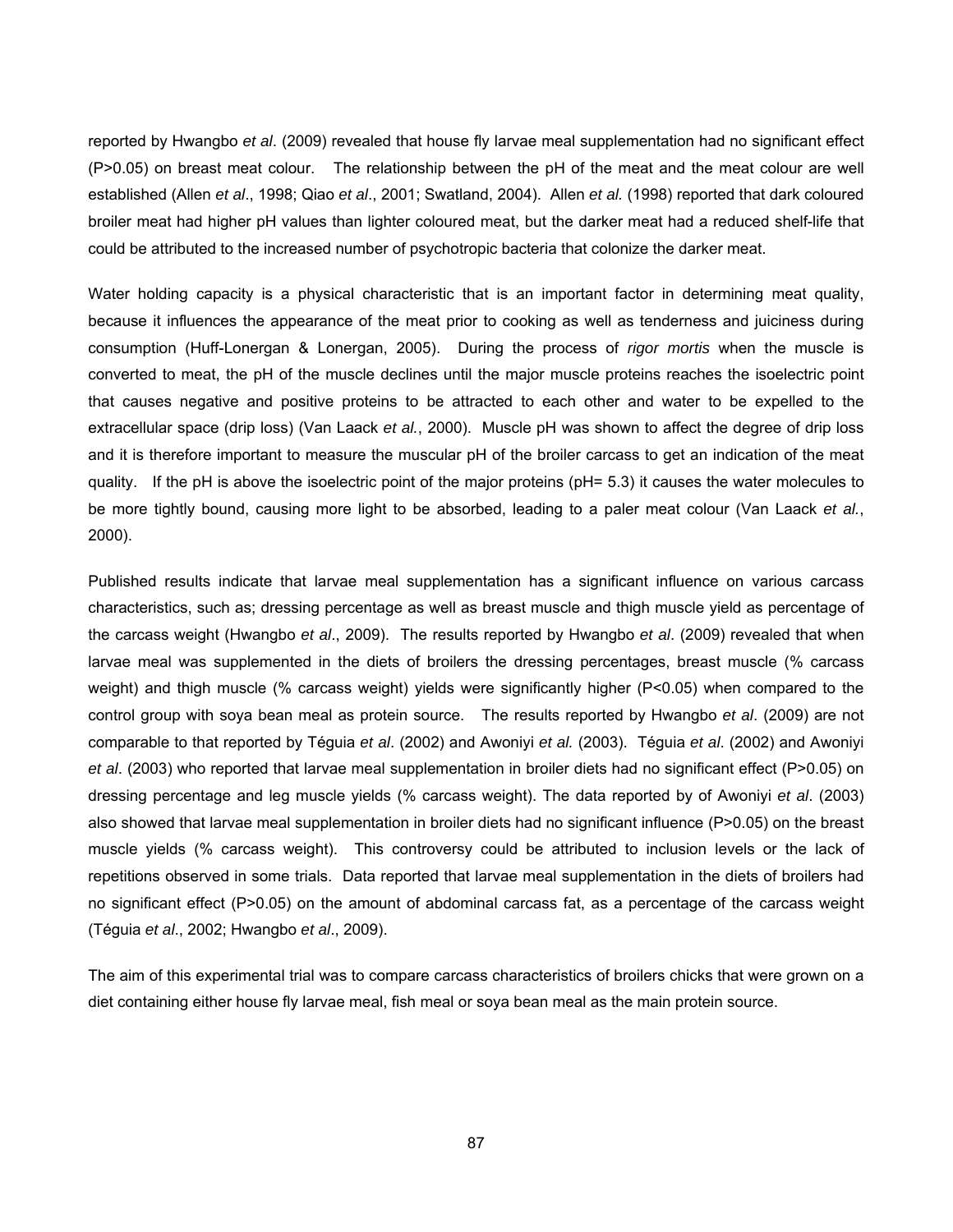reported by Hwangbo *et al*. (2009) revealed that house fly larvae meal supplementation had no significant effect (P>0.05) on breast meat colour. The relationship between the pH of the meat and the meat colour are well established (Allen *et al*., 1998; Qiao *et al*., 2001; Swatland, 2004). Allen *et al.* (1998) reported that dark coloured broiler meat had higher pH values than lighter coloured meat, but the darker meat had a reduced shelf-life that could be attributed to the increased number of psychotropic bacteria that colonize the darker meat.

Water holding capacity is a physical characteristic that is an important factor in determining meat quality, because it influences the appearance of the meat prior to cooking as well as tenderness and juiciness during consumption (Huff-Lonergan & Lonergan, 2005). During the process of *rigor mortis* when the muscle is converted to meat, the pH of the muscle declines until the major muscle proteins reaches the isoelectric point that causes negative and positive proteins to be attracted to each other and water to be expelled to the extracellular space (drip loss) (Van Laack *et al.*, 2000). Muscle pH was shown to affect the degree of drip loss and it is therefore important to measure the muscular pH of the broiler carcass to get an indication of the meat quality. If the pH is above the isoelectric point of the major proteins (pH= 5.3) it causes the water molecules to be more tightly bound, causing more light to be absorbed, leading to a paler meat colour (Van Laack *et al.*, 2000).

Published results indicate that larvae meal supplementation has a significant influence on various carcass characteristics, such as; dressing percentage as well as breast muscle and thigh muscle yield as percentage of the carcass weight (Hwangbo *et al*., 2009). The results reported by Hwangbo *et al*. (2009) revealed that when larvae meal was supplemented in the diets of broilers the dressing percentages, breast muscle (% carcass weight) and thigh muscle (% carcass weight) yields were significantly higher (P<0.05) when compared to the control group with soya bean meal as protein source. The results reported by Hwangbo *et al*. (2009) are not comparable to that reported by Téguia *et al*. (2002) and Awoniyi *et al.* (2003). Téguia *et al*. (2002) and Awoniyi *et al*. (2003) who reported that larvae meal supplementation in broiler diets had no significant effect (P>0.05) on dressing percentage and leg muscle yields (% carcass weight). The data reported by of Awoniyi *et al*. (2003) also showed that larvae meal supplementation in broiler diets had no significant influence (P>0.05) on the breast muscle yields (% carcass weight). This controversy could be attributed to inclusion levels or the lack of repetitions observed in some trials. Data reported that larvae meal supplementation in the diets of broilers had no significant effect (P>0.05) on the amount of abdominal carcass fat, as a percentage of the carcass weight (Téguia *et al*., 2002; Hwangbo *et al*., 2009).

The aim of this experimental trial was to compare carcass characteristics of broilers chicks that were grown on a diet containing either house fly larvae meal, fish meal or soya bean meal as the main protein source.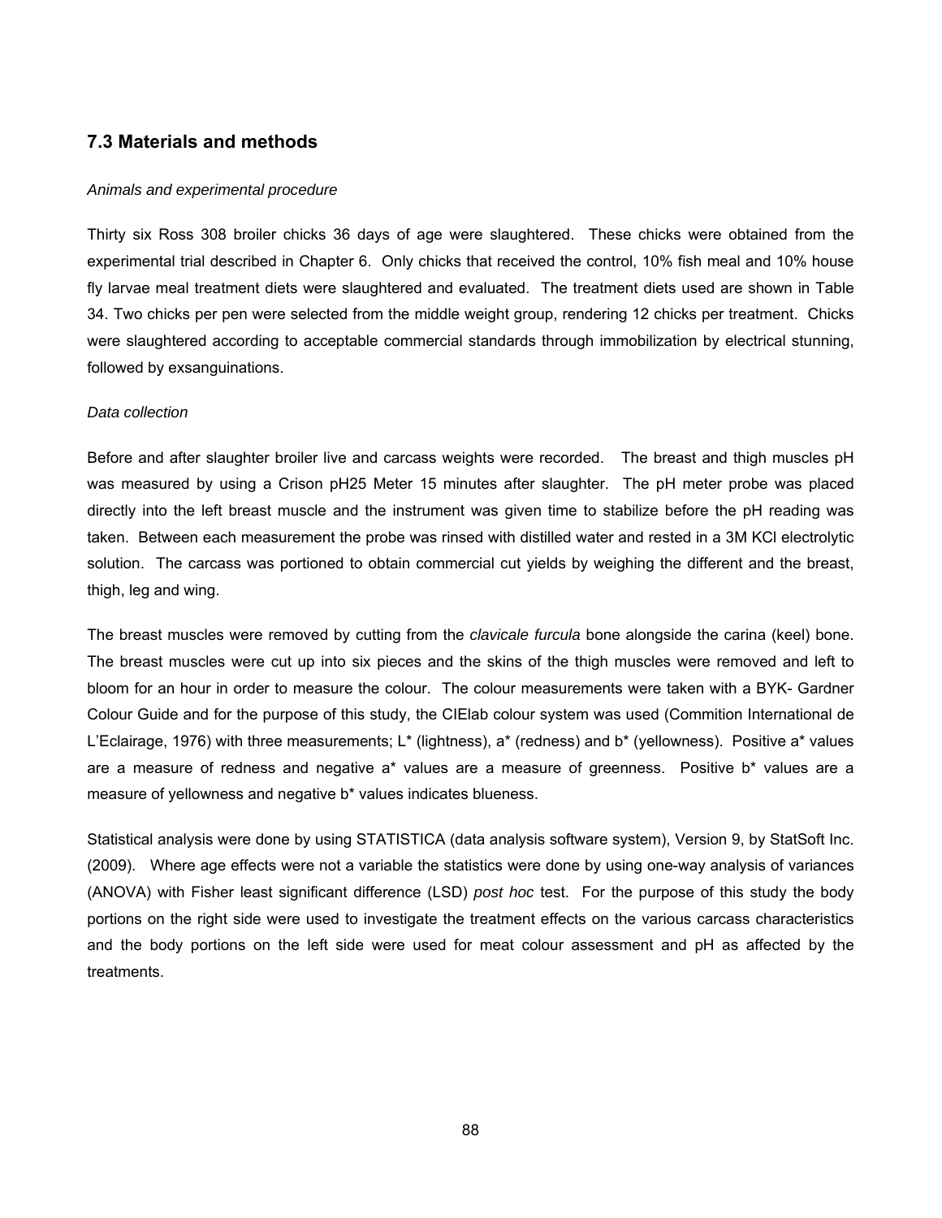## 7.3 Materials and methods

*Animals and experimental procedure*

Thirty six Ross 308 broiler chicks 36 days of age were slaughtered. These chicks were obtained from the experimental trial described in Chapter 6. Only chicks that received the control, 10% fish meal and 10% house fly larvae meal treatment diets were slaughtered and evaluated. The treatment diets used are shown in Table 34. Two chicks per pen were selected from the middle weight group, rendering 12 chicks per treatment. Chicks were slaughtered according to acceptable commercial standards through immobilization by electrical stunning, followed by exsanguinations.

*Data collection*

Before and after slaughter broiler live and carcass weights were recorded. The breast and thigh muscles pH was measured by using a Crison pH25 Meter 15 minutes after slaughter. The pH meter probe was placed directly into the left breast muscle and the instrument was given time to stabilize before the pH reading was taken. Between each measurement the probe was rinsed with distilled water and rested in a 3M KCl electrolytic solution. The carcass was portioned to obtain commercial cut yields by weighing the different and the breast, thigh, leg and wing.

The breast muscles were removed by cutting from the *clavicale furcula* bone alongside the carina (keel) bone. The breast muscles were cut up into six pieces and the skins of the thigh muscles were removed and left to bloom for an hour in order to measure the colour. The colour measurements were taken with a BYK- Gardner Colour Guide and for the purpose of this study, the CIElab colour system was used (Commition International de L'Eclairage, 1976) with three measurements; L* (lightness), a* (redness) and b* (yellowness). Positive a* values are a measure of redness and negative a* values are a measure of greenness. Positive b* values are a measure of yellowness and negative b* values indicates blueness.

Statistical analysis were done by using STATISTICA (data analysis software system), Version 9, by StatSoft Inc. (2009). Where age effects were not a variable the statistics were done by using one-way analysis of variances (ANOVA) with Fisher least significant difference (LSD) *post hoc* test. For the purpose of this study the body portions on the right side were used to investigate the treatment effects on the various carcass characteristics and the body portions on the left side were used for meat colour assessment and pH as affected by the treatments.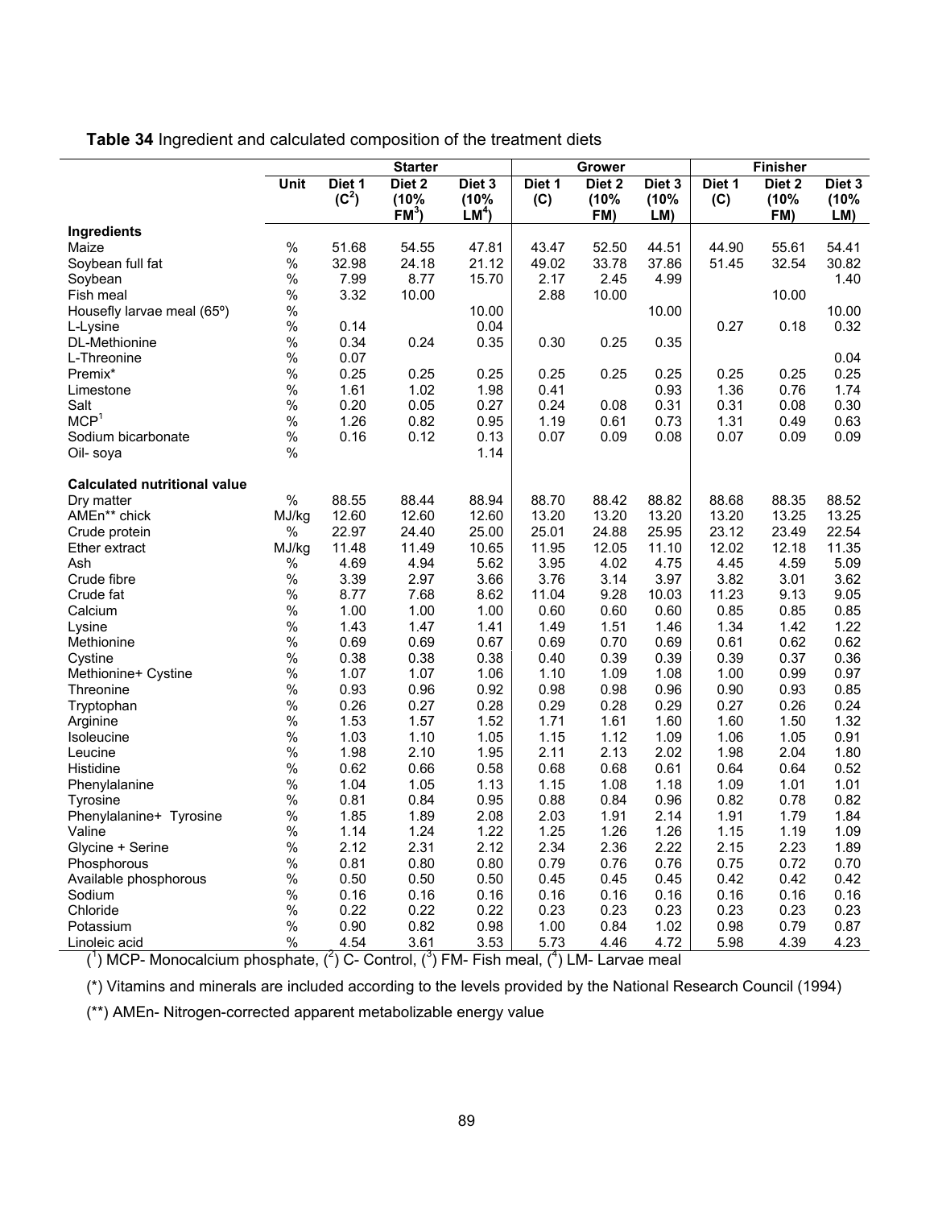**Table 34** Ingredient and calculated composition of the treatment diets

| | | Starter | | | Grower | | | Finisher | | |
|---|---|---|---|---|---|---|---|---|---|---|
| | Unit | Diet 1 (C[2]) | Diet 2 (10% FM[3]) | Diet 3 (10% LM[4]) | Diet 1 (C) | Diet 2 (10% FM) | Diet 3 (10% LM) | Diet 1 (C) | Diet 2 (10% FM) | Diet 3 (10% LM) |
| **Ingredients** | | | | | | | | | | |
| Maize | % | 51.68 | 54.55 | 47.81 | 43.47 | 52.50 | 44.51 | 44.90 | 55.61 | 54.41 |
| Soybean full fat | % | 32.98 | 24.18 | 21.12 | 49.02 | 33.78 | 37.86 | 51.45 | 32.54 | 30.82 |
| Soybean | % | 7.99 | 8.77 | 15.70 | 2.17 | 2.45 | 4.99 | | | 1.40 |
| Fish meal | % | 3.32 | 10.00 | | 2.88 | 10.00 | | | 10.00 | |
| Housefly larvae meal (65º) | % | | | 10.00 | | | 10.00 | | | 10.00 |
| L-Lysine | % | 0.14 | | 0.04 | | | | 0.27 | 0.18 | 0.32 |
| DL-Methionine | % | 0.34 | 0.24 | 0.35 | 0.30 | 0.25 | 0.35 | | | |
| L-Threonine | % | 0.07 | | | | | | | | 0.04 |
| Premix* | % | 0.25 | 0.25 | 0.25 | 0.25 | 0.25 | 0.25 | 0.25 | 0.25 | 0.25 |
| Limestone | % | 1.61 | 1.02 | 1.98 | 0.41 | | 0.93 | 1.36 | 0.76 | 1.74 |
| Salt | % | 0.20 | 0.05 | 0.27 | 0.24 | 0.08 | 0.31 | 0.31 | 0.08 | 0.30 |
| MCP[1] | % | 1.26 | 0.82 | 0.95 | 1.19 | 0.61 | 0.73 | 1.31 | 0.49 | 0.63 |
| Sodium bicarbonate | % | 0.16 | 0.12 | 0.13 | 0.07 | 0.09 | 0.08 | 0.07 | 0.09 | 0.09 |
| Oil- soya | % | | | 1.14 | | | | | | |
| **Calculated nutritional value** | | | | | | | | | | |
| Dry matter | % | 88.55 | 88.44 | 88.94 | 88.70 | 88.42 | 88.82 | 88.68 | 88.35 | 88.52 |
| AMEn** chick | MJ/kg | 12.60 | 12.60 | 12.60 | 13.20 | 13.20 | 13.20 | 13.20 | 13.25 | 13.25 |
| Crude protein | % | 22.97 | 24.40 | 25.00 | 25.01 | 24.88 | 25.95 | 23.12 | 23.49 | 22.54 |
| Ether extract | MJ/kg | 11.48 | 11.49 | 10.65 | 11.95 | 12.05 | 11.10 | 12.02 | 12.18 | 11.35 |
| Ash | % | 4.69 | 4.94 | 5.62 | 3.95 | 4.02 | 4.75 | 4.45 | 4.59 | 5.09 |
| Crude fibre | % | 3.39 | 2.97 | 3.66 | 3.76 | 3.14 | 3.97 | 3.82 | 3.01 | 3.62 |
| Crude fat | % | 8.77 | 7.68 | 8.62 | 11.04 | 9.28 | 10.03 | 11.23 | 9.13 | 9.05 |
| Calcium | % | 1.00 | 1.00 | 1.00 | 0.60 | 0.60 | 0.60 | 0.85 | 0.85 | 0.85 |
| Lysine | % | 1.43 | 1.47 | 1.41 | 1.49 | 1.51 | 1.46 | 1.34 | 1.42 | 1.22 |
| Methionine | % | 0.69 | 0.69 | 0.67 | 0.69 | 0.70 | 0.69 | 0.61 | 0.62 | 0.62 |
| Cystine | % | 0.38 | 0.38 | 0.38 | 0.40 | 0.39 | 0.39 | 0.39 | 0.37 | 0.36 |
| Methionine+ Cystine | % | 1.07 | 1.07 | 1.06 | 1.10 | 1.09 | 1.08 | 1.00 | 0.99 | 0.97 |
| Threonine | % | 0.93 | 0.96 | 0.92 | 0.98 | 0.98 | 0.96 | 0.90 | 0.93 | 0.85 |
| Tryptophan | % | 0.26 | 0.27 | 0.28 | 0.29 | 0.28 | 0.29 | 0.27 | 0.26 | 0.24 |
| Arginine | % | 1.53 | 1.57 | 1.52 | 1.71 | 1.61 | 1.60 | 1.60 | 1.50 | 1.32 |
| Isoleucine | % | 1.03 | 1.10 | 1.05 | 1.15 | 1.12 | 1.09 | 1.06 | 1.05 | 0.91 |
| Leucine | % | 1.98 | 2.10 | 1.95 | 2.11 | 2.13 | 2.02 | 1.98 | 2.04 | 1.80 |
| Histidine | % | 0.62 | 0.66 | 0.58 | 0.68 | 0.68 | 0.61 | 0.64 | 0.64 | 0.52 |
| Phenylalanine | % | 1.04 | 1.05 | 1.13 | 1.15 | 1.08 | 1.18 | 1.09 | 1.01 | 1.01 |
| Tyrosine | % | 0.81 | 0.84 | 0.95 | 0.88 | 0.84 | 0.96 | 0.82 | 0.78 | 0.82 |
| Phenylalanine+ Tyrosine | % | 1.85 | 1.89 | 2.08 | 2.03 | 1.91 | 2.14 | 1.91 | 1.79 | 1.84 |
| Valine | % | 1.14 | 1.24 | 1.22 | 1.25 | 1.26 | 1.26 | 1.15 | 1.19 | 1.09 |
| Glycine + Serine | % | 2.12 | 2.31 | 2.12 | 2.34 | 2.36 | 2.22 | 2.15 | 2.23 | 1.89 |
| Phosphorous | % | 0.81 | 0.80 | 0.80 | 0.79 | 0.76 | 0.76 | 0.75 | 0.72 | 0.70 |
| Available phosphorous | % | 0.50 | 0.50 | 0.50 | 0.45 | 0.45 | 0.45 | 0.42 | 0.42 | 0.42 |
| Sodium | % | 0.16 | 0.16 | 0.16 | 0.16 | 0.16 | 0.16 | 0.16 | 0.16 | 0.16 |
| Chloride | % | 0.22 | 0.22 | 0.22 | 0.23 | 0.23 | 0.23 | 0.23 | 0.23 | 0.23 |
| Potassium | % | 0.90 | 0.82 | 0.98 | 1.00 | 0.84 | 1.02 | 0.98 | 0.79 | 0.87 |
| Linoleic acid | % | 4.54 | 3.61 | 3.53 | 5.73 | 4.46 | 4.72 | 5.98 | 4.39 | 4.23 |

([1]) MCP- Monocalcium phosphate, ([2]) C- Control, ([3]) FM- Fish meal, ([4]) LM- Larvae meal

(*) Vitamins and minerals are included according to the levels provided by the National Research Council (1994)

(**) AMEn- Nitrogen-corrected apparent metabolizable energy value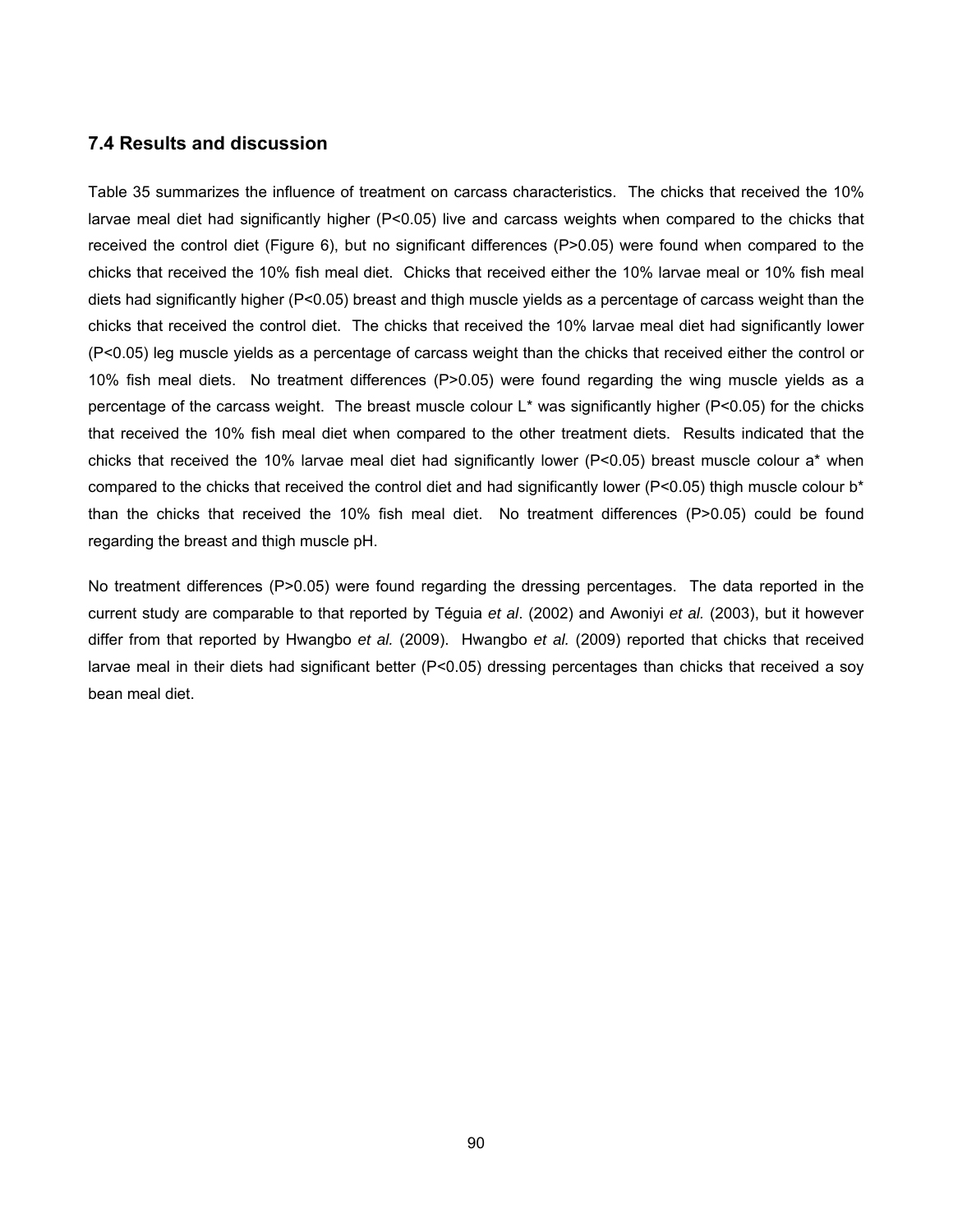## 7.4 Results and discussion

Table 35 summarizes the influence of treatment on carcass characteristics. The chicks that received the 10% larvae meal diet had significantly higher ($P<0.05$) live and carcass weights when compared to the chicks that received the control diet (Figure 6), but no significant differences ($P>0.05$) were found when compared to the chicks that received the 10% fish meal diet. Chicks that received either the 10% larvae meal or 10% fish meal diets had significantly higher ($P<0.05$) breast and thigh muscle yields as a percentage of carcass weight than the chicks that received the control diet. The chicks that received the 10% larvae meal diet had significantly lower ($P<0.05$) leg muscle yields as a percentage of carcass weight than the chicks that received either the control or 10% fish meal diets. No treatment differences ($P>0.05$) were found regarding the wing muscle yields as a percentage of the carcass weight. The breast muscle colour L* was significantly higher ($P<0.05$) for the chicks that received the 10% fish meal diet when compared to the other treatment diets. Results indicated that the chicks that received the 10% larvae meal diet had significantly lower ($P<0.05$) breast muscle colour a* when compared to the chicks that received the control diet and had significantly lower ($P<0.05$) thigh muscle colour b* than the chicks that received the 10% fish meal diet. No treatment differences ($P>0.05$) could be found regarding the breast and thigh muscle pH.

No treatment differences ($P>0.05$) were found regarding the dressing percentages. The data reported in the current study are comparable to that reported by Téguia *et al*. (2002) and Awoniyi *et al.* (2003), but it however differ from that reported by Hwangbo *et al.* (2009). Hwangbo *et al.* (2009) reported that chicks that received larvae meal in their diets had significant better ($P<0.05$) dressing percentages than chicks that received a soy bean meal diet.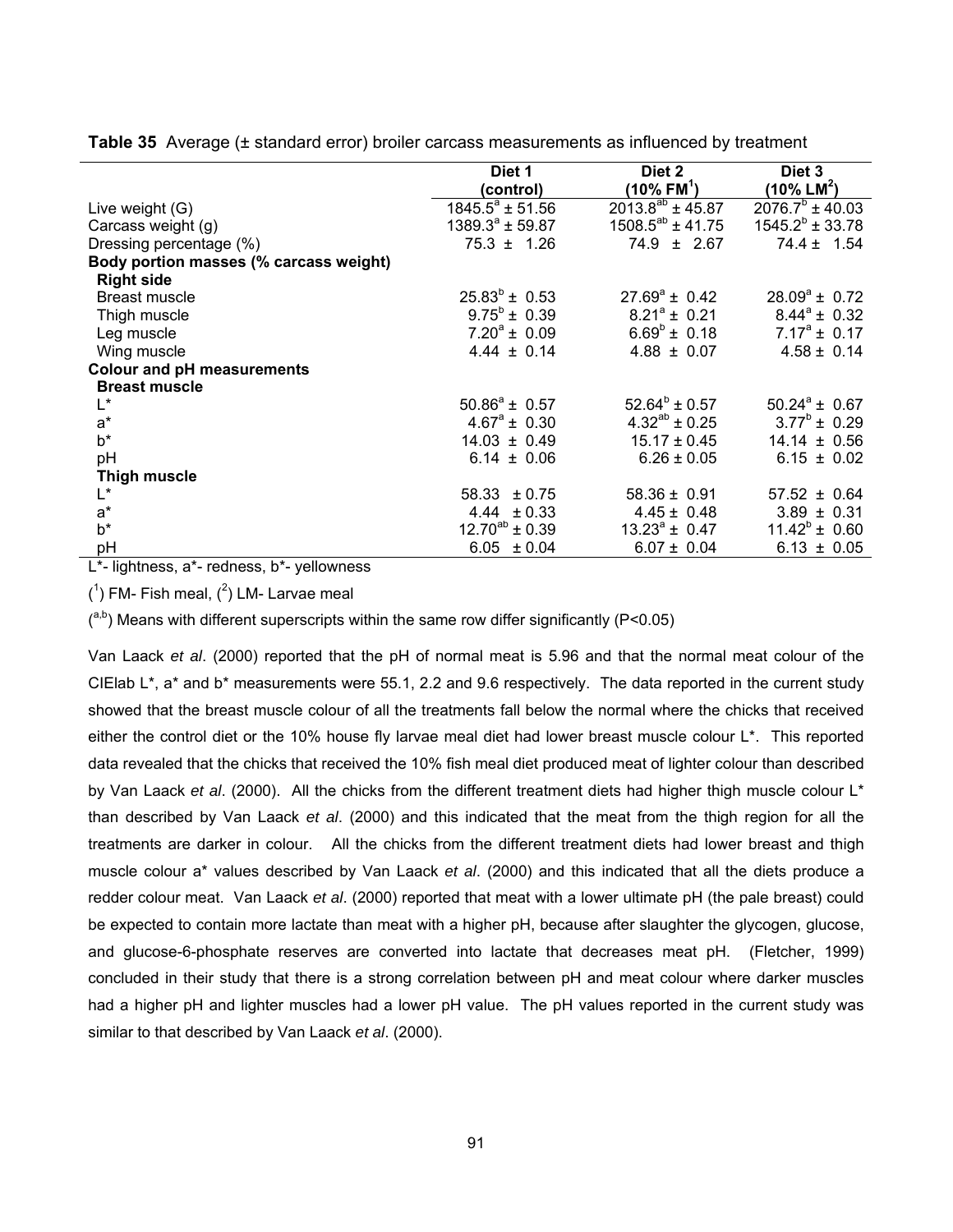**Table 35** Average (± standard error) broiler carcass measurements as influenced by treatment

| | Diet 1 (control) | Diet 2 (10% FM[1]) | Diet 3 (10% LM[2]) |
|---|---|---|---|
| Live weight (G) | $1845.5^{a} \pm 51.56$ | $2013.8^{ab} \pm 45.87$ | $2076.7^{b} \pm 40.03$ |
| Carcass weight (g) | $1389.3^{a} \pm 59.87$ | $1508.5^{ab} \pm 41.75$ | $1545.2^{b} \pm 33.78$ |
| Dressing percentage (%) | $75.3 \pm 1.26$ | $74.9 \pm 2.67$ | $74.4 \pm 1.54$ |
| **Body portion masses (% carcass weight)** | | | |
| **Right side** | | | |
| Breast muscle | $25.83^{b} \pm 0.53$ | $27.69^{a} \pm 0.42$ | $28.09^{a} \pm 0.72$ |
| Thigh muscle | $9.75^{b} \pm 0.39$ | $8.21^{a} \pm 0.21$ | $8.44^{a} \pm 0.32$ |
| Leg muscle | $7.20^{a} \pm 0.09$ | $6.69^{b} \pm 0.18$ | $7.17^{a} \pm 0.17$ |
| Wing muscle | $4.44 \pm 0.14$ | $4.88 \pm 0.07$ | $4.58 \pm 0.14$ |
| **Colour and pH measurements** | | | |
| **Breast muscle** | | | |
| L* | $50.86^{a} \pm 0.57$ | $52.64^{b} \pm 0.57$ | $50.24^{a} \pm 0.67$ |
| a* | $4.67^{a} \pm 0.30$ | $4.32^{ab} \pm 0.25$ | $3.77^{b} \pm 0.29$ |
| b* | $14.03 \pm 0.49$ | $15.17 \pm 0.45$ | $14.14 \pm 0.56$ |
| pH | $6.14 \pm 0.06$ | $6.26 \pm 0.05$ | $6.15 \pm 0.02$ |
| **Thigh muscle** | | | |
| L* | $58.33 \pm 0.75$ | $58.36 \pm 0.91$ | $57.52 \pm 0.64$ |
| a* | $4.44 \pm 0.33$ | $4.45 \pm 0.48$ | $3.89 \pm 0.31$ |
| b* | $12.70^{ab} \pm 0.39$ | $13.23^{a} \pm 0.47$ | $11.42^{b} \pm 0.60$ |
| pH | $6.05 \pm 0.04$ | $6.07 \pm 0.04$ | $6.13 \pm 0.05$ |

L*- lightness, a*- redness, b*- yellowness

([1]) FM- Fish meal, ([2]) LM- Larvae meal

([a,b]) Means with different superscripts within the same row differ significantly ($P<0.05$)

Van Laack *et al*. (2000) reported that the pH of normal meat is 5.96 and that the normal meat colour of the CIElab L*, a* and b* measurements were 55.1, 2.2 and 9.6 respectively. The data reported in the current study showed that the breast muscle colour of all the treatments fall below the normal where the chicks that received either the control diet or the 10% house fly larvae meal diet had lower breast muscle colour L*. This reported data revealed that the chicks that received the 10% fish meal diet produced meat of lighter colour than described by Van Laack *et al*. (2000). All the chicks from the different treatment diets had higher thigh muscle colour L* than described by Van Laack *et al*. (2000) and this indicated that the meat from the thigh region for all the treatments are darker in colour. All the chicks from the different treatment diets had lower breast and thigh muscle colour a* values described by Van Laack *et al*. (2000) and this indicated that all the diets produce a redder colour meat. Van Laack *et al*. (2000) reported that meat with a lower ultimate pH (the pale breast) could be expected to contain more lactate than meat with a higher pH, because after slaughter the glycogen, glucose, and glucose-6-phosphate reserves are converted into lactate that decreases meat pH. (Fletcher, 1999) concluded in their study that there is a strong correlation between pH and meat colour where darker muscles had a higher pH and lighter muscles had a lower pH value. The pH values reported in the current study was similar to that described by Van Laack *et al*. (2000).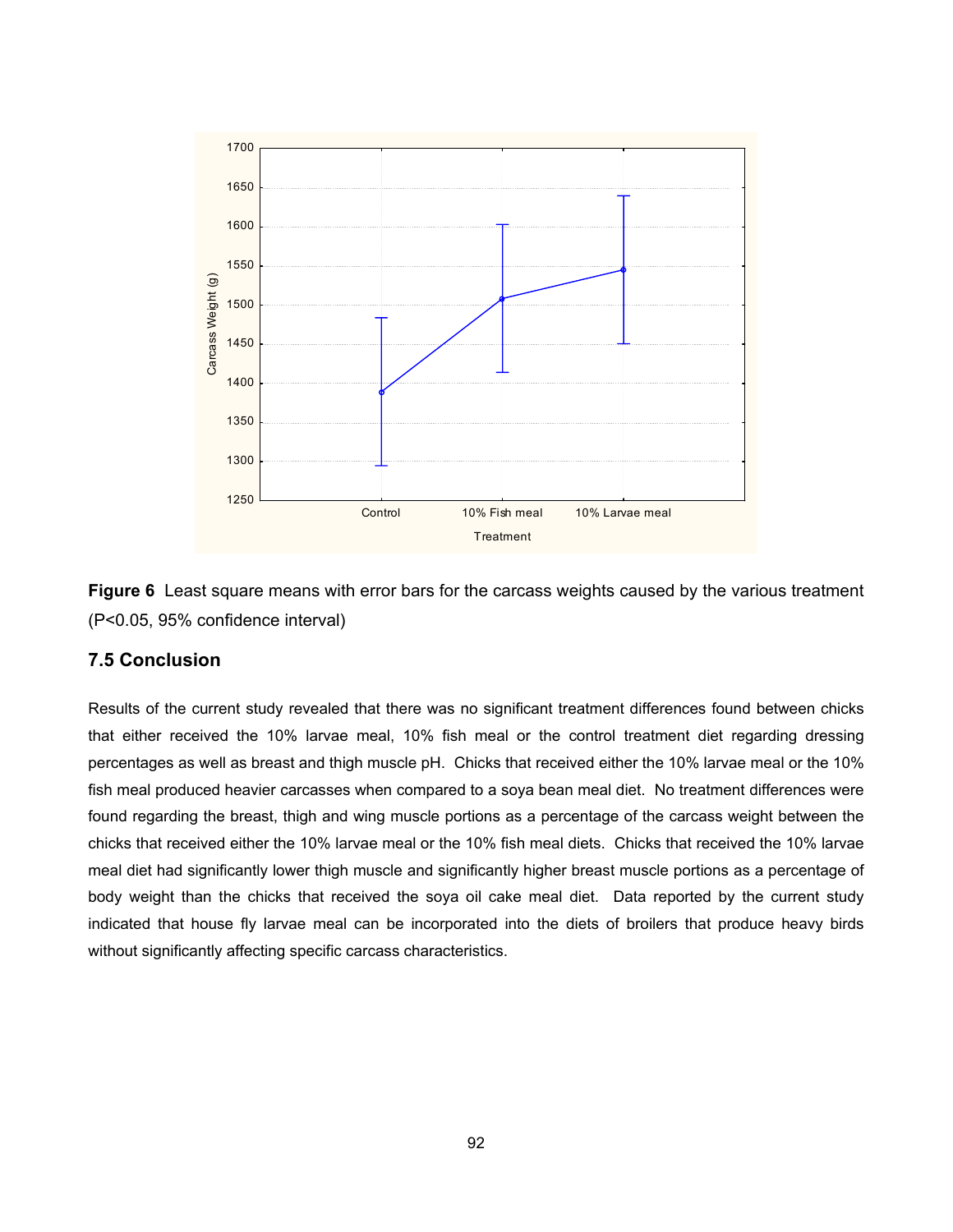**Figure 6** Least square means with error bars for the carcass weights caused by the various treatment (P<0.05, 95% confidence interval)

### 7.5 Conclusion

Results of the current study revealed that there was no significant treatment differences found between chicks that either received the 10% larvae meal, 10% fish meal or the control treatment diet regarding dressing percentages as well as breast and thigh muscle pH. Chicks that received either the 10% larvae meal or the 10% fish meal produced heavier carcasses when compared to a soya bean meal diet. No treatment differences were found regarding the breast, thigh and wing muscle portions as a percentage of the carcass weight between the chicks that received either the 10% larvae meal or the 10% fish meal diets. Chicks that received the 10% larvae meal diet had significantly lower thigh muscle and significantly higher breast muscle portions as a percentage of body weight than the chicks that received the soya oil cake meal diet. Data reported by the current study indicated that house fly larvae meal can be incorporated into the diets of broilers that produce heavy birds without significantly affecting specific carcass characteristics.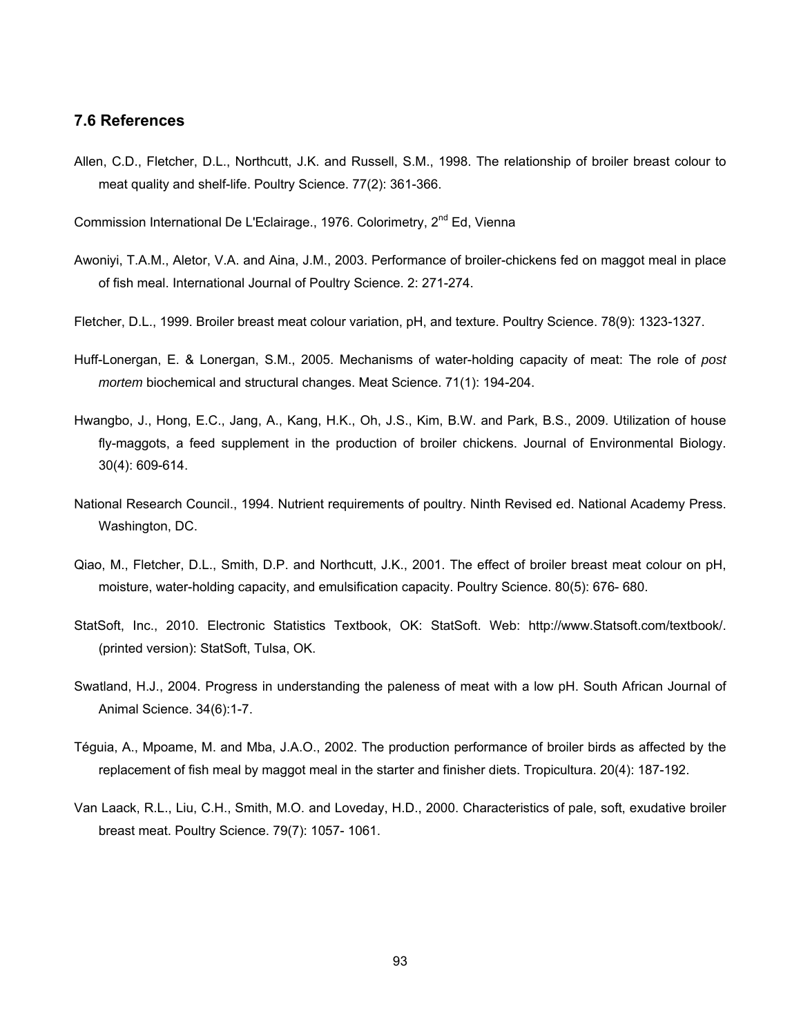### 7.6 References

Allen, C.D., Fletcher, D.L., Northcutt, J.K. and Russell, S.M., 1998. The relationship of broiler breast colour to meat quality and shelf-life. Poultry Science. 77(2): 361-366.

Commission International De L'Eclairage., 1976. Colorimetry, 2nd Ed, Vienna

Awoniyi, T.A.M., Aletor, V.A. and Aina, J.M., 2003. Performance of broiler-chickens fed on maggot meal in place of fish meal. International Journal of Poultry Science. 2: 271-274.

Fletcher, D.L., 1999. Broiler breast meat colour variation, pH, and texture. Poultry Science. 78(9): 1323-1327.

Huff-Lonergan, E. & Lonergan, S.M., 2005. Mechanisms of water-holding capacity of meat: The role of *post mortem* biochemical and structural changes. Meat Science. 71(1): 194-204.

Hwangbo, J., Hong, E.C., Jang, A., Kang, H.K., Oh, J.S., Kim, B.W. and Park, B.S., 2009. Utilization of house fly-maggots, a feed supplement in the production of broiler chickens. Journal of Environmental Biology. 30(4): 609-614.

National Research Council., 1994. Nutrient requirements of poultry. Ninth Revised ed. National Academy Press. Washington, DC.

Qiao, M., Fletcher, D.L., Smith, D.P. and Northcutt, J.K., 2001. The effect of broiler breast meat colour on pH, moisture, water-holding capacity, and emulsification capacity. Poultry Science. 80(5): 676- 680.

StatSoft, Inc., 2010. Electronic Statistics Textbook, OK: StatSoft. Web: http://www.Statsoft.com/textbook/. (printed version): StatSoft, Tulsa, OK.

Swatland, H.J., 2004. Progress in understanding the paleness of meat with a low pH. South African Journal of Animal Science. 34(6):1-7.

Téguia, A., Mpoame, M. and Mba, J.A.O., 2002. The production performance of broiler birds as affected by the replacement of fish meal by maggot meal in the starter and finisher diets. Tropicultura. 20(4): 187-192.

Van Laack, R.L., Liu, C.H., Smith, M.O. and Loveday, H.D., 2000. Characteristics of pale, soft, exudative broiler breast meat. Poultry Science. 79(7): 1057- 1061.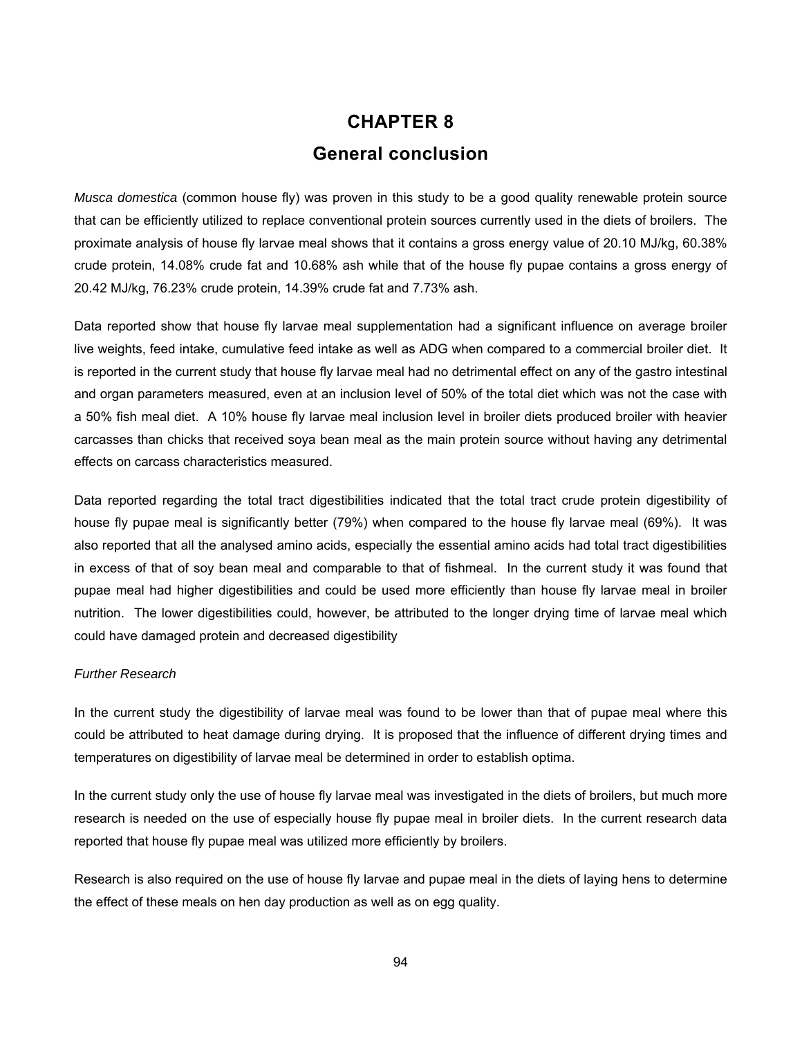# CHAPTER 8

# General conclusion

*Musca domestica* (common house fly) was proven in this study to be a good quality renewable protein source that can be efficiently utilized to replace conventional protein sources currently used in the diets of broilers. The proximate analysis of house fly larvae meal shows that it contains a gross energy value of 20.10 MJ/kg, 60.38% crude protein, 14.08% crude fat and 10.68% ash while that of the house fly pupae contains a gross energy of 20.42 MJ/kg, 76.23% crude protein, 14.39% crude fat and 7.73% ash.

Data reported show that house fly larvae meal supplementation had a significant influence on average broiler live weights, feed intake, cumulative feed intake as well as ADG when compared to a commercial broiler diet. It is reported in the current study that house fly larvae meal had no detrimental effect on any of the gastro intestinal and organ parameters measured, even at an inclusion level of 50% of the total diet which was not the case with a 50% fish meal diet. A 10% house fly larvae meal inclusion level in broiler diets produced broiler with heavier carcasses than chicks that received soya bean meal as the main protein source without having any detrimental effects on carcass characteristics measured.

Data reported regarding the total tract digestibilities indicated that the total tract crude protein digestibility of house fly pupae meal is significantly better (79%) when compared to the house fly larvae meal (69%). It was also reported that all the analysed amino acids, especially the essential amino acids had total tract digestibilities in excess of that of soy bean meal and comparable to that of fishmeal. In the current study it was found that pupae meal had higher digestibilities and could be used more efficiently than house fly larvae meal in broiler nutrition. The lower digestibilities could, however, be attributed to the longer drying time of larvae meal which could have damaged protein and decreased digestibility

*Further Research*

In the current study the digestibility of larvae meal was found to be lower than that of pupae meal where this could be attributed to heat damage during drying. It is proposed that the influence of different drying times and temperatures on digestibility of larvae meal be determined in order to establish optima.

In the current study only the use of house fly larvae meal was investigated in the diets of broilers, but much more research is needed on the use of especially house fly pupae meal in broiler diets. In the current research data reported that house fly pupae meal was utilized more efficiently by broilers.

Research is also required on the use of house fly larvae and pupae meal in the diets of laying hens to determine the effect of these meals on hen day production as well as on egg quality.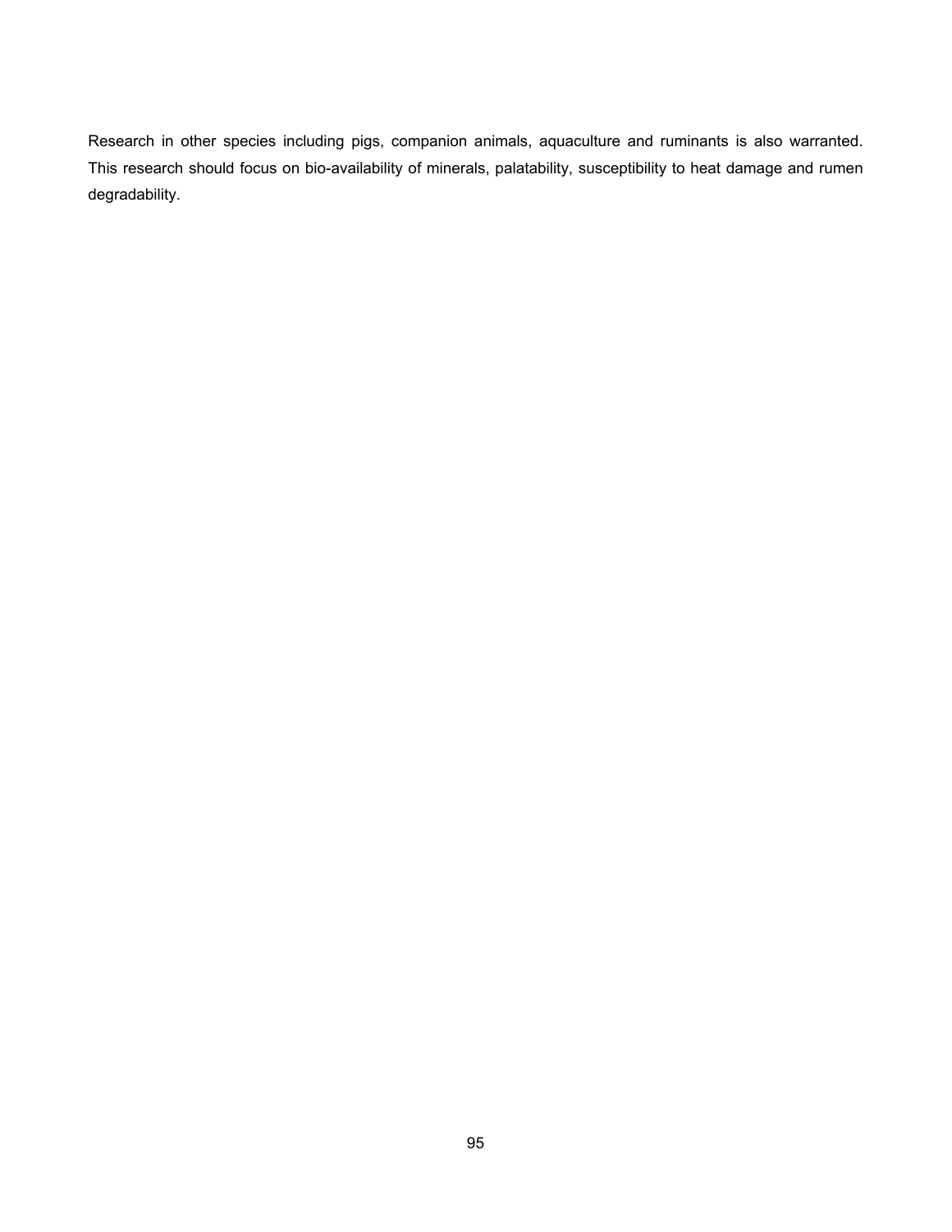Research in other species including pigs, companion animals, aquaculture and ruminants is also warranted. This research should focus on bio-availability of minerals, palatability, susceptibility to heat damage and rumen degradability.